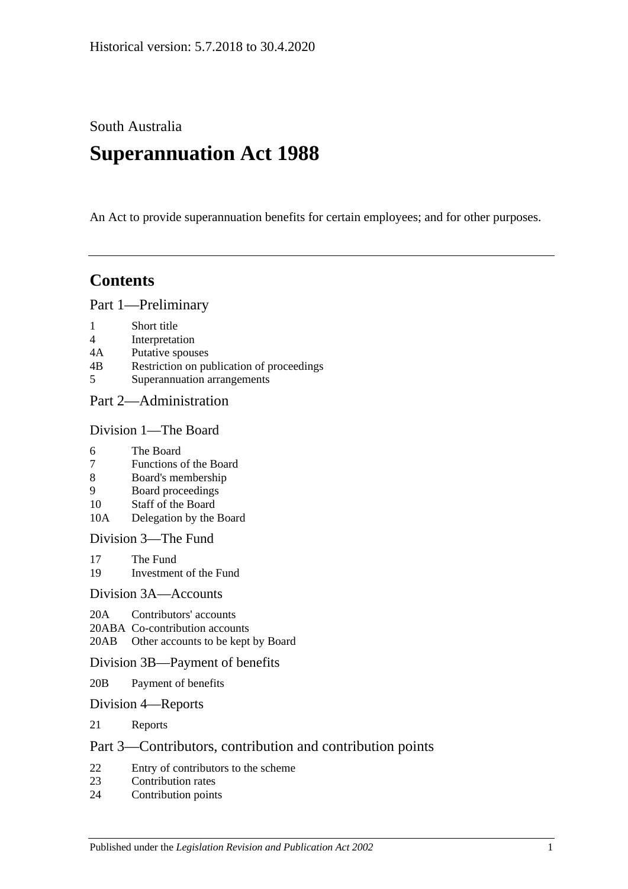Historical version: 5.7.2018 to 30.4.2020

South Australia

# Superannuation Act 1988

An Act to provide superannuation benefits for certain employees; and for other purposes.

## Contents

### Part 1—Preliminary

1 Short title
4 Interpretation
4A Putative spouses
4B Restriction on publication of proceedings
5 Superannuation arrangements

### Part 2—Administration

#### Division 1—The Board

6 The Board
7 Functions of the Board
8 Board's membership
9 Board proceedings
10 Staff of the Board
10A Delegation by the Board

#### Division 3—The Fund

17 The Fund
19 Investment of the Fund

#### Division 3A—Accounts

20A Contributors' accounts
20ABA Co-contribution accounts
20AB Other accounts to be kept by Board

#### Division 3B—Payment of benefits

20B Payment of benefits

#### Division 4—Reports

21 Reports

### Part 3—Contributors, contribution and contribution points

22 Entry of contributors to the scheme
23 Contribution rates
24 Contribution points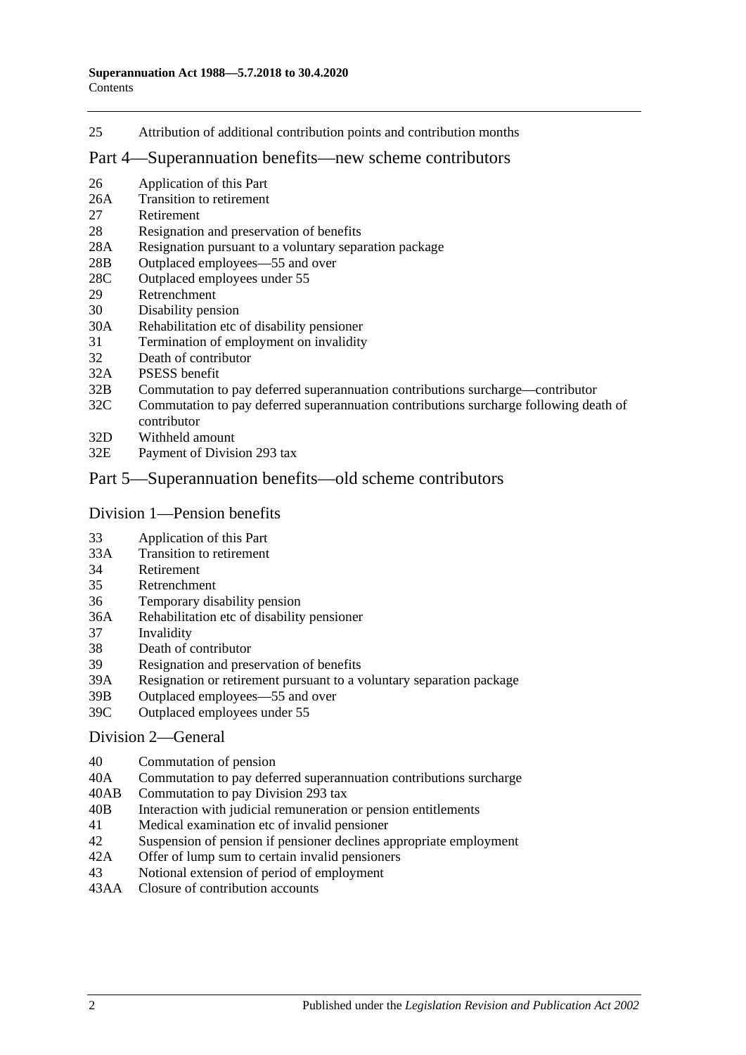25 Attribution of additional contribution points and contribution months

## Part 4—Superannuation benefits—new scheme contributors

26 Application of this Part
26A Transition to retirement
27 Retirement
28 Resignation and preservation of benefits
28A Resignation pursuant to a voluntary separation package
28B Outplaced employees—55 and over
28C Outplaced employees under 55
29 Retrenchment
30 Disability pension
30A Rehabilitation etc of disability pensioner
31 Termination of employment on invalidity
32 Death of contributor
32A PSESS benefit
32B Commutation to pay deferred superannuation contributions surcharge—contributor
32C Commutation to pay deferred superannuation contributions surcharge following death of contributor
32D Withheld amount
32E Payment of Division 293 tax

## Part 5—Superannuation benefits—old scheme contributors

### Division 1—Pension benefits

33 Application of this Part
33A Transition to retirement
34 Retirement
35 Retrenchment
36 Temporary disability pension
36A Rehabilitation etc of disability pensioner
37 Invalidity
38 Death of contributor
39 Resignation and preservation of benefits
39A Resignation or retirement pursuant to a voluntary separation package
39B Outplaced employees—55 and over
39C Outplaced employees under 55

### Division 2—General

40 Commutation of pension
40A Commutation to pay deferred superannuation contributions surcharge
40AB Commutation to pay Division 293 tax
40B Interaction with judicial remuneration or pension entitlements
41 Medical examination etc of invalid pensioner
42 Suspension of pension if pensioner declines appropriate employment
42A Offer of lump sum to certain invalid pensioners
43 Notional extension of period of employment
43AA Closure of contribution accounts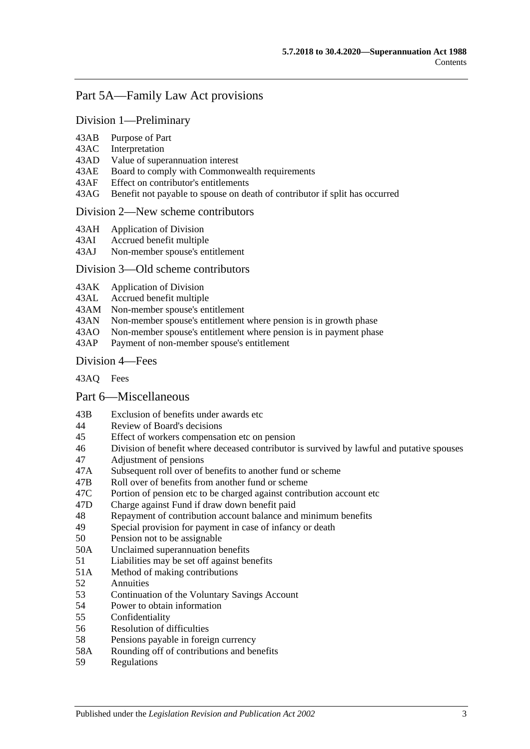## Part 5A—Family Law Act provisions

### Division 1—Preliminary

43AB Purpose of Part
43AC Interpretation
43AD Value of superannuation interest
43AE Board to comply with Commonwealth requirements
43AF Effect on contributor's entitlements
43AG Benefit not payable to spouse on death of contributor if split has occurred

### Division 2—New scheme contributors

43AH Application of Division
43AI Accrued benefit multiple
43AJ Non-member spouse's entitlement

### Division 3—Old scheme contributors

43AK Application of Division
43AL Accrued benefit multiple
43AM Non-member spouse's entitlement
43AN Non-member spouse's entitlement where pension is in growth phase
43AO Non-member spouse's entitlement where pension is in payment phase
43AP Payment of non-member spouse's entitlement

### Division 4—Fees

43AQ Fees

## Part 6—Miscellaneous

43B Exclusion of benefits under awards etc
44 Review of Board's decisions
45 Effect of workers compensation etc on pension
46 Division of benefit where deceased contributor is survived by lawful and putative spouses
47 Adjustment of pensions
47A Subsequent roll over of benefits to another fund or scheme
47B Roll over of benefits from another fund or scheme
47C Portion of pension etc to be charged against contribution account etc
47D Charge against Fund if draw down benefit paid
48 Repayment of contribution account balance and minimum benefits
49 Special provision for payment in case of infancy or death
50 Pension not to be assignable
50A Unclaimed superannuation benefits
51 Liabilities may be set off against benefits
51A Method of making contributions
52 Annuities
53 Continuation of the Voluntary Savings Account
54 Power to obtain information
55 Confidentiality
56 Resolution of difficulties
58 Pensions payable in foreign currency
58A Rounding off of contributions and benefits
59 Regulations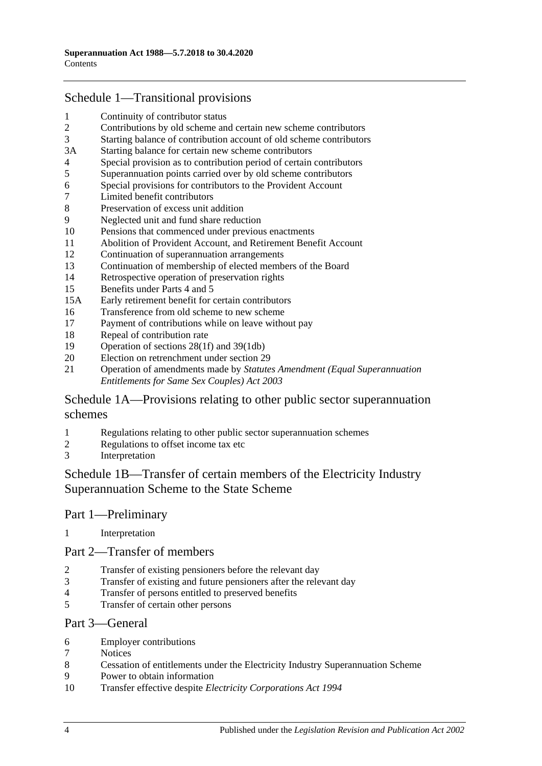## Schedule 1—Transitional provisions

1 Continuity of contributor status
2 Contributions by old scheme and certain new scheme contributors
3 Starting balance of contribution account of old scheme contributors
3A Starting balance for certain new scheme contributors
4 Special provision as to contribution period of certain contributors
5 Superannuation points carried over by old scheme contributors
6 Special provisions for contributors to the Provident Account
7 Limited benefit contributors
8 Preservation of excess unit addition
9 Neglected unit and fund share reduction
10 Pensions that commenced under previous enactments
11 Abolition of Provident Account, and Retirement Benefit Account
12 Continuation of superannuation arrangements
13 Continuation of membership of elected members of the Board
14 Retrospective operation of preservation rights
15 Benefits under Parts 4 and 5
15A Early retirement benefit for certain contributors
16 Transference from old scheme to new scheme
17 Payment of contributions while on leave without pay
18 Repeal of contribution rate
19 Operation of sections 28(1f) and 39(1db)
20 Election on retrenchment under section 29
21 Operation of amendments made by *Statutes Amendment (Equal Superannuation Entitlements for Same Sex Couples) Act 2003*

## Schedule 1A—Provisions relating to other public sector superannuation schemes

1 Regulations relating to other public sector superannuation schemes
2 Regulations to offset income tax etc
3 Interpretation

## Schedule 1B—Transfer of certain members of the Electricity Industry Superannuation Scheme to the State Scheme

### Part 1—Preliminary

1 Interpretation

### Part 2—Transfer of members

2 Transfer of existing pensioners before the relevant day
3 Transfer of existing and future pensioners after the relevant day
4 Transfer of persons entitled to preserved benefits
5 Transfer of certain other persons

### Part 3—General

6 Employer contributions
7 Notices
8 Cessation of entitlements under the Electricity Industry Superannuation Scheme
9 Power to obtain information
10 Transfer effective despite *Electricity Corporations Act 1994*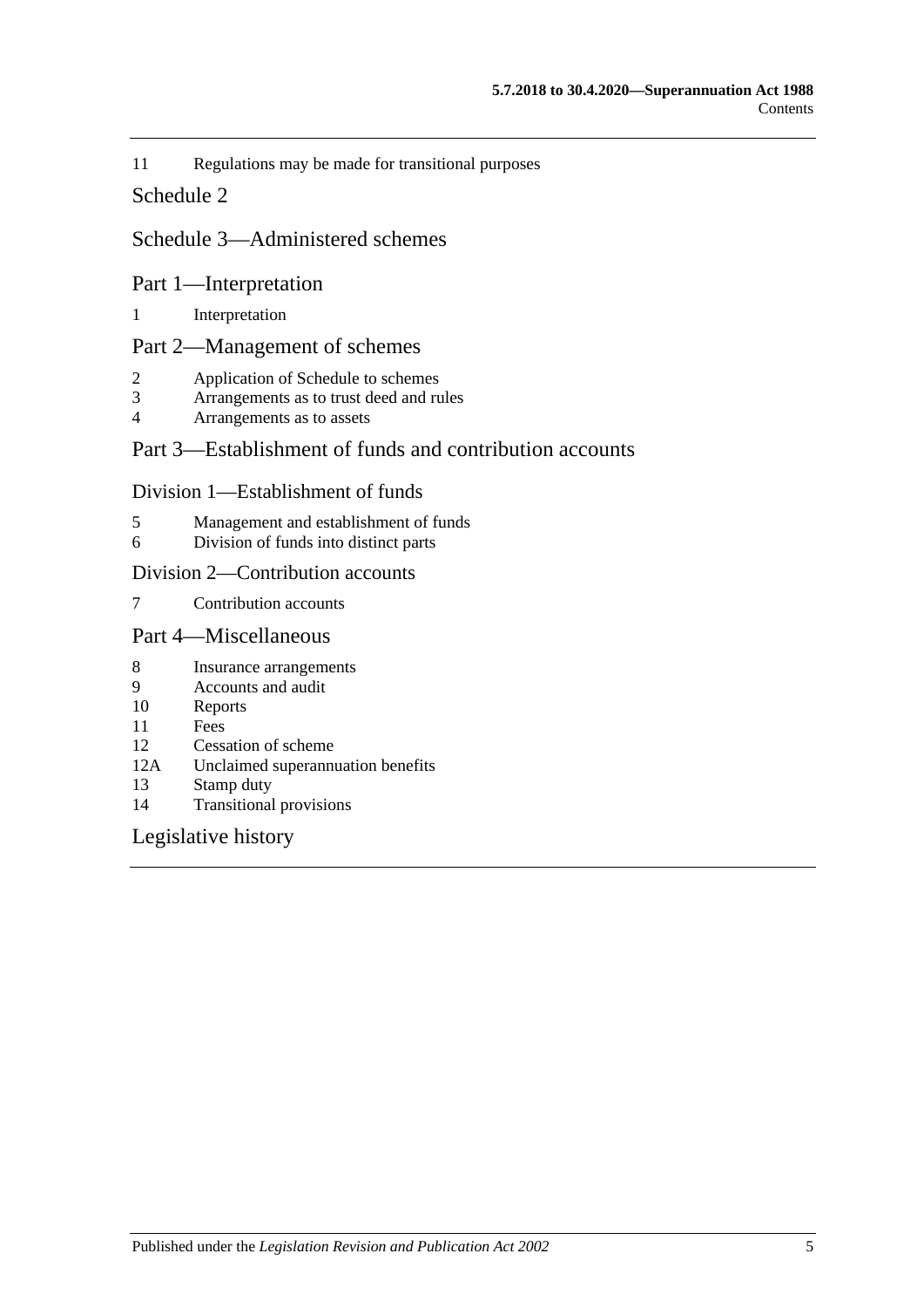11 Regulations may be made for transitional purposes

Schedule 2

Schedule 3—Administered schemes

Part 1—Interpretation

1 Interpretation

Part 2—Management of schemes

2 Application of Schedule to schemes
3 Arrangements as to trust deed and rules
4 Arrangements as to assets

Part 3—Establishment of funds and contribution accounts

Division 1—Establishment of funds

5 Management and establishment of funds
6 Division of funds into distinct parts

Division 2—Contribution accounts

7 Contribution accounts

Part 4—Miscellaneous

8 Insurance arrangements
9 Accounts and audit
10 Reports
11 Fees
12 Cessation of scheme
12A Unclaimed superannuation benefits
13 Stamp duty
14 Transitional provisions

Legislative history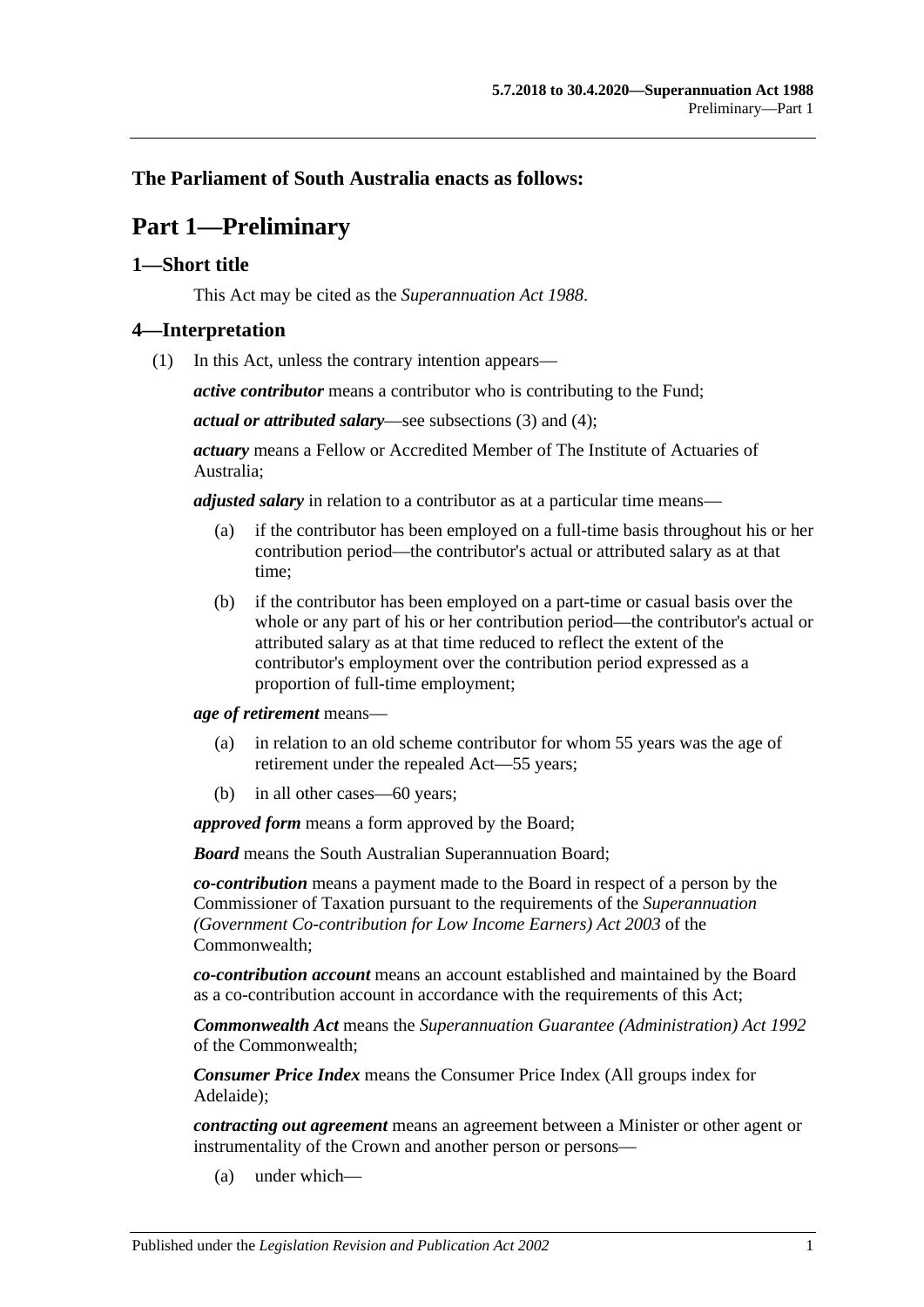**The Parliament of South Australia enacts as follows:**

# Part 1—Preliminary

## 1—Short title

This Act may be cited as the *Superannuation Act 1988*.

## 4—Interpretation

(1) In this Act, unless the contrary intention appears—

***active contributor*** means a contributor who is contributing to the Fund;

***actual or attributed salary***—see subsections (3) and (4);

***actuary*** means a Fellow or Accredited Member of The Institute of Actuaries of Australia;

***adjusted salary*** in relation to a contributor as at a particular time means—

- (a) if the contributor has been employed on a full-time basis throughout his or her contribution period—the contributor's actual or attributed salary as at that time;
- (b) if the contributor has been employed on a part-time or casual basis over the whole or any part of his or her contribution period—the contributor's actual or attributed salary as at that time reduced to reflect the extent of the contributor's employment over the contribution period expressed as a proportion of full-time employment;

***age of retirement*** means—

- (a) in relation to an old scheme contributor for whom 55 years was the age of retirement under the repealed Act—55 years;
- (b) in all other cases—60 years;

***approved form*** means a form approved by the Board;

***Board*** means the South Australian Superannuation Board;

***co-contribution*** means a payment made to the Board in respect of a person by the Commissioner of Taxation pursuant to the requirements of the *Superannuation (Government Co-contribution for Low Income Earners) Act 2003* of the Commonwealth;

***co-contribution account*** means an account established and maintained by the Board as a co-contribution account in accordance with the requirements of this Act;

***Commonwealth Act*** means the *Superannuation Guarantee (Administration) Act 1992* of the Commonwealth;

***Consumer Price Index*** means the Consumer Price Index (All groups index for Adelaide);

***contracting out agreement*** means an agreement between a Minister or other agent or instrumentality of the Crown and another person or persons—

- (a) under which—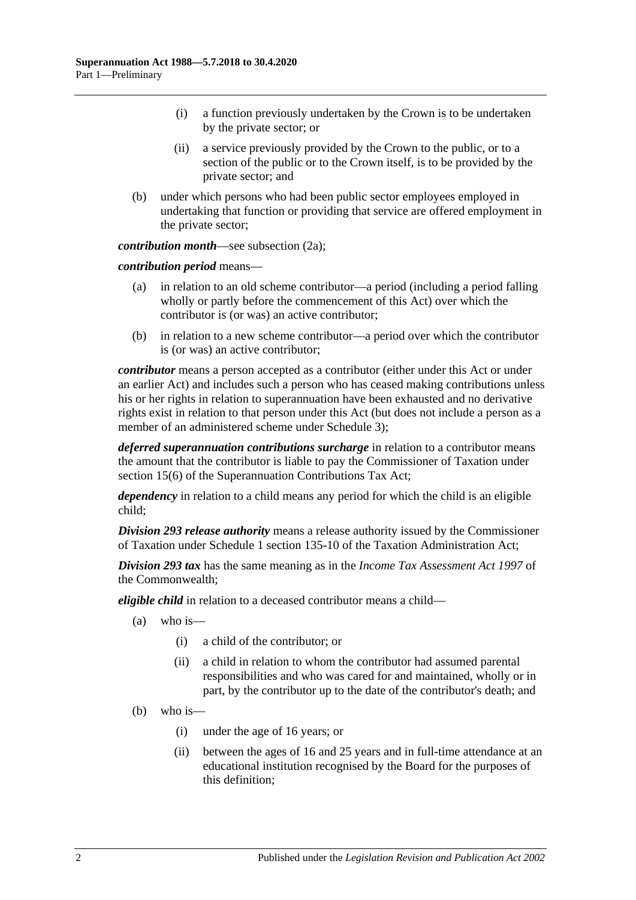(i) a function previously undertaken by the Crown is to be undertaken by the private sector; or

(ii) a service previously provided by the Crown to the public, or to a section of the public or to the Crown itself, is to be provided by the private sector; and

(b) under which persons who had been public sector employees employed in undertaking that function or providing that service are offered employment in the private sector;

***contribution month***—see subsection (2a);

***contribution period*** means—

(a) in relation to an old scheme contributor—a period (including a period falling wholly or partly before the commencement of this Act) over which the contributor is (or was) an active contributor;

(b) in relation to a new scheme contributor—a period over which the contributor is (or was) an active contributor;

***contributor*** means a person accepted as a contributor (either under this Act or under an earlier Act) and includes such a person who has ceased making contributions unless his or her rights in relation to superannuation have been exhausted and no derivative rights exist in relation to that person under this Act (but does not include a person as a member of an administered scheme under Schedule 3);

***deferred superannuation contributions surcharge*** in relation to a contributor means the amount that the contributor is liable to pay the Commissioner of Taxation under section 15(6) of the Superannuation Contributions Tax Act;

***dependency*** in relation to a child means any period for which the child is an eligible child;

***Division 293 release authority*** means a release authority issued by the Commissioner of Taxation under Schedule 1 section 135-10 of the Taxation Administration Act;

***Division 293 tax*** has the same meaning as in the *Income Tax Assessment Act 1997* of the Commonwealth;

***eligible child*** in relation to a deceased contributor means a child—

(a) who is—

(i) a child of the contributor; or

(ii) a child in relation to whom the contributor had assumed parental responsibilities and who was cared for and maintained, wholly or in part, by the contributor up to the date of the contributor's death; and

(b) who is—

(i) under the age of 16 years; or

(ii) between the ages of 16 and 25 years and in full-time attendance at an educational institution recognised by the Board for the purposes of this definition;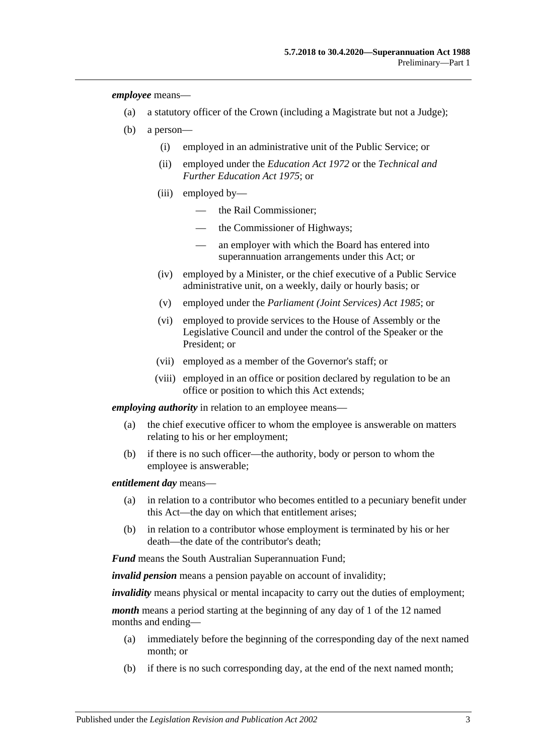***employee*** means—

- (a) a statutory officer of the Crown (including a Magistrate but not a Judge);
- (b) a person—
  - (i) employed in an administrative unit of the Public Service; or
  - (ii) employed under the *Education Act 1972* or the *Technical and Further Education Act 1975*; or
  - (iii) employed by—
    - — the Rail Commissioner;
    - — the Commissioner of Highways;
    - — an employer with which the Board has entered into superannuation arrangements under this Act; or
  - (iv) employed by a Minister, or the chief executive of a Public Service administrative unit, on a weekly, daily or hourly basis; or
  - (v) employed under the *Parliament (Joint Services) Act 1985*; or
  - (vi) employed to provide services to the House of Assembly or the Legislative Council and under the control of the Speaker or the President; or
  - (vii) employed as a member of the Governor's staff; or
  - (viii) employed in an office or position declared by regulation to be an office or position to which this Act extends;

***employing authority*** in relation to an employee means—

- (a) the chief executive officer to whom the employee is answerable on matters relating to his or her employment;
- (b) if there is no such officer—the authority, body or person to whom the employee is answerable;

***entitlement day*** means—

- (a) in relation to a contributor who becomes entitled to a pecuniary benefit under this Act—the day on which that entitlement arises;
- (b) in relation to a contributor whose employment is terminated by his or her death—the date of the contributor's death;

***Fund*** means the South Australian Superannuation Fund;

***invalid pension*** means a pension payable on account of invalidity;

***invalidity*** means physical or mental incapacity to carry out the duties of employment;

***month*** means a period starting at the beginning of any day of 1 of the 12 named months and ending—

- (a) immediately before the beginning of the corresponding day of the next named month; or
- (b) if there is no such corresponding day, at the end of the next named month;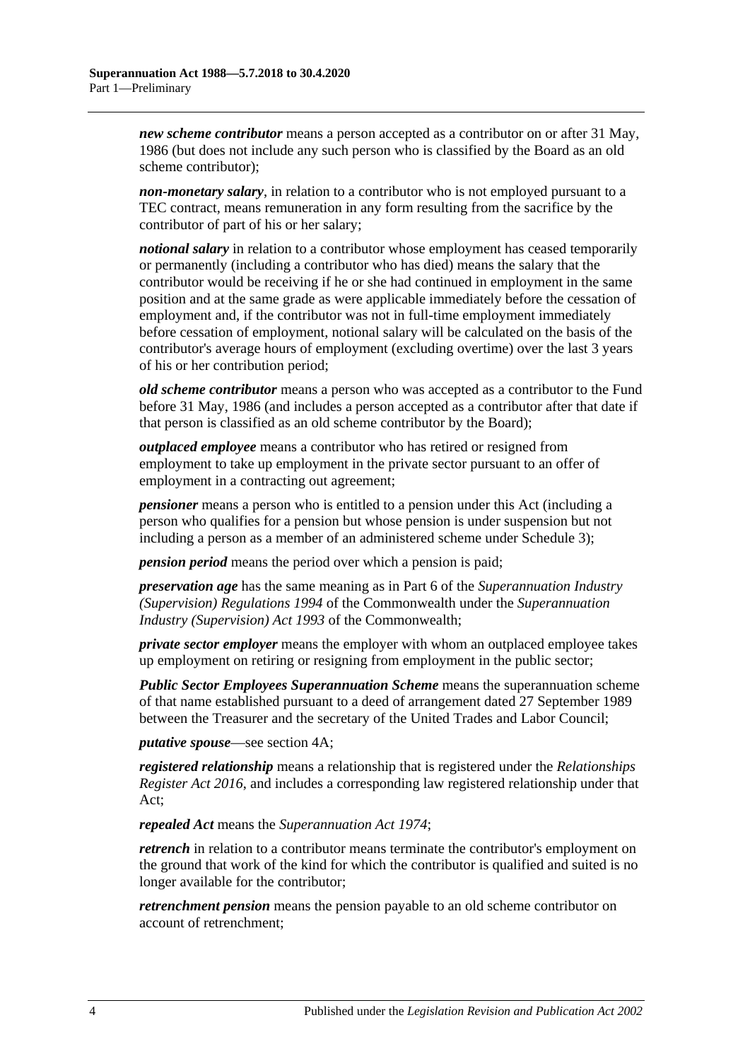***new scheme contributor*** means a person accepted as a contributor on or after 31 May, 1986 (but does not include any such person who is classified by the Board as an old scheme contributor);

***non-monetary salary***, in relation to a contributor who is not employed pursuant to a TEC contract, means remuneration in any form resulting from the sacrifice by the contributor of part of his or her salary;

***notional salary*** in relation to a contributor whose employment has ceased temporarily or permanently (including a contributor who has died) means the salary that the contributor would be receiving if he or she had continued in employment in the same position and at the same grade as were applicable immediately before the cessation of employment and, if the contributor was not in full-time employment immediately before cessation of employment, notional salary will be calculated on the basis of the contributor's average hours of employment (excluding overtime) over the last 3 years of his or her contribution period;

***old scheme contributor*** means a person who was accepted as a contributor to the Fund before 31 May, 1986 (and includes a person accepted as a contributor after that date if that person is classified as an old scheme contributor by the Board);

***outplaced employee*** means a contributor who has retired or resigned from employment to take up employment in the private sector pursuant to an offer of employment in a contracting out agreement;

***pensioner*** means a person who is entitled to a pension under this Act (including a person who qualifies for a pension but whose pension is under suspension but not including a person as a member of an administered scheme under Schedule 3);

***pension period*** means the period over which a pension is paid;

***preservation age*** has the same meaning as in Part 6 of the *Superannuation Industry (Supervision) Regulations 1994* of the Commonwealth under the *Superannuation Industry (Supervision) Act 1993* of the Commonwealth;

***private sector employer*** means the employer with whom an outplaced employee takes up employment on retiring or resigning from employment in the public sector;

***Public Sector Employees Superannuation Scheme*** means the superannuation scheme of that name established pursuant to a deed of arrangement dated 27 September 1989 between the Treasurer and the secretary of the United Trades and Labor Council;

***putative spouse***—see section 4A;

***registered relationship*** means a relationship that is registered under the *Relationships Register Act 2016*, and includes a corresponding law registered relationship under that Act;

***repealed Act*** means the *Superannuation Act 1974*;

***retrench*** in relation to a contributor means terminate the contributor's employment on the ground that work of the kind for which the contributor is qualified and suited is no longer available for the contributor;

***retrenchment pension*** means the pension payable to an old scheme contributor on account of retrenchment;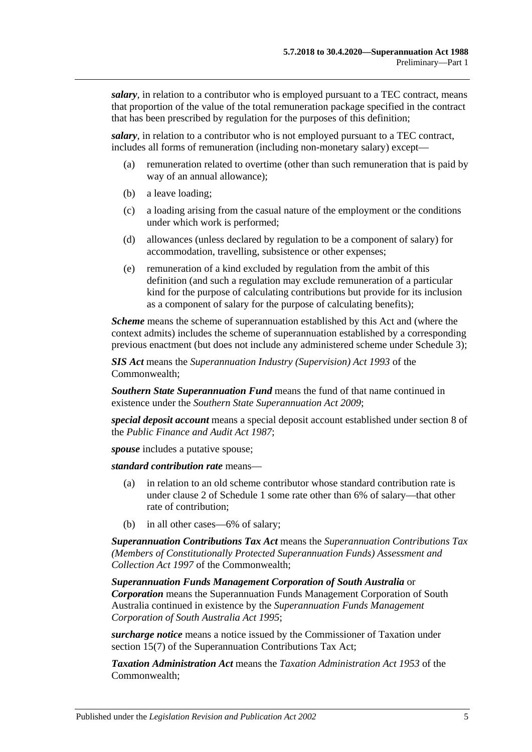***salary***, in relation to a contributor who is employed pursuant to a TEC contract, means that proportion of the value of the total remuneration package specified in the contract that has been prescribed by regulation for the purposes of this definition;

***salary***, in relation to a contributor who is not employed pursuant to a TEC contract, includes all forms of remuneration (including non-monetary salary) except—

- (a) remuneration related to overtime (other than such remuneration that is paid by way of an annual allowance);
- (b) a leave loading;
- (c) a loading arising from the casual nature of the employment or the conditions under which work is performed;
- (d) allowances (unless declared by regulation to be a component of salary) for accommodation, travelling, subsistence or other expenses;
- (e) remuneration of a kind excluded by regulation from the ambit of this definition (and such a regulation may exclude remuneration of a particular kind for the purpose of calculating contributions but provide for its inclusion as a component of salary for the purpose of calculating benefits);

***Scheme*** means the scheme of superannuation established by this Act and (where the context admits) includes the scheme of superannuation established by a corresponding previous enactment (but does not include any administered scheme under Schedule 3);

***SIS Act*** means the *Superannuation Industry (Supervision) Act 1993* of the Commonwealth;

***Southern State Superannuation Fund*** means the fund of that name continued in existence under the *Southern State Superannuation Act 2009*;

***special deposit account*** means a special deposit account established under section 8 of the *Public Finance and Audit Act 1987*;

***spouse*** includes a putative spouse;

***standard contribution rate*** means—

- (a) in relation to an old scheme contributor whose standard contribution rate is under clause 2 of Schedule 1 some rate other than 6% of salary—that other rate of contribution;
- (b) in all other cases—6% of salary;

***Superannuation Contributions Tax Act*** means the *Superannuation Contributions Tax (Members of Constitutionally Protected Superannuation Funds) Assessment and Collection Act 1997* of the Commonwealth;

***Superannuation Funds Management Corporation of South Australia*** or ***Corporation*** means the Superannuation Funds Management Corporation of South Australia continued in existence by the *Superannuation Funds Management Corporation of South Australia Act 1995*;

***surcharge notice*** means a notice issued by the Commissioner of Taxation under section 15(7) of the Superannuation Contributions Tax Act;

***Taxation Administration Act*** means the *Taxation Administration Act 1953* of the Commonwealth;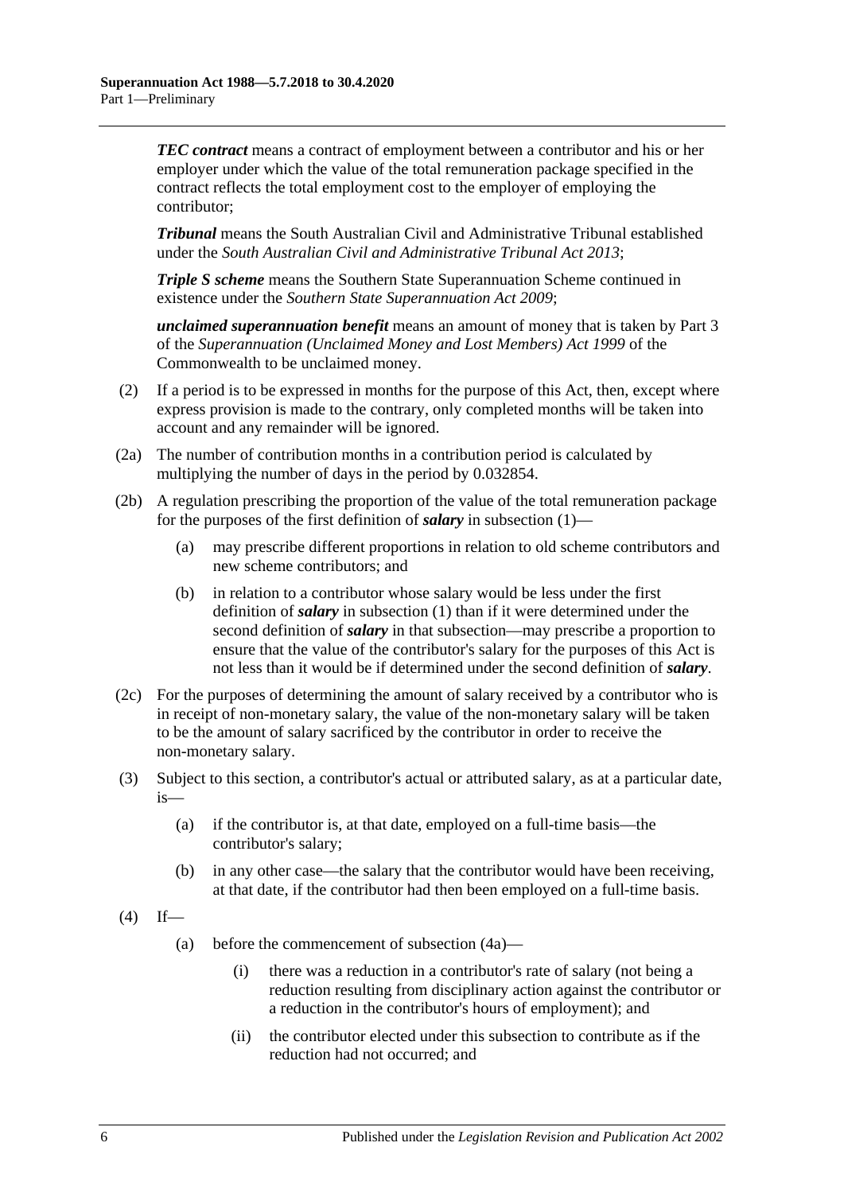***TEC contract*** means a contract of employment between a contributor and his or her employer under which the value of the total remuneration package specified in the contract reflects the total employment cost to the employer of employing the contributor;

***Tribunal*** means the South Australian Civil and Administrative Tribunal established under the *South Australian Civil and Administrative Tribunal Act 2013*;

***Triple S scheme*** means the Southern State Superannuation Scheme continued in existence under the *Southern State Superannuation Act 2009*;

***unclaimed superannuation benefit*** means an amount of money that is taken by Part 3 of the *Superannuation (Unclaimed Money and Lost Members) Act 1999* of the Commonwealth to be unclaimed money.

(2) If a period is to be expressed in months for the purpose of this Act, then, except where express provision is made to the contrary, only completed months will be taken into account and any remainder will be ignored.

(2a) The number of contribution months in a contribution period is calculated by multiplying the number of days in the period by 0.032854.

(2b) A regulation prescribing the proportion of the value of the total remuneration package for the purposes of the first definition of ***salary*** in subsection (1)—

- (a) may prescribe different proportions in relation to old scheme contributors and new scheme contributors; and
- (b) in relation to a contributor whose salary would be less under the first definition of ***salary*** in subsection (1) than if it were determined under the second definition of ***salary*** in that subsection—may prescribe a proportion to ensure that the value of the contributor's salary for the purposes of this Act is not less than it would be if determined under the second definition of ***salary***.

(2c) For the purposes of determining the amount of salary received by a contributor who is in receipt of non-monetary salary, the value of the non-monetary salary will be taken to be the amount of salary sacrificed by the contributor in order to receive the non-monetary salary.

(3) Subject to this section, a contributor's actual or attributed salary, as at a particular date, is—

- (a) if the contributor is, at that date, employed on a full-time basis—the contributor's salary;
- (b) in any other case—the salary that the contributor would have been receiving, at that date, if the contributor had then been employed on a full-time basis.

(4) If—

- (a) before the commencement of subsection (4a)—
  - (i) there was a reduction in a contributor's rate of salary (not being a reduction resulting from disciplinary action against the contributor or a reduction in the contributor's hours of employment); and
  - (ii) the contributor elected under this subsection to contribute as if the reduction had not occurred; and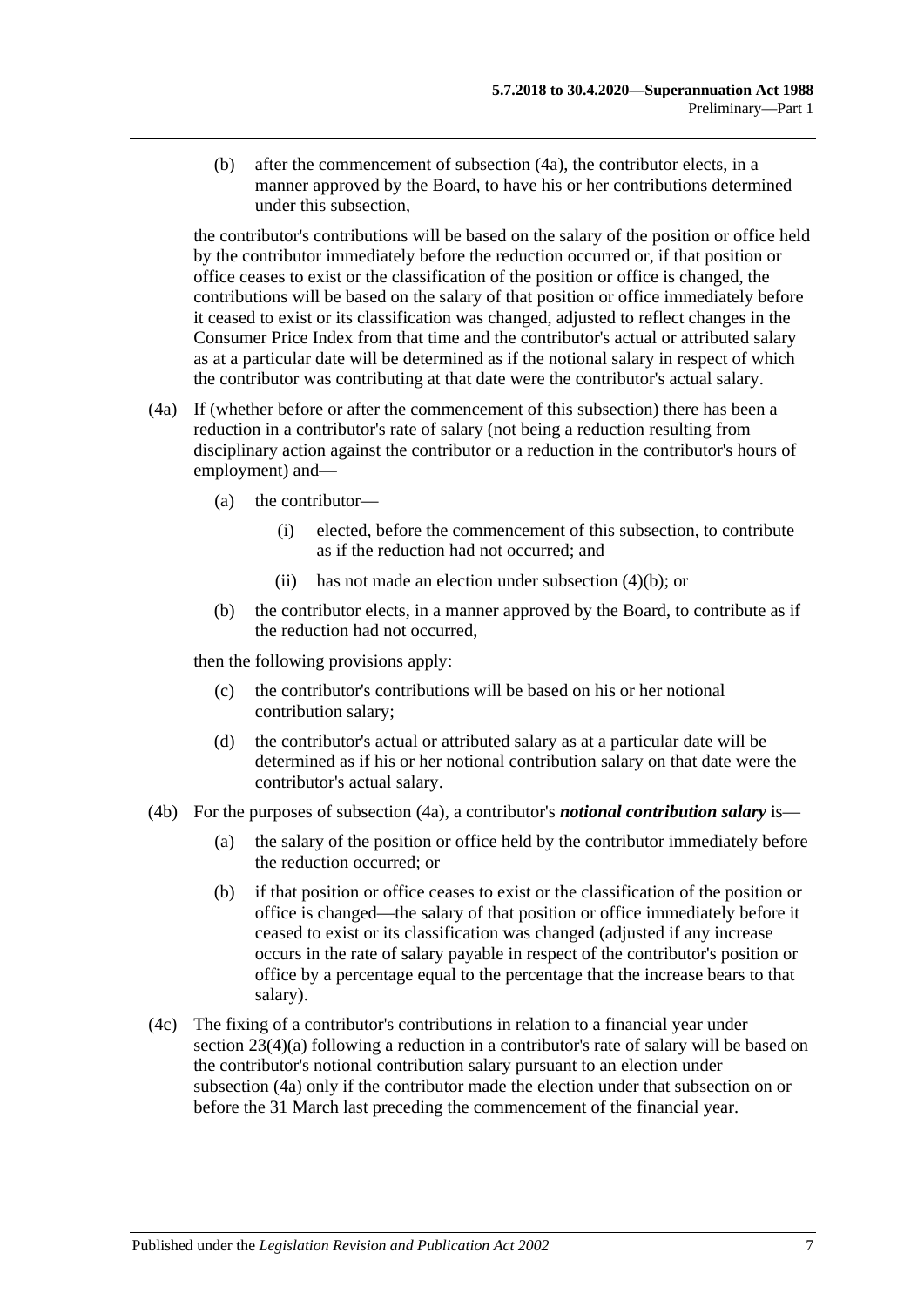(b) after the commencement of subsection (4a), the contributor elects, in a manner approved by the Board, to have his or her contributions determined under this subsection,

the contributor's contributions will be based on the salary of the position or office held by the contributor immediately before the reduction occurred or, if that position or office ceases to exist or the classification of the position or office is changed, the contributions will be based on the salary of that position or office immediately before it ceased to exist or its classification was changed, adjusted to reflect changes in the Consumer Price Index from that time and the contributor's actual or attributed salary as at a particular date will be determined as if the notional salary in respect of which the contributor was contributing at that date were the contributor's actual salary.

(4a) If (whether before or after the commencement of this subsection) there has been a reduction in a contributor's rate of salary (not being a reduction resulting from disciplinary action against the contributor or a reduction in the contributor's hours of employment) and—

(a) the contributor—

(i) elected, before the commencement of this subsection, to contribute as if the reduction had not occurred; and

(ii) has not made an election under subsection (4)(b); or

(b) the contributor elects, in a manner approved by the Board, to contribute as if the reduction had not occurred,

then the following provisions apply:

(c) the contributor's contributions will be based on his or her notional contribution salary;

(d) the contributor's actual or attributed salary as at a particular date will be determined as if his or her notional contribution salary on that date were the contributor's actual salary.

(4b) For the purposes of subsection (4a), a contributor's ***notional contribution salary*** is—

(a) the salary of the position or office held by the contributor immediately before the reduction occurred; or

(b) if that position or office ceases to exist or the classification of the position or office is changed—the salary of that position or office immediately before it ceased to exist or its classification was changed (adjusted if any increase occurs in the rate of salary payable in respect of the contributor's position or office by a percentage equal to the percentage that the increase bears to that salary).

(4c) The fixing of a contributor's contributions in relation to a financial year under section 23(4)(a) following a reduction in a contributor's rate of salary will be based on the contributor's notional contribution salary pursuant to an election under subsection (4a) only if the contributor made the election under that subsection on or before the 31 March last preceding the commencement of the financial year.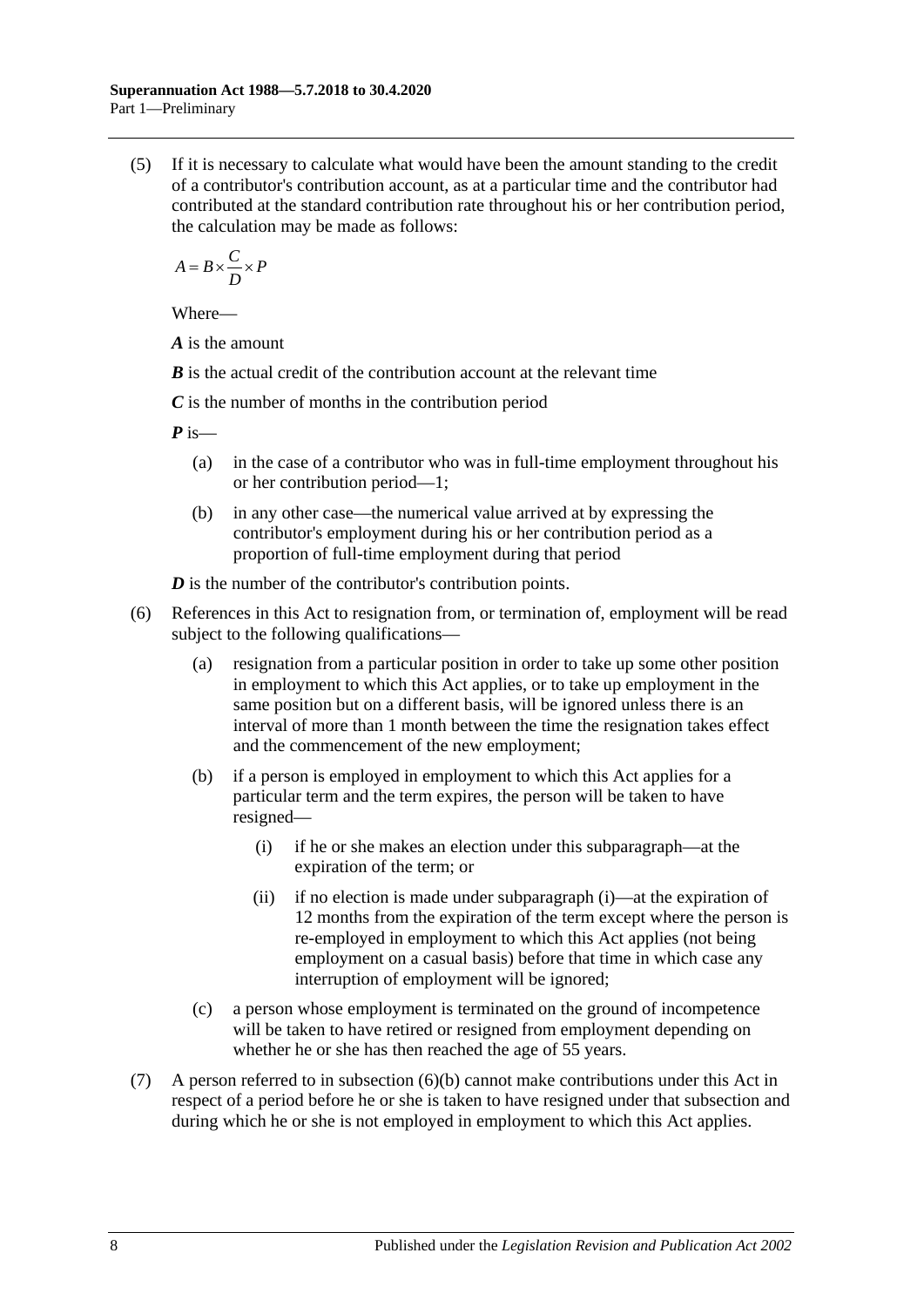(5) If it is necessary to calculate what would have been the amount standing to the credit of a contributor's contribution account, as at a particular time and the contributor had contributed at the standard contribution rate throughout his or her contribution period, the calculation may be made as follows:

$$A = B \times \frac{C}{D} \times P$$

Where—

***A*** is the amount

***B*** is the actual credit of the contribution account at the relevant time

***C*** is the number of months in the contribution period

***P*** is—

(a) in the case of a contributor who was in full-time employment throughout his or her contribution period—1;

(b) in any other case—the numerical value arrived at by expressing the contributor's employment during his or her contribution period as a proportion of full-time employment during that period

***D*** is the number of the contributor's contribution points.

(6) References in this Act to resignation from, or termination of, employment will be read subject to the following qualifications—

(a) resignation from a particular position in order to take up some other position in employment to which this Act applies, or to take up employment in the same position but on a different basis, will be ignored unless there is an interval of more than 1 month between the time the resignation takes effect and the commencement of the new employment;

(b) if a person is employed in employment to which this Act applies for a particular term and the term expires, the person will be taken to have resigned—

(i) if he or she makes an election under this subparagraph—at the expiration of the term; or

(ii) if no election is made under subparagraph (i)—at the expiration of 12 months from the expiration of the term except where the person is re-employed in employment to which this Act applies (not being employment on a casual basis) before that time in which case any interruption of employment will be ignored;

(c) a person whose employment is terminated on the ground of incompetence will be taken to have retired or resigned from employment depending on whether he or she has then reached the age of 55 years.

(7) A person referred to in subsection (6)(b) cannot make contributions under this Act in respect of a period before he or she is taken to have resigned under that subsection and during which he or she is not employed in employment to which this Act applies.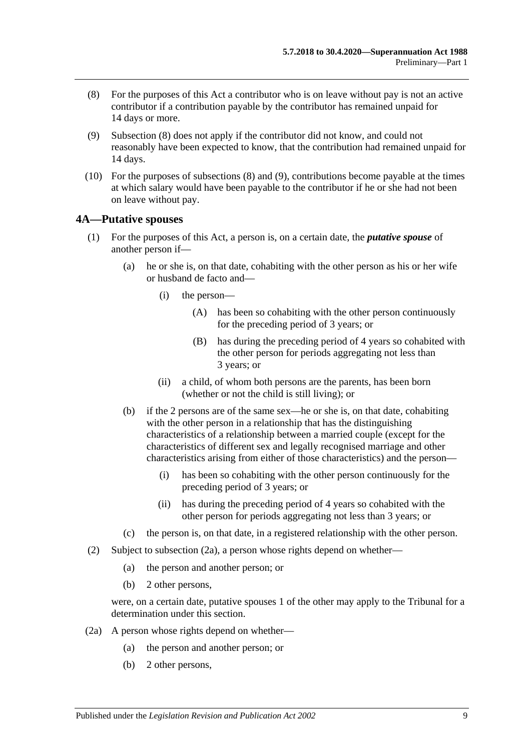(8) For the purposes of this Act a contributor who is on leave without pay is not an active contributor if a contribution payable by the contributor has remained unpaid for 14 days or more.

(9) Subsection (8) does not apply if the contributor did not know, and could not reasonably have been expected to know, that the contribution had remained unpaid for 14 days.

(10) For the purposes of subsections (8) and (9), contributions become payable at the times at which salary would have been payable to the contributor if he or she had not been on leave without pay.

## 4A—Putative spouses

(1) For the purposes of this Act, a person is, on a certain date, the ***putative spouse*** of another person if—

- (a) he or she is, on that date, cohabiting with the other person as his or her wife or husband de facto and—
  - (i) the person—
    - (A) has been so cohabiting with the other person continuously for the preceding period of 3 years; or
    - (B) has during the preceding period of 4 years so cohabited with the other person for periods aggregating not less than 3 years; or
  - (ii) a child, of whom both persons are the parents, has been born (whether or not the child is still living); or
- (b) if the 2 persons are of the same sex—he or she is, on that date, cohabiting with the other person in a relationship that has the distinguishing characteristics of a relationship between a married couple (except for the characteristics of different sex and legally recognised marriage and other characteristics arising from either of those characteristics) and the person—
  - (i) has been so cohabiting with the other person continuously for the preceding period of 3 years; or
  - (ii) has during the preceding period of 4 years so cohabited with the other person for periods aggregating not less than 3 years; or
- (c) the person is, on that date, in a registered relationship with the other person.

(2) Subject to subsection (2a), a person whose rights depend on whether—

- (a) the person and another person; or
- (b) 2 other persons,

were, on a certain date, putative spouses 1 of the other may apply to the Tribunal for a determination under this section.

(2a) A person whose rights depend on whether—

- (a) the person and another person; or
- (b) 2 other persons,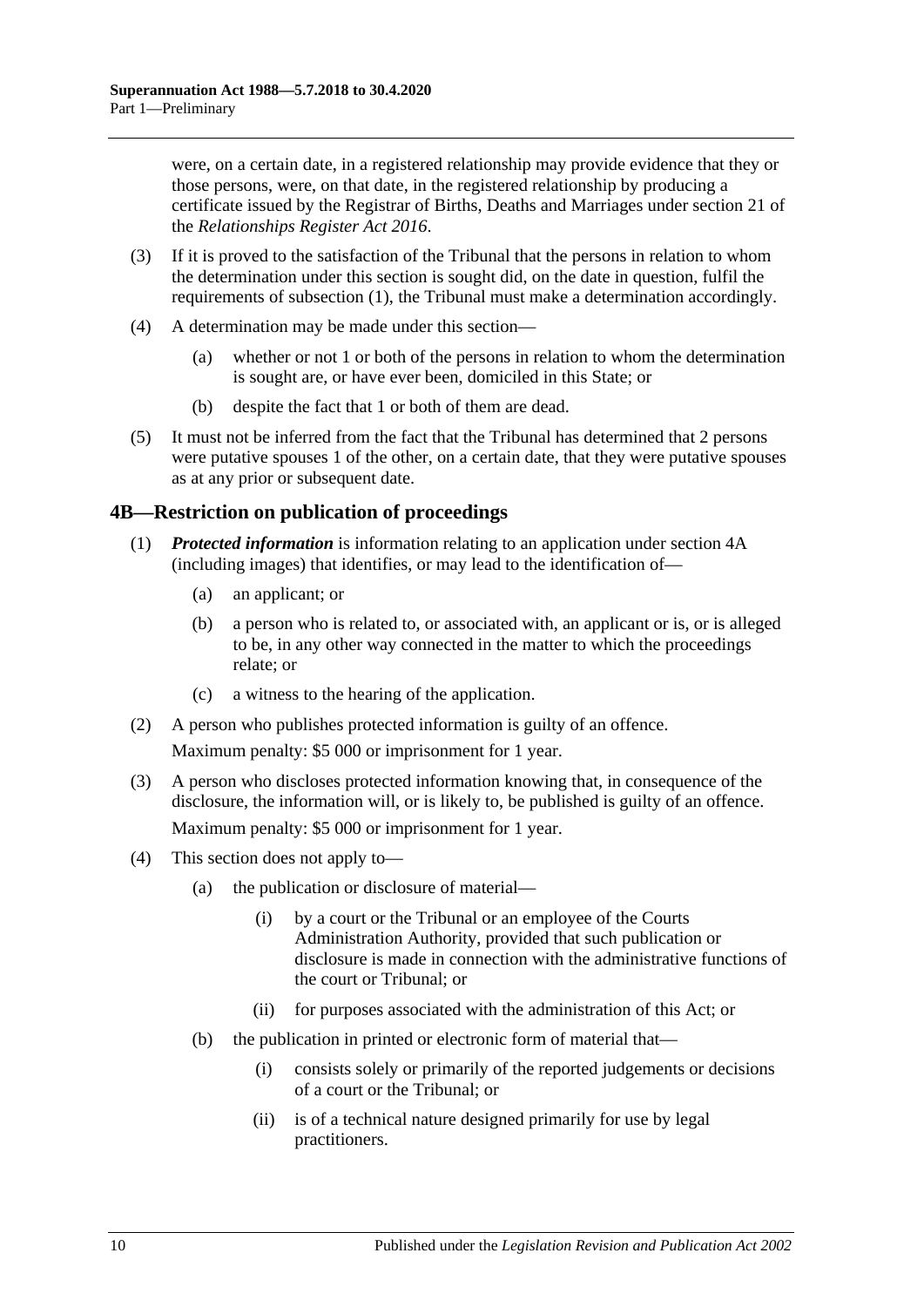were, on a certain date, in a registered relationship may provide evidence that they or those persons, were, on that date, in the registered relationship by producing a certificate issued by the Registrar of Births, Deaths and Marriages under section 21 of the *Relationships Register Act 2016*.

(3) If it is proved to the satisfaction of the Tribunal that the persons in relation to whom the determination under this section is sought did, on the date in question, fulfil the requirements of subsection (1), the Tribunal must make a determination accordingly.

(4) A determination may be made under this section—

(a) whether or not 1 or both of the persons in relation to whom the determination is sought are, or have ever been, domiciled in this State; or

(b) despite the fact that 1 or both of them are dead.

(5) It must not be inferred from the fact that the Tribunal has determined that 2 persons were putative spouses 1 of the other, on a certain date, that they were putative spouses as at any prior or subsequent date.

## 4B—Restriction on publication of proceedings

(1) ***Protected information*** is information relating to an application under section 4A (including images) that identifies, or may lead to the identification of—

(a) an applicant; or

(b) a person who is related to, or associated with, an applicant or is, or is alleged to be, in any other way connected in the matter to which the proceedings relate; or

(c) a witness to the hearing of the application.

(2) A person who publishes protected information is guilty of an offence.

Maximum penalty: $5 000 or imprisonment for 1 year.

(3) A person who discloses protected information knowing that, in consequence of the disclosure, the information will, or is likely to, be published is guilty of an offence.

Maximum penalty: $5 000 or imprisonment for 1 year.

(4) This section does not apply to—

(a) the publication or disclosure of material—

(i) by a court or the Tribunal or an employee of the Courts Administration Authority, provided that such publication or disclosure is made in connection with the administrative functions of the court or Tribunal; or

(ii) for purposes associated with the administration of this Act; or

(b) the publication in printed or electronic form of material that—

(i) consists solely or primarily of the reported judgements or decisions of a court or the Tribunal; or

(ii) is of a technical nature designed primarily for use by legal practitioners.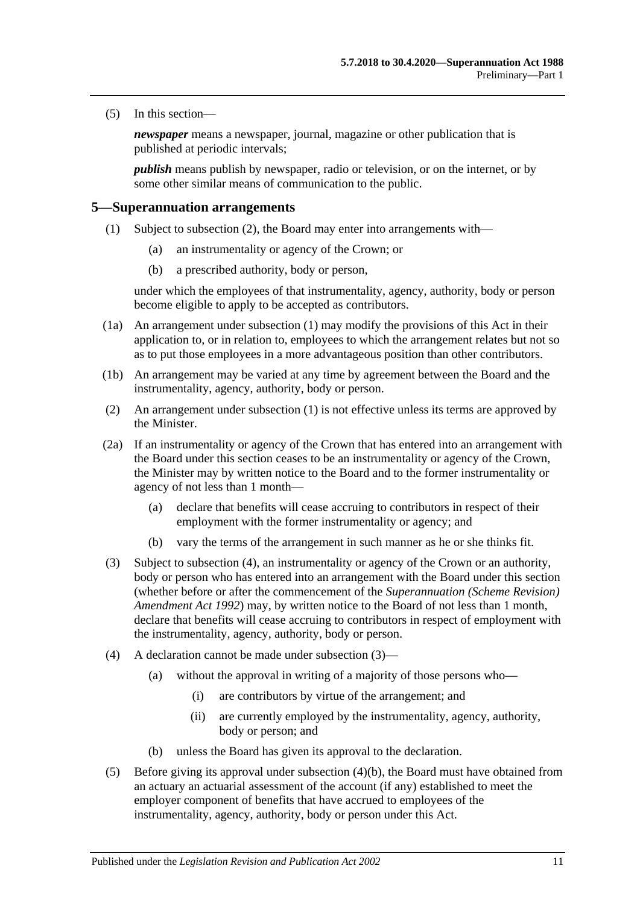(5) In this section—

***newspaper*** means a newspaper, journal, magazine or other publication that is published at periodic intervals;

***publish*** means publish by newspaper, radio or television, or on the internet, or by some other similar means of communication to the public.

## 5—Superannuation arrangements

(1) Subject to subsection (2), the Board may enter into arrangements with—

- (a) an instrumentality or agency of the Crown; or
- (b) a prescribed authority, body or person,

under which the employees of that instrumentality, agency, authority, body or person become eligible to apply to be accepted as contributors.

(1a) An arrangement under subsection (1) may modify the provisions of this Act in their application to, or in relation to, employees to which the arrangement relates but not so as to put those employees in a more advantageous position than other contributors.

(1b) An arrangement may be varied at any time by agreement between the Board and the instrumentality, agency, authority, body or person.

(2) An arrangement under subsection (1) is not effective unless its terms are approved by the Minister.

(2a) If an instrumentality or agency of the Crown that has entered into an arrangement with the Board under this section ceases to be an instrumentality or agency of the Crown, the Minister may by written notice to the Board and to the former instrumentality or agency of not less than 1 month—

- (a) declare that benefits will cease accruing to contributors in respect of their employment with the former instrumentality or agency; and
- (b) vary the terms of the arrangement in such manner as he or she thinks fit.

(3) Subject to subsection (4), an instrumentality or agency of the Crown or an authority, body or person who has entered into an arrangement with the Board under this section (whether before or after the commencement of the *Superannuation (Scheme Revision) Amendment Act 1992*) may, by written notice to the Board of not less than 1 month, declare that benefits will cease accruing to contributors in respect of employment with the instrumentality, agency, authority, body or person.

(4) A declaration cannot be made under subsection (3)—

- (a) without the approval in writing of a majority of those persons who—
  - (i) are contributors by virtue of the arrangement; and
  - (ii) are currently employed by the instrumentality, agency, authority, body or person; and
- (b) unless the Board has given its approval to the declaration.

(5) Before giving its approval under subsection (4)(b), the Board must have obtained from an actuary an actuarial assessment of the account (if any) established to meet the employer component of benefits that have accrued to employees of the instrumentality, agency, authority, body or person under this Act.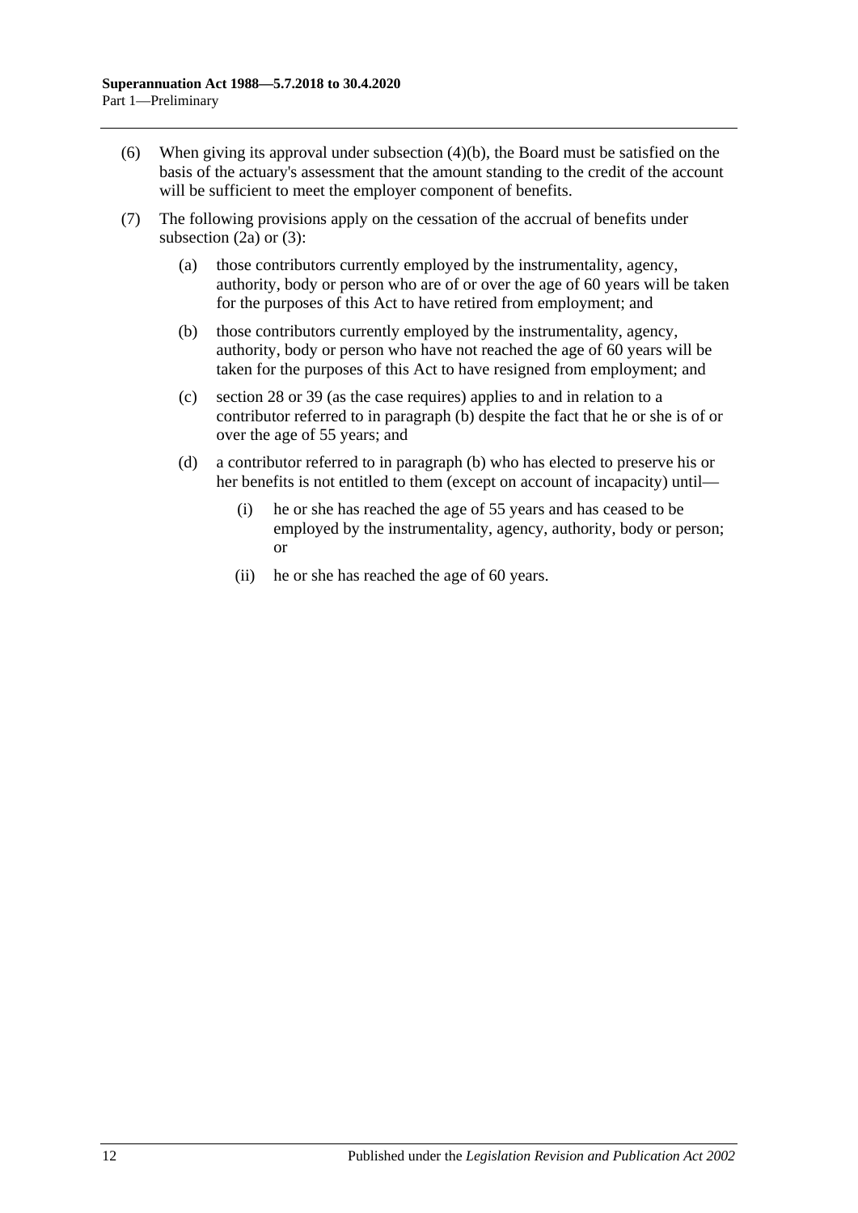(6) When giving its approval under subsection (4)(b), the Board must be satisfied on the basis of the actuary's assessment that the amount standing to the credit of the account will be sufficient to meet the employer component of benefits.

(7) The following provisions apply on the cessation of the accrual of benefits under subsection (2a) or (3):

(a) those contributors currently employed by the instrumentality, agency, authority, body or person who are of or over the age of 60 years will be taken for the purposes of this Act to have retired from employment; and

(b) those contributors currently employed by the instrumentality, agency, authority, body or person who have not reached the age of 60 years will be taken for the purposes of this Act to have resigned from employment; and

(c) section 28 or 39 (as the case requires) applies to and in relation to a contributor referred to in paragraph (b) despite the fact that he or she is of or over the age of 55 years; and

(d) a contributor referred to in paragraph (b) who has elected to preserve his or her benefits is not entitled to them (except on account of incapacity) until—

(i) he or she has reached the age of 55 years and has ceased to be employed by the instrumentality, agency, authority, body or person; or

(ii) he or she has reached the age of 60 years.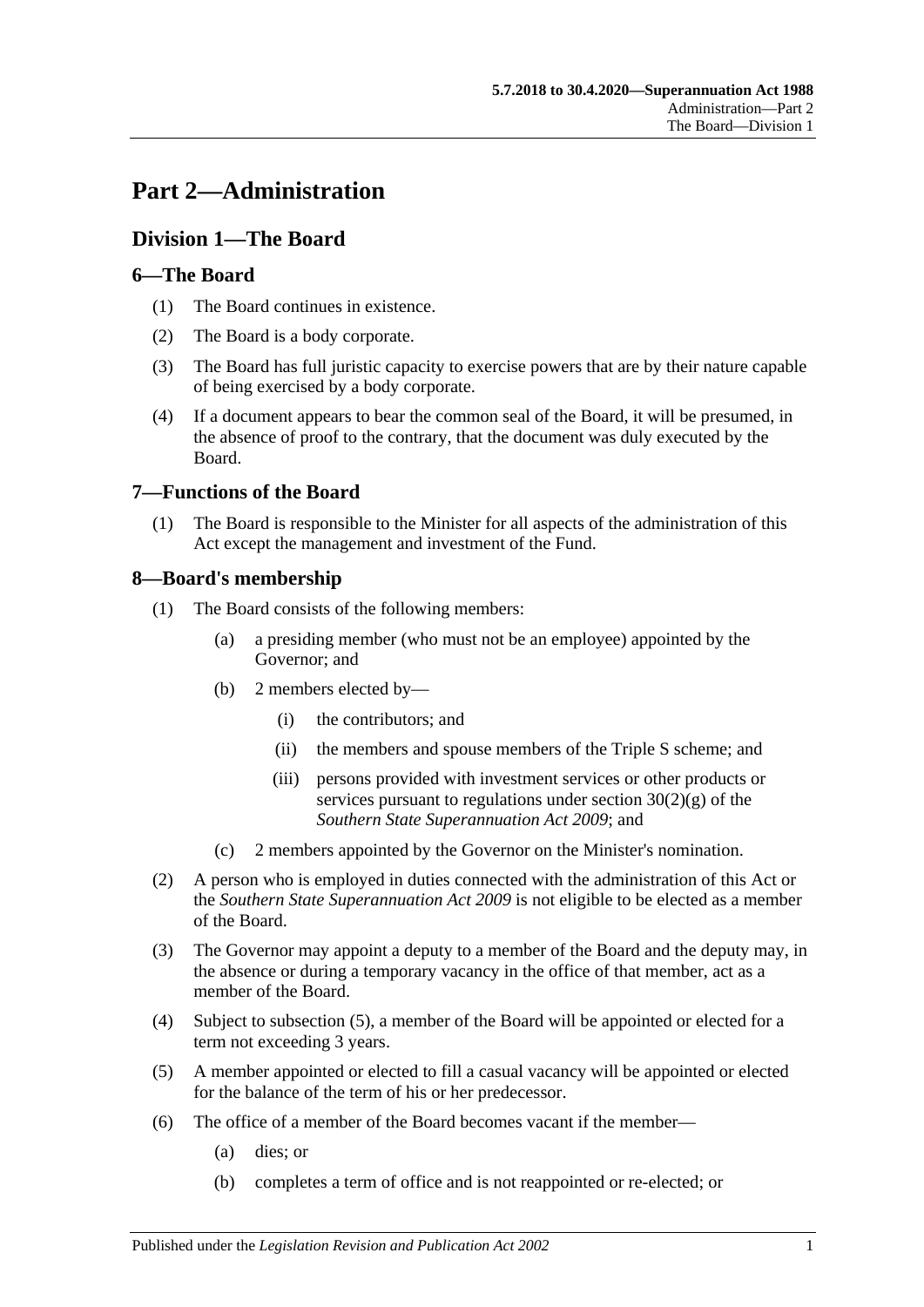# Part 2—Administration

## Division 1—The Board

### 6—The Board

(1) The Board continues in existence.

(2) The Board is a body corporate.

(3) The Board has full juristic capacity to exercise powers that are by their nature capable of being exercised by a body corporate.

(4) If a document appears to bear the common seal of the Board, it will be presumed, in the absence of proof to the contrary, that the document was duly executed by the Board.

### 7—Functions of the Board

(1) The Board is responsible to the Minister for all aspects of the administration of this Act except the management and investment of the Fund.

### 8—Board's membership

(1) The Board consists of the following members:

- (a) a presiding member (who must not be an employee) appointed by the Governor; and
- (b) 2 members elected by—
  - (i) the contributors; and
  - (ii) the members and spouse members of the Triple S scheme; and
  - (iii) persons provided with investment services or other products or services pursuant to regulations under section 30(2)(g) of the *Southern State Superannuation Act 2009*; and
- (c) 2 members appointed by the Governor on the Minister's nomination.

(2) A person who is employed in duties connected with the administration of this Act or the *Southern State Superannuation Act 2009* is not eligible to be elected as a member of the Board.

(3) The Governor may appoint a deputy to a member of the Board and the deputy may, in the absence or during a temporary vacancy in the office of that member, act as a member of the Board.

(4) Subject to subsection (5), a member of the Board will be appointed or elected for a term not exceeding 3 years.

(5) A member appointed or elected to fill a casual vacancy will be appointed or elected for the balance of the term of his or her predecessor.

(6) The office of a member of the Board becomes vacant if the member—

- (a) dies; or
- (b) completes a term of office and is not reappointed or re-elected; or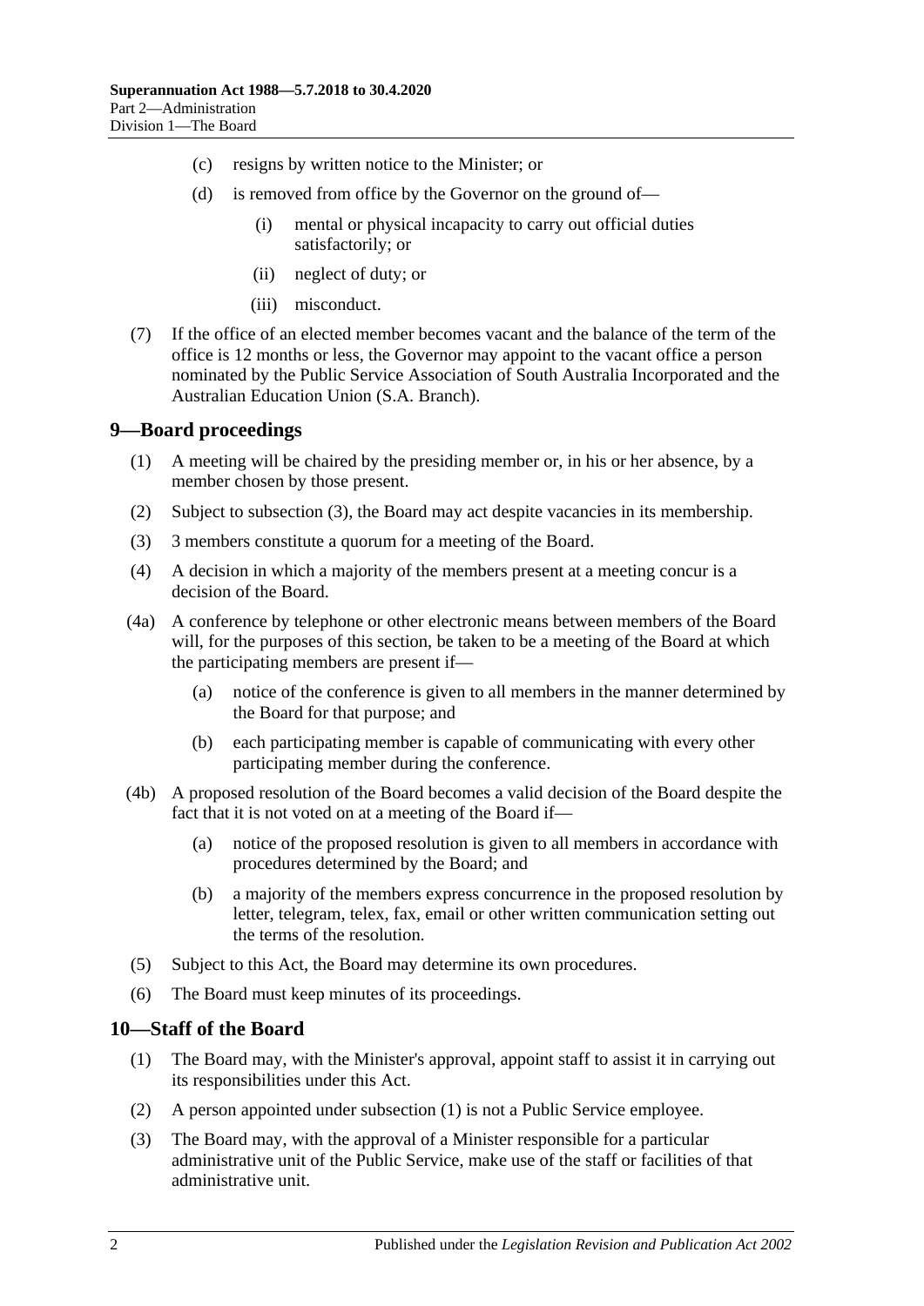(c) resigns by written notice to the Minister; or

(d) is removed from office by the Governor on the ground of—

(i) mental or physical incapacity to carry out official duties satisfactorily; or

(ii) neglect of duty; or

(iii) misconduct.

(7) If the office of an elected member becomes vacant and the balance of the term of the office is 12 months or less, the Governor may appoint to the vacant office a person nominated by the Public Service Association of South Australia Incorporated and the Australian Education Union (S.A. Branch).

## 9—Board proceedings

(1) A meeting will be chaired by the presiding member or, in his or her absence, by a member chosen by those present.

(2) Subject to subsection (3), the Board may act despite vacancies in its membership.

(3) 3 members constitute a quorum for a meeting of the Board.

(4) A decision in which a majority of the members present at a meeting concur is a decision of the Board.

(4a) A conference by telephone or other electronic means between members of the Board will, for the purposes of this section, be taken to be a meeting of the Board at which the participating members are present if—

(a) notice of the conference is given to all members in the manner determined by the Board for that purpose; and

(b) each participating member is capable of communicating with every other participating member during the conference.

(4b) A proposed resolution of the Board becomes a valid decision of the Board despite the fact that it is not voted on at a meeting of the Board if—

(a) notice of the proposed resolution is given to all members in accordance with procedures determined by the Board; and

(b) a majority of the members express concurrence in the proposed resolution by letter, telegram, telex, fax, email or other written communication setting out the terms of the resolution.

(5) Subject to this Act, the Board may determine its own procedures.

(6) The Board must keep minutes of its proceedings.

## 10—Staff of the Board

(1) The Board may, with the Minister's approval, appoint staff to assist it in carrying out its responsibilities under this Act.

(2) A person appointed under subsection (1) is not a Public Service employee.

(3) The Board may, with the approval of a Minister responsible for a particular administrative unit of the Public Service, make use of the staff or facilities of that administrative unit.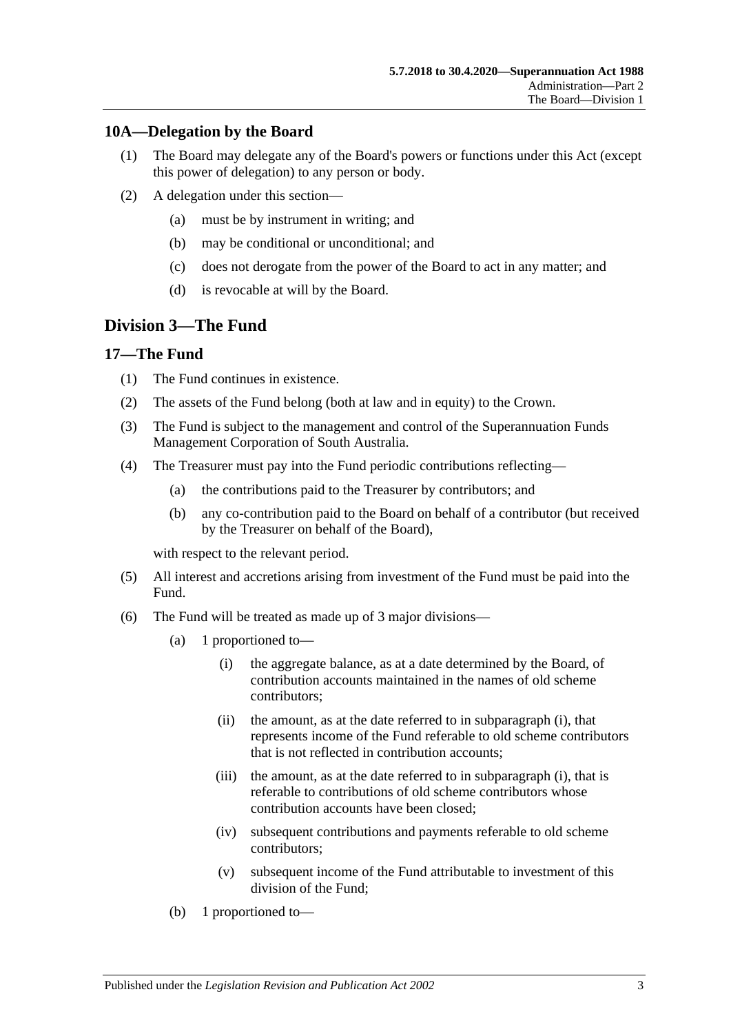## 10A—Delegation by the Board

(1) The Board may delegate any of the Board's powers or functions under this Act (except this power of delegation) to any person or body.

(2) A delegation under this section—

(a) must be by instrument in writing; and

(b) may be conditional or unconditional; and

(c) does not derogate from the power of the Board to act in any matter; and

(d) is revocable at will by the Board.

# Division 3—The Fund

## 17—The Fund

(1) The Fund continues in existence.

(2) The assets of the Fund belong (both at law and in equity) to the Crown.

(3) The Fund is subject to the management and control of the Superannuation Funds Management Corporation of South Australia.

(4) The Treasurer must pay into the Fund periodic contributions reflecting—

(a) the contributions paid to the Treasurer by contributors; and

(b) any co-contribution paid to the Board on behalf of a contributor (but received by the Treasurer on behalf of the Board),

with respect to the relevant period.

(5) All interest and accretions arising from investment of the Fund must be paid into the Fund.

(6) The Fund will be treated as made up of 3 major divisions—

(a) 1 proportioned to—

(i) the aggregate balance, as at a date determined by the Board, of contribution accounts maintained in the names of old scheme contributors;

(ii) the amount, as at the date referred to in subparagraph (i), that represents income of the Fund referable to old scheme contributors that is not reflected in contribution accounts;

(iii) the amount, as at the date referred to in subparagraph (i), that is referable to contributions of old scheme contributors whose contribution accounts have been closed;

(iv) subsequent contributions and payments referable to old scheme contributors;

(v) subsequent income of the Fund attributable to investment of this division of the Fund;

(b) 1 proportioned to—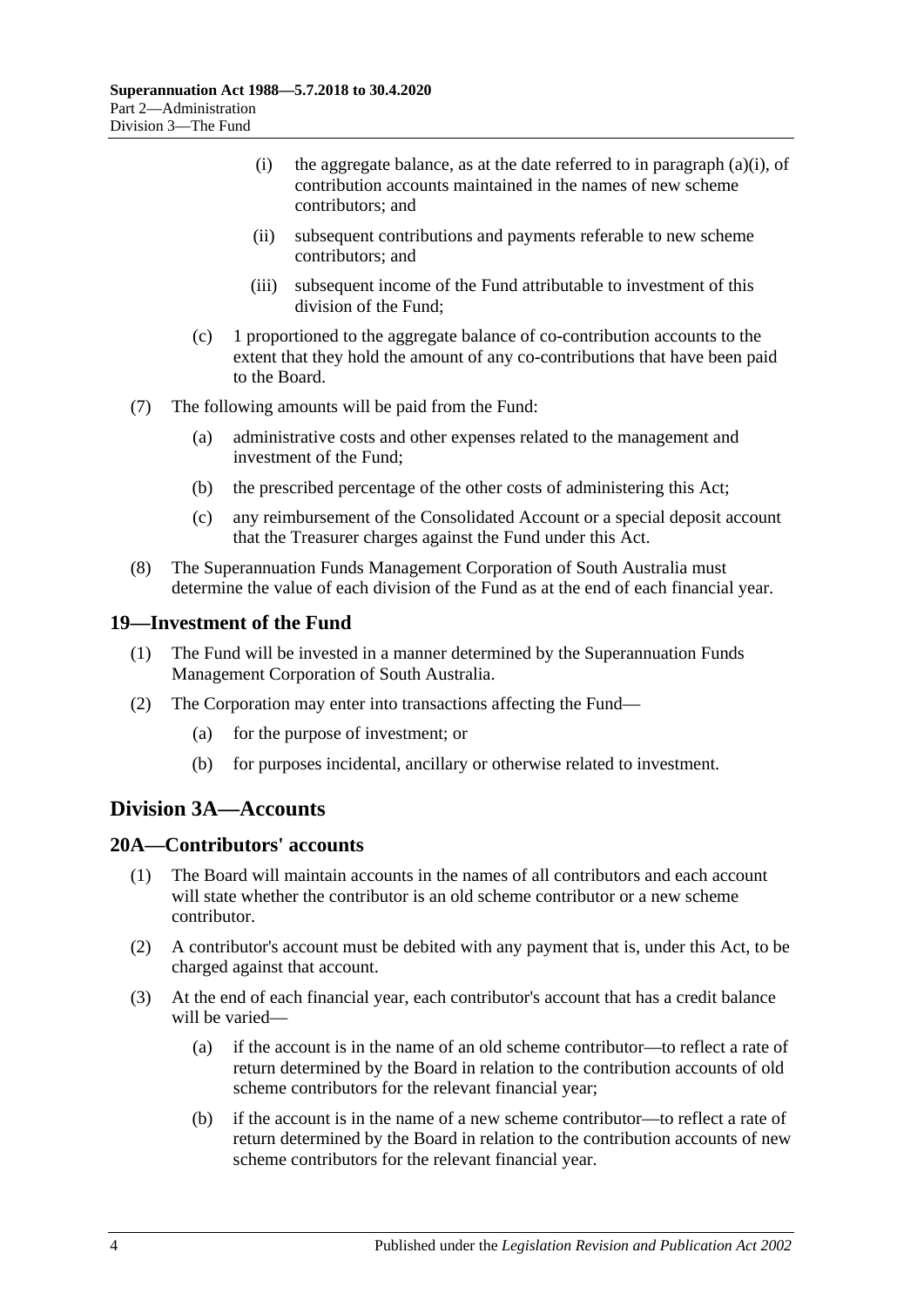(i) the aggregate balance, as at the date referred to in paragraph (a)(i), of contribution accounts maintained in the names of new scheme contributors; and

(ii) subsequent contributions and payments referable to new scheme contributors; and

(iii) subsequent income of the Fund attributable to investment of this division of the Fund;

(c) 1 proportioned to the aggregate balance of co-contribution accounts to the extent that they hold the amount of any co-contributions that have been paid to the Board.

(7) The following amounts will be paid from the Fund:

(a) administrative costs and other expenses related to the management and investment of the Fund;

(b) the prescribed percentage of the other costs of administering this Act;

(c) any reimbursement of the Consolidated Account or a special deposit account that the Treasurer charges against the Fund under this Act.

(8) The Superannuation Funds Management Corporation of South Australia must determine the value of each division of the Fund as at the end of each financial year.

## 19—Investment of the Fund

(1) The Fund will be invested in a manner determined by the Superannuation Funds Management Corporation of South Australia.

(2) The Corporation may enter into transactions affecting the Fund—

(a) for the purpose of investment; or

(b) for purposes incidental, ancillary or otherwise related to investment.

# Division 3A—Accounts

## 20A—Contributors' accounts

(1) The Board will maintain accounts in the names of all contributors and each account will state whether the contributor is an old scheme contributor or a new scheme contributor.

(2) A contributor's account must be debited with any payment that is, under this Act, to be charged against that account.

(3) At the end of each financial year, each contributor's account that has a credit balance will be varied—

(a) if the account is in the name of an old scheme contributor—to reflect a rate of return determined by the Board in relation to the contribution accounts of old scheme contributors for the relevant financial year;

(b) if the account is in the name of a new scheme contributor—to reflect a rate of return determined by the Board in relation to the contribution accounts of new scheme contributors for the relevant financial year.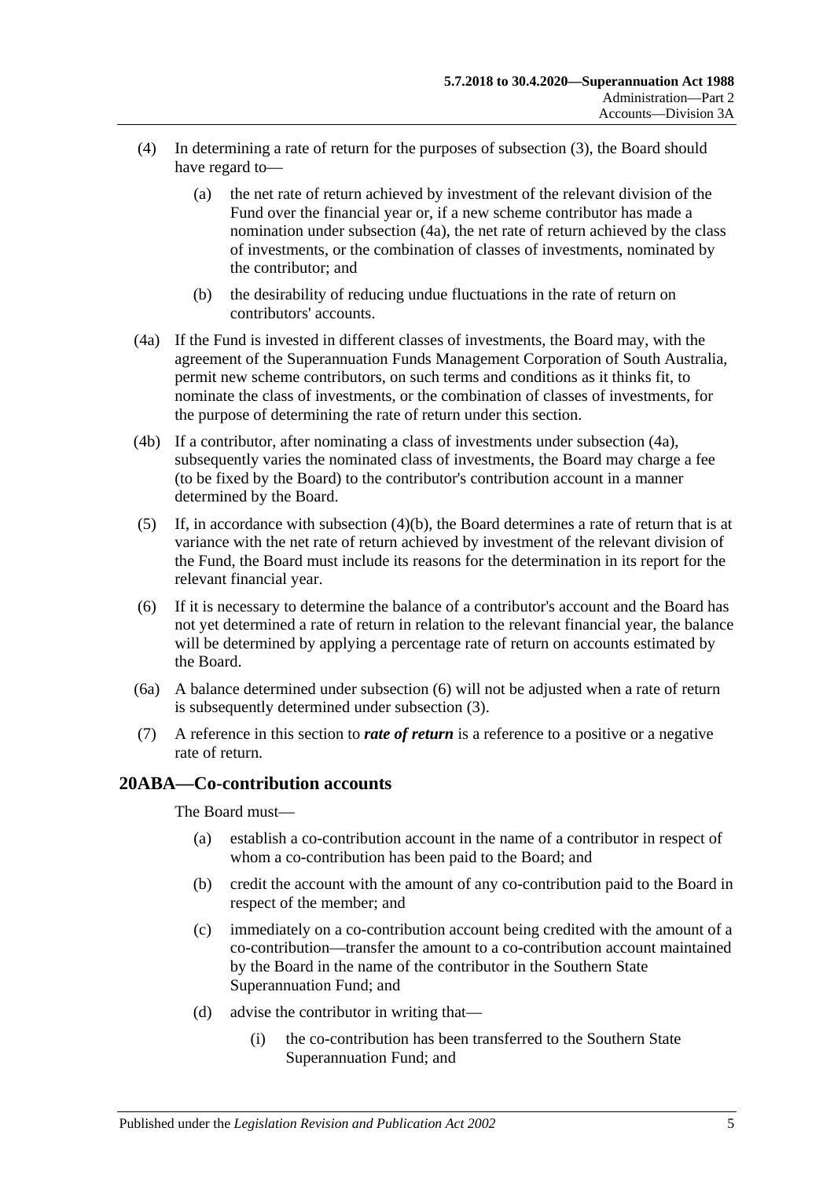(4) In determining a rate of return for the purposes of subsection (3), the Board should have regard to—

(a) the net rate of return achieved by investment of the relevant division of the Fund over the financial year or, if a new scheme contributor has made a nomination under subsection (4a), the net rate of return achieved by the class of investments, or the combination of classes of investments, nominated by the contributor; and

(b) the desirability of reducing undue fluctuations in the rate of return on contributors' accounts.

(4a) If the Fund is invested in different classes of investments, the Board may, with the agreement of the Superannuation Funds Management Corporation of South Australia, permit new scheme contributors, on such terms and conditions as it thinks fit, to nominate the class of investments, or the combination of classes of investments, for the purpose of determining the rate of return under this section.

(4b) If a contributor, after nominating a class of investments under subsection (4a), subsequently varies the nominated class of investments, the Board may charge a fee (to be fixed by the Board) to the contributor's contribution account in a manner determined by the Board.

(5) If, in accordance with subsection (4)(b), the Board determines a rate of return that is at variance with the net rate of return achieved by investment of the relevant division of the Fund, the Board must include its reasons for the determination in its report for the relevant financial year.

(6) If it is necessary to determine the balance of a contributor's account and the Board has not yet determined a rate of return in relation to the relevant financial year, the balance will be determined by applying a percentage rate of return on accounts estimated by the Board.

(6a) A balance determined under subsection (6) will not be adjusted when a rate of return is subsequently determined under subsection (3).

(7) A reference in this section to ***rate of return*** is a reference to a positive or a negative rate of return.

## 20ABA—Co-contribution accounts

The Board must—

(a) establish a co-contribution account in the name of a contributor in respect of whom a co-contribution has been paid to the Board; and

(b) credit the account with the amount of any co-contribution paid to the Board in respect of the member; and

(c) immediately on a co-contribution account being credited with the amount of a co-contribution—transfer the amount to a co-contribution account maintained by the Board in the name of the contributor in the Southern State Superannuation Fund; and

(d) advise the contributor in writing that—

(i) the co-contribution has been transferred to the Southern State Superannuation Fund; and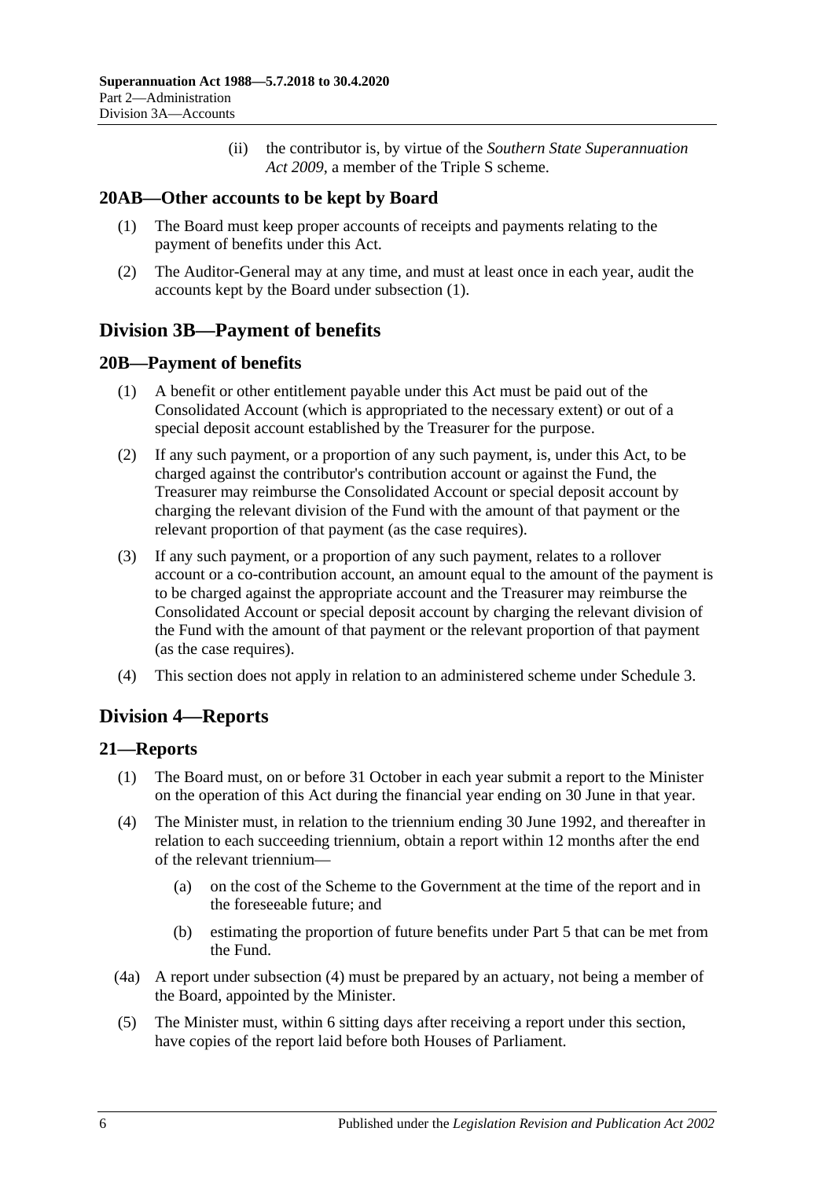(ii) the contributor is, by virtue of the *Southern State Superannuation Act 2009*, a member of the Triple S scheme.

## 20AB—Other accounts to be kept by Board

(1) The Board must keep proper accounts of receipts and payments relating to the payment of benefits under this Act.

(2) The Auditor-General may at any time, and must at least once in each year, audit the accounts kept by the Board under subsection (1).

# Division 3B—Payment of benefits

## 20B—Payment of benefits

(1) A benefit or other entitlement payable under this Act must be paid out of the Consolidated Account (which is appropriated to the necessary extent) or out of a special deposit account established by the Treasurer for the purpose.

(2) If any such payment, or a proportion of any such payment, is, under this Act, to be charged against the contributor's contribution account or against the Fund, the Treasurer may reimburse the Consolidated Account or special deposit account by charging the relevant division of the Fund with the amount of that payment or the relevant proportion of that payment (as the case requires).

(3) If any such payment, or a proportion of any such payment, relates to a rollover account or a co-contribution account, an amount equal to the amount of the payment is to be charged against the appropriate account and the Treasurer may reimburse the Consolidated Account or special deposit account by charging the relevant division of the Fund with the amount of that payment or the relevant proportion of that payment (as the case requires).

(4) This section does not apply in relation to an administered scheme under Schedule 3.

# Division 4—Reports

## 21—Reports

(1) The Board must, on or before 31 October in each year submit a report to the Minister on the operation of this Act during the financial year ending on 30 June in that year.

(4) The Minister must, in relation to the triennium ending 30 June 1992, and thereafter in relation to each succeeding triennium, obtain a report within 12 months after the end of the relevant triennium—

(a) on the cost of the Scheme to the Government at the time of the report and in the foreseeable future; and

(b) estimating the proportion of future benefits under Part 5 that can be met from the Fund.

(4a) A report under subsection (4) must be prepared by an actuary, not being a member of the Board, appointed by the Minister.

(5) The Minister must, within 6 sitting days after receiving a report under this section, have copies of the report laid before both Houses of Parliament.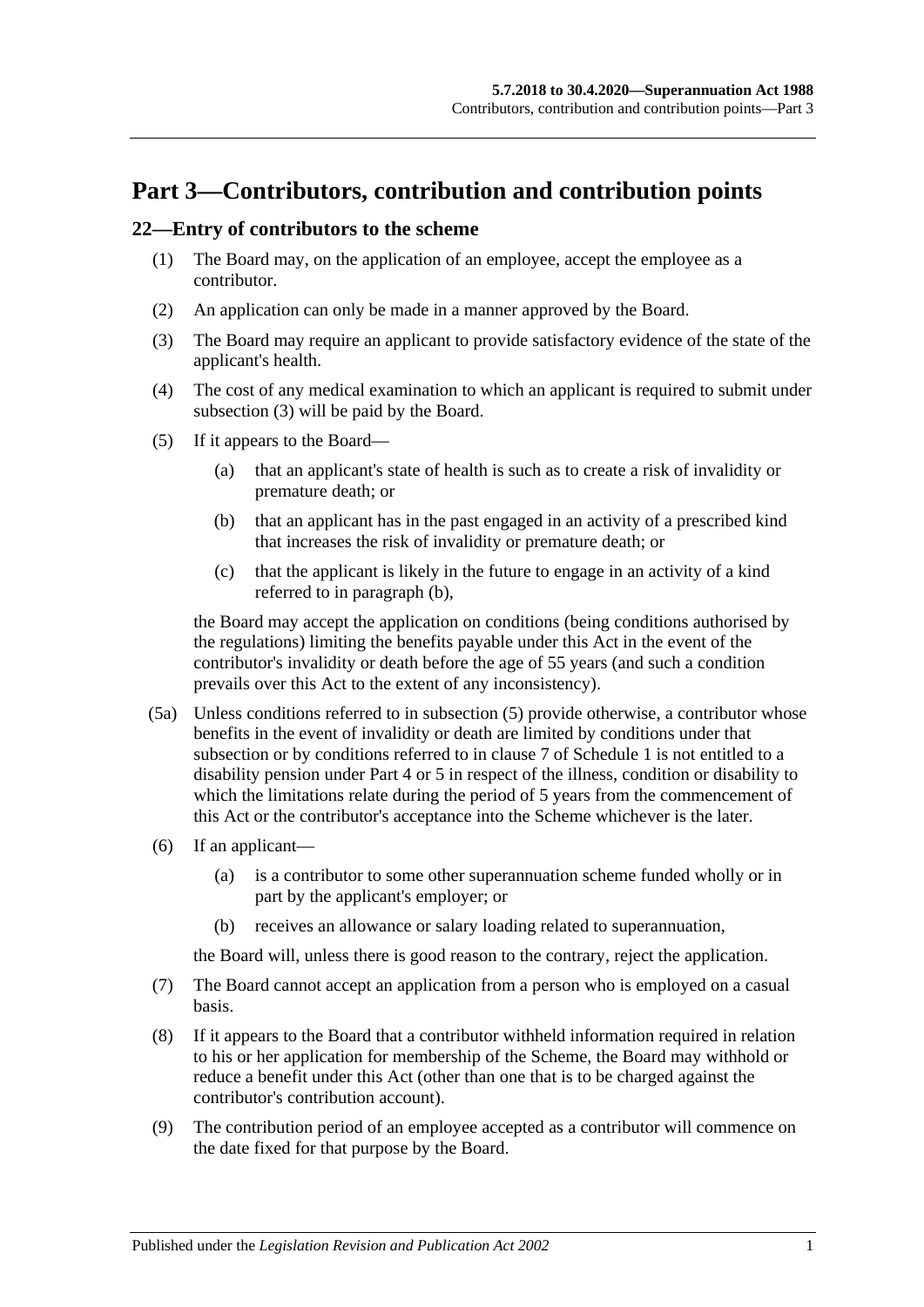# Part 3—Contributors, contribution and contribution points

## 22—Entry of contributors to the scheme

(1) The Board may, on the application of an employee, accept the employee as a contributor.

(2) An application can only be made in a manner approved by the Board.

(3) The Board may require an applicant to provide satisfactory evidence of the state of the applicant's health.

(4) The cost of any medical examination to which an applicant is required to submit under subsection (3) will be paid by the Board.

(5) If it appears to the Board—

(a) that an applicant's state of health is such as to create a risk of invalidity or premature death; or

(b) that an applicant has in the past engaged in an activity of a prescribed kind that increases the risk of invalidity or premature death; or

(c) that the applicant is likely in the future to engage in an activity of a kind referred to in paragraph (b),

the Board may accept the application on conditions (being conditions authorised by the regulations) limiting the benefits payable under this Act in the event of the contributor's invalidity or death before the age of 55 years (and such a condition prevails over this Act to the extent of any inconsistency).

(5a) Unless conditions referred to in subsection (5) provide otherwise, a contributor whose benefits in the event of invalidity or death are limited by conditions under that subsection or by conditions referred to in clause 7 of Schedule 1 is not entitled to a disability pension under Part 4 or 5 in respect of the illness, condition or disability to which the limitations relate during the period of 5 years from the commencement of this Act or the contributor's acceptance into the Scheme whichever is the later.

(6) If an applicant—

(a) is a contributor to some other superannuation scheme funded wholly or in part by the applicant's employer; or

(b) receives an allowance or salary loading related to superannuation,

the Board will, unless there is good reason to the contrary, reject the application.

(7) The Board cannot accept an application from a person who is employed on a casual basis.

(8) If it appears to the Board that a contributor withheld information required in relation to his or her application for membership of the Scheme, the Board may withhold or reduce a benefit under this Act (other than one that is to be charged against the contributor's contribution account).

(9) The contribution period of an employee accepted as a contributor will commence on the date fixed for that purpose by the Board.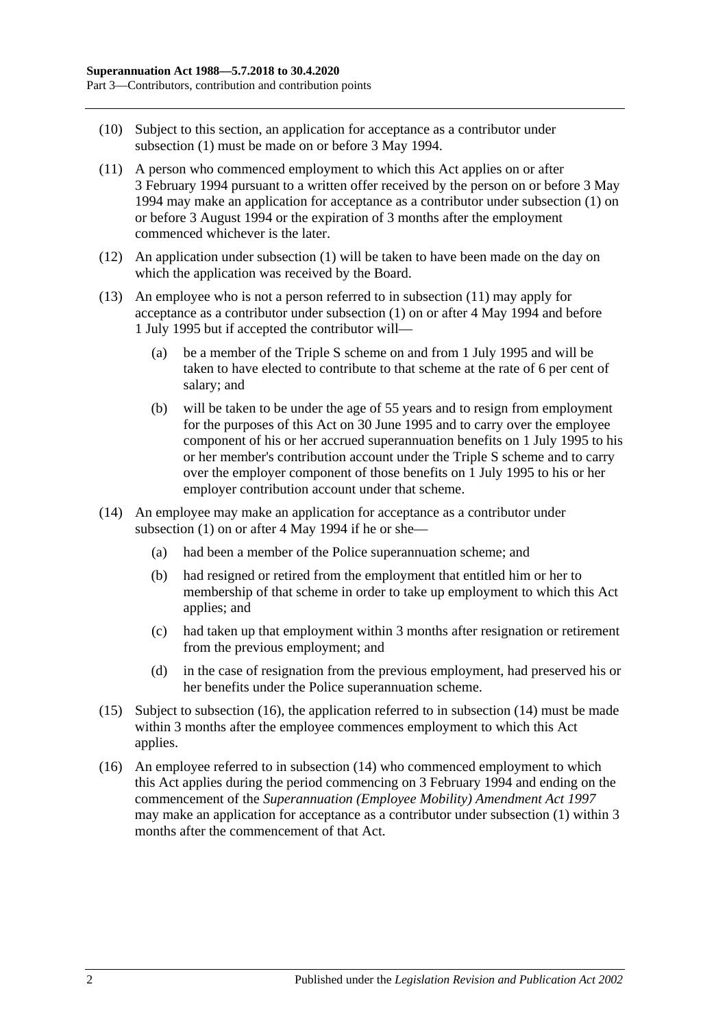(10) Subject to this section, an application for acceptance as a contributor under subsection (1) must be made on or before 3 May 1994.

(11) A person who commenced employment to which this Act applies on or after 3 February 1994 pursuant to a written offer received by the person on or before 3 May 1994 may make an application for acceptance as a contributor under subsection (1) on or before 3 August 1994 or the expiration of 3 months after the employment commenced whichever is the later.

(12) An application under subsection (1) will be taken to have been made on the day on which the application was received by the Board.

(13) An employee who is not a person referred to in subsection (11) may apply for acceptance as a contributor under subsection (1) on or after 4 May 1994 and before 1 July 1995 but if accepted the contributor will—

(a) be a member of the Triple S scheme on and from 1 July 1995 and will be taken to have elected to contribute to that scheme at the rate of 6 per cent of salary; and

(b) will be taken to be under the age of 55 years and to resign from employment for the purposes of this Act on 30 June 1995 and to carry over the employee component of his or her accrued superannuation benefits on 1 July 1995 to his or her member's contribution account under the Triple S scheme and to carry over the employer component of those benefits on 1 July 1995 to his or her employer contribution account under that scheme.

(14) An employee may make an application for acceptance as a contributor under subsection (1) on or after 4 May 1994 if he or she—

(a) had been a member of the Police superannuation scheme; and

(b) had resigned or retired from the employment that entitled him or her to membership of that scheme in order to take up employment to which this Act applies; and

(c) had taken up that employment within 3 months after resignation or retirement from the previous employment; and

(d) in the case of resignation from the previous employment, had preserved his or her benefits under the Police superannuation scheme.

(15) Subject to subsection (16), the application referred to in subsection (14) must be made within 3 months after the employee commences employment to which this Act applies.

(16) An employee referred to in subsection (14) who commenced employment to which this Act applies during the period commencing on 3 February 1994 and ending on the commencement of the *Superannuation (Employee Mobility) Amendment Act 1997* may make an application for acceptance as a contributor under subsection (1) within 3 months after the commencement of that Act.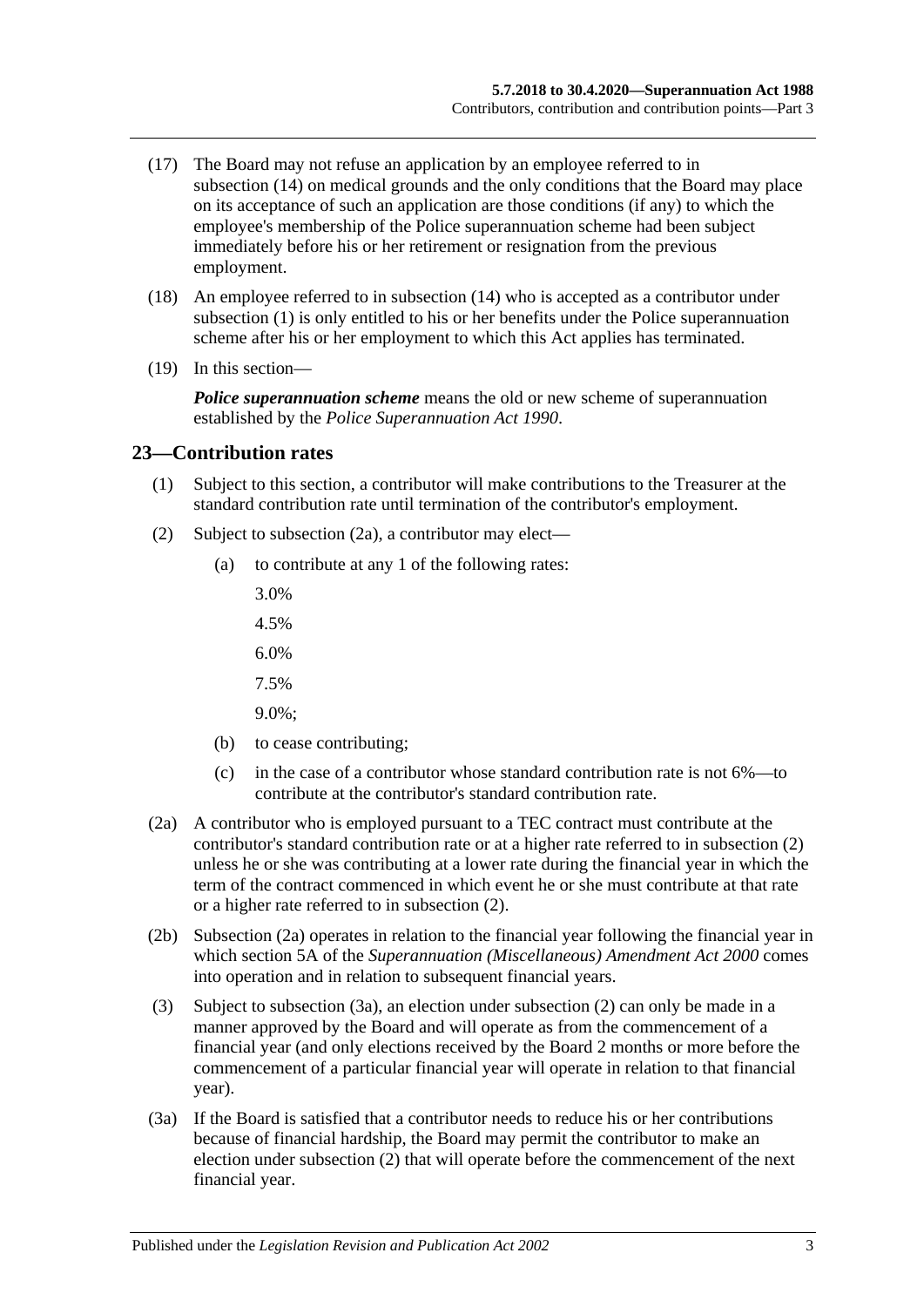(17) The Board may not refuse an application by an employee referred to in subsection (14) on medical grounds and the only conditions that the Board may place on its acceptance of such an application are those conditions (if any) to which the employee's membership of the Police superannuation scheme had been subject immediately before his or her retirement or resignation from the previous employment.

(18) An employee referred to in subsection (14) who is accepted as a contributor under subsection (1) is only entitled to his or her benefits under the Police superannuation scheme after his or her employment to which this Act applies has terminated.

(19) In this section—

***Police superannuation scheme*** means the old or new scheme of superannuation established by the *Police Superannuation Act 1990*.

## 23—Contribution rates

(1) Subject to this section, a contributor will make contributions to the Treasurer at the standard contribution rate until termination of the contributor's employment.

(2) Subject to subsection (2a), a contributor may elect—

(a) to contribute at any 1 of the following rates:

3.0%

4.5%

6.0%

7.5%

9.0%;

(b) to cease contributing;

(c) in the case of a contributor whose standard contribution rate is not 6%—to contribute at the contributor's standard contribution rate.

(2a) A contributor who is employed pursuant to a TEC contract must contribute at the contributor's standard contribution rate or at a higher rate referred to in subsection (2) unless he or she was contributing at a lower rate during the financial year in which the term of the contract commenced in which event he or she must contribute at that rate or a higher rate referred to in subsection (2).

(2b) Subsection (2a) operates in relation to the financial year following the financial year in which section 5A of the *Superannuation (Miscellaneous) Amendment Act 2000* comes into operation and in relation to subsequent financial years.

(3) Subject to subsection (3a), an election under subsection (2) can only be made in a manner approved by the Board and will operate as from the commencement of a financial year (and only elections received by the Board 2 months or more before the commencement of a particular financial year will operate in relation to that financial year).

(3a) If the Board is satisfied that a contributor needs to reduce his or her contributions because of financial hardship, the Board may permit the contributor to make an election under subsection (2) that will operate before the commencement of the next financial year.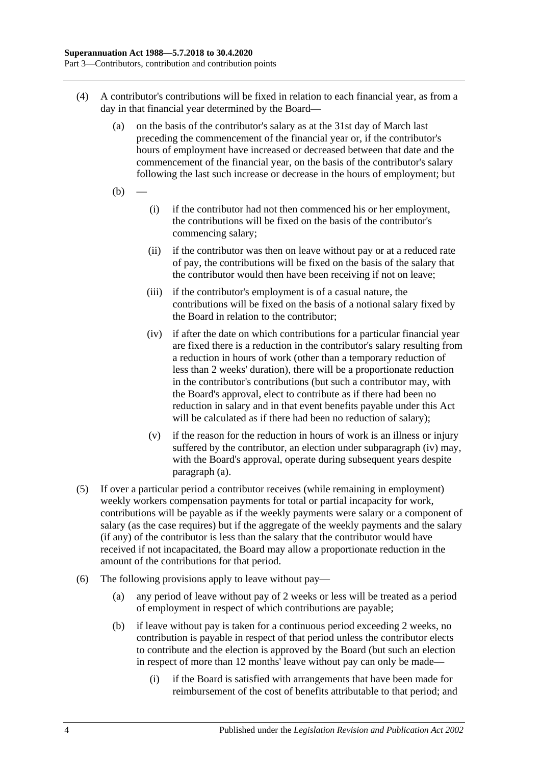(4) A contributor's contributions will be fixed in relation to each financial year, as from a day in that financial year determined by the Board—

(a) on the basis of the contributor's salary as at the 31st day of March last preceding the commencement of the financial year or, if the contributor's hours of employment have increased or decreased between that date and the commencement of the financial year, on the basis of the contributor's salary following the last such increase or decrease in the hours of employment; but

(b) —

(i) if the contributor had not then commenced his or her employment, the contributions will be fixed on the basis of the contributor's commencing salary;

(ii) if the contributor was then on leave without pay or at a reduced rate of pay, the contributions will be fixed on the basis of the salary that the contributor would then have been receiving if not on leave;

(iii) if the contributor's employment is of a casual nature, the contributions will be fixed on the basis of a notional salary fixed by the Board in relation to the contributor;

(iv) if after the date on which contributions for a particular financial year are fixed there is a reduction in the contributor's salary resulting from a reduction in hours of work (other than a temporary reduction of less than 2 weeks' duration), there will be a proportionate reduction in the contributor's contributions (but such a contributor may, with the Board's approval, elect to contribute as if there had been no reduction in salary and in that event benefits payable under this Act will be calculated as if there had been no reduction of salary);

(v) if the reason for the reduction in hours of work is an illness or injury suffered by the contributor, an election under subparagraph (iv) may, with the Board's approval, operate during subsequent years despite paragraph (a).

(5) If over a particular period a contributor receives (while remaining in employment) weekly workers compensation payments for total or partial incapacity for work, contributions will be payable as if the weekly payments were salary or a component of salary (as the case requires) but if the aggregate of the weekly payments and the salary (if any) of the contributor is less than the salary that the contributor would have received if not incapacitated, the Board may allow a proportionate reduction in the amount of the contributions for that period.

(6) The following provisions apply to leave without pay—

(a) any period of leave without pay of 2 weeks or less will be treated as a period of employment in respect of which contributions are payable;

(b) if leave without pay is taken for a continuous period exceeding 2 weeks, no contribution is payable in respect of that period unless the contributor elects to contribute and the election is approved by the Board (but such an election in respect of more than 12 months' leave without pay can only be made—

(i) if the Board is satisfied with arrangements that have been made for reimbursement of the cost of benefits attributable to that period; and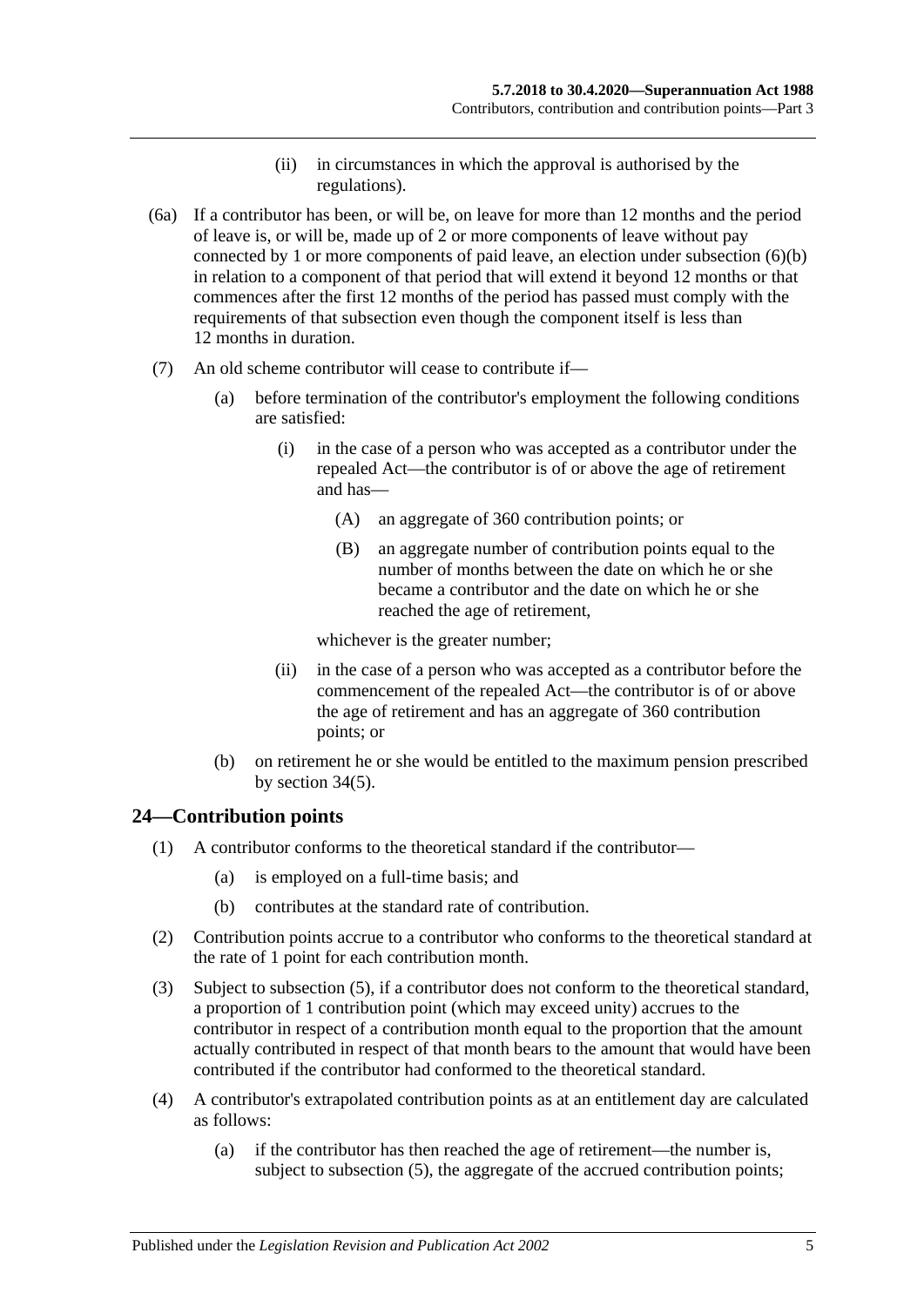(ii) in circumstances in which the approval is authorised by the regulations).

(6a) If a contributor has been, or will be, on leave for more than 12 months and the period of leave is, or will be, made up of 2 or more components of leave without pay connected by 1 or more components of paid leave, an election under subsection (6)(b) in relation to a component of that period that will extend it beyond 12 months or that commences after the first 12 months of the period has passed must comply with the requirements of that subsection even though the component itself is less than 12 months in duration.

(7) An old scheme contributor will cease to contribute if—

(a) before termination of the contributor's employment the following conditions are satisfied:

(i) in the case of a person who was accepted as a contributor under the repealed Act—the contributor is of or above the age of retirement and has—

(A) an aggregate of 360 contribution points; or

(B) an aggregate number of contribution points equal to the number of months between the date on which he or she became a contributor and the date on which he or she reached the age of retirement,

whichever is the greater number;

(ii) in the case of a person who was accepted as a contributor before the commencement of the repealed Act—the contributor is of or above the age of retirement and has an aggregate of 360 contribution points; or

(b) on retirement he or she would be entitled to the maximum pension prescribed by section 34(5).

## 24—Contribution points

(1) A contributor conforms to the theoretical standard if the contributor—

(a) is employed on a full-time basis; and

(b) contributes at the standard rate of contribution.

(2) Contribution points accrue to a contributor who conforms to the theoretical standard at the rate of 1 point for each contribution month.

(3) Subject to subsection (5), if a contributor does not conform to the theoretical standard, a proportion of 1 contribution point (which may exceed unity) accrues to the contributor in respect of a contribution month equal to the proportion that the amount actually contributed in respect of that month bears to the amount that would have been contributed if the contributor had conformed to the theoretical standard.

(4) A contributor's extrapolated contribution points as at an entitlement day are calculated as follows:

(a) if the contributor has then reached the age of retirement—the number is, subject to subsection (5), the aggregate of the accrued contribution points;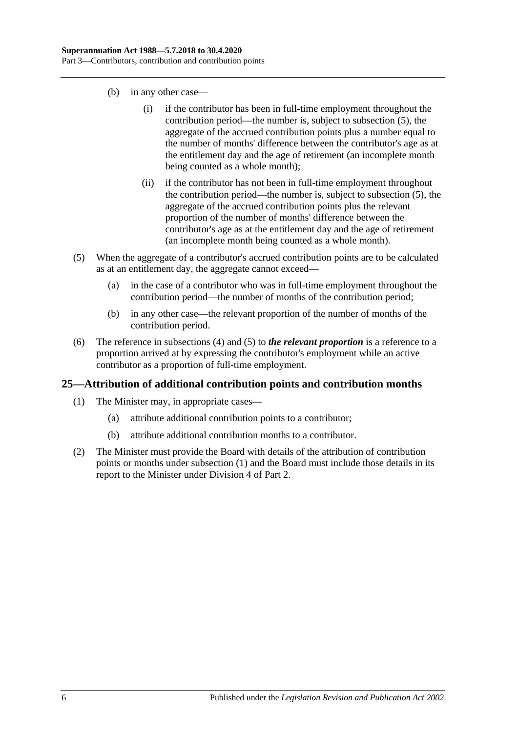(b) in any other case—

(i) if the contributor has been in full-time employment throughout the contribution period—the number is, subject to subsection (5), the aggregate of the accrued contribution points plus a number equal to the number of months' difference between the contributor's age as at the entitlement day and the age of retirement (an incomplete month being counted as a whole month);

(ii) if the contributor has not been in full-time employment throughout the contribution period—the number is, subject to subsection (5), the aggregate of the accrued contribution points plus the relevant proportion of the number of months' difference between the contributor's age as at the entitlement day and the age of retirement (an incomplete month being counted as a whole month).

(5) When the aggregate of a contributor's accrued contribution points are to be calculated as at an entitlement day, the aggregate cannot exceed—

(a) in the case of a contributor who was in full-time employment throughout the contribution period—the number of months of the contribution period;

(b) in any other case—the relevant proportion of the number of months of the contribution period.

(6) The reference in subsections (4) and (5) to ***the relevant proportion*** is a reference to a proportion arrived at by expressing the contributor's employment while an active contributor as a proportion of full-time employment.

## 25—Attribution of additional contribution points and contribution months

(1) The Minister may, in appropriate cases—

(a) attribute additional contribution points to a contributor;

(b) attribute additional contribution months to a contributor.

(2) The Minister must provide the Board with details of the attribution of contribution points or months under subsection (1) and the Board must include those details in its report to the Minister under Division 4 of Part 2.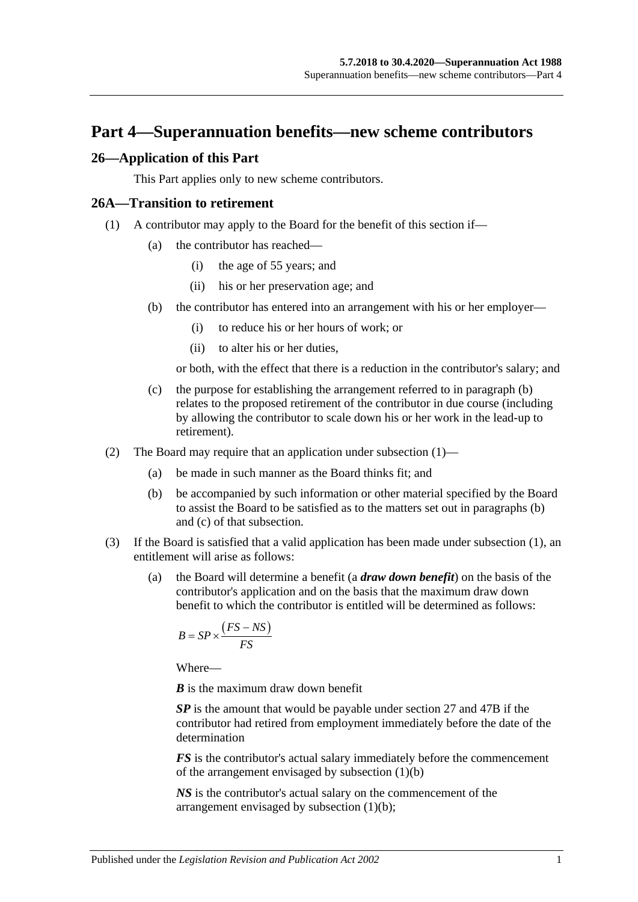# Part 4—Superannuation benefits—new scheme contributors

## 26—Application of this Part

This Part applies only to new scheme contributors.

## 26A—Transition to retirement

(1) A contributor may apply to the Board for the benefit of this section if—

(a) the contributor has reached—

(i) the age of 55 years; and

(ii) his or her preservation age; and

(b) the contributor has entered into an arrangement with his or her employer—

(i) to reduce his or her hours of work; or

(ii) to alter his or her duties,

or both, with the effect that there is a reduction in the contributor's salary; and

(c) the purpose for establishing the arrangement referred to in paragraph (b) relates to the proposed retirement of the contributor in due course (including by allowing the contributor to scale down his or her work in the lead-up to retirement).

(2) The Board may require that an application under subsection (1)—

(a) be made in such manner as the Board thinks fit; and

(b) be accompanied by such information or other material specified by the Board to assist the Board to be satisfied as to the matters set out in paragraphs (b) and (c) of that subsection.

(3) If the Board is satisfied that a valid application has been made under subsection (1), an entitlement will arise as follows:

(a) the Board will determine a benefit (a ***draw down benefit***) on the basis of the contributor's application and on the basis that the maximum draw down benefit to which the contributor is entitled will be determined as follows:

$$B = SP \times \frac{(FS - NS)}{FS}$$

Where—

***B*** is the maximum draw down benefit

***SP*** is the amount that would be payable under section 27 and 47B if the contributor had retired from employment immediately before the date of the determination

***FS*** is the contributor's actual salary immediately before the commencement of the arrangement envisaged by subsection (1)(b)

***NS*** is the contributor's actual salary on the commencement of the arrangement envisaged by subsection (1)(b);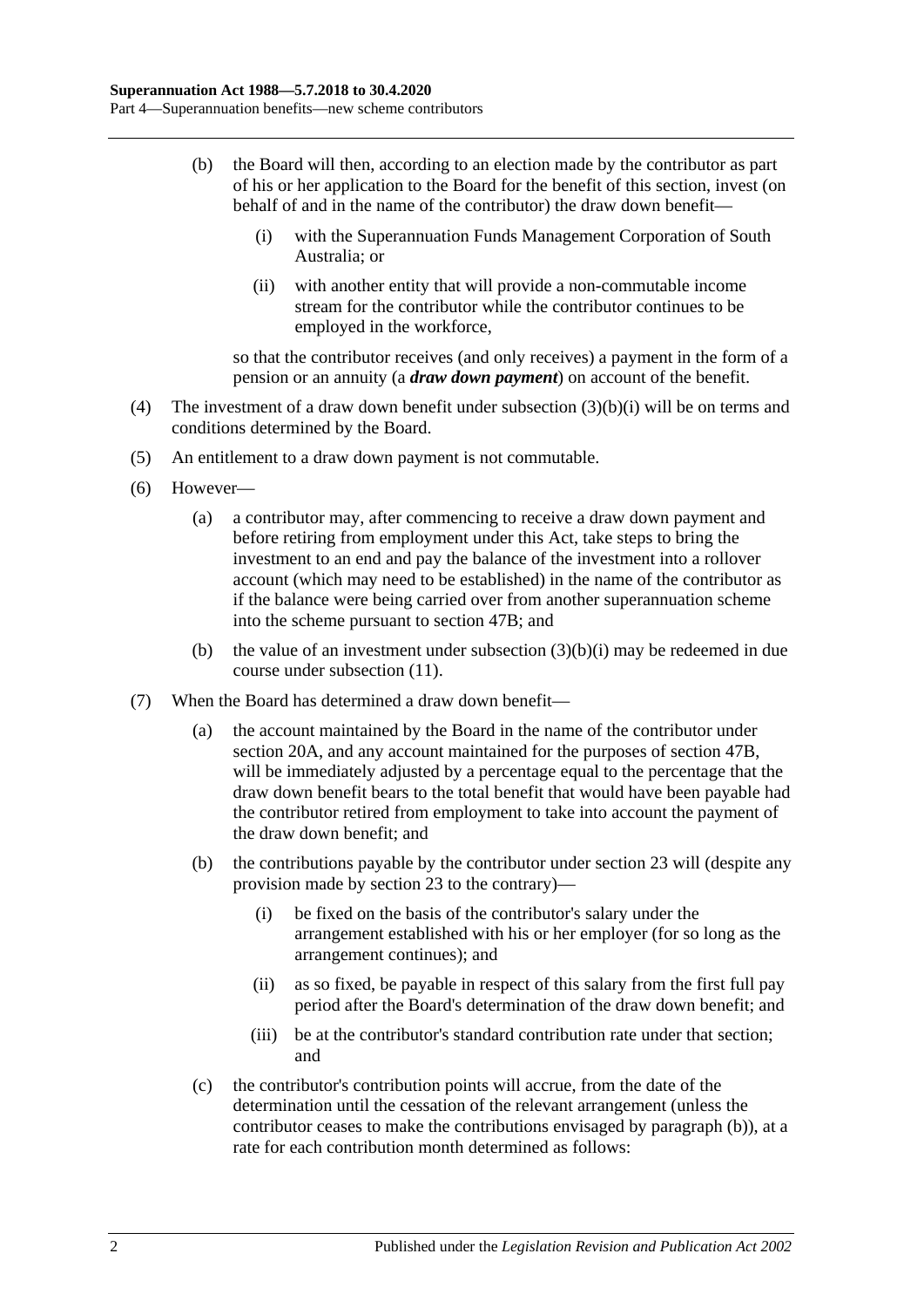(b) the Board will then, according to an election made by the contributor as part of his or her application to the Board for the benefit of this section, invest (on behalf of and in the name of the contributor) the draw down benefit—

(i) with the Superannuation Funds Management Corporation of South Australia; or

(ii) with another entity that will provide a non-commutable income stream for the contributor while the contributor continues to be employed in the workforce,

so that the contributor receives (and only receives) a payment in the form of a pension or an annuity (a ***draw down payment***) on account of the benefit.

(4) The investment of a draw down benefit under subsection (3)(b)(i) will be on terms and conditions determined by the Board.

(5) An entitlement to a draw down payment is not commutable.

(6) However—

(a) a contributor may, after commencing to receive a draw down payment and before retiring from employment under this Act, take steps to bring the investment to an end and pay the balance of the investment into a rollover account (which may need to be established) in the name of the contributor as if the balance were being carried over from another superannuation scheme into the scheme pursuant to section 47B; and

(b) the value of an investment under subsection (3)(b)(i) may be redeemed in due course under subsection (11).

(7) When the Board has determined a draw down benefit—

(a) the account maintained by the Board in the name of the contributor under section 20A, and any account maintained for the purposes of section 47B, will be immediately adjusted by a percentage equal to the percentage that the draw down benefit bears to the total benefit that would have been payable had the contributor retired from employment to take into account the payment of the draw down benefit; and

(b) the contributions payable by the contributor under section 23 will (despite any provision made by section 23 to the contrary)—

(i) be fixed on the basis of the contributor's salary under the arrangement established with his or her employer (for so long as the arrangement continues); and

(ii) as so fixed, be payable in respect of this salary from the first full pay period after the Board's determination of the draw down benefit; and

(iii) be at the contributor's standard contribution rate under that section; and

(c) the contributor's contribution points will accrue, from the date of the determination until the cessation of the relevant arrangement (unless the contributor ceases to make the contributions envisaged by paragraph (b)), at a rate for each contribution month determined as follows: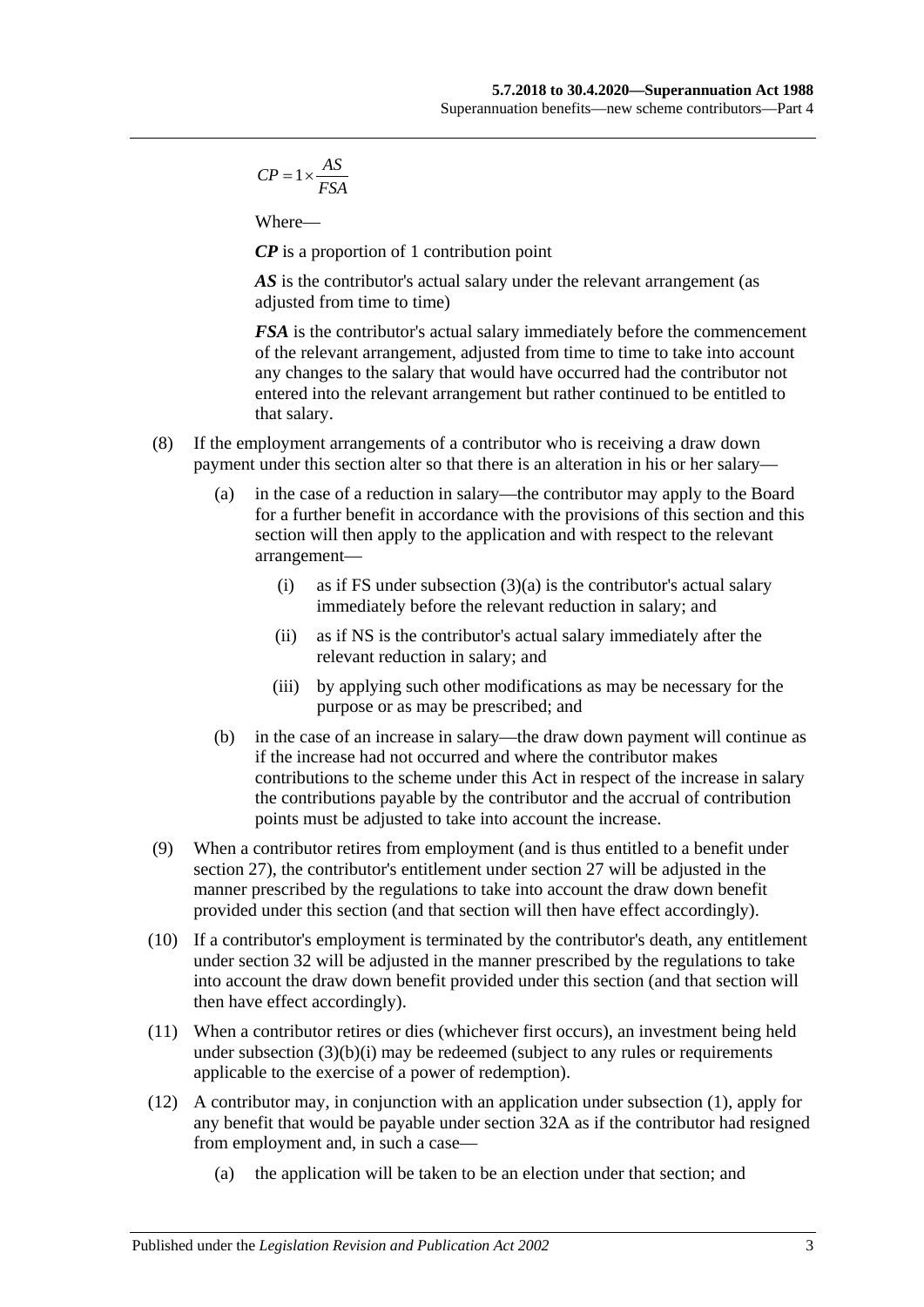$$CP = 1 \times \frac{AS}{FSA}$$

Where—

***CP*** is a proportion of 1 contribution point

***AS*** is the contributor's actual salary under the relevant arrangement (as adjusted from time to time)

***FSA*** is the contributor's actual salary immediately before the commencement of the relevant arrangement, adjusted from time to time to take into account any changes to the salary that would have occurred had the contributor not entered into the relevant arrangement but rather continued to be entitled to that salary.

(8) If the employment arrangements of a contributor who is receiving a draw down payment under this section alter so that there is an alteration in his or her salary—

(a) in the case of a reduction in salary—the contributor may apply to the Board for a further benefit in accordance with the provisions of this section and this section will then apply to the application and with respect to the relevant arrangement—

(i) as if FS under subsection (3)(a) is the contributor's actual salary immediately before the relevant reduction in salary; and

(ii) as if NS is the contributor's actual salary immediately after the relevant reduction in salary; and

(iii) by applying such other modifications as may be necessary for the purpose or as may be prescribed; and

(b) in the case of an increase in salary—the draw down payment will continue as if the increase had not occurred and where the contributor makes contributions to the scheme under this Act in respect of the increase in salary the contributions payable by the contributor and the accrual of contribution points must be adjusted to take into account the increase.

(9) When a contributor retires from employment (and is thus entitled to a benefit under section 27), the contributor's entitlement under section 27 will be adjusted in the manner prescribed by the regulations to take into account the draw down benefit provided under this section (and that section will then have effect accordingly).

(10) If a contributor's employment is terminated by the contributor's death, any entitlement under section 32 will be adjusted in the manner prescribed by the regulations to take into account the draw down benefit provided under this section (and that section will then have effect accordingly).

(11) When a contributor retires or dies (whichever first occurs), an investment being held under subsection (3)(b)(i) may be redeemed (subject to any rules or requirements applicable to the exercise of a power of redemption).

(12) A contributor may, in conjunction with an application under subsection (1), apply for any benefit that would be payable under section 32A as if the contributor had resigned from employment and, in such a case—

(a) the application will be taken to be an election under that section; and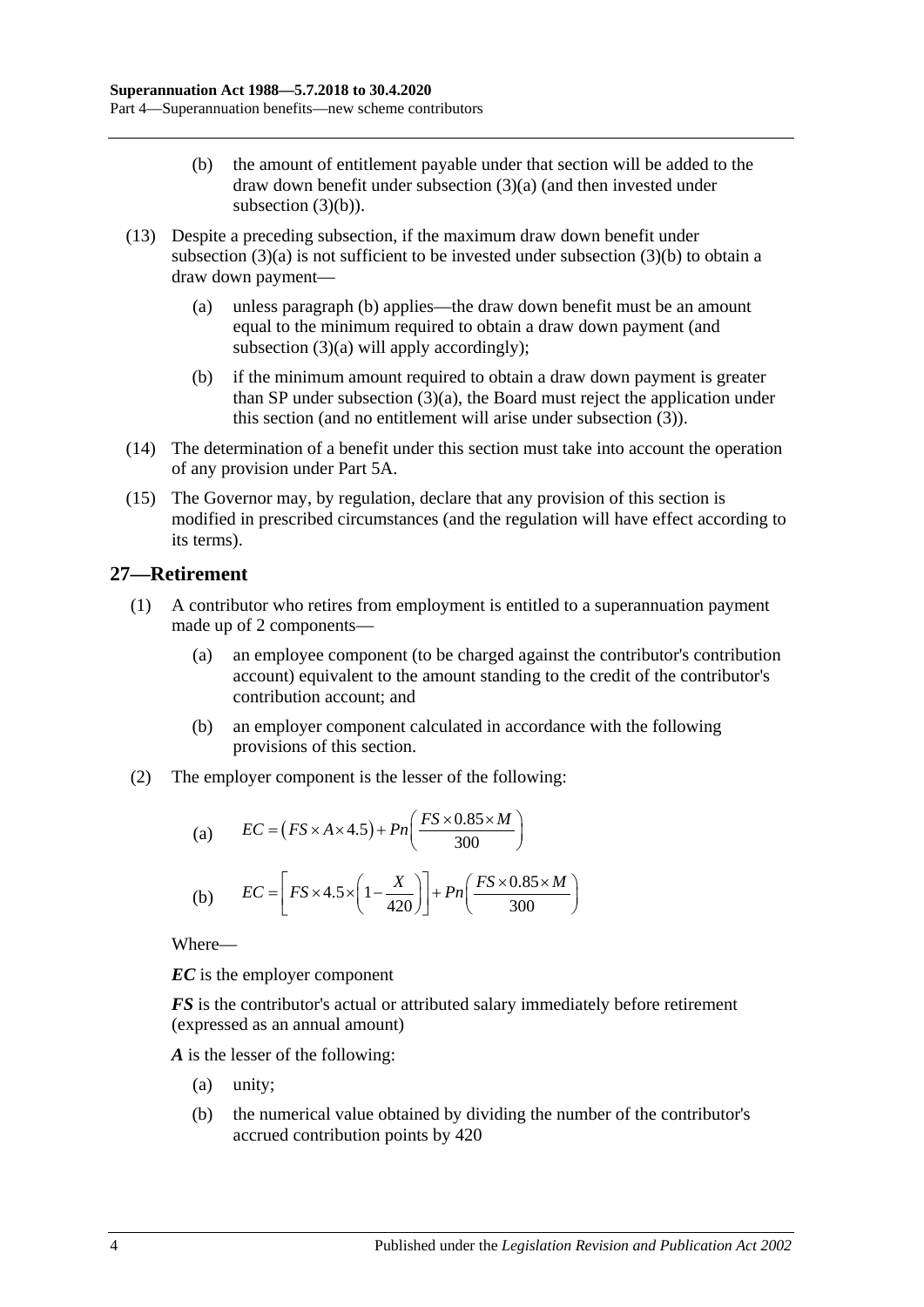(b) the amount of entitlement payable under that section will be added to the draw down benefit under subsection (3)(a) (and then invested under subsection (3)(b)).

(13) Despite a preceding subsection, if the maximum draw down benefit under subsection (3)(a) is not sufficient to be invested under subsection (3)(b) to obtain a draw down payment—

(a) unless paragraph (b) applies—the draw down benefit must be an amount equal to the minimum required to obtain a draw down payment (and subsection (3)(a) will apply accordingly);

(b) if the minimum amount required to obtain a draw down payment is greater than SP under subsection (3)(a), the Board must reject the application under this section (and no entitlement will arise under subsection (3)).

(14) The determination of a benefit under this section must take into account the operation of any provision under Part 5A.

(15) The Governor may, by regulation, declare that any provision of this section is modified in prescribed circumstances (and the regulation will have effect according to its terms).

## 27—Retirement

(1) A contributor who retires from employment is entitled to a superannuation payment made up of 2 components—

(a) an employee component (to be charged against the contributor's contribution account) equivalent to the amount standing to the credit of the contributor's contribution account; and

(b) an employer component calculated in accordance with the following provisions of this section.

(2) The employer component is the lesser of the following:

(a) $$EC = (FS \times A \times 4.5) + Pn\left(\frac{FS \times 0.85 \times M}{300}\right)$$

(b) $$EC = \left[FS \times 4.5 \times \left(1 - \frac{X}{420}\right)\right] + Pn\left(\frac{FS \times 0.85 \times M}{300}\right)$$

Where—

***EC*** is the employer component

***FS*** is the contributor's actual or attributed salary immediately before retirement (expressed as an annual amount)

***A*** is the lesser of the following:

(a) unity;

(b) the numerical value obtained by dividing the number of the contributor's accrued contribution points by 420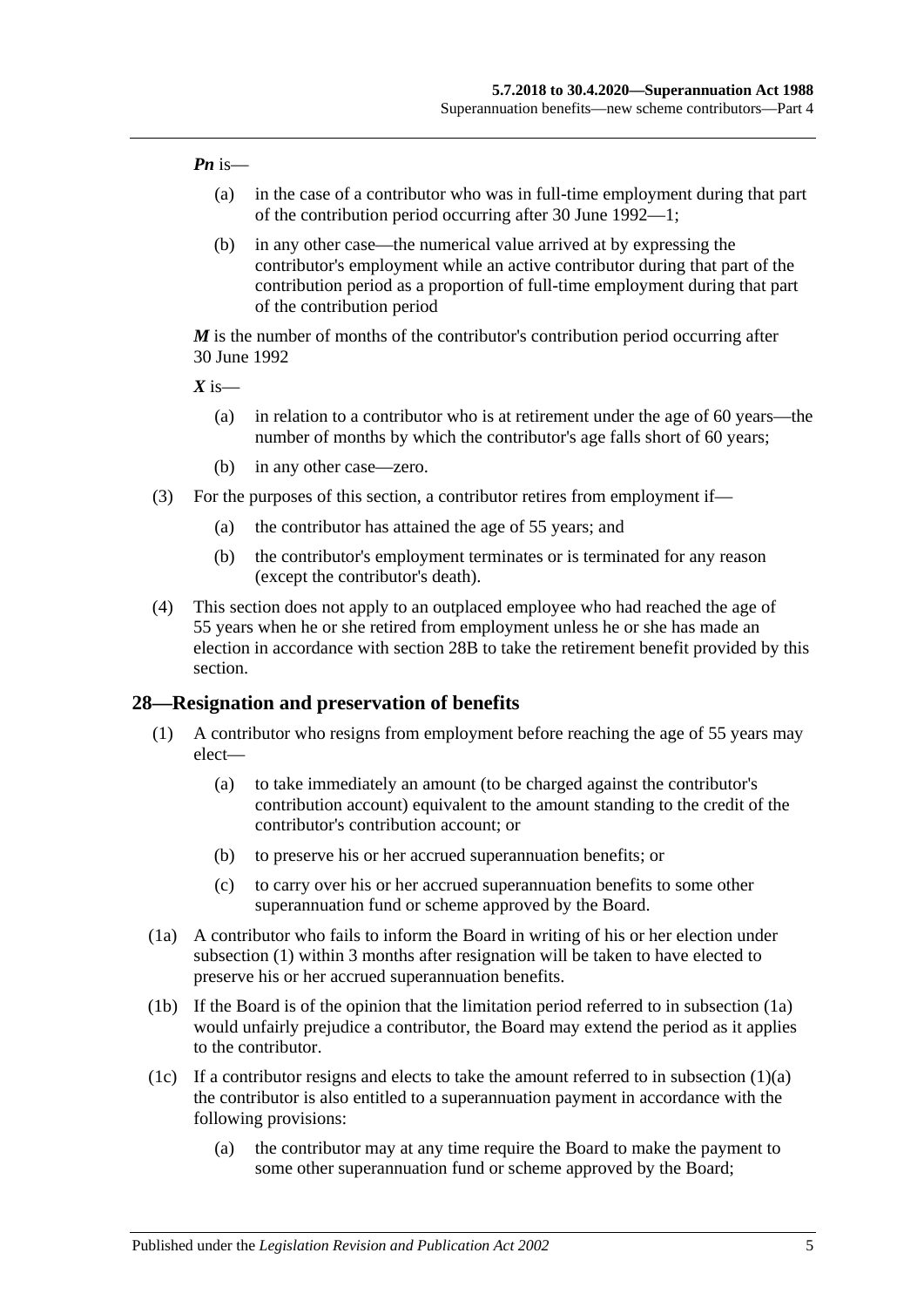***Pn*** is—

(a) in the case of a contributor who was in full-time employment during that part of the contribution period occurring after 30 June 1992—1;

(b) in any other case—the numerical value arrived at by expressing the contributor's employment while an active contributor during that part of the contribution period as a proportion of full-time employment during that part of the contribution period

***M*** is the number of months of the contributor's contribution period occurring after 30 June 1992

***X*** is—

(a) in relation to a contributor who is at retirement under the age of 60 years—the number of months by which the contributor's age falls short of 60 years;

(b) in any other case—zero.

(3) For the purposes of this section, a contributor retires from employment if—

(a) the contributor has attained the age of 55 years; and

(b) the contributor's employment terminates or is terminated for any reason (except the contributor's death).

(4) This section does not apply to an outplaced employee who had reached the age of 55 years when he or she retired from employment unless he or she has made an election in accordance with section 28B to take the retirement benefit provided by this section.

## 28—Resignation and preservation of benefits

(1) A contributor who resigns from employment before reaching the age of 55 years may elect—

(a) to take immediately an amount (to be charged against the contributor's contribution account) equivalent to the amount standing to the credit of the contributor's contribution account; or

(b) to preserve his or her accrued superannuation benefits; or

(c) to carry over his or her accrued superannuation benefits to some other superannuation fund or scheme approved by the Board.

(1a) A contributor who fails to inform the Board in writing of his or her election under subsection (1) within 3 months after resignation will be taken to have elected to preserve his or her accrued superannuation benefits.

(1b) If the Board is of the opinion that the limitation period referred to in subsection (1a) would unfairly prejudice a contributor, the Board may extend the period as it applies to the contributor.

(1c) If a contributor resigns and elects to take the amount referred to in subsection (1)(a) the contributor is also entitled to a superannuation payment in accordance with the following provisions:

(a) the contributor may at any time require the Board to make the payment to some other superannuation fund or scheme approved by the Board;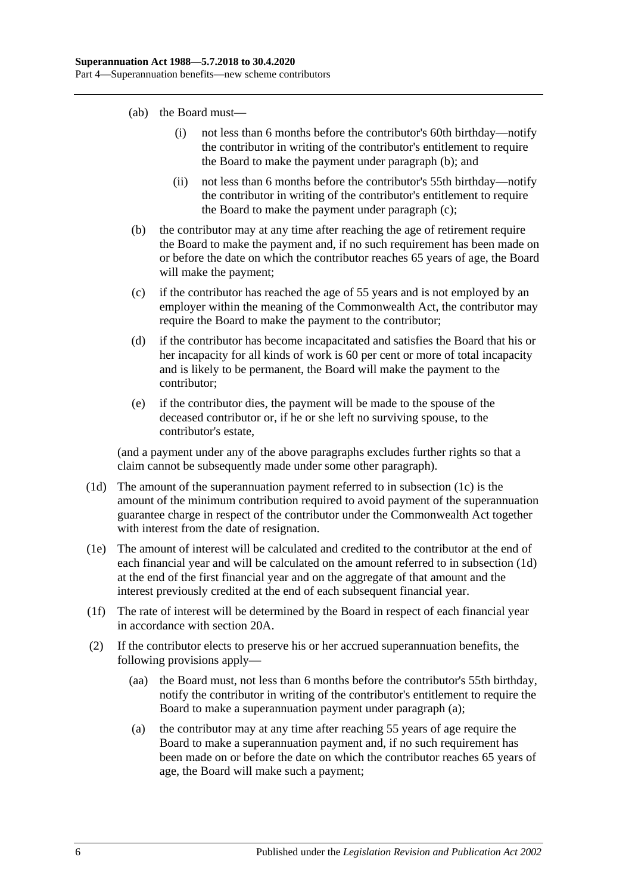(ab) the Board must—

(i) not less than 6 months before the contributor's 60th birthday—notify the contributor in writing of the contributor's entitlement to require the Board to make the payment under paragraph (b); and

(ii) not less than 6 months before the contributor's 55th birthday—notify the contributor in writing of the contributor's entitlement to require the Board to make the payment under paragraph (c);

(b) the contributor may at any time after reaching the age of retirement require the Board to make the payment and, if no such requirement has been made on or before the date on which the contributor reaches 65 years of age, the Board will make the payment;

(c) if the contributor has reached the age of 55 years and is not employed by an employer within the meaning of the Commonwealth Act, the contributor may require the Board to make the payment to the contributor;

(d) if the contributor has become incapacitated and satisfies the Board that his or her incapacity for all kinds of work is 60 per cent or more of total incapacity and is likely to be permanent, the Board will make the payment to the contributor;

(e) if the contributor dies, the payment will be made to the spouse of the deceased contributor or, if he or she left no surviving spouse, to the contributor's estate,

(and a payment under any of the above paragraphs excludes further rights so that a claim cannot be subsequently made under some other paragraph).

(1d) The amount of the superannuation payment referred to in subsection (1c) is the amount of the minimum contribution required to avoid payment of the superannuation guarantee charge in respect of the contributor under the Commonwealth Act together with interest from the date of resignation.

(1e) The amount of interest will be calculated and credited to the contributor at the end of each financial year and will be calculated on the amount referred to in subsection (1d) at the end of the first financial year and on the aggregate of that amount and the interest previously credited at the end of each subsequent financial year.

(1f) The rate of interest will be determined by the Board in respect of each financial year in accordance with section 20A.

(2) If the contributor elects to preserve his or her accrued superannuation benefits, the following provisions apply—

(aa) the Board must, not less than 6 months before the contributor's 55th birthday, notify the contributor in writing of the contributor's entitlement to require the Board to make a superannuation payment under paragraph (a);

(a) the contributor may at any time after reaching 55 years of age require the Board to make a superannuation payment and, if no such requirement has been made on or before the date on which the contributor reaches 65 years of age, the Board will make such a payment;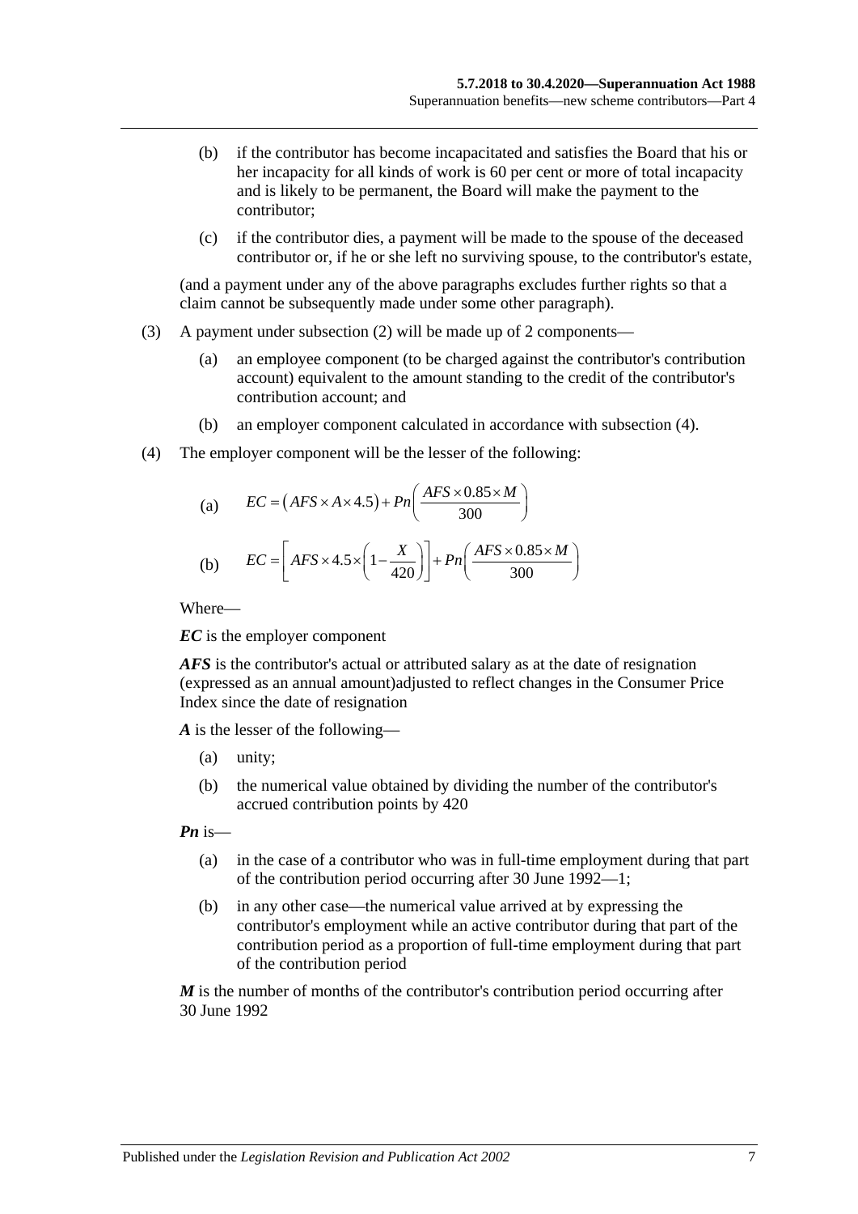(b) if the contributor has become incapacitated and satisfies the Board that his or her incapacity for all kinds of work is 60 per cent or more of total incapacity and is likely to be permanent, the Board will make the payment to the contributor;

(c) if the contributor dies, a payment will be made to the spouse of the deceased contributor or, if he or she left no surviving spouse, to the contributor's estate,

(and a payment under any of the above paragraphs excludes further rights so that a claim cannot be subsequently made under some other paragraph).

(3) A payment under subsection (2) will be made up of 2 components—

(a) an employee component (to be charged against the contributor's contribution account) equivalent to the amount standing to the credit of the contributor's contribution account; and

(b) an employer component calculated in accordance with subsection (4).

(4) The employer component will be the lesser of the following:

(a) $$EC = \left(AFS \times A \times 4.5\right) + Pn\left(\frac{AFS \times 0.85 \times M}{300}\right)$$

(b) $$EC = \left[AFS \times 4.5 \times \left(1 - \frac{X}{420}\right)\right] + Pn\left(\frac{AFS \times 0.85 \times M}{300}\right)$$

Where—

***EC*** is the employer component

***AFS*** is the contributor's actual or attributed salary as at the date of resignation (expressed as an annual amount)adjusted to reflect changes in the Consumer Price Index since the date of resignation

***A*** is the lesser of the following—

(a) unity;

(b) the numerical value obtained by dividing the number of the contributor's accrued contribution points by 420

***Pn*** is—

(a) in the case of a contributor who was in full-time employment during that part of the contribution period occurring after 30 June 1992—1;

(b) in any other case—the numerical value arrived at by expressing the contributor's employment while an active contributor during that part of the contribution period as a proportion of full-time employment during that part of the contribution period

***M*** is the number of months of the contributor's contribution period occurring after 30 June 1992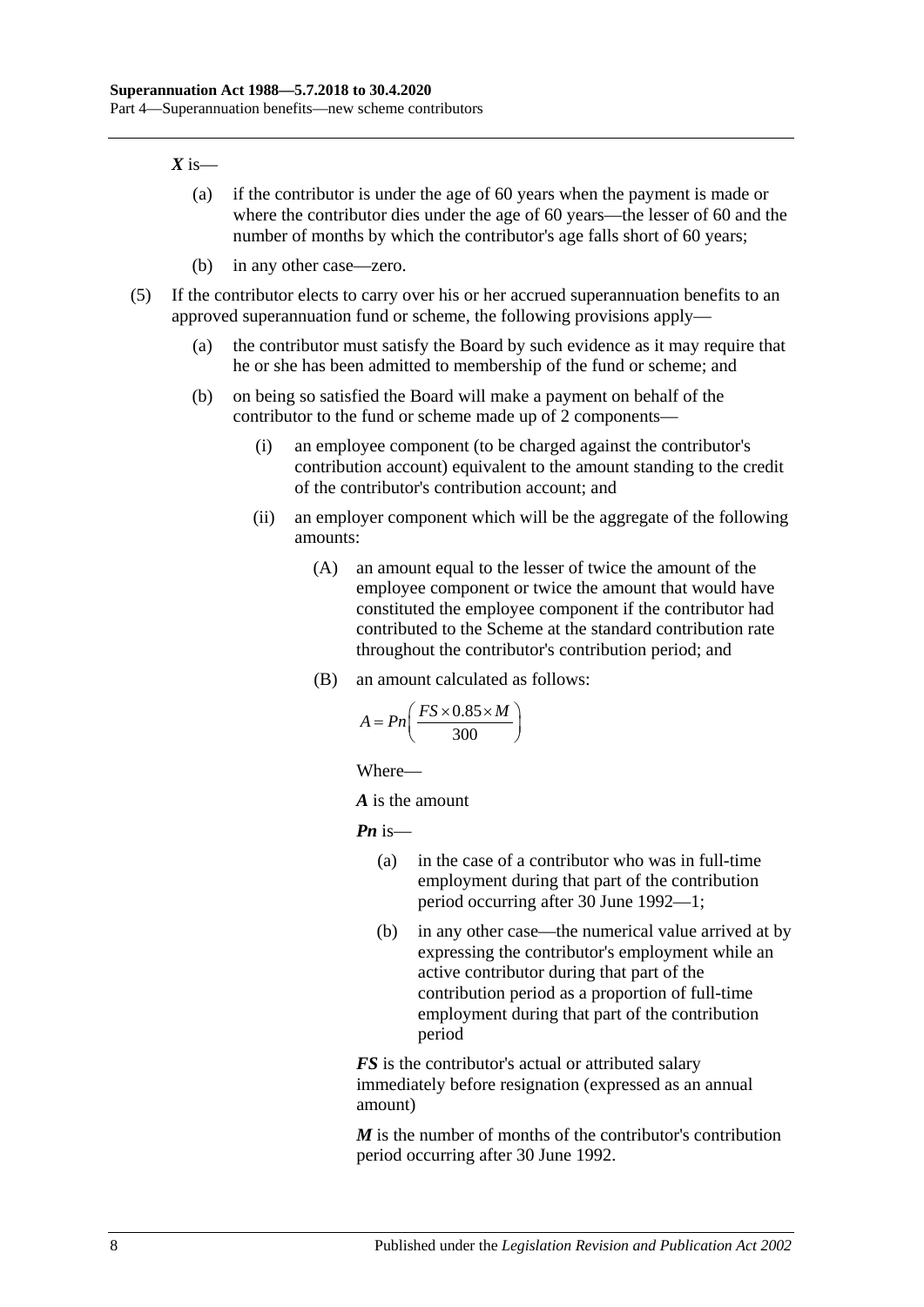***X*** is—

(a) if the contributor is under the age of 60 years when the payment is made or where the contributor dies under the age of 60 years—the lesser of 60 and the number of months by which the contributor's age falls short of 60 years;

(b) in any other case—zero.

(5) If the contributor elects to carry over his or her accrued superannuation benefits to an approved superannuation fund or scheme, the following provisions apply—

(a) the contributor must satisfy the Board by such evidence as it may require that he or she has been admitted to membership of the fund or scheme; and

(b) on being so satisfied the Board will make a payment on behalf of the contributor to the fund or scheme made up of 2 components—

(i) an employee component (to be charged against the contributor's contribution account) equivalent to the amount standing to the credit of the contributor's contribution account; and

(ii) an employer component which will be the aggregate of the following amounts:

(A) an amount equal to the lesser of twice the amount of the employee component or twice the amount that would have constituted the employee component if the contributor had contributed to the Scheme at the standard contribution rate throughout the contributor's contribution period; and

(B) an amount calculated as follows:

$$A = Pn\left(\frac{FS \times 0.85 \times M}{300}\right)$$

Where—

***A*** is the amount

***Pn*** is—

(a) in the case of a contributor who was in full-time employment during that part of the contribution period occurring after 30 June 1992—1;

(b) in any other case—the numerical value arrived at by expressing the contributor's employment while an active contributor during that part of the contribution period as a proportion of full-time employment during that part of the contribution period

***FS*** is the contributor's actual or attributed salary immediately before resignation (expressed as an annual amount)

***M*** is the number of months of the contributor's contribution period occurring after 30 June 1992.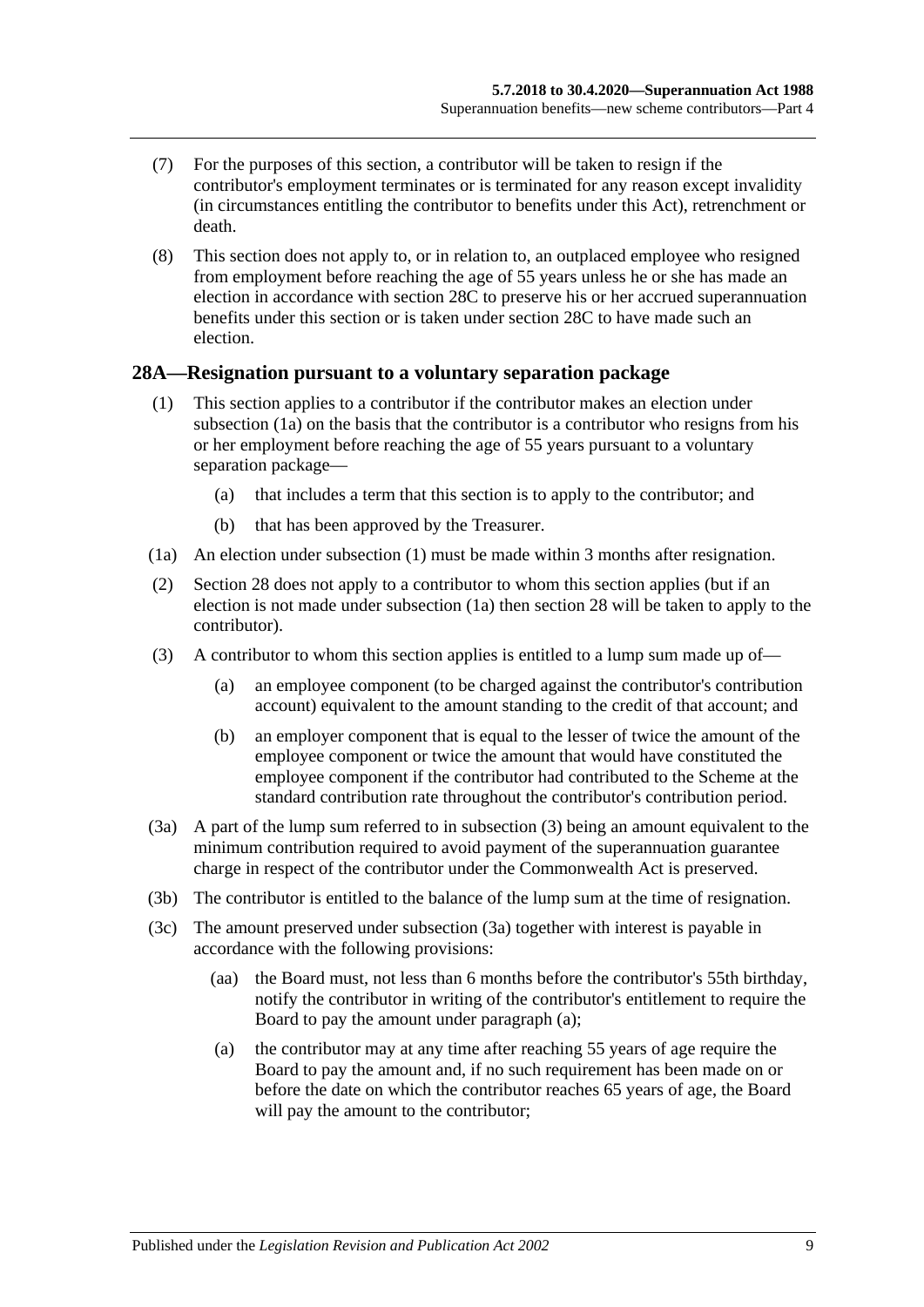(7) For the purposes of this section, a contributor will be taken to resign if the contributor's employment terminates or is terminated for any reason except invalidity (in circumstances entitling the contributor to benefits under this Act), retrenchment or death.

(8) This section does not apply to, or in relation to, an outplaced employee who resigned from employment before reaching the age of 55 years unless he or she has made an election in accordance with section 28C to preserve his or her accrued superannuation benefits under this section or is taken under section 28C to have made such an election.

## 28A—Resignation pursuant to a voluntary separation package

(1) This section applies to a contributor if the contributor makes an election under subsection (1a) on the basis that the contributor is a contributor who resigns from his or her employment before reaching the age of 55 years pursuant to a voluntary separation package—

(a) that includes a term that this section is to apply to the contributor; and

(b) that has been approved by the Treasurer.

(1a) An election under subsection (1) must be made within 3 months after resignation.

(2) Section 28 does not apply to a contributor to whom this section applies (but if an election is not made under subsection (1a) then section 28 will be taken to apply to the contributor).

(3) A contributor to whom this section applies is entitled to a lump sum made up of—

(a) an employee component (to be charged against the contributor's contribution account) equivalent to the amount standing to the credit of that account; and

(b) an employer component that is equal to the lesser of twice the amount of the employee component or twice the amount that would have constituted the employee component if the contributor had contributed to the Scheme at the standard contribution rate throughout the contributor's contribution period.

(3a) A part of the lump sum referred to in subsection (3) being an amount equivalent to the minimum contribution required to avoid payment of the superannuation guarantee charge in respect of the contributor under the Commonwealth Act is preserved.

(3b) The contributor is entitled to the balance of the lump sum at the time of resignation.

(3c) The amount preserved under subsection (3a) together with interest is payable in accordance with the following provisions:

(aa) the Board must, not less than 6 months before the contributor's 55th birthday, notify the contributor in writing of the contributor's entitlement to require the Board to pay the amount under paragraph (a);

(a) the contributor may at any time after reaching 55 years of age require the Board to pay the amount and, if no such requirement has been made on or before the date on which the contributor reaches 65 years of age, the Board will pay the amount to the contributor;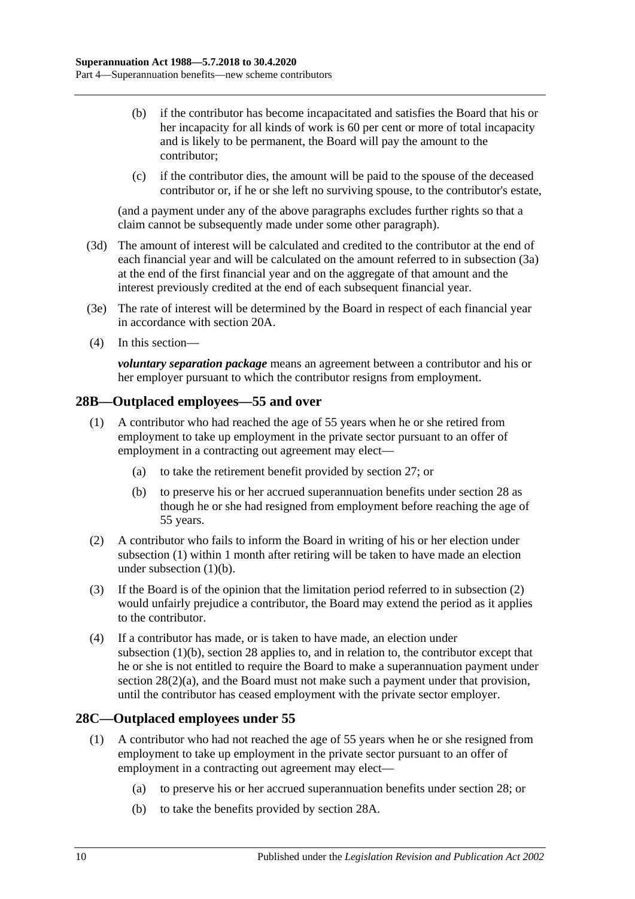(b) if the contributor has become incapacitated and satisfies the Board that his or her incapacity for all kinds of work is 60 per cent or more of total incapacity and is likely to be permanent, the Board will pay the amount to the contributor;

(c) if the contributor dies, the amount will be paid to the spouse of the deceased contributor or, if he or she left no surviving spouse, to the contributor's estate,

(and a payment under any of the above paragraphs excludes further rights so that a claim cannot be subsequently made under some other paragraph).

(3d) The amount of interest will be calculated and credited to the contributor at the end of each financial year and will be calculated on the amount referred to in subsection (3a) at the end of the first financial year and on the aggregate of that amount and the interest previously credited at the end of each subsequent financial year.

(3e) The rate of interest will be determined by the Board in respect of each financial year in accordance with section 20A.

(4) In this section—

***voluntary separation package*** means an agreement between a contributor and his or her employer pursuant to which the contributor resigns from employment.

## 28B—Outplaced employees—55 and over

(1) A contributor who had reached the age of 55 years when he or she retired from employment to take up employment in the private sector pursuant to an offer of employment in a contracting out agreement may elect—

(a) to take the retirement benefit provided by section 27; or

(b) to preserve his or her accrued superannuation benefits under section 28 as though he or she had resigned from employment before reaching the age of 55 years.

(2) A contributor who fails to inform the Board in writing of his or her election under subsection (1) within 1 month after retiring will be taken to have made an election under subsection (1)(b).

(3) If the Board is of the opinion that the limitation period referred to in subsection (2) would unfairly prejudice a contributor, the Board may extend the period as it applies to the contributor.

(4) If a contributor has made, or is taken to have made, an election under subsection (1)(b), section 28 applies to, and in relation to, the contributor except that he or she is not entitled to require the Board to make a superannuation payment under section 28(2)(a), and the Board must not make such a payment under that provision, until the contributor has ceased employment with the private sector employer.

## 28C—Outplaced employees under 55

(1) A contributor who had not reached the age of 55 years when he or she resigned from employment to take up employment in the private sector pursuant to an offer of employment in a contracting out agreement may elect—

(a) to preserve his or her accrued superannuation benefits under section 28; or

(b) to take the benefits provided by section 28A.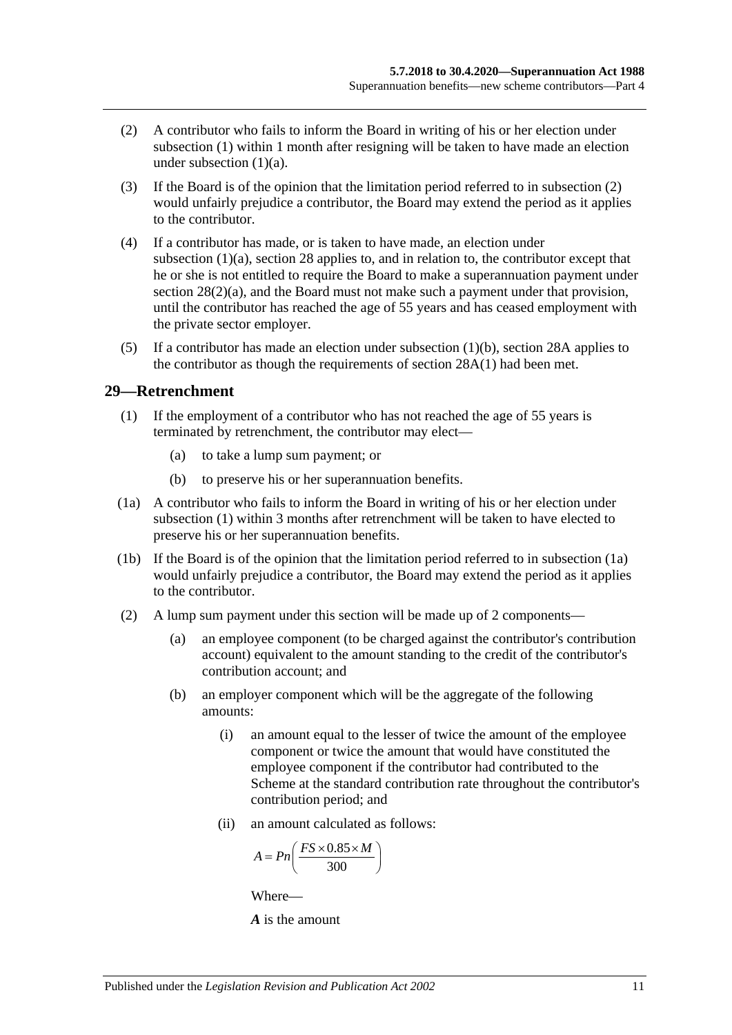(2) A contributor who fails to inform the Board in writing of his or her election under subsection (1) within 1 month after resigning will be taken to have made an election under subsection (1)(a).

(3) If the Board is of the opinion that the limitation period referred to in subsection (2) would unfairly prejudice a contributor, the Board may extend the period as it applies to the contributor.

(4) If a contributor has made, or is taken to have made, an election under subsection (1)(a), section 28 applies to, and in relation to, the contributor except that he or she is not entitled to require the Board to make a superannuation payment under section 28(2)(a), and the Board must not make such a payment under that provision, until the contributor has reached the age of 55 years and has ceased employment with the private sector employer.

(5) If a contributor has made an election under subsection (1)(b), section 28A applies to the contributor as though the requirements of section 28A(1) had been met.

## 29—Retrenchment

(1) If the employment of a contributor who has not reached the age of 55 years is terminated by retrenchment, the contributor may elect—

(a) to take a lump sum payment; or

(b) to preserve his or her superannuation benefits.

(1a) A contributor who fails to inform the Board in writing of his or her election under subsection (1) within 3 months after retrenchment will be taken to have elected to preserve his or her superannuation benefits.

(1b) If the Board is of the opinion that the limitation period referred to in subsection (1a) would unfairly prejudice a contributor, the Board may extend the period as it applies to the contributor.

(2) A lump sum payment under this section will be made up of 2 components—

(a) an employee component (to be charged against the contributor's contribution account) equivalent to the amount standing to the credit of the contributor's contribution account; and

(b) an employer component which will be the aggregate of the following amounts:

(i) an amount equal to the lesser of twice the amount of the employee component or twice the amount that would have constituted the employee component if the contributor had contributed to the Scheme at the standard contribution rate throughout the contributor's contribution period; and

(ii) an amount calculated as follows:

$$A = Pn\left(\frac{FS \times 0.85 \times M}{300}\right)$$

Where—

***A*** is the amount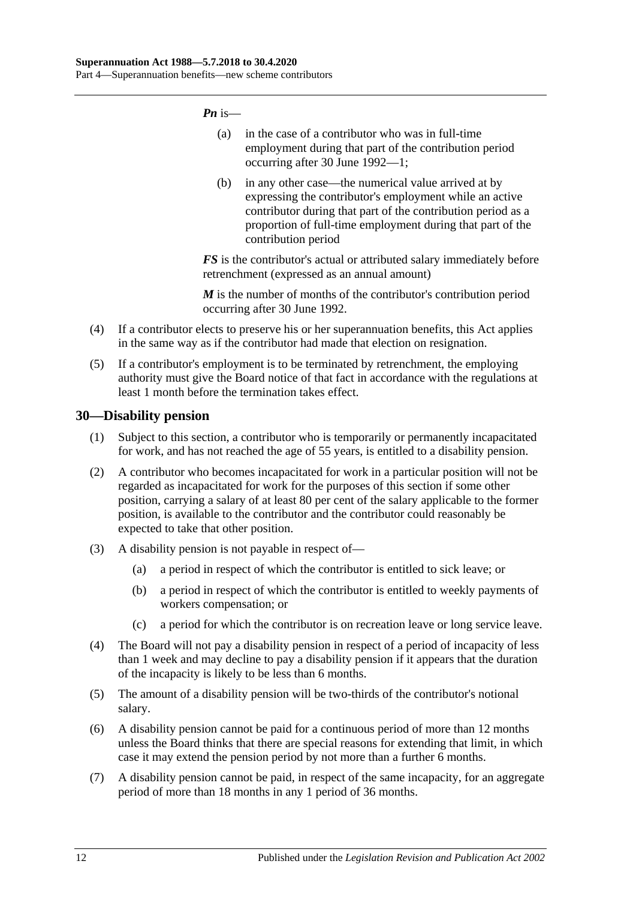***Pn*** is—

(a) in the case of a contributor who was in full-time employment during that part of the contribution period occurring after 30 June 1992—1;

(b) in any other case—the numerical value arrived at by expressing the contributor's employment while an active contributor during that part of the contribution period as a proportion of full-time employment during that part of the contribution period

***FS*** is the contributor's actual or attributed salary immediately before retrenchment (expressed as an annual amount)

***M*** is the number of months of the contributor's contribution period occurring after 30 June 1992.

(4) If a contributor elects to preserve his or her superannuation benefits, this Act applies in the same way as if the contributor had made that election on resignation.

(5) If a contributor's employment is to be terminated by retrenchment, the employing authority must give the Board notice of that fact in accordance with the regulations at least 1 month before the termination takes effect.

## 30—Disability pension

(1) Subject to this section, a contributor who is temporarily or permanently incapacitated for work, and has not reached the age of 55 years, is entitled to a disability pension.

(2) A contributor who becomes incapacitated for work in a particular position will not be regarded as incapacitated for work for the purposes of this section if some other position, carrying a salary of at least 80 per cent of the salary applicable to the former position, is available to the contributor and the contributor could reasonably be expected to take that other position.

(3) A disability pension is not payable in respect of—

(a) a period in respect of which the contributor is entitled to sick leave; or

(b) a period in respect of which the contributor is entitled to weekly payments of workers compensation; or

(c) a period for which the contributor is on recreation leave or long service leave.

(4) The Board will not pay a disability pension in respect of a period of incapacity of less than 1 week and may decline to pay a disability pension if it appears that the duration of the incapacity is likely to be less than 6 months.

(5) The amount of a disability pension will be two-thirds of the contributor's notional salary.

(6) A disability pension cannot be paid for a continuous period of more than 12 months unless the Board thinks that there are special reasons for extending that limit, in which case it may extend the pension period by not more than a further 6 months.

(7) A disability pension cannot be paid, in respect of the same incapacity, for an aggregate period of more than 18 months in any 1 period of 36 months.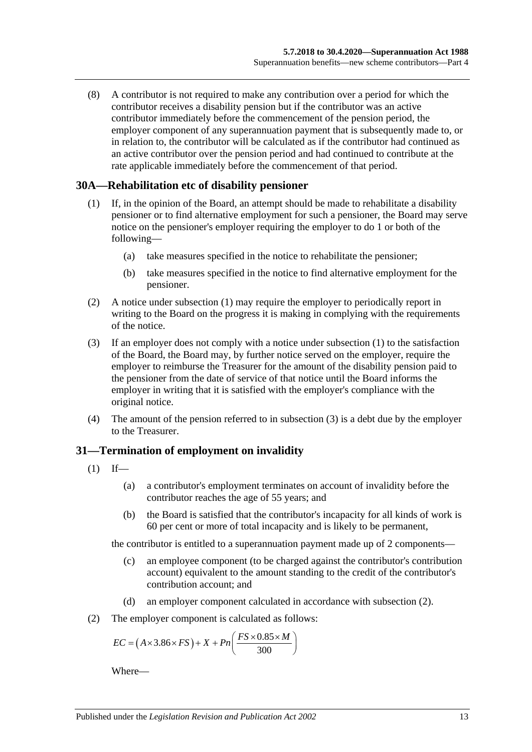(8) A contributor is not required to make any contribution over a period for which the contributor receives a disability pension but if the contributor was an active contributor immediately before the commencement of the pension period, the employer component of any superannuation payment that is subsequently made to, or in relation to, the contributor will be calculated as if the contributor had continued as an active contributor over the pension period and had continued to contribute at the rate applicable immediately before the commencement of that period.

## 30A—Rehabilitation etc of disability pensioner

(1) If, in the opinion of the Board, an attempt should be made to rehabilitate a disability pensioner or to find alternative employment for such a pensioner, the Board may serve notice on the pensioner's employer requiring the employer to do 1 or both of the following—

(a) take measures specified in the notice to rehabilitate the pensioner;

(b) take measures specified in the notice to find alternative employment for the pensioner.

(2) A notice under subsection (1) may require the employer to periodically report in writing to the Board on the progress it is making in complying with the requirements of the notice.

(3) If an employer does not comply with a notice under subsection (1) to the satisfaction of the Board, the Board may, by further notice served on the employer, require the employer to reimburse the Treasurer for the amount of the disability pension paid to the pensioner from the date of service of that notice until the Board informs the employer in writing that it is satisfied with the employer's compliance with the original notice.

(4) The amount of the pension referred to in subsection (3) is a debt due by the employer to the Treasurer.

## 31—Termination of employment on invalidity

(1) If—

(a) a contributor's employment terminates on account of invalidity before the contributor reaches the age of 55 years; and

(b) the Board is satisfied that the contributor's incapacity for all kinds of work is 60 per cent or more of total incapacity and is likely to be permanent,

the contributor is entitled to a superannuation payment made up of 2 components—

(c) an employee component (to be charged against the contributor's contribution account) equivalent to the amount standing to the credit of the contributor's contribution account; and

(d) an employer component calculated in accordance with subsection (2).

(2) The employer component is calculated as follows:

$$EC = \left(A \times 3.86 \times FS\right) + X + Pn\left(\frac{FS \times 0.85 \times M}{300}\right)$$

Where—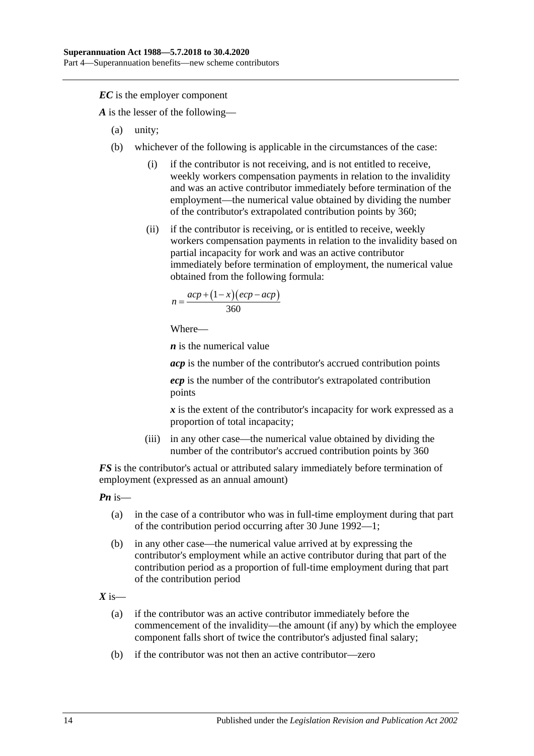***EC*** is the employer component

***A*** is the lesser of the following—

(a) unity;

(b) whichever of the following is applicable in the circumstances of the case:

(i) if the contributor is not receiving, and is not entitled to receive, weekly workers compensation payments in relation to the invalidity and was an active contributor immediately before termination of the employment—the numerical value obtained by dividing the number of the contributor's extrapolated contribution points by 360;

(ii) if the contributor is receiving, or is entitled to receive, weekly workers compensation payments in relation to the invalidity based on partial incapacity for work and was an active contributor immediately before termination of employment, the numerical value obtained from the following formula:

$$n = \frac{acp + (1 - x)(ecp - acp)}{360}$$

Where—

***n*** is the numerical value

***acp*** is the number of the contributor's accrued contribution points

***ecp*** is the number of the contributor's extrapolated contribution points

***x*** is the extent of the contributor's incapacity for work expressed as a proportion of total incapacity;

(iii) in any other case—the numerical value obtained by dividing the number of the contributor's accrued contribution points by 360

***FS*** is the contributor's actual or attributed salary immediately before termination of employment (expressed as an annual amount)

***Pn*** is—

(a) in the case of a contributor who was in full-time employment during that part of the contribution period occurring after 30 June 1992—1;

(b) in any other case—the numerical value arrived at by expressing the contributor's employment while an active contributor during that part of the contribution period as a proportion of full-time employment during that part of the contribution period

***X*** is—

(a) if the contributor was an active contributor immediately before the commencement of the invalidity—the amount (if any) by which the employee component falls short of twice the contributor's adjusted final salary;

(b) if the contributor was not then an active contributor—zero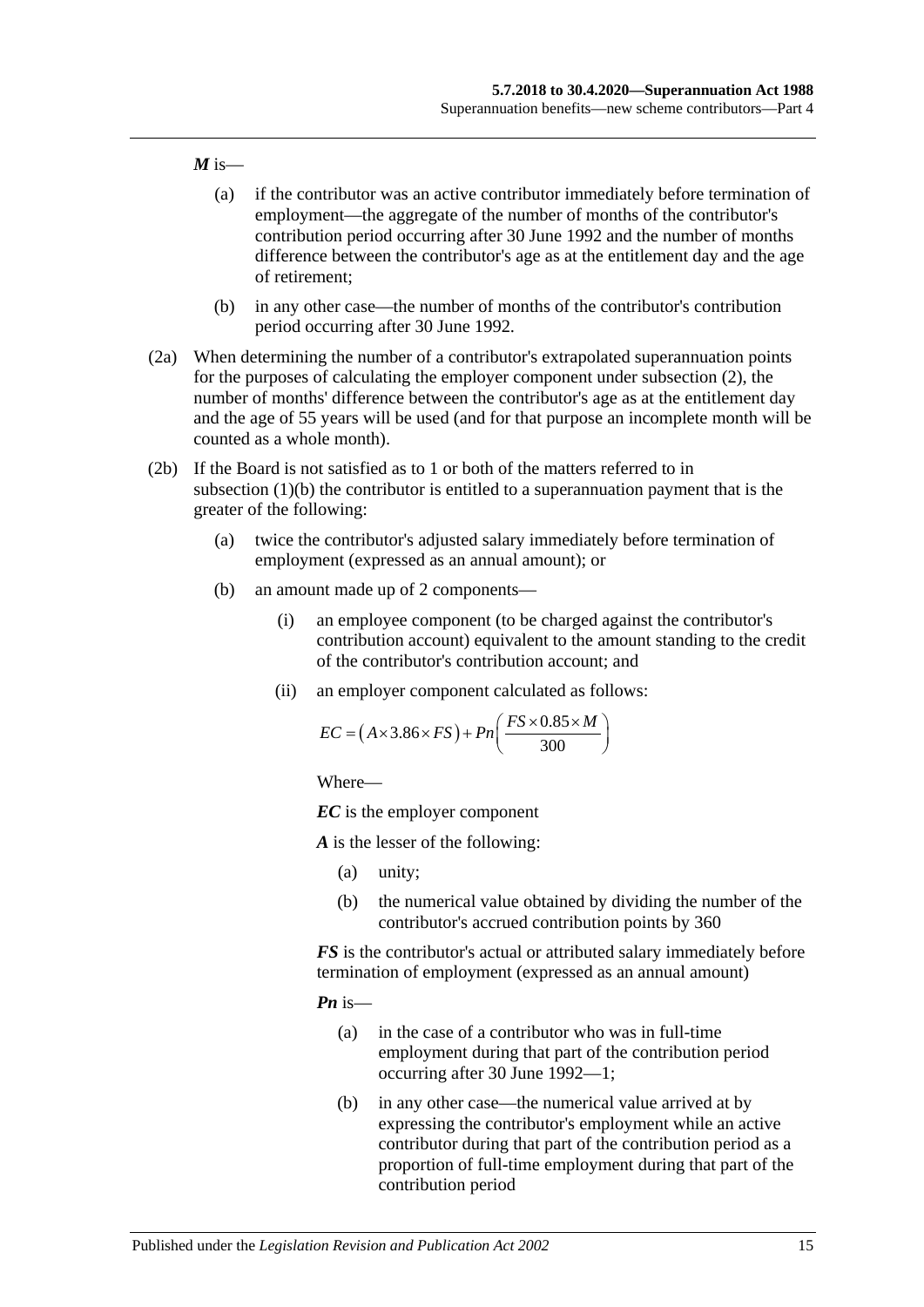***M*** is—

- (a) if the contributor was an active contributor immediately before termination of employment—the aggregate of the number of months of the contributor's contribution period occurring after 30 June 1992 and the number of months difference between the contributor's age as at the entitlement day and the age of retirement;
- (b) in any other case—the number of months of the contributor's contribution period occurring after 30 June 1992.

(2a) When determining the number of a contributor's extrapolated superannuation points for the purposes of calculating the employer component under subsection (2), the number of months' difference between the contributor's age as at the entitlement day and the age of 55 years will be used (and for that purpose an incomplete month will be counted as a whole month).

(2b) If the Board is not satisfied as to 1 or both of the matters referred to in subsection (1)(b) the contributor is entitled to a superannuation payment that is the greater of the following:

- (a) twice the contributor's adjusted salary immediately before termination of employment (expressed as an annual amount); or
- (b) an amount made up of 2 components—
  - (i) an employee component (to be charged against the contributor's contribution account) equivalent to the amount standing to the credit of the contributor's contribution account; and
  - (ii) an employer component calculated as follows:

$$EC = (A \times 3.86 \times FS) + Pn\left(\frac{FS \times 0.85 \times M}{300}\right)$$

Where—

***EC*** is the employer component

***A*** is the lesser of the following:

- (a) unity;
- (b) the numerical value obtained by dividing the number of the contributor's accrued contribution points by 360

***FS*** is the contributor's actual or attributed salary immediately before termination of employment (expressed as an annual amount)

***Pn*** is—

- (a) in the case of a contributor who was in full-time employment during that part of the contribution period occurring after 30 June 1992—1;
- (b) in any other case—the numerical value arrived at by expressing the contributor's employment while an active contributor during that part of the contribution period as a proportion of full-time employment during that part of the contribution period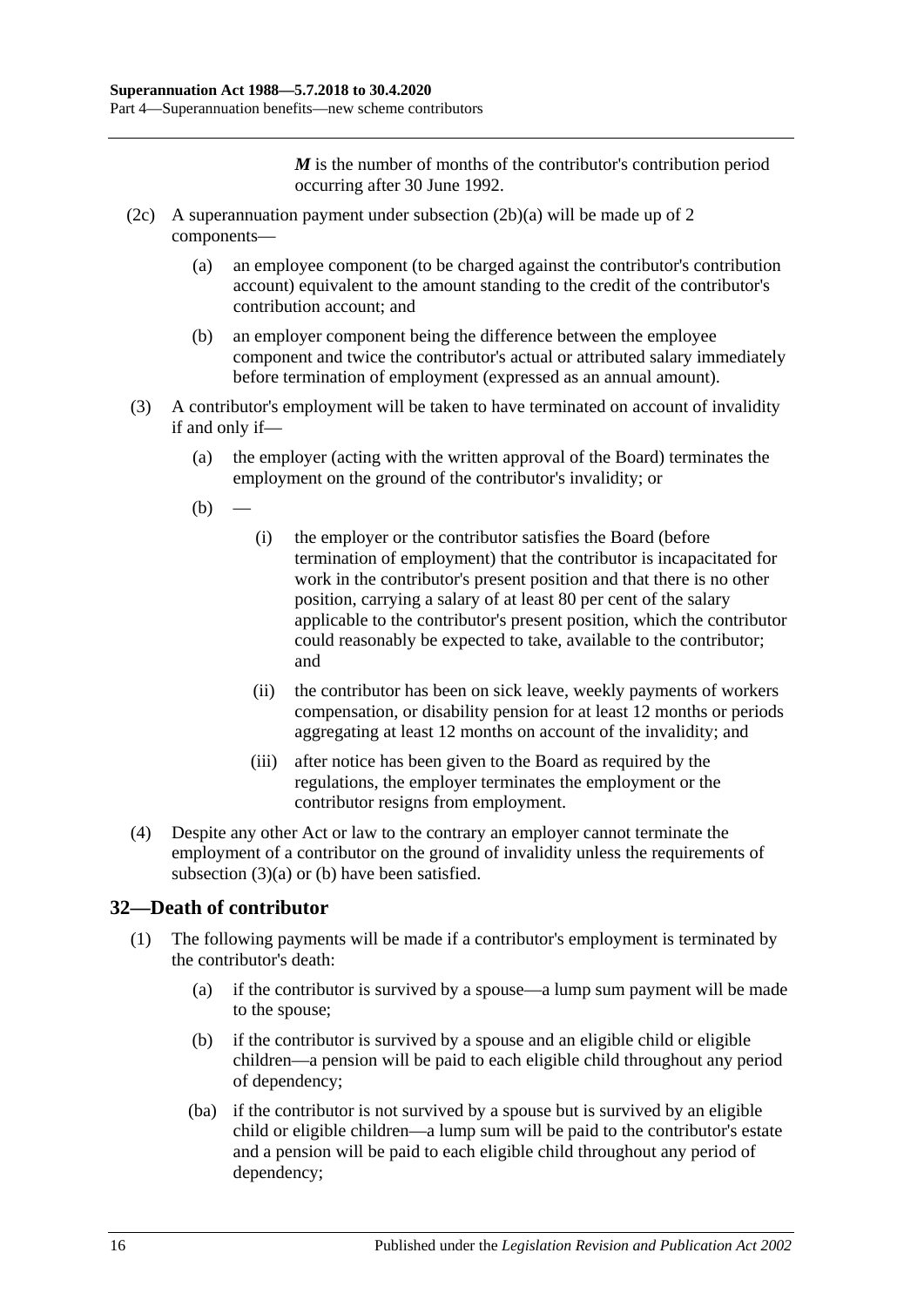***M*** is the number of months of the contributor's contribution period occurring after 30 June 1992.

(2c) A superannuation payment under subsection (2b)(a) will be made up of 2 components—

(a) an employee component (to be charged against the contributor's contribution account) equivalent to the amount standing to the credit of the contributor's contribution account; and

(b) an employer component being the difference between the employee component and twice the contributor's actual or attributed salary immediately before termination of employment (expressed as an annual amount).

(3) A contributor's employment will be taken to have terminated on account of invalidity if and only if—

(a) the employer (acting with the written approval of the Board) terminates the employment on the ground of the contributor's invalidity; or

(b) —

(i) the employer or the contributor satisfies the Board (before termination of employment) that the contributor is incapacitated for work in the contributor's present position and that there is no other position, carrying a salary of at least 80 per cent of the salary applicable to the contributor's present position, which the contributor could reasonably be expected to take, available to the contributor; and

(ii) the contributor has been on sick leave, weekly payments of workers compensation, or disability pension for at least 12 months or periods aggregating at least 12 months on account of the invalidity; and

(iii) after notice has been given to the Board as required by the regulations, the employer terminates the employment or the contributor resigns from employment.

(4) Despite any other Act or law to the contrary an employer cannot terminate the employment of a contributor on the ground of invalidity unless the requirements of subsection (3)(a) or (b) have been satisfied.

## 32—Death of contributor

(1) The following payments will be made if a contributor's employment is terminated by the contributor's death:

(a) if the contributor is survived by a spouse—a lump sum payment will be made to the spouse;

(b) if the contributor is survived by a spouse and an eligible child or eligible children—a pension will be paid to each eligible child throughout any period of dependency;

(ba) if the contributor is not survived by a spouse but is survived by an eligible child or eligible children—a lump sum will be paid to the contributor's estate and a pension will be paid to each eligible child throughout any period of dependency;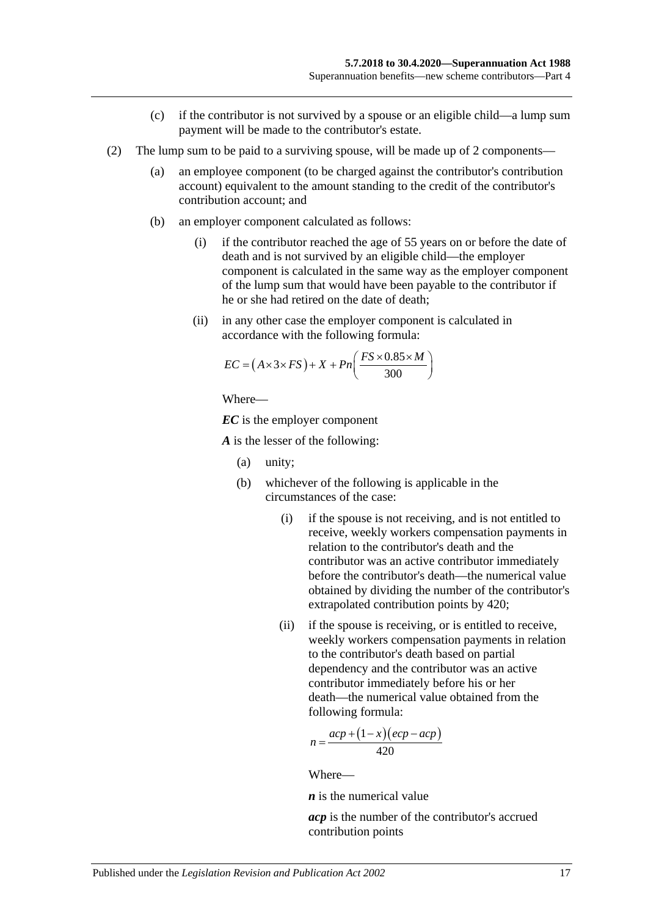(c) if the contributor is not survived by a spouse or an eligible child—a lump sum payment will be made to the contributor's estate.

(2) The lump sum to be paid to a surviving spouse, will be made up of 2 components—

(a) an employee component (to be charged against the contributor's contribution account) equivalent to the amount standing to the credit of the contributor's contribution account; and

(b) an employer component calculated as follows:

(i) if the contributor reached the age of 55 years on or before the date of death and is not survived by an eligible child—the employer component is calculated in the same way as the employer component of the lump sum that would have been payable to the contributor if he or she had retired on the date of death;

(ii) in any other case the employer component is calculated in accordance with the following formula:

$$EC = \left(A \times 3 \times FS\right) + X + Pn\left(\frac{FS \times 0.85 \times M}{300}\right)$$

Where—

***EC*** is the employer component

***A*** is the lesser of the following:

(a) unity;

(b) whichever of the following is applicable in the circumstances of the case:

(i) if the spouse is not receiving, and is not entitled to receive, weekly workers compensation payments in relation to the contributor's death and the contributor was an active contributor immediately before the contributor's death—the numerical value obtained by dividing the number of the contributor's extrapolated contribution points by 420;

(ii) if the spouse is receiving, or is entitled to receive, weekly workers compensation payments in relation to the contributor's death based on partial dependency and the contributor was an active contributor immediately before his or her death—the numerical value obtained from the following formula:

$$n = \frac{acp + \left(1 - x\right)\left(ecp - acp\right)}{420}$$

Where—

***n*** is the numerical value

***acp*** is the number of the contributor's accrued contribution points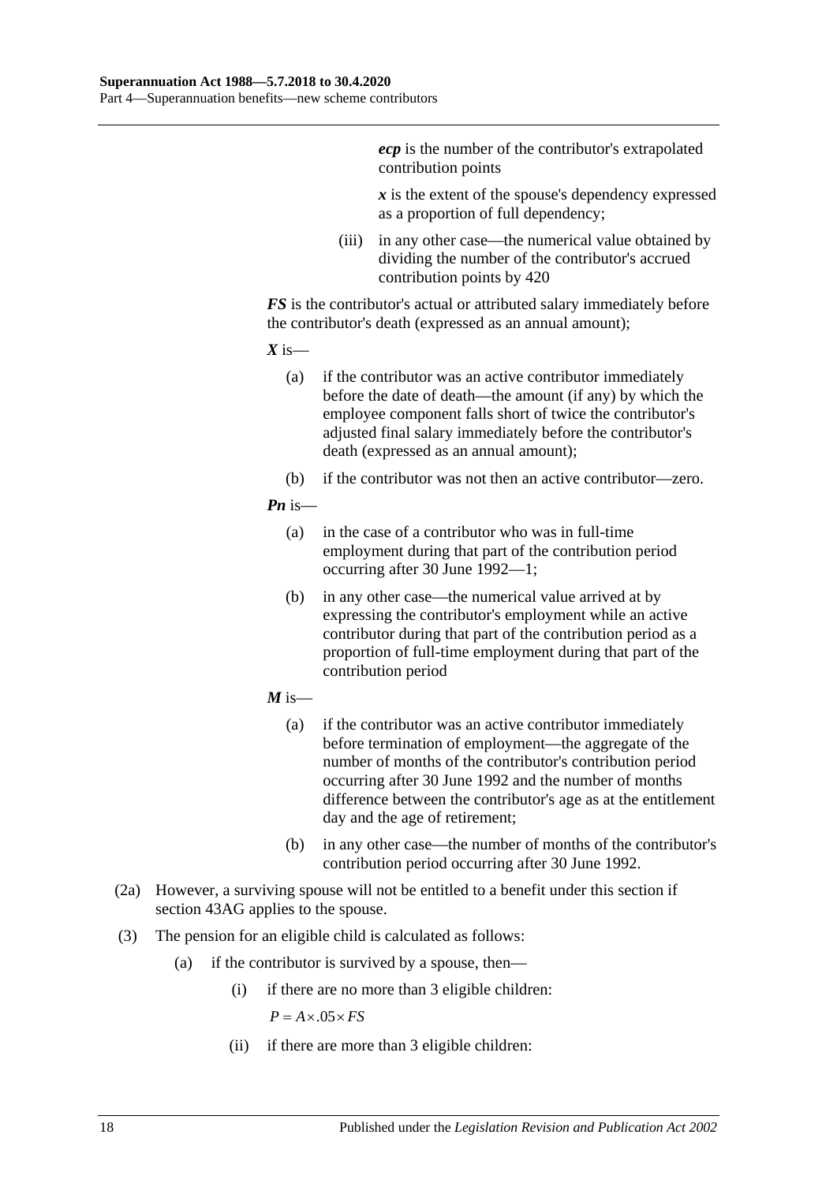***ecp*** is the number of the contributor's extrapolated contribution points

***x*** is the extent of the spouse's dependency expressed as a proportion of full dependency;

(iii) in any other case—the numerical value obtained by dividing the number of the contributor's accrued contribution points by 420

***FS*** is the contributor's actual or attributed salary immediately before the contributor's death (expressed as an annual amount);

***X*** is—

(a) if the contributor was an active contributor immediately before the date of death—the amount (if any) by which the employee component falls short of twice the contributor's adjusted final salary immediately before the contributor's death (expressed as an annual amount);

(b) if the contributor was not then an active contributor—zero.

***Pn*** is—

(a) in the case of a contributor who was in full-time employment during that part of the contribution period occurring after 30 June 1992—1;

(b) in any other case—the numerical value arrived at by expressing the contributor's employment while an active contributor during that part of the contribution period as a proportion of full-time employment during that part of the contribution period

***M*** is—

(a) if the contributor was an active contributor immediately before termination of employment—the aggregate of the number of months of the contributor's contribution period occurring after 30 June 1992 and the number of months difference between the contributor's age as at the entitlement day and the age of retirement;

(b) in any other case—the number of months of the contributor's contribution period occurring after 30 June 1992.

(2a) However, a surviving spouse will not be entitled to a benefit under this section if section 43AG applies to the spouse.

(3) The pension for an eligible child is calculated as follows:

(a) if the contributor is survived by a spouse, then—

(i) if there are no more than 3 eligible children:

$$P = A \times .05 \times FS$$

(ii) if there are more than 3 eligible children: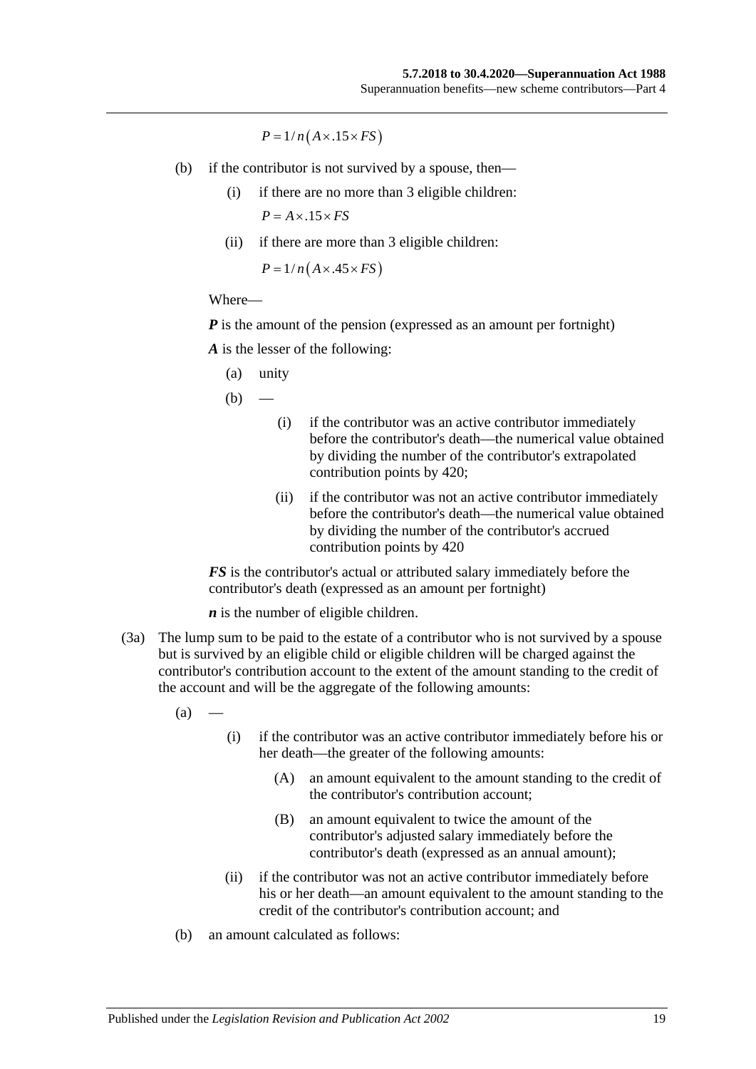$$P = 1/n\left(A \times .15 \times FS\right)$$

(b) if the contributor is not survived by a spouse, then—

(i) if there are no more than 3 eligible children:

$$P = A \times .15 \times FS$$

(ii) if there are more than 3 eligible children:

$$P = 1/n\left(A \times .45 \times FS\right)$$

Where—

***P*** is the amount of the pension (expressed as an amount per fortnight)

***A*** is the lesser of the following:

(a) unity

(b) —

(i) if the contributor was an active contributor immediately before the contributor's death—the numerical value obtained by dividing the number of the contributor's extrapolated contribution points by 420;

(ii) if the contributor was not an active contributor immediately before the contributor's death—the numerical value obtained by dividing the number of the contributor's accrued contribution points by 420

***FS*** is the contributor's actual or attributed salary immediately before the contributor's death (expressed as an amount per fortnight)

***n*** is the number of eligible children.

(3a) The lump sum to be paid to the estate of a contributor who is not survived by a spouse but is survived by an eligible child or eligible children will be charged against the contributor's contribution account to the extent of the amount standing to the credit of the account and will be the aggregate of the following amounts:

(a) —

(i) if the contributor was an active contributor immediately before his or her death—the greater of the following amounts:

(A) an amount equivalent to the amount standing to the credit of the contributor's contribution account;

(B) an amount equivalent to twice the amount of the contributor's adjusted salary immediately before the contributor's death (expressed as an annual amount);

(ii) if the contributor was not an active contributor immediately before his or her death—an amount equivalent to the amount standing to the credit of the contributor's contribution account; and

(b) an amount calculated as follows: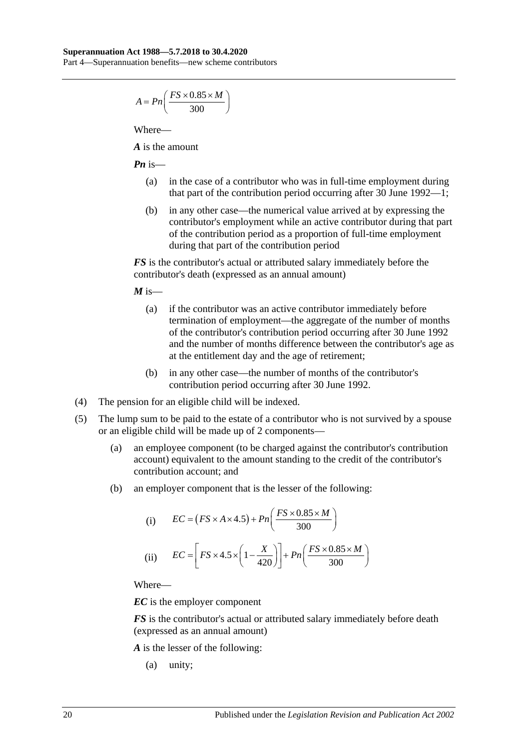$$A = Pn\left(\frac{FS \times 0.85 \times M}{300}\right)$$

Where—

***A*** is the amount

***Pn*** is—

(a) in the case of a contributor who was in full-time employment during that part of the contribution period occurring after 30 June 1992—1;

(b) in any other case—the numerical value arrived at by expressing the contributor's employment while an active contributor during that part of the contribution period as a proportion of full-time employment during that part of the contribution period

***FS*** is the contributor's actual or attributed salary immediately before the contributor's death (expressed as an annual amount)

***M*** is—

(a) if the contributor was an active contributor immediately before termination of employment—the aggregate of the number of months of the contributor's contribution period occurring after 30 June 1992 and the number of months difference between the contributor's age as at the entitlement day and the age of retirement;

(b) in any other case—the number of months of the contributor's contribution period occurring after 30 June 1992.

(4) The pension for an eligible child will be indexed.

(5) The lump sum to be paid to the estate of a contributor who is not survived by a spouse or an eligible child will be made up of 2 components—

(a) an employee component (to be charged against the contributor's contribution account) equivalent to the amount standing to the credit of the contributor's contribution account; and

(b) an employer component that is the lesser of the following:

(i) $$EC = (FS \times A \times 4.5) + Pn\left(\frac{FS \times 0.85 \times M}{300}\right)$$

(ii) $$EC = \left[FS \times 4.5 \times \left(1 - \frac{X}{420}\right)\right] + Pn\left(\frac{FS \times 0.85 \times M}{300}\right)$$

Where—

***EC*** is the employer component

***FS*** is the contributor's actual or attributed salary immediately before death (expressed as an annual amount)

***A*** is the lesser of the following:

(a) unity;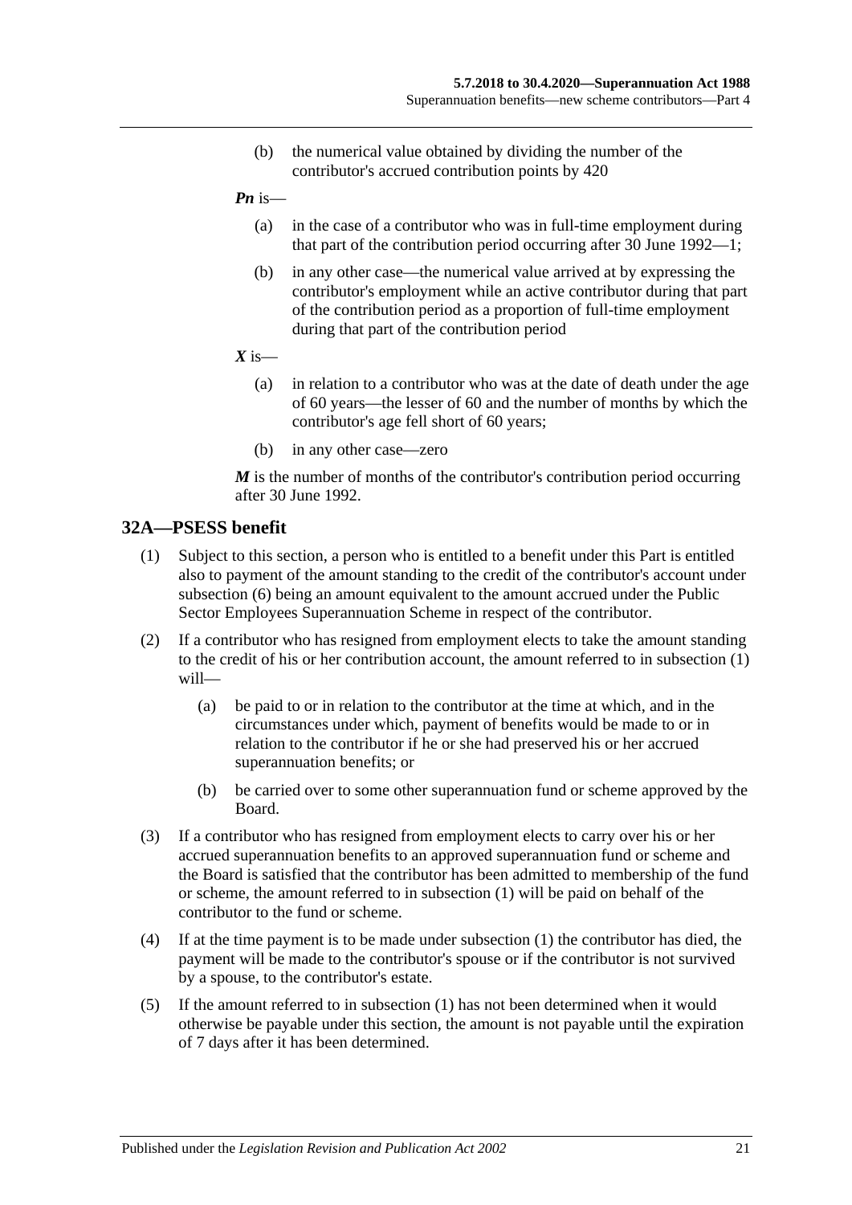(b) the numerical value obtained by dividing the number of the contributor's accrued contribution points by 420

***Pn*** is—

(a) in the case of a contributor who was in full-time employment during that part of the contribution period occurring after 30 June 1992—1;

(b) in any other case—the numerical value arrived at by expressing the contributor's employment while an active contributor during that part of the contribution period as a proportion of full-time employment during that part of the contribution period

***X*** is—

(a) in relation to a contributor who was at the date of death under the age of 60 years—the lesser of 60 and the number of months by which the contributor's age fell short of 60 years;

(b) in any other case—zero

***M*** is the number of months of the contributor's contribution period occurring after 30 June 1992.

## 32A—PSESS benefit

(1) Subject to this section, a person who is entitled to a benefit under this Part is entitled also to payment of the amount standing to the credit of the contributor's account under subsection (6) being an amount equivalent to the amount accrued under the Public Sector Employees Superannuation Scheme in respect of the contributor.

(2) If a contributor who has resigned from employment elects to take the amount standing to the credit of his or her contribution account, the amount referred to in subsection (1) will—

(a) be paid to or in relation to the contributor at the time at which, and in the circumstances under which, payment of benefits would be made to or in relation to the contributor if he or she had preserved his or her accrued superannuation benefits; or

(b) be carried over to some other superannuation fund or scheme approved by the Board.

(3) If a contributor who has resigned from employment elects to carry over his or her accrued superannuation benefits to an approved superannuation fund or scheme and the Board is satisfied that the contributor has been admitted to membership of the fund or scheme, the amount referred to in subsection (1) will be paid on behalf of the contributor to the fund or scheme.

(4) If at the time payment is to be made under subsection (1) the contributor has died, the payment will be made to the contributor's spouse or if the contributor is not survived by a spouse, to the contributor's estate.

(5) If the amount referred to in subsection (1) has not been determined when it would otherwise be payable under this section, the amount is not payable until the expiration of 7 days after it has been determined.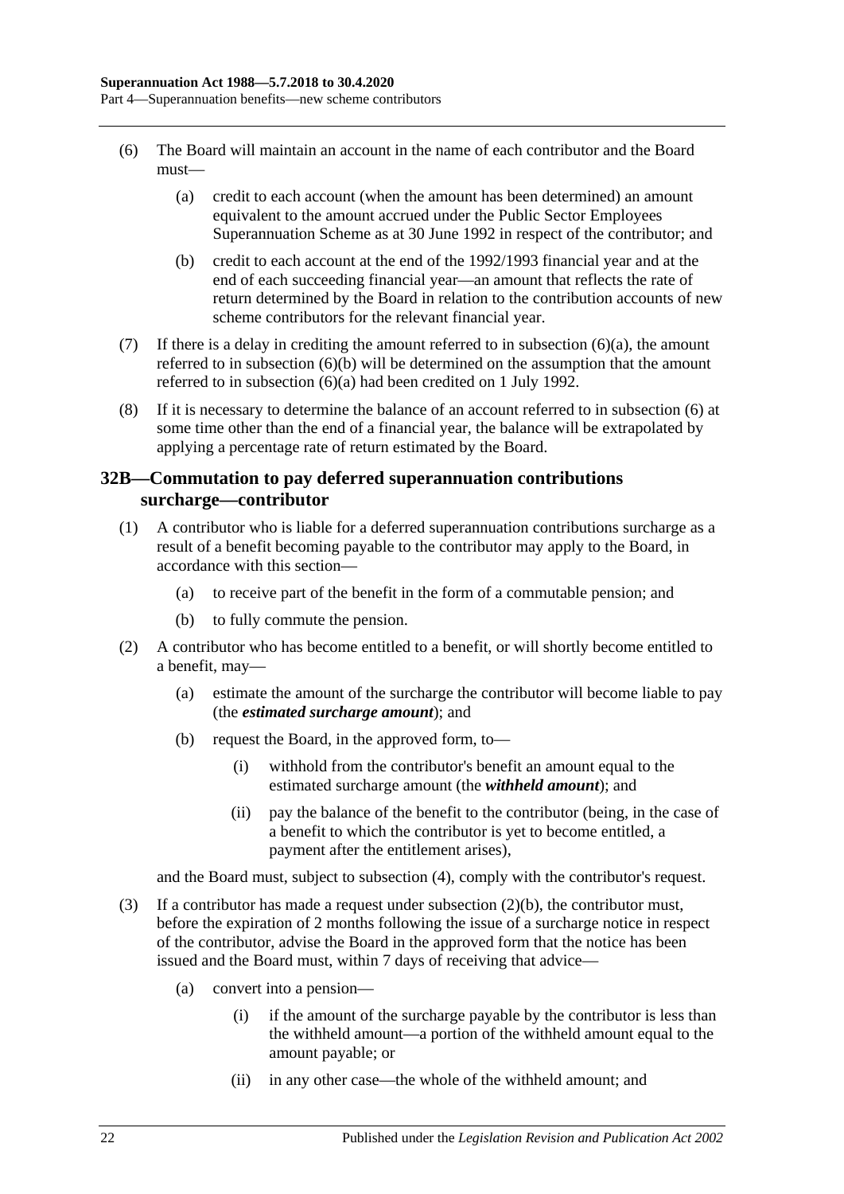(6) The Board will maintain an account in the name of each contributor and the Board must—

(a) credit to each account (when the amount has been determined) an amount equivalent to the amount accrued under the Public Sector Employees Superannuation Scheme as at 30 June 1992 in respect of the contributor; and

(b) credit to each account at the end of the 1992/1993 financial year and at the end of each succeeding financial year—an amount that reflects the rate of return determined by the Board in relation to the contribution accounts of new scheme contributors for the relevant financial year.

(7) If there is a delay in crediting the amount referred to in subsection (6)(a), the amount referred to in subsection (6)(b) will be determined on the assumption that the amount referred to in subsection (6)(a) had been credited on 1 July 1992.

(8) If it is necessary to determine the balance of an account referred to in subsection (6) at some time other than the end of a financial year, the balance will be extrapolated by applying a percentage rate of return estimated by the Board.

## 32B—Commutation to pay deferred superannuation contributions surcharge—contributor

(1) A contributor who is liable for a deferred superannuation contributions surcharge as a result of a benefit becoming payable to the contributor may apply to the Board, in accordance with this section—

(a) to receive part of the benefit in the form of a commutable pension; and

(b) to fully commute the pension.

(2) A contributor who has become entitled to a benefit, or will shortly become entitled to a benefit, may—

(a) estimate the amount of the surcharge the contributor will become liable to pay (the ***estimated surcharge amount***); and

(b) request the Board, in the approved form, to—

(i) withhold from the contributor's benefit an amount equal to the estimated surcharge amount (the ***withheld amount***); and

(ii) pay the balance of the benefit to the contributor (being, in the case of a benefit to which the contributor is yet to become entitled, a payment after the entitlement arises),

and the Board must, subject to subsection (4), comply with the contributor's request.

(3) If a contributor has made a request under subsection (2)(b), the contributor must, before the expiration of 2 months following the issue of a surcharge notice in respect of the contributor, advise the Board in the approved form that the notice has been issued and the Board must, within 7 days of receiving that advice—

(a) convert into a pension—

(i) if the amount of the surcharge payable by the contributor is less than the withheld amount—a portion of the withheld amount equal to the amount payable; or

(ii) in any other case—the whole of the withheld amount; and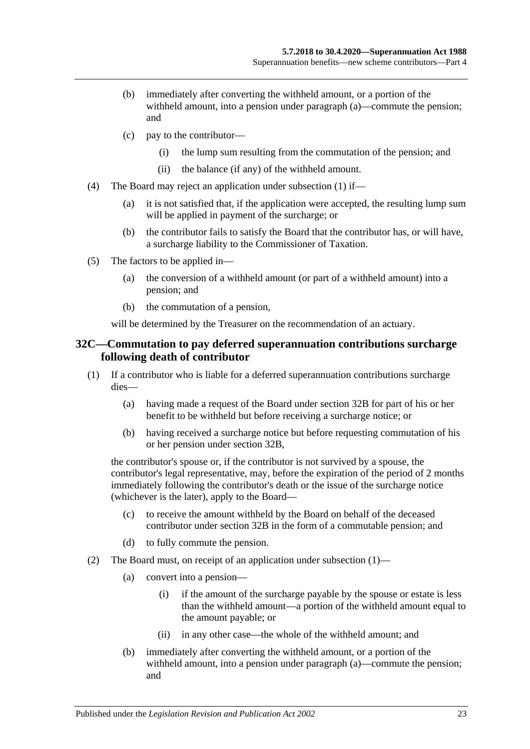(b) immediately after converting the withheld amount, or a portion of the withheld amount, into a pension under paragraph (a)—commute the pension; and

(c) pay to the contributor—

(i) the lump sum resulting from the commutation of the pension; and

(ii) the balance (if any) of the withheld amount.

(4) The Board may reject an application under subsection (1) if—

(a) it is not satisfied that, if the application were accepted, the resulting lump sum will be applied in payment of the surcharge; or

(b) the contributor fails to satisfy the Board that the contributor has, or will have, a surcharge liability to the Commissioner of Taxation.

(5) The factors to be applied in—

(a) the conversion of a withheld amount (or part of a withheld amount) into a pension; and

(b) the commutation of a pension,

will be determined by the Treasurer on the recommendation of an actuary.

## 32C—Commutation to pay deferred superannuation contributions surcharge following death of contributor

(1) If a contributor who is liable for a deferred superannuation contributions surcharge dies—

(a) having made a request of the Board under section 32B for part of his or her benefit to be withheld but before receiving a surcharge notice; or

(b) having received a surcharge notice but before requesting commutation of his or her pension under section 32B,

the contributor's spouse or, if the contributor is not survived by a spouse, the contributor's legal representative, may, before the expiration of the period of 2 months immediately following the contributor's death or the issue of the surcharge notice (whichever is the later), apply to the Board—

(c) to receive the amount withheld by the Board on behalf of the deceased contributor under section 32B in the form of a commutable pension; and

(d) to fully commute the pension.

(2) The Board must, on receipt of an application under subsection (1)—

(a) convert into a pension—

(i) if the amount of the surcharge payable by the spouse or estate is less than the withheld amount—a portion of the withheld amount equal to the amount payable; or

(ii) in any other case—the whole of the withheld amount; and

(b) immediately after converting the withheld amount, or a portion of the withheld amount, into a pension under paragraph (a)—commute the pension; and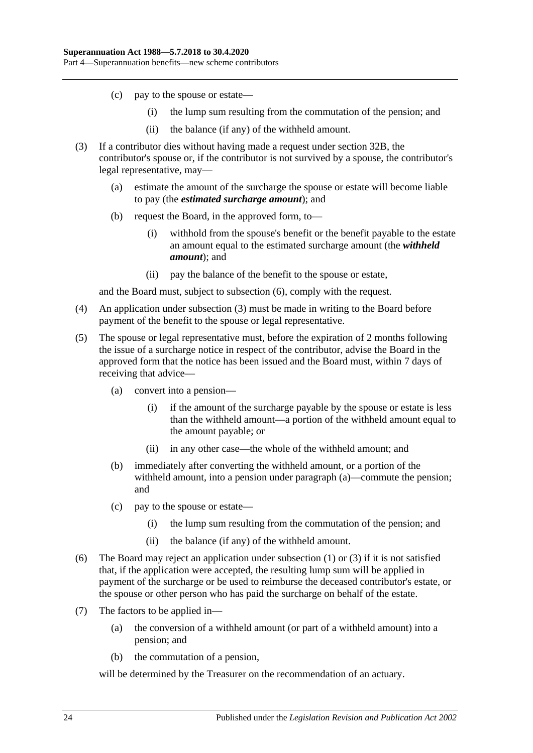(c) pay to the spouse or estate—

(i) the lump sum resulting from the commutation of the pension; and

(ii) the balance (if any) of the withheld amount.

(3) If a contributor dies without having made a request under section 32B, the contributor's spouse or, if the contributor is not survived by a spouse, the contributor's legal representative, may—

(a) estimate the amount of the surcharge the spouse or estate will become liable to pay (the ***estimated surcharge amount***); and

(b) request the Board, in the approved form, to—

(i) withhold from the spouse's benefit or the benefit payable to the estate an amount equal to the estimated surcharge amount (the ***withheld amount***); and

(ii) pay the balance of the benefit to the spouse or estate,

and the Board must, subject to subsection (6), comply with the request.

(4) An application under subsection (3) must be made in writing to the Board before payment of the benefit to the spouse or legal representative.

(5) The spouse or legal representative must, before the expiration of 2 months following the issue of a surcharge notice in respect of the contributor, advise the Board in the approved form that the notice has been issued and the Board must, within 7 days of receiving that advice—

(a) convert into a pension—

(i) if the amount of the surcharge payable by the spouse or estate is less than the withheld amount—a portion of the withheld amount equal to the amount payable; or

(ii) in any other case—the whole of the withheld amount; and

(b) immediately after converting the withheld amount, or a portion of the withheld amount, into a pension under paragraph (a)—commute the pension; and

(c) pay to the spouse or estate—

(i) the lump sum resulting from the commutation of the pension; and

(ii) the balance (if any) of the withheld amount.

(6) The Board may reject an application under subsection (1) or (3) if it is not satisfied that, if the application were accepted, the resulting lump sum will be applied in payment of the surcharge or be used to reimburse the deceased contributor's estate, or the spouse or other person who has paid the surcharge on behalf of the estate.

(7) The factors to be applied in—

(a) the conversion of a withheld amount (or part of a withheld amount) into a pension; and

(b) the commutation of a pension,

will be determined by the Treasurer on the recommendation of an actuary.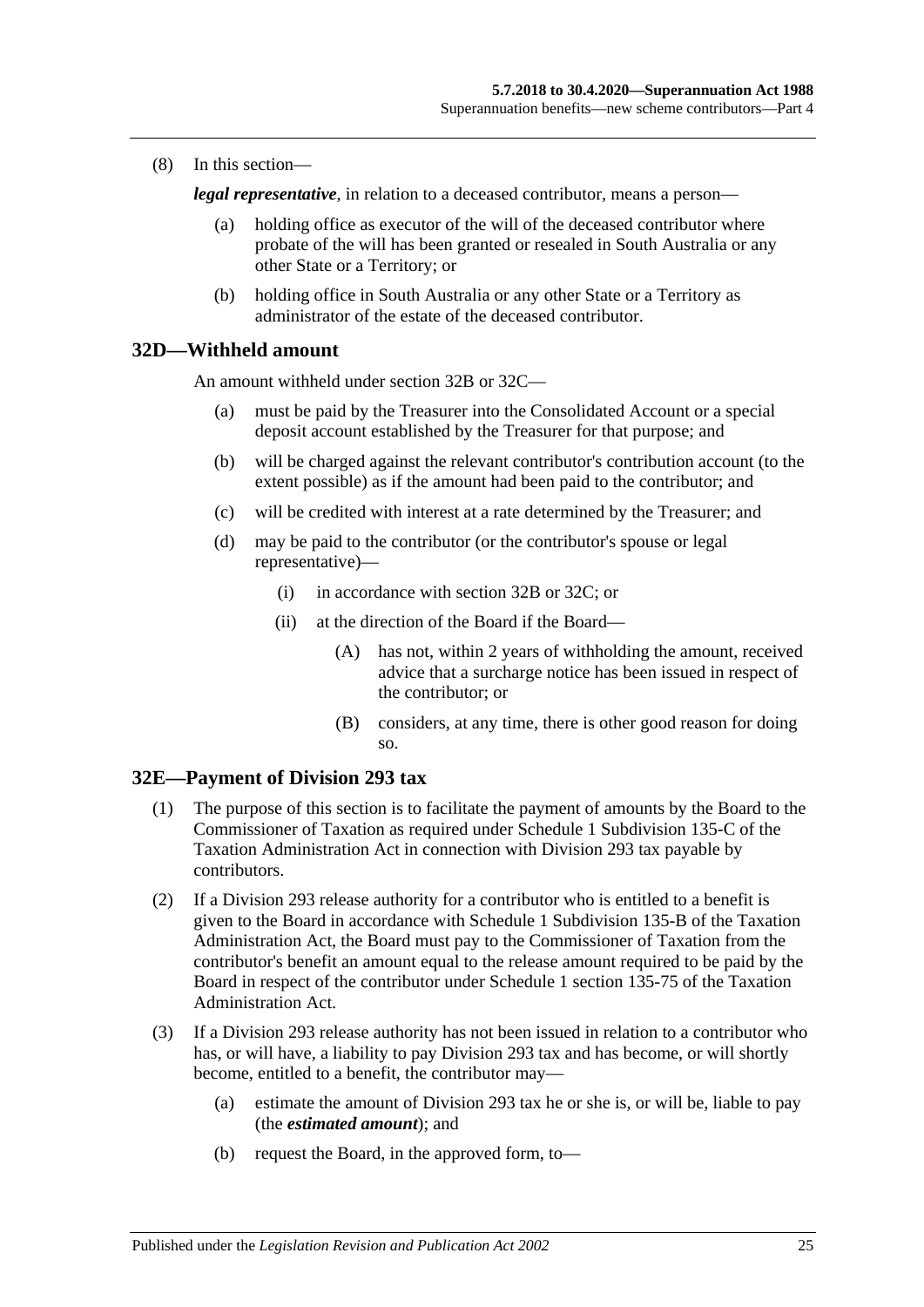(8) In this section—

***legal representative***, in relation to a deceased contributor, means a person—

- (a) holding office as executor of the will of the deceased contributor where probate of the will has been granted or resealed in South Australia or any other State or a Territory; or
- (b) holding office in South Australia or any other State or a Territory as administrator of the estate of the deceased contributor.

## 32D—Withheld amount

An amount withheld under section 32B or 32C—

- (a) must be paid by the Treasurer into the Consolidated Account or a special deposit account established by the Treasurer for that purpose; and
- (b) will be charged against the relevant contributor's contribution account (to the extent possible) as if the amount had been paid to the contributor; and
- (c) will be credited with interest at a rate determined by the Treasurer; and
- (d) may be paid to the contributor (or the contributor's spouse or legal representative)—
  - (i) in accordance with section 32B or 32C; or
  - (ii) at the direction of the Board if the Board—
    - (A) has not, within 2 years of withholding the amount, received advice that a surcharge notice has been issued in respect of the contributor; or
    - (B) considers, at any time, there is other good reason for doing so.

## 32E—Payment of Division 293 tax

(1) The purpose of this section is to facilitate the payment of amounts by the Board to the Commissioner of Taxation as required under Schedule 1 Subdivision 135-C of the Taxation Administration Act in connection with Division 293 tax payable by contributors.

(2) If a Division 293 release authority for a contributor who is entitled to a benefit is given to the Board in accordance with Schedule 1 Subdivision 135-B of the Taxation Administration Act, the Board must pay to the Commissioner of Taxation from the contributor's benefit an amount equal to the release amount required to be paid by the Board in respect of the contributor under Schedule 1 section 135-75 of the Taxation Administration Act.

(3) If a Division 293 release authority has not been issued in relation to a contributor who has, or will have, a liability to pay Division 293 tax and has become, or will shortly become, entitled to a benefit, the contributor may—

- (a) estimate the amount of Division 293 tax he or she is, or will be, liable to pay (the ***estimated amount***); and
- (b) request the Board, in the approved form, to—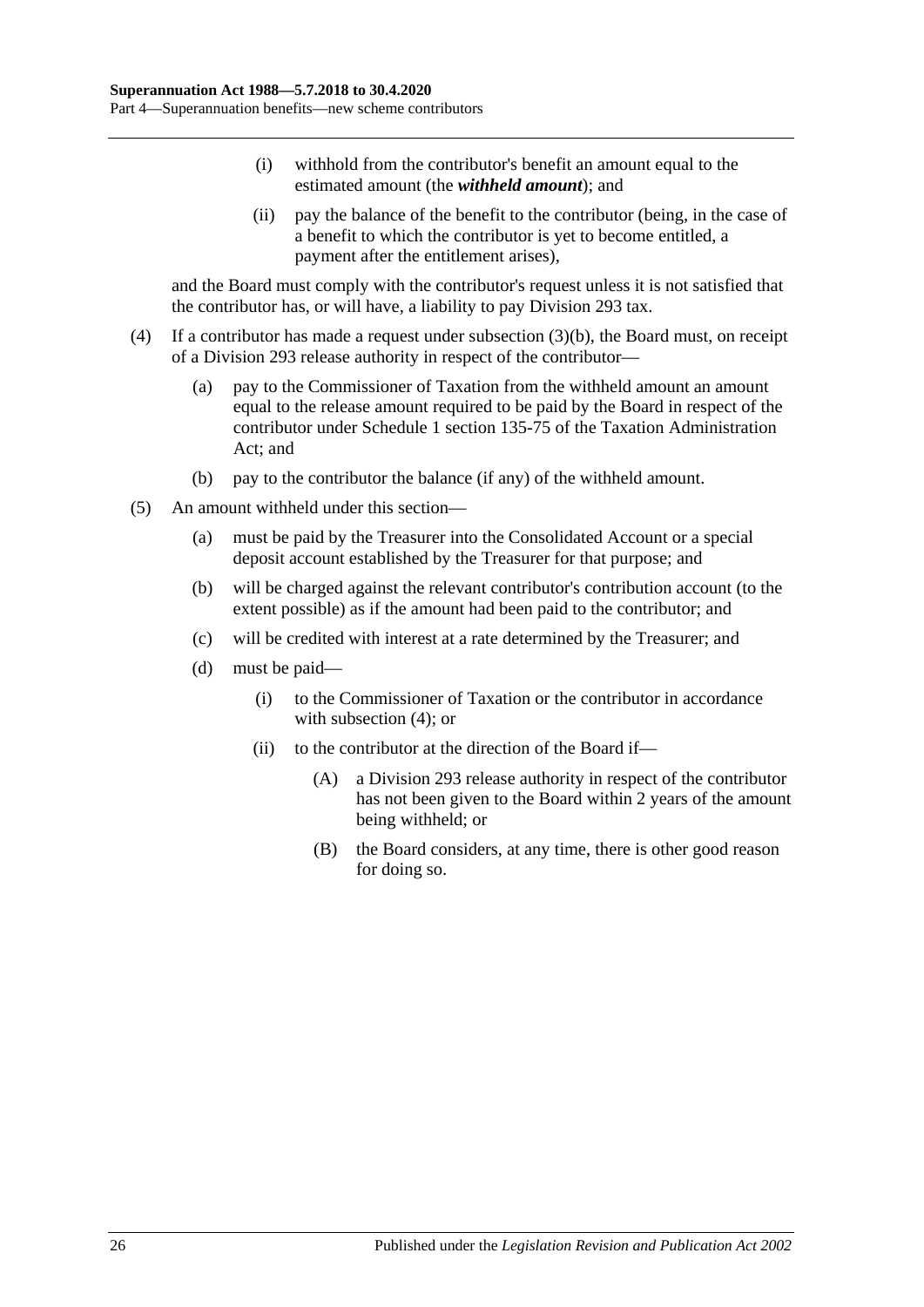(i) withhold from the contributor's benefit an amount equal to the estimated amount (the ***withheld amount***); and

(ii) pay the balance of the benefit to the contributor (being, in the case of a benefit to which the contributor is yet to become entitled, a payment after the entitlement arises),

and the Board must comply with the contributor's request unless it is not satisfied that the contributor has, or will have, a liability to pay Division 293 tax.

(4) If a contributor has made a request under subsection (3)(b), the Board must, on receipt of a Division 293 release authority in respect of the contributor—

(a) pay to the Commissioner of Taxation from the withheld amount an amount equal to the release amount required to be paid by the Board in respect of the contributor under Schedule 1 section 135-75 of the Taxation Administration Act; and

(b) pay to the contributor the balance (if any) of the withheld amount.

(5) An amount withheld under this section—

(a) must be paid by the Treasurer into the Consolidated Account or a special deposit account established by the Treasurer for that purpose; and

(b) will be charged against the relevant contributor's contribution account (to the extent possible) as if the amount had been paid to the contributor; and

(c) will be credited with interest at a rate determined by the Treasurer; and

(d) must be paid—

(i) to the Commissioner of Taxation or the contributor in accordance with subsection (4); or

(ii) to the contributor at the direction of the Board if—

(A) a Division 293 release authority in respect of the contributor has not been given to the Board within 2 years of the amount being withheld; or

(B) the Board considers, at any time, there is other good reason for doing so.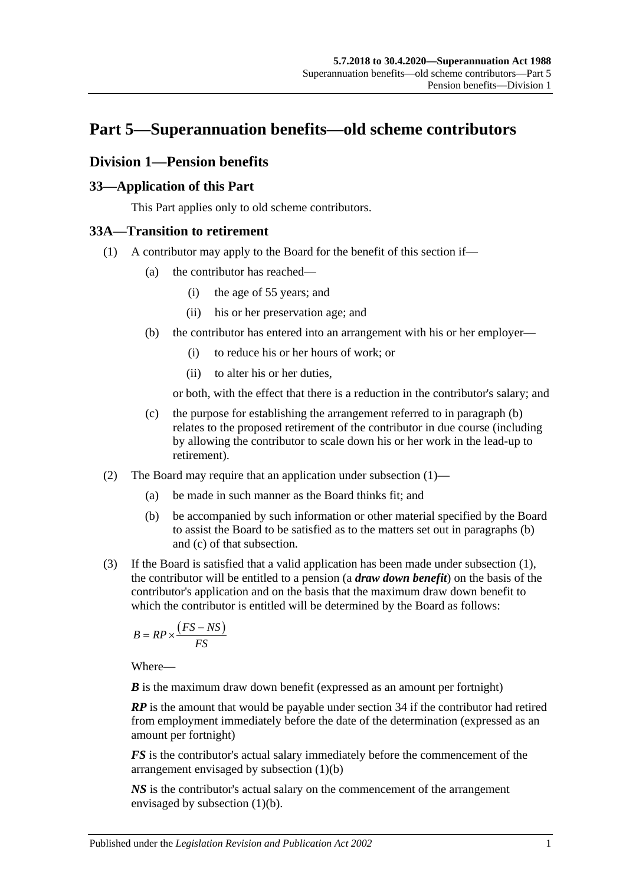# Part 5—Superannuation benefits—old scheme contributors

## Division 1—Pension benefits

### 33—Application of this Part

This Part applies only to old scheme contributors.

### 33A—Transition to retirement

(1) A contributor may apply to the Board for the benefit of this section if—

(a) the contributor has reached—

(i) the age of 55 years; and

(ii) his or her preservation age; and

(b) the contributor has entered into an arrangement with his or her employer—

(i) to reduce his or her hours of work; or

(ii) to alter his or her duties,

or both, with the effect that there is a reduction in the contributor's salary; and

(c) the purpose for establishing the arrangement referred to in paragraph (b) relates to the proposed retirement of the contributor in due course (including by allowing the contributor to scale down his or her work in the lead-up to retirement).

(2) The Board may require that an application under subsection (1)—

(a) be made in such manner as the Board thinks fit; and

(b) be accompanied by such information or other material specified by the Board to assist the Board to be satisfied as to the matters set out in paragraphs (b) and (c) of that subsection.

(3) If the Board is satisfied that a valid application has been made under subsection (1), the contributor will be entitled to a pension (a ***draw down benefit***) on the basis of the contributor's application and on the basis that the maximum draw down benefit to which the contributor is entitled will be determined by the Board as follows:

$$B = RP \times \frac{(FS - NS)}{FS}$$

Where—

***B*** is the maximum draw down benefit (expressed as an amount per fortnight)

***RP*** is the amount that would be payable under section 34 if the contributor had retired from employment immediately before the date of the determination (expressed as an amount per fortnight)

***FS*** is the contributor's actual salary immediately before the commencement of the arrangement envisaged by subsection (1)(b)

***NS*** is the contributor's actual salary on the commencement of the arrangement envisaged by subsection (1)(b).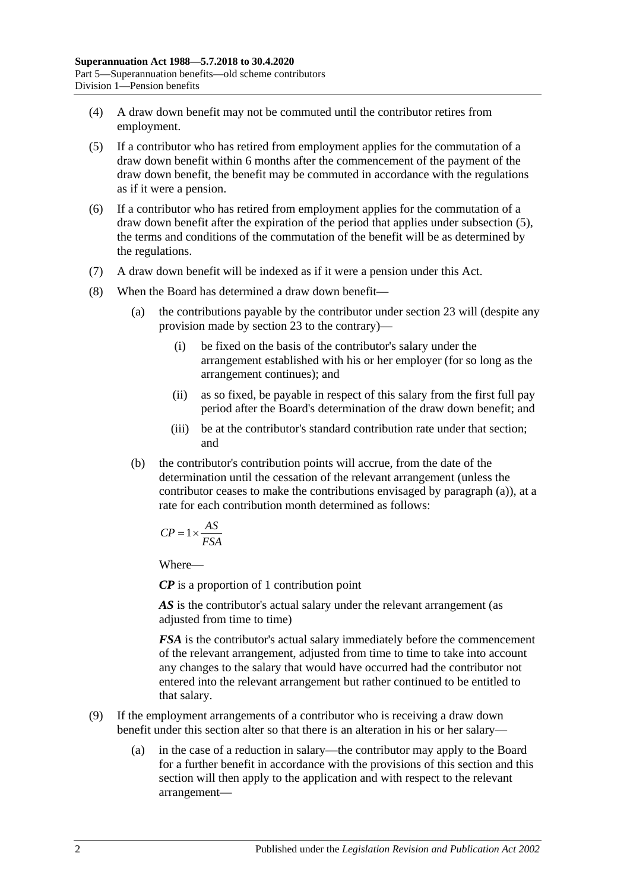(4) A draw down benefit may not be commuted until the contributor retires from employment.

(5) If a contributor who has retired from employment applies for the commutation of a draw down benefit within 6 months after the commencement of the payment of the draw down benefit, the benefit may be commuted in accordance with the regulations as if it were a pension.

(6) If a contributor who has retired from employment applies for the commutation of a draw down benefit after the expiration of the period that applies under subsection (5), the terms and conditions of the commutation of the benefit will be as determined by the regulations.

(7) A draw down benefit will be indexed as if it were a pension under this Act.

(8) When the Board has determined a draw down benefit—

(a) the contributions payable by the contributor under section 23 will (despite any provision made by section 23 to the contrary)—

(i) be fixed on the basis of the contributor's salary under the arrangement established with his or her employer (for so long as the arrangement continues); and

(ii) as so fixed, be payable in respect of this salary from the first full pay period after the Board's determination of the draw down benefit; and

(iii) be at the contributor's standard contribution rate under that section; and

(b) the contributor's contribution points will accrue, from the date of the determination until the cessation of the relevant arrangement (unless the contributor ceases to make the contributions envisaged by paragraph (a)), at a rate for each contribution month determined as follows:

$$CP = 1 \times \frac{AS}{FSA}$$

Where—

***CP*** is a proportion of 1 contribution point

***AS*** is the contributor's actual salary under the relevant arrangement (as adjusted from time to time)

***FSA*** is the contributor's actual salary immediately before the commencement of the relevant arrangement, adjusted from time to time to take into account any changes to the salary that would have occurred had the contributor not entered into the relevant arrangement but rather continued to be entitled to that salary.

(9) If the employment arrangements of a contributor who is receiving a draw down benefit under this section alter so that there is an alteration in his or her salary—

(a) in the case of a reduction in salary—the contributor may apply to the Board for a further benefit in accordance with the provisions of this section and this section will then apply to the application and with respect to the relevant arrangement—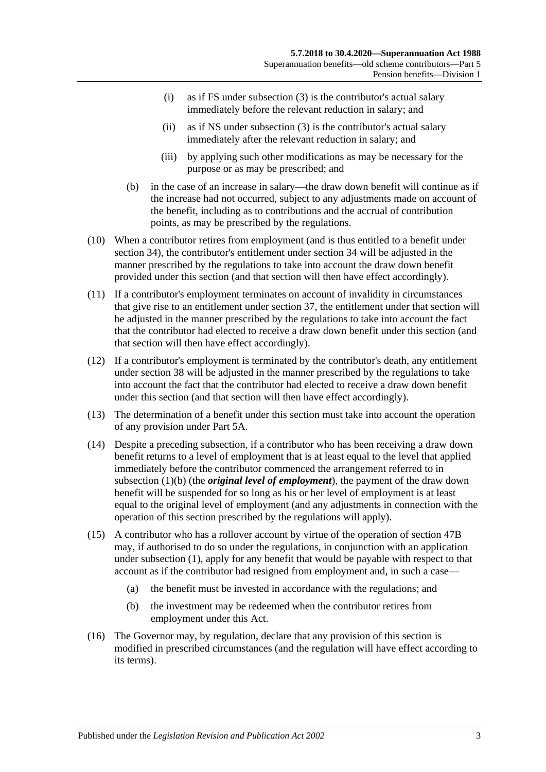(i) as if FS under subsection (3) is the contributor's actual salary immediately before the relevant reduction in salary; and

(ii) as if NS under subsection (3) is the contributor's actual salary immediately after the relevant reduction in salary; and

(iii) by applying such other modifications as may be necessary for the purpose or as may be prescribed; and

(b) in the case of an increase in salary—the draw down benefit will continue as if the increase had not occurred, subject to any adjustments made on account of the benefit, including as to contributions and the accrual of contribution points, as may be prescribed by the regulations.

(10) When a contributor retires from employment (and is thus entitled to a benefit under section 34), the contributor's entitlement under section 34 will be adjusted in the manner prescribed by the regulations to take into account the draw down benefit provided under this section (and that section will then have effect accordingly).

(11) If a contributor's employment terminates on account of invalidity in circumstances that give rise to an entitlement under section 37, the entitlement under that section will be adjusted in the manner prescribed by the regulations to take into account the fact that the contributor had elected to receive a draw down benefit under this section (and that section will then have effect accordingly).

(12) If a contributor's employment is terminated by the contributor's death, any entitlement under section 38 will be adjusted in the manner prescribed by the regulations to take into account the fact that the contributor had elected to receive a draw down benefit under this section (and that section will then have effect accordingly).

(13) The determination of a benefit under this section must take into account the operation of any provision under Part 5A.

(14) Despite a preceding subsection, if a contributor who has been receiving a draw down benefit returns to a level of employment that is at least equal to the level that applied immediately before the contributor commenced the arrangement referred to in subsection (1)(b) (the ***original level of employment***), the payment of the draw down benefit will be suspended for so long as his or her level of employment is at least equal to the original level of employment (and any adjustments in connection with the operation of this section prescribed by the regulations will apply).

(15) A contributor who has a rollover account by virtue of the operation of section 47B may, if authorised to do so under the regulations, in conjunction with an application under subsection (1), apply for any benefit that would be payable with respect to that account as if the contributor had resigned from employment and, in such a case—

(a) the benefit must be invested in accordance with the regulations; and

(b) the investment may be redeemed when the contributor retires from employment under this Act.

(16) The Governor may, by regulation, declare that any provision of this section is modified in prescribed circumstances (and the regulation will have effect according to its terms).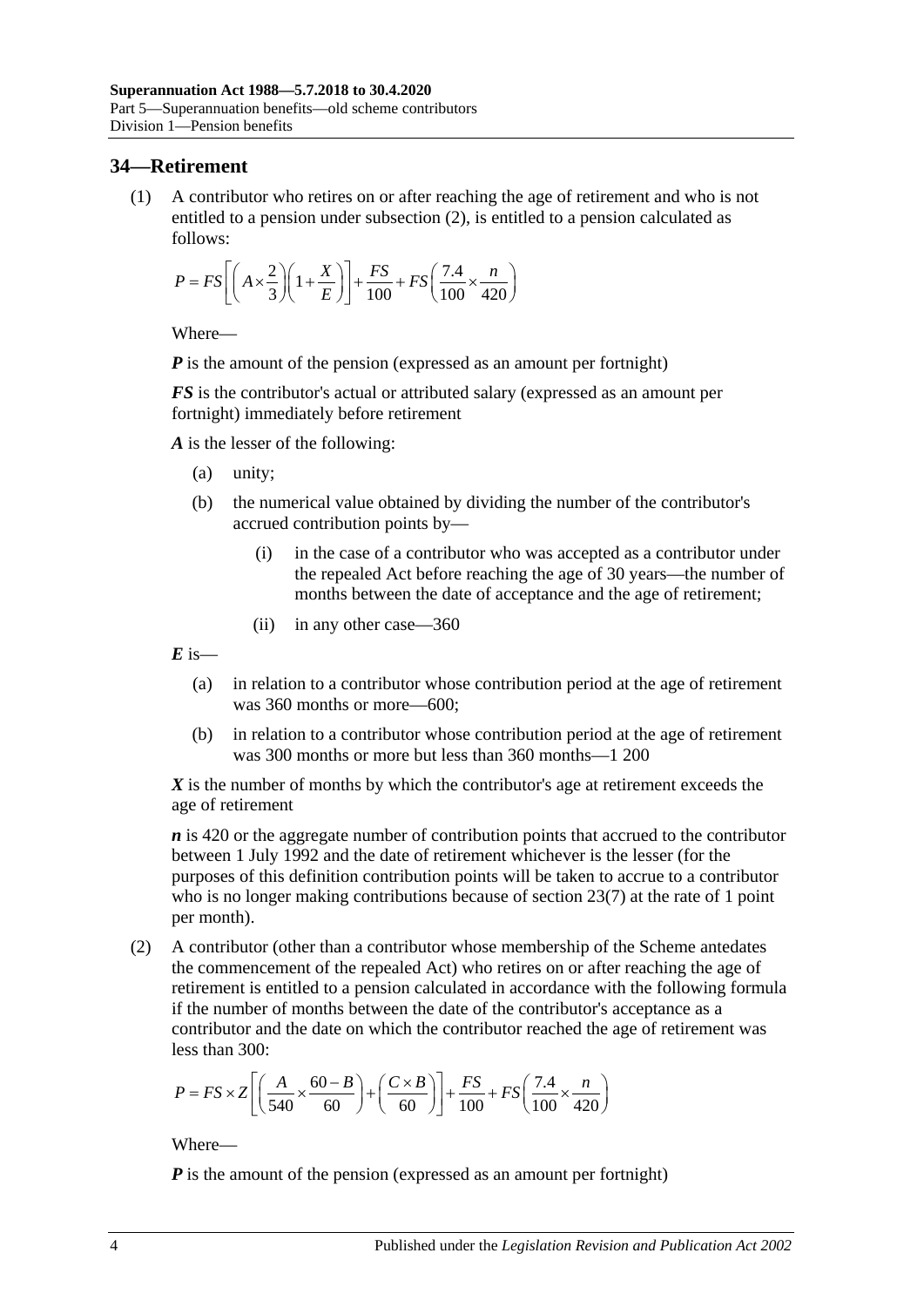## 34—Retirement

(1) A contributor who retires on or after reaching the age of retirement and who is not entitled to a pension under subsection (2), is entitled to a pension calculated as follows:

$$P = FS\left[\left(A \times \frac{2}{3}\right)\left(1 + \frac{X}{E}\right)\right] + \frac{FS}{100} + FS\left(\frac{7.4}{100} \times \frac{n}{420}\right)$$

Where—

***P*** is the amount of the pension (expressed as an amount per fortnight)

***FS*** is the contributor's actual or attributed salary (expressed as an amount per fortnight) immediately before retirement

***A*** is the lesser of the following:

(a) unity;

(b) the numerical value obtained by dividing the number of the contributor's accrued contribution points by—

(i) in the case of a contributor who was accepted as a contributor under the repealed Act before reaching the age of 30 years—the number of months between the date of acceptance and the age of retirement;

(ii) in any other case—360

***E*** is—

(a) in relation to a contributor whose contribution period at the age of retirement was 360 months or more—600;

(b) in relation to a contributor whose contribution period at the age of retirement was 300 months or more but less than 360 months—1 200

***X*** is the number of months by which the contributor's age at retirement exceeds the age of retirement

***n*** is 420 or the aggregate number of contribution points that accrued to the contributor between 1 July 1992 and the date of retirement whichever is the lesser (for the purposes of this definition contribution points will be taken to accrue to a contributor who is no longer making contributions because of section 23(7) at the rate of 1 point per month).

(2) A contributor (other than a contributor whose membership of the Scheme antedates the commencement of the repealed Act) who retires on or after reaching the age of retirement is entitled to a pension calculated in accordance with the following formula if the number of months between the date of the contributor's acceptance as a contributor and the date on which the contributor reached the age of retirement was less than 300:

$$P = FS \times Z\left[\left(\frac{A}{540} \times \frac{60 - B}{60}\right) + \left(\frac{C \times B}{60}\right)\right] + \frac{FS}{100} + FS\left(\frac{7.4}{100} \times \frac{n}{420}\right)$$

Where—

***P*** is the amount of the pension (expressed as an amount per fortnight)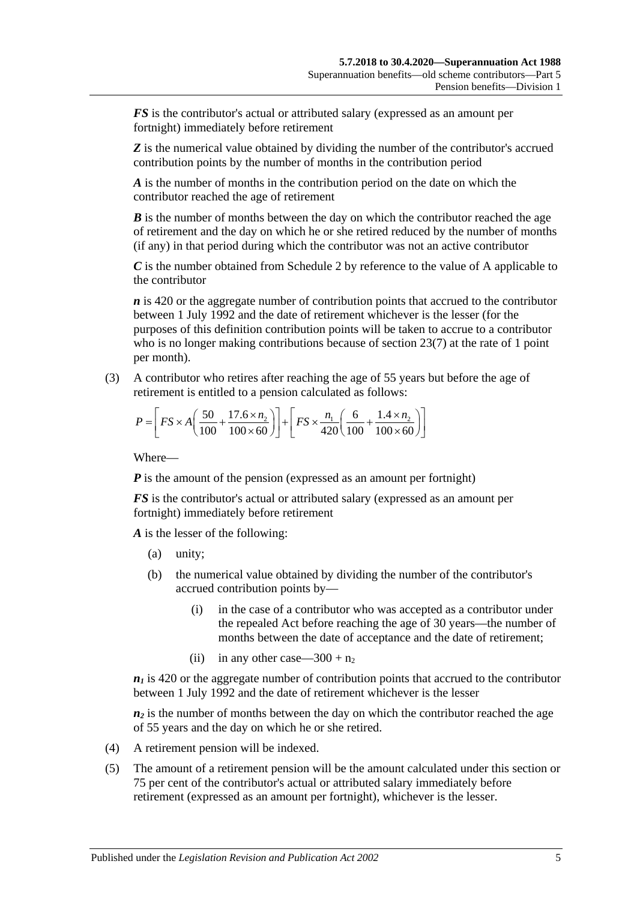***FS*** is the contributor's actual or attributed salary (expressed as an amount per fortnight) immediately before retirement

***Z*** is the numerical value obtained by dividing the number of the contributor's accrued contribution points by the number of months in the contribution period

***A*** is the number of months in the contribution period on the date on which the contributor reached the age of retirement

***B*** is the number of months between the day on which the contributor reached the age of retirement and the day on which he or she retired reduced by the number of months (if any) in that period during which the contributor was not an active contributor

***C*** is the number obtained from Schedule 2 by reference to the value of A applicable to the contributor

***n*** is 420 or the aggregate number of contribution points that accrued to the contributor between 1 July 1992 and the date of retirement whichever is the lesser (for the purposes of this definition contribution points will be taken to accrue to a contributor who is no longer making contributions because of section 23(7) at the rate of 1 point per month).

(3) A contributor who retires after reaching the age of 55 years but before the age of retirement is entitled to a pension calculated as follows:

$$P = \left[ FS \times A\left( \frac{50}{100} + \frac{17.6 \times n_2}{100 \times 60} \right) \right] + \left[ FS \times \frac{n_1}{420}\left( \frac{6}{100} + \frac{1.4 \times n_2}{100 \times 60} \right) \right]$$

Where—

***P*** is the amount of the pension (expressed as an amount per fortnight)

***FS*** is the contributor's actual or attributed salary (expressed as an amount per fortnight) immediately before retirement

***A*** is the lesser of the following:

(a) unity;

(b) the numerical value obtained by dividing the number of the contributor's accrued contribution points by—

(i) in the case of a contributor who was accepted as a contributor under the repealed Act before reaching the age of 30 years—the number of months between the date of acceptance and the date of retirement;

(ii) in any other case—$300 + n_2$

$n_1$ is 420 or the aggregate number of contribution points that accrued to the contributor between 1 July 1992 and the date of retirement whichever is the lesser

$n_2$ is the number of months between the day on which the contributor reached the age of 55 years and the day on which he or she retired.

(4) A retirement pension will be indexed.

(5) The amount of a retirement pension will be the amount calculated under this section or 75 per cent of the contributor's actual or attributed salary immediately before retirement (expressed as an amount per fortnight), whichever is the lesser.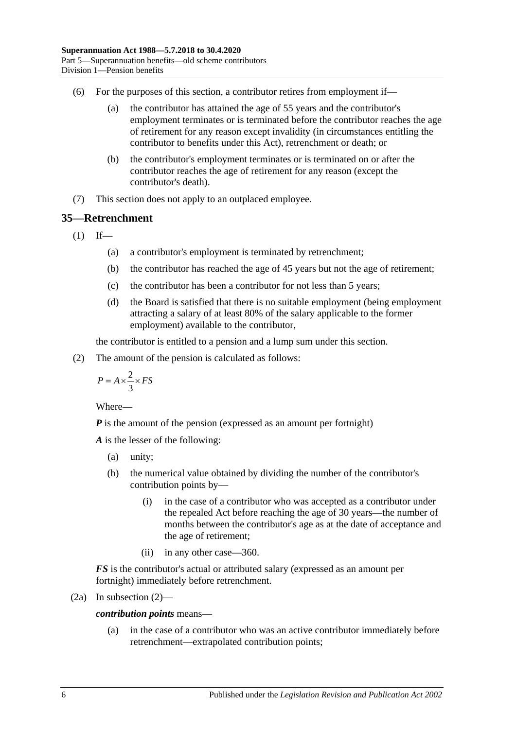(6) For the purposes of this section, a contributor retires from employment if—

(a) the contributor has attained the age of 55 years and the contributor's employment terminates or is terminated before the contributor reaches the age of retirement for any reason except invalidity (in circumstances entitling the contributor to benefits under this Act), retrenchment or death; or

(b) the contributor's employment terminates or is terminated on or after the contributor reaches the age of retirement for any reason (except the contributor's death).

(7) This section does not apply to an outplaced employee.

## 35—Retrenchment

(1) If—

(a) a contributor's employment is terminated by retrenchment;

(b) the contributor has reached the age of 45 years but not the age of retirement;

(c) the contributor has been a contributor for not less than 5 years;

(d) the Board is satisfied that there is no suitable employment (being employment attracting a salary of at least 80% of the salary applicable to the former employment) available to the contributor,

the contributor is entitled to a pension and a lump sum under this section.

(2) The amount of the pension is calculated as follows:

$$P = A \times \frac{2}{3} \times FS$$

Where—

***P*** is the amount of the pension (expressed as an amount per fortnight)

***A*** is the lesser of the following:

(a) unity;

(b) the numerical value obtained by dividing the number of the contributor's contribution points by—

(i) in the case of a contributor who was accepted as a contributor under the repealed Act before reaching the age of 30 years—the number of months between the contributor's age as at the date of acceptance and the age of retirement;

(ii) in any other case—360.

***FS*** is the contributor's actual or attributed salary (expressed as an amount per fortnight) immediately before retrenchment.

(2a) In subsection (2)—

***contribution points*** means—

(a) in the case of a contributor who was an active contributor immediately before retrenchment—extrapolated contribution points;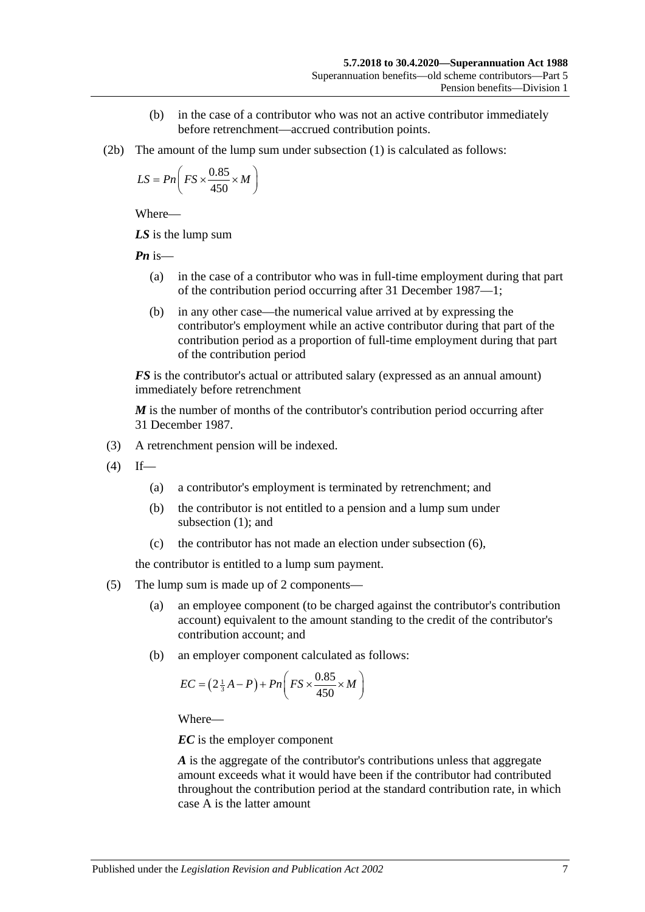(b) in the case of a contributor who was not an active contributor immediately before retrenchment—accrued contribution points.

(2b) The amount of the lump sum under subsection (1) is calculated as follows:

$$LS = Pn\left(FS \times \frac{0.85}{450} \times M\right)$$

Where—

***LS*** is the lump sum

***Pn*** is—

(a) in the case of a contributor who was in full-time employment during that part of the contribution period occurring after 31 December 1987—1;

(b) in any other case—the numerical value arrived at by expressing the contributor's employment while an active contributor during that part of the contribution period as a proportion of full-time employment during that part of the contribution period

***FS*** is the contributor's actual or attributed salary (expressed as an annual amount) immediately before retrenchment

***M*** is the number of months of the contributor's contribution period occurring after 31 December 1987.

(3) A retrenchment pension will be indexed.

(4) If—

(a) a contributor's employment is terminated by retrenchment; and

(b) the contributor is not entitled to a pension and a lump sum under subsection (1); and

(c) the contributor has not made an election under subsection (6),

the contributor is entitled to a lump sum payment.

(5) The lump sum is made up of 2 components—

(a) an employee component (to be charged against the contributor's contribution account) equivalent to the amount standing to the credit of the contributor's contribution account; and

(b) an employer component calculated as follows:

$$EC = \left(2\tfrac{1}{3}A - P\right) + Pn\left(FS \times \frac{0.85}{450} \times M\right)$$

Where—

***EC*** is the employer component

***A*** is the aggregate of the contributor's contributions unless that aggregate amount exceeds what it would have been if the contributor had contributed throughout the contribution period at the standard contribution rate, in which case A is the latter amount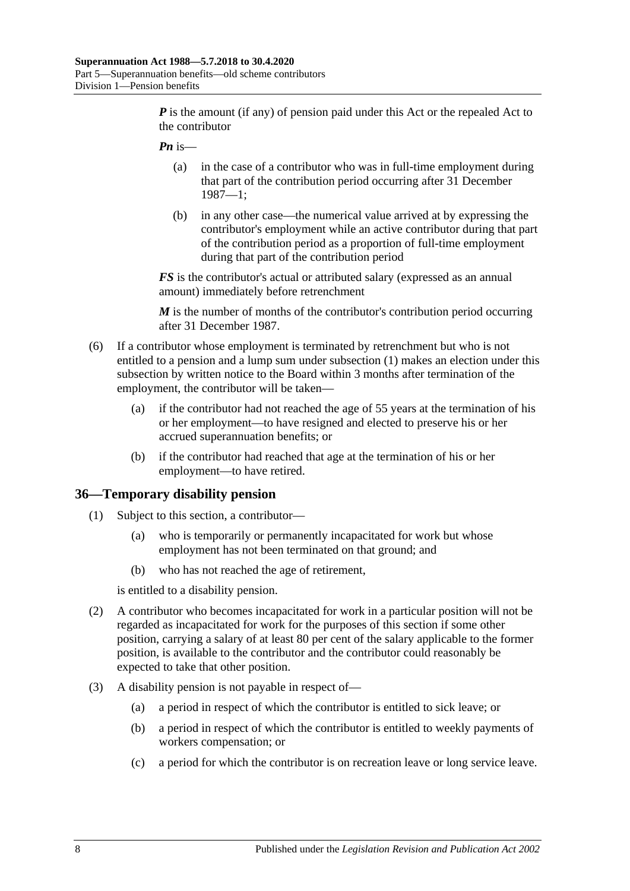***P*** is the amount (if any) of pension paid under this Act or the repealed Act to the contributor

***Pn*** is—

(a) in the case of a contributor who was in full-time employment during that part of the contribution period occurring after 31 December 1987—1;

(b) in any other case—the numerical value arrived at by expressing the contributor's employment while an active contributor during that part of the contribution period as a proportion of full-time employment during that part of the contribution period

***FS*** is the contributor's actual or attributed salary (expressed as an annual amount) immediately before retrenchment

***M*** is the number of months of the contributor's contribution period occurring after 31 December 1987.

(6) If a contributor whose employment is terminated by retrenchment but who is not entitled to a pension and a lump sum under subsection (1) makes an election under this subsection by written notice to the Board within 3 months after termination of the employment, the contributor will be taken—

(a) if the contributor had not reached the age of 55 years at the termination of his or her employment—to have resigned and elected to preserve his or her accrued superannuation benefits; or

(b) if the contributor had reached that age at the termination of his or her employment—to have retired.

## 36—Temporary disability pension

(1) Subject to this section, a contributor—

(a) who is temporarily or permanently incapacitated for work but whose employment has not been terminated on that ground; and

(b) who has not reached the age of retirement,

is entitled to a disability pension.

(2) A contributor who becomes incapacitated for work in a particular position will not be regarded as incapacitated for work for the purposes of this section if some other position, carrying a salary of at least 80 per cent of the salary applicable to the former position, is available to the contributor and the contributor could reasonably be expected to take that other position.

(3) A disability pension is not payable in respect of—

(a) a period in respect of which the contributor is entitled to sick leave; or

(b) a period in respect of which the contributor is entitled to weekly payments of workers compensation; or

(c) a period for which the contributor is on recreation leave or long service leave.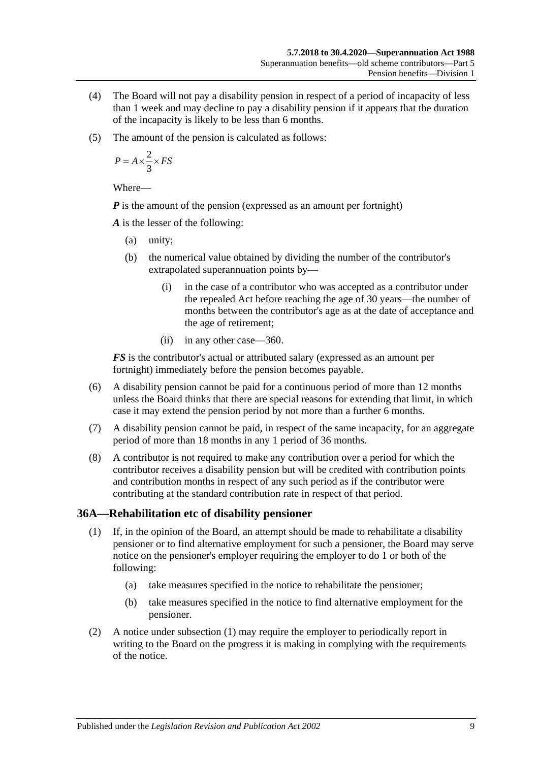(4) The Board will not pay a disability pension in respect of a period of incapacity of less than 1 week and may decline to pay a disability pension if it appears that the duration of the incapacity is likely to be less than 6 months.

(5) The amount of the pension is calculated as follows:

$$P = A \times \frac{2}{3} \times FS$$

Where—

***P*** is the amount of the pension (expressed as an amount per fortnight)

***A*** is the lesser of the following:

- (a) unity;
- (b) the numerical value obtained by dividing the number of the contributor's extrapolated superannuation points by—
  - (i) in the case of a contributor who was accepted as a contributor under the repealed Act before reaching the age of 30 years—the number of months between the contributor's age as at the date of acceptance and the age of retirement;
  - (ii) in any other case—360.

***FS*** is the contributor's actual or attributed salary (expressed as an amount per fortnight) immediately before the pension becomes payable.

(6) A disability pension cannot be paid for a continuous period of more than 12 months unless the Board thinks that there are special reasons for extending that limit, in which case it may extend the pension period by not more than a further 6 months.

(7) A disability pension cannot be paid, in respect of the same incapacity, for an aggregate period of more than 18 months in any 1 period of 36 months.

(8) A contributor is not required to make any contribution over a period for which the contributor receives a disability pension but will be credited with contribution points and contribution months in respect of any such period as if the contributor were contributing at the standard contribution rate in respect of that period.

## 36A—Rehabilitation etc of disability pensioner

(1) If, in the opinion of the Board, an attempt should be made to rehabilitate a disability pensioner or to find alternative employment for such a pensioner, the Board may serve notice on the pensioner's employer requiring the employer to do 1 or both of the following:

- (a) take measures specified in the notice to rehabilitate the pensioner;
- (b) take measures specified in the notice to find alternative employment for the pensioner.

(2) A notice under subsection (1) may require the employer to periodically report in writing to the Board on the progress it is making in complying with the requirements of the notice.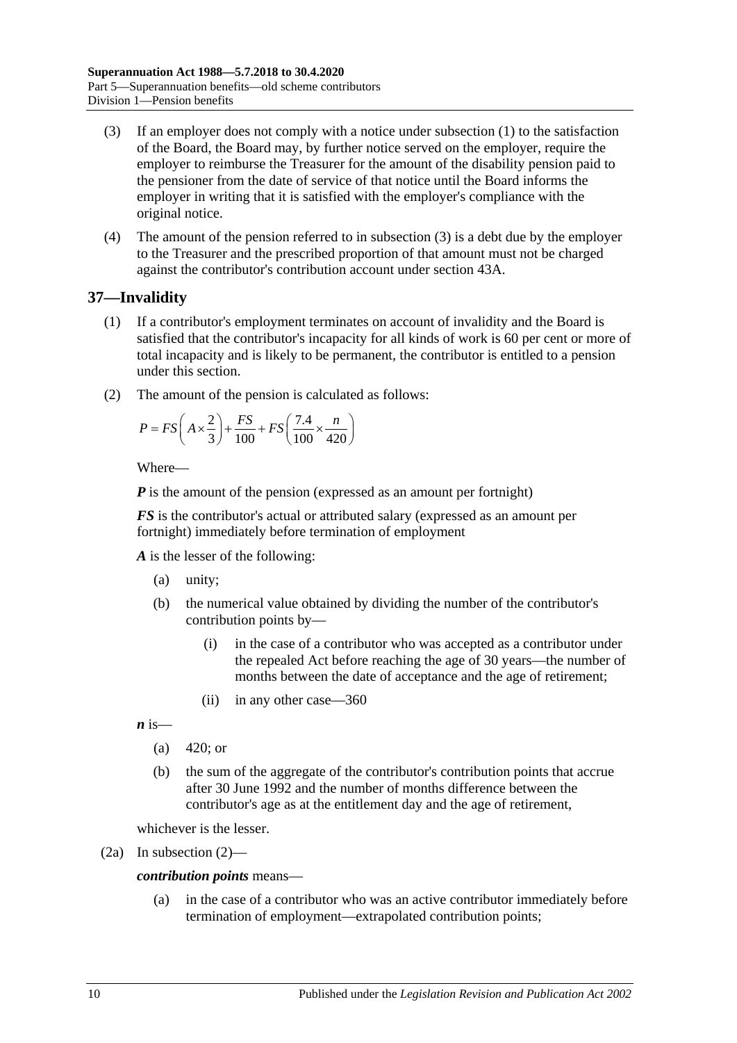(3) If an employer does not comply with a notice under subsection (1) to the satisfaction of the Board, the Board may, by further notice served on the employer, require the employer to reimburse the Treasurer for the amount of the disability pension paid to the pensioner from the date of service of that notice until the Board informs the employer in writing that it is satisfied with the employer's compliance with the original notice.

(4) The amount of the pension referred to in subsection (3) is a debt due by the employer to the Treasurer and the prescribed proportion of that amount must not be charged against the contributor's contribution account under section 43A.

## 37—Invalidity

(1) If a contributor's employment terminates on account of invalidity and the Board is satisfied that the contributor's incapacity for all kinds of work is 60 per cent or more of total incapacity and is likely to be permanent, the contributor is entitled to a pension under this section.

(2) The amount of the pension is calculated as follows:

$$P = FS\left(A \times \frac{2}{3}\right) + \frac{FS}{100} + FS\left(\frac{7.4}{100} \times \frac{n}{420}\right)$$

Where—

***P*** is the amount of the pension (expressed as an amount per fortnight)

***FS*** is the contributor's actual or attributed salary (expressed as an amount per fortnight) immediately before termination of employment

***A*** is the lesser of the following:

- (a) unity;
- (b) the numerical value obtained by dividing the number of the contributor's contribution points by—
  - (i) in the case of a contributor who was accepted as a contributor under the repealed Act before reaching the age of 30 years—the number of months between the date of acceptance and the age of retirement;
  - (ii) in any other case—360

***n*** is—

- (a) 420; or
- (b) the sum of the aggregate of the contributor's contribution points that accrue after 30 June 1992 and the number of months difference between the contributor's age as at the entitlement day and the age of retirement,

whichever is the lesser.

(2a) In subsection (2)—

***contribution points*** means—

- (a) in the case of a contributor who was an active contributor immediately before termination of employment—extrapolated contribution points;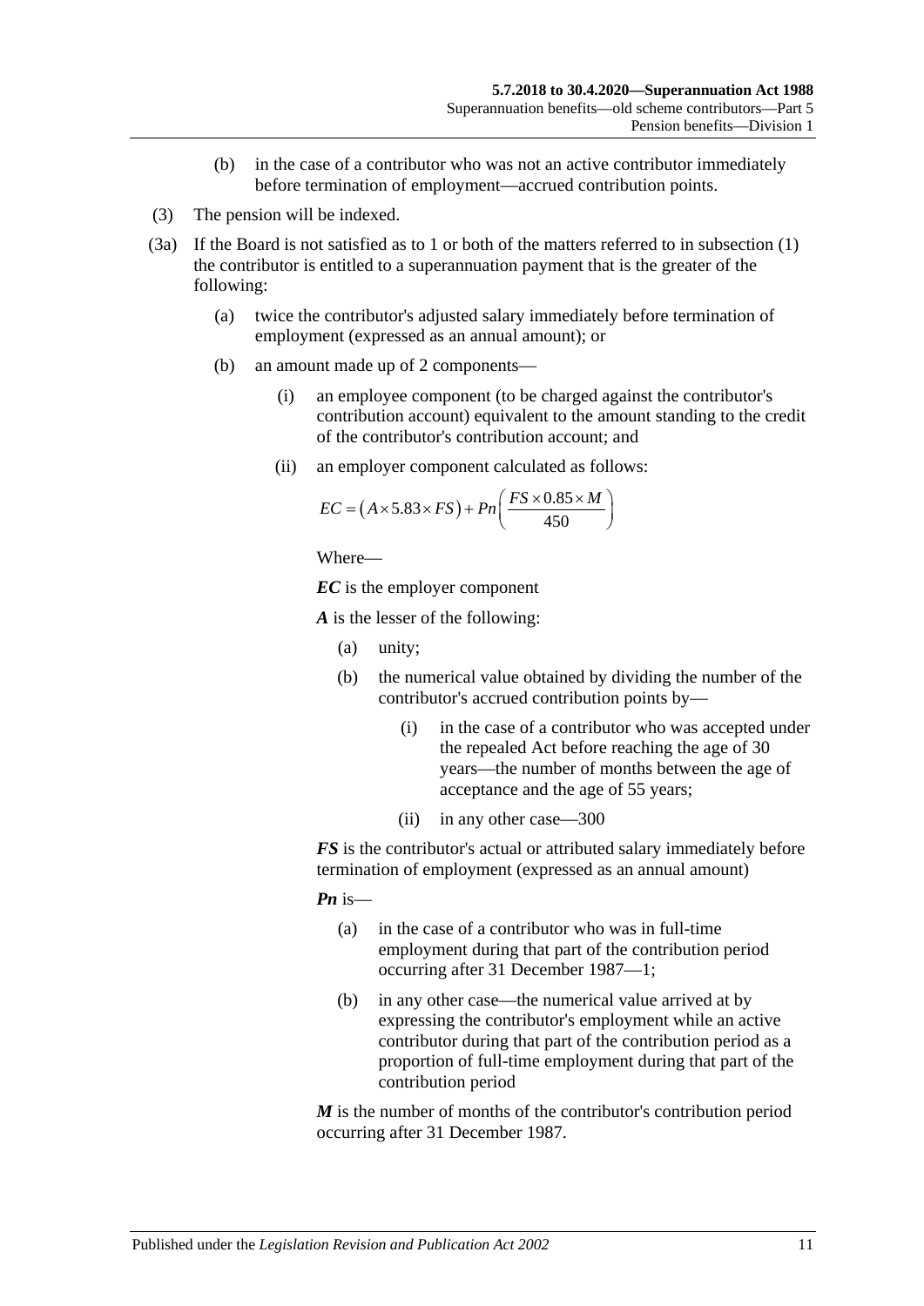(b) in the case of a contributor who was not an active contributor immediately before termination of employment—accrued contribution points.

(3) The pension will be indexed.

(3a) If the Board is not satisfied as to 1 or both of the matters referred to in subsection (1) the contributor is entitled to a superannuation payment that is the greater of the following:

(a) twice the contributor's adjusted salary immediately before termination of employment (expressed as an annual amount); or

(b) an amount made up of 2 components—

(i) an employee component (to be charged against the contributor's contribution account) equivalent to the amount standing to the credit of the contributor's contribution account; and

(ii) an employer component calculated as follows:

$$EC = \left(A \times 5.83 \times FS\right) + Pn\left(\frac{FS \times 0.85 \times M}{450}\right)$$

Where—

***EC*** is the employer component

***A*** is the lesser of the following:

(a) unity;

(b) the numerical value obtained by dividing the number of the contributor's accrued contribution points by—

(i) in the case of a contributor who was accepted under the repealed Act before reaching the age of 30 years—the number of months between the age of acceptance and the age of 55 years;

(ii) in any other case—300

***FS*** is the contributor's actual or attributed salary immediately before termination of employment (expressed as an annual amount)

***Pn*** is—

(a) in the case of a contributor who was in full-time employment during that part of the contribution period occurring after 31 December 1987—1;

(b) in any other case—the numerical value arrived at by expressing the contributor's employment while an active contributor during that part of the contribution period as a proportion of full-time employment during that part of the contribution period

***M*** is the number of months of the contributor's contribution period occurring after 31 December 1987.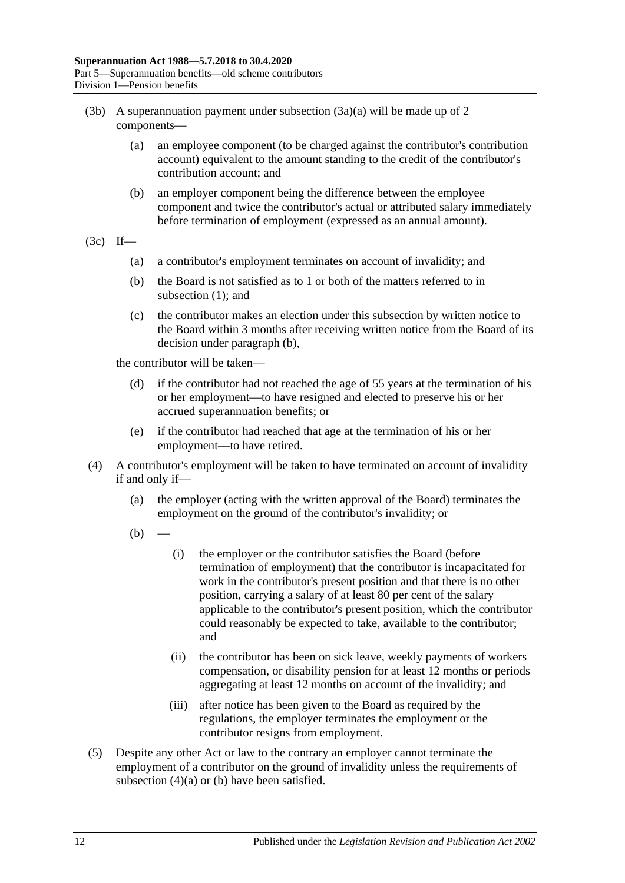(3b) A superannuation payment under subsection (3a)(a) will be made up of 2 components—

(a) an employee component (to be charged against the contributor's contribution account) equivalent to the amount standing to the credit of the contributor's contribution account; and

(b) an employer component being the difference between the employee component and twice the contributor's actual or attributed salary immediately before termination of employment (expressed as an annual amount).

(3c) If—

(a) a contributor's employment terminates on account of invalidity; and

(b) the Board is not satisfied as to 1 or both of the matters referred to in subsection (1); and

(c) the contributor makes an election under this subsection by written notice to the Board within 3 months after receiving written notice from the Board of its decision under paragraph (b),

the contributor will be taken—

(d) if the contributor had not reached the age of 55 years at the termination of his or her employment—to have resigned and elected to preserve his or her accrued superannuation benefits; or

(e) if the contributor had reached that age at the termination of his or her employment—to have retired.

(4) A contributor's employment will be taken to have terminated on account of invalidity if and only if—

(a) the employer (acting with the written approval of the Board) terminates the employment on the ground of the contributor's invalidity; or

(b) —

(i) the employer or the contributor satisfies the Board (before termination of employment) that the contributor is incapacitated for work in the contributor's present position and that there is no other position, carrying a salary of at least 80 per cent of the salary applicable to the contributor's present position, which the contributor could reasonably be expected to take, available to the contributor; and

(ii) the contributor has been on sick leave, weekly payments of workers compensation, or disability pension for at least 12 months or periods aggregating at least 12 months on account of the invalidity; and

(iii) after notice has been given to the Board as required by the regulations, the employer terminates the employment or the contributor resigns from employment.

(5) Despite any other Act or law to the contrary an employer cannot terminate the employment of a contributor on the ground of invalidity unless the requirements of subsection (4)(a) or (b) have been satisfied.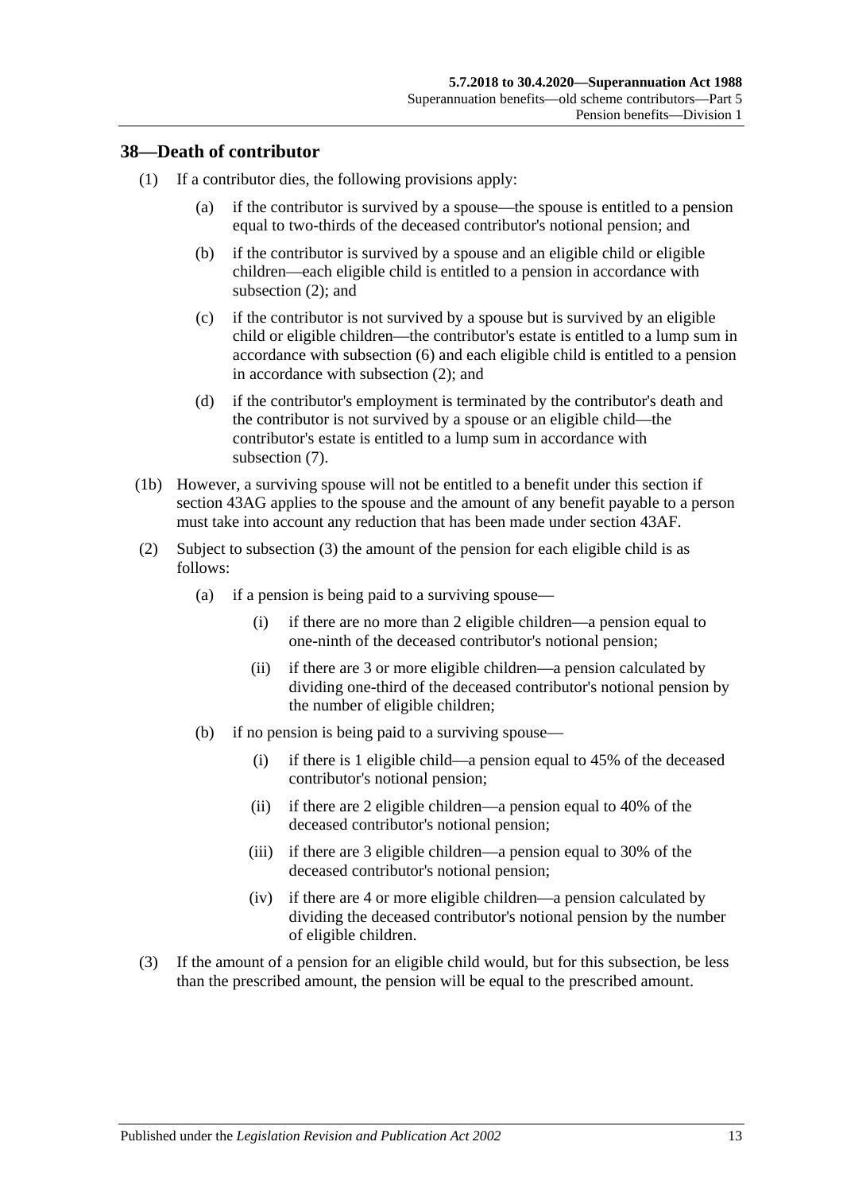## 38—Death of contributor

(1) If a contributor dies, the following provisions apply:

(a) if the contributor is survived by a spouse—the spouse is entitled to a pension equal to two-thirds of the deceased contributor's notional pension; and

(b) if the contributor is survived by a spouse and an eligible child or eligible children—each eligible child is entitled to a pension in accordance with subsection (2); and

(c) if the contributor is not survived by a spouse but is survived by an eligible child or eligible children—the contributor's estate is entitled to a lump sum in accordance with subsection (6) and each eligible child is entitled to a pension in accordance with subsection (2); and

(d) if the contributor's employment is terminated by the contributor's death and the contributor is not survived by a spouse or an eligible child—the contributor's estate is entitled to a lump sum in accordance with subsection (7).

(1b) However, a surviving spouse will not be entitled to a benefit under this section if section 43AG applies to the spouse and the amount of any benefit payable to a person must take into account any reduction that has been made under section 43AF.

(2) Subject to subsection (3) the amount of the pension for each eligible child is as follows:

(a) if a pension is being paid to a surviving spouse—

(i) if there are no more than 2 eligible children—a pension equal to one-ninth of the deceased contributor's notional pension;

(ii) if there are 3 or more eligible children—a pension calculated by dividing one-third of the deceased contributor's notional pension by the number of eligible children;

(b) if no pension is being paid to a surviving spouse—

(i) if there is 1 eligible child—a pension equal to 45% of the deceased contributor's notional pension;

(ii) if there are 2 eligible children—a pension equal to 40% of the deceased contributor's notional pension;

(iii) if there are 3 eligible children—a pension equal to 30% of the deceased contributor's notional pension;

(iv) if there are 4 or more eligible children—a pension calculated by dividing the deceased contributor's notional pension by the number of eligible children.

(3) If the amount of a pension for an eligible child would, but for this subsection, be less than the prescribed amount, the pension will be equal to the prescribed amount.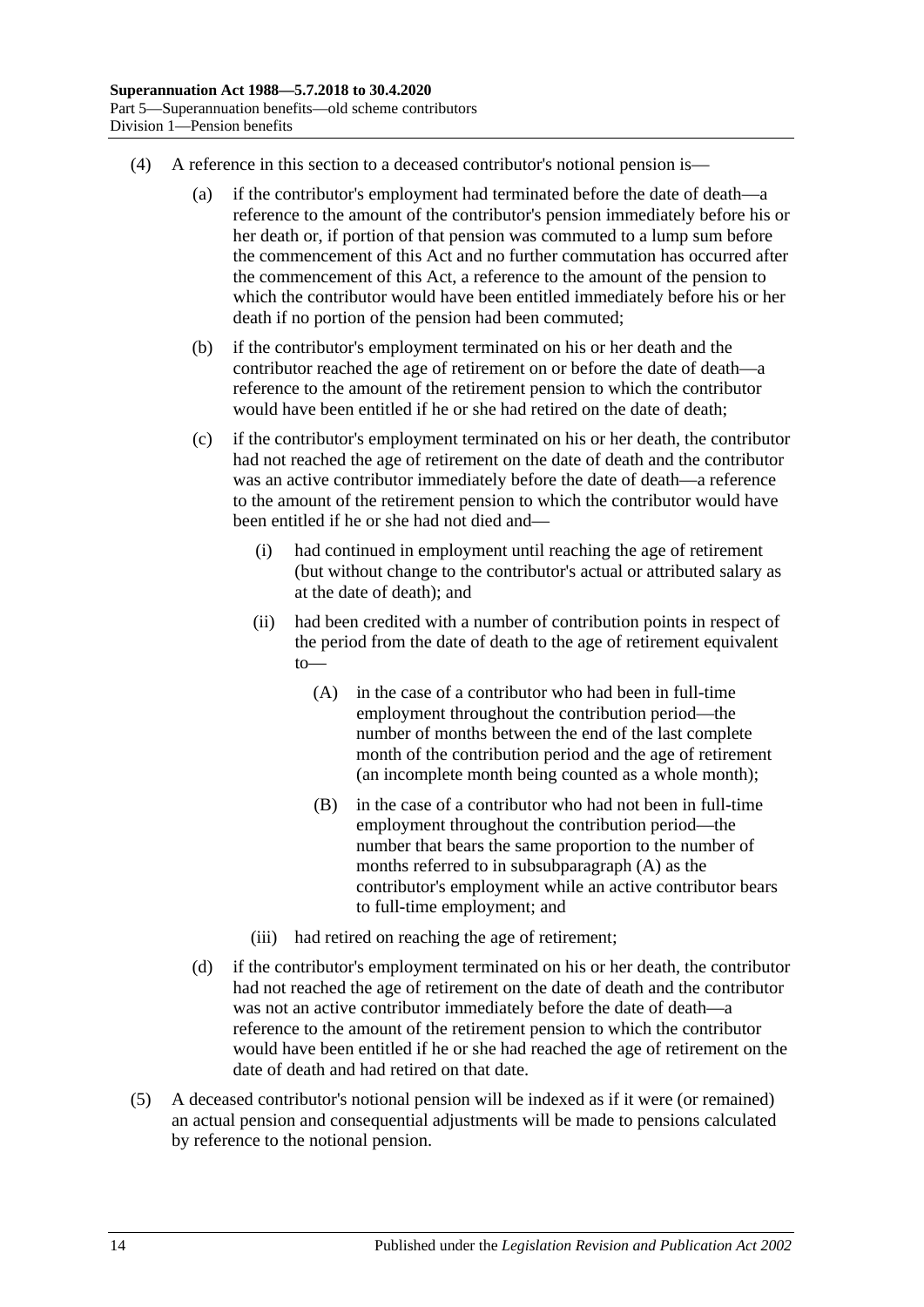(4) A reference in this section to a deceased contributor's notional pension is—

(a) if the contributor's employment had terminated before the date of death—a reference to the amount of the contributor's pension immediately before his or her death or, if portion of that pension was commuted to a lump sum before the commencement of this Act and no further commutation has occurred after the commencement of this Act, a reference to the amount of the pension to which the contributor would have been entitled immediately before his or her death if no portion of the pension had been commuted;

(b) if the contributor's employment terminated on his or her death and the contributor reached the age of retirement on or before the date of death—a reference to the amount of the retirement pension to which the contributor would have been entitled if he or she had retired on the date of death;

(c) if the contributor's employment terminated on his or her death, the contributor had not reached the age of retirement on the date of death and the contributor was an active contributor immediately before the date of death—a reference to the amount of the retirement pension to which the contributor would have been entitled if he or she had not died and—

(i) had continued in employment until reaching the age of retirement (but without change to the contributor's actual or attributed salary as at the date of death); and

(ii) had been credited with a number of contribution points in respect of the period from the date of death to the age of retirement equivalent to—

(A) in the case of a contributor who had been in full-time employment throughout the contribution period—the number of months between the end of the last complete month of the contribution period and the age of retirement (an incomplete month being counted as a whole month);

(B) in the case of a contributor who had not been in full-time employment throughout the contribution period—the number that bears the same proportion to the number of months referred to in subsubparagraph (A) as the contributor's employment while an active contributor bears to full-time employment; and

(iii) had retired on reaching the age of retirement;

(d) if the contributor's employment terminated on his or her death, the contributor had not reached the age of retirement on the date of death and the contributor was not an active contributor immediately before the date of death—a reference to the amount of the retirement pension to which the contributor would have been entitled if he or she had reached the age of retirement on the date of death and had retired on that date.

(5) A deceased contributor's notional pension will be indexed as if it were (or remained) an actual pension and consequential adjustments will be made to pensions calculated by reference to the notional pension.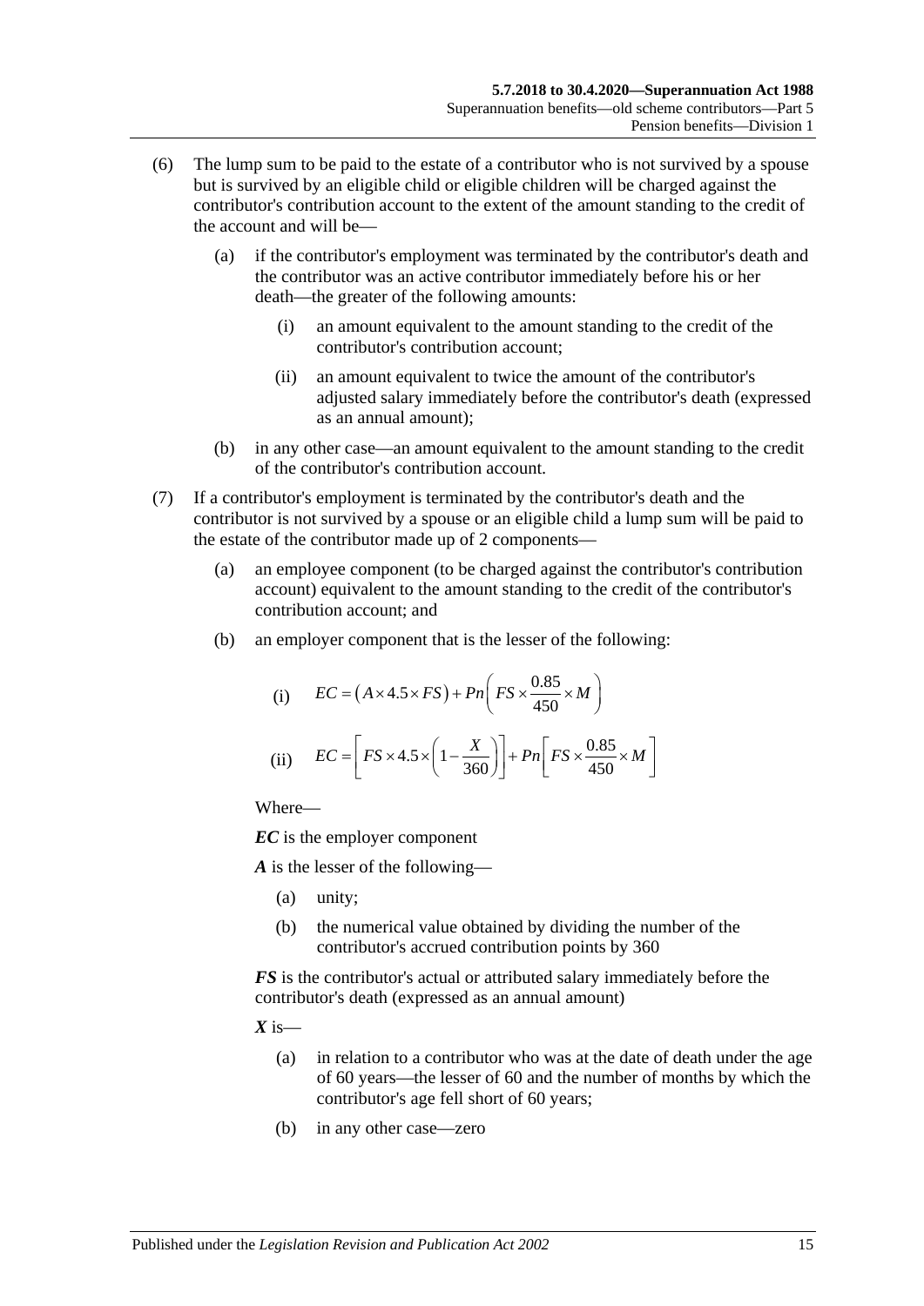(6) The lump sum to be paid to the estate of a contributor who is not survived by a spouse but is survived by an eligible child or eligible children will be charged against the contributor's contribution account to the extent of the amount standing to the credit of the account and will be—

(a) if the contributor's employment was terminated by the contributor's death and the contributor was an active contributor immediately before his or her death—the greater of the following amounts:

(i) an amount equivalent to the amount standing to the credit of the contributor's contribution account;

(ii) an amount equivalent to twice the amount of the contributor's adjusted salary immediately before the contributor's death (expressed as an annual amount);

(b) in any other case—an amount equivalent to the amount standing to the credit of the contributor's contribution account.

(7) If a contributor's employment is terminated by the contributor's death and the contributor is not survived by a spouse or an eligible child a lump sum will be paid to the estate of the contributor made up of 2 components—

(a) an employee component (to be charged against the contributor's contribution account) equivalent to the amount standing to the credit of the contributor's contribution account; and

(b) an employer component that is the lesser of the following:

(i) $$EC = \left(A \times 4.5 \times FS\right) + Pn\left(FS \times \frac{0.85}{450} \times M\right)$$

(ii) $$EC = \left[FS \times 4.5 \times \left(1 - \frac{X}{360}\right)\right] + Pn\left[FS \times \frac{0.85}{450} \times M\right]$$

Where—

***EC*** is the employer component

***A*** is the lesser of the following—

(a) unity;

(b) the numerical value obtained by dividing the number of the contributor's accrued contribution points by 360

***FS*** is the contributor's actual or attributed salary immediately before the contributor's death (expressed as an annual amount)

***X*** is—

(a) in relation to a contributor who was at the date of death under the age of 60 years—the lesser of 60 and the number of months by which the contributor's age fell short of 60 years;

(b) in any other case—zero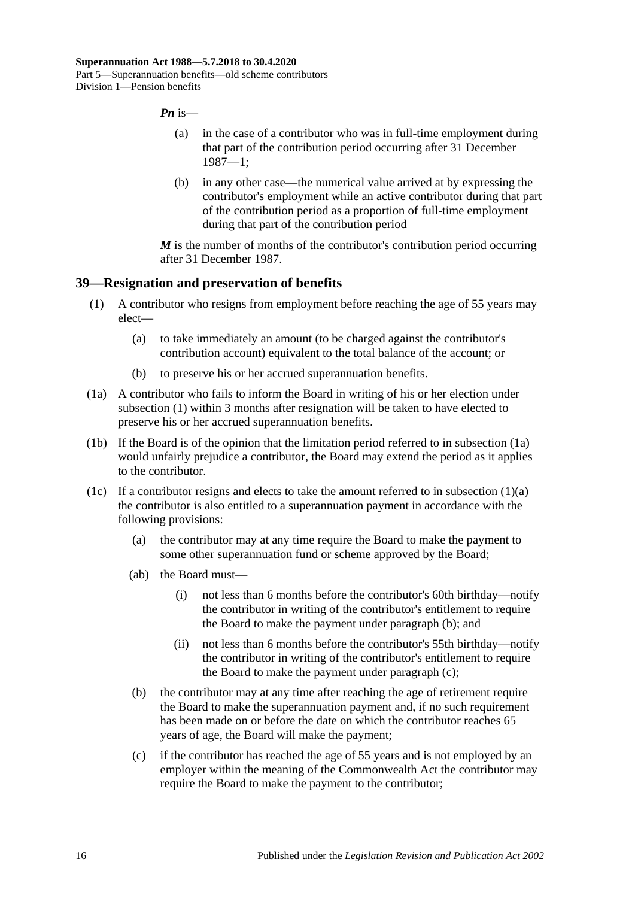***Pn*** is—

(a) in the case of a contributor who was in full-time employment during that part of the contribution period occurring after 31 December 1987—1;

(b) in any other case—the numerical value arrived at by expressing the contributor's employment while an active contributor during that part of the contribution period as a proportion of full-time employment during that part of the contribution period

***M*** is the number of months of the contributor's contribution period occurring after 31 December 1987.

## 39—Resignation and preservation of benefits

(1) A contributor who resigns from employment before reaching the age of 55 years may elect—

(a) to take immediately an amount (to be charged against the contributor's contribution account) equivalent to the total balance of the account; or

(b) to preserve his or her accrued superannuation benefits.

(1a) A contributor who fails to inform the Board in writing of his or her election under subsection (1) within 3 months after resignation will be taken to have elected to preserve his or her accrued superannuation benefits.

(1b) If the Board is of the opinion that the limitation period referred to in subsection (1a) would unfairly prejudice a contributor, the Board may extend the period as it applies to the contributor.

(1c) If a contributor resigns and elects to take the amount referred to in subsection (1)(a) the contributor is also entitled to a superannuation payment in accordance with the following provisions:

(a) the contributor may at any time require the Board to make the payment to some other superannuation fund or scheme approved by the Board;

(ab) the Board must—

(i) not less than 6 months before the contributor's 60th birthday—notify the contributor in writing of the contributor's entitlement to require the Board to make the payment under paragraph (b); and

(ii) not less than 6 months before the contributor's 55th birthday—notify the contributor in writing of the contributor's entitlement to require the Board to make the payment under paragraph (c);

(b) the contributor may at any time after reaching the age of retirement require the Board to make the superannuation payment and, if no such requirement has been made on or before the date on which the contributor reaches 65 years of age, the Board will make the payment;

(c) if the contributor has reached the age of 55 years and is not employed by an employer within the meaning of the Commonwealth Act the contributor may require the Board to make the payment to the contributor;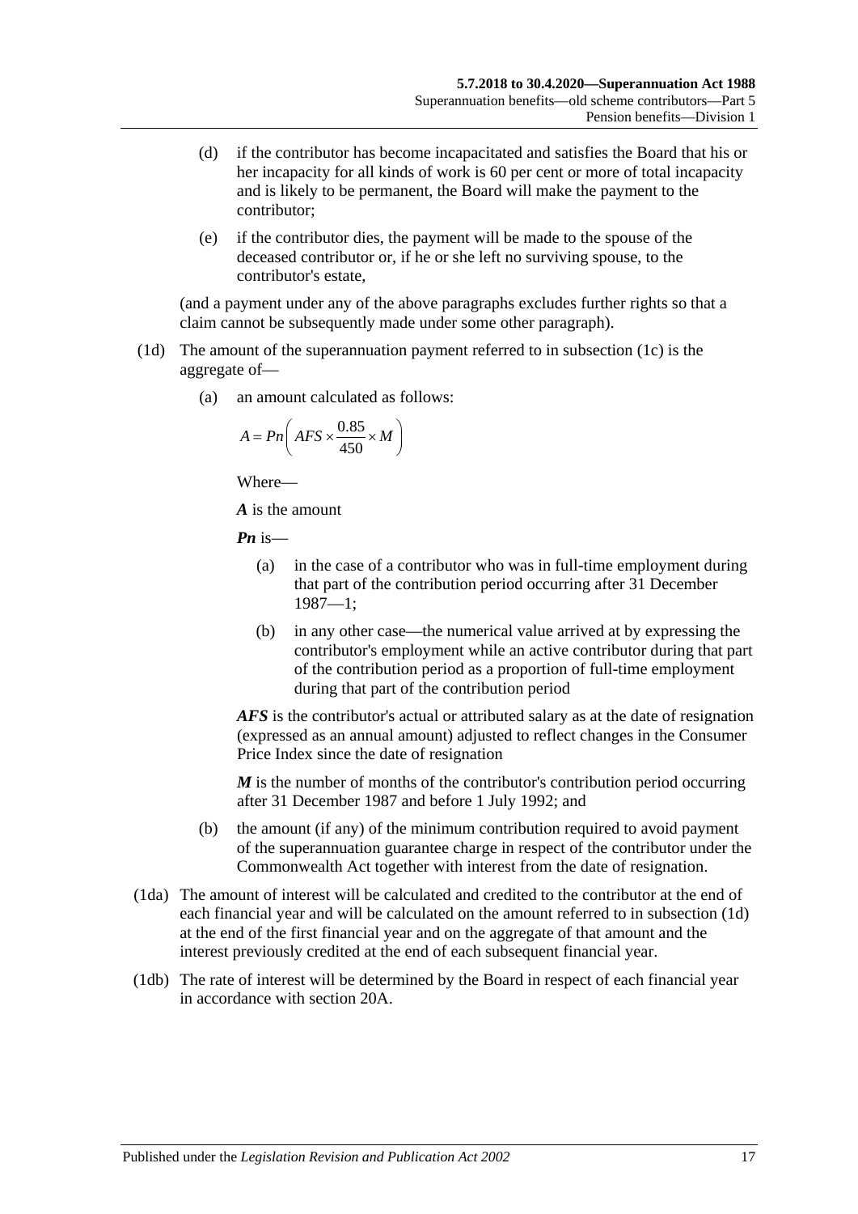(d) if the contributor has become incapacitated and satisfies the Board that his or her incapacity for all kinds of work is 60 per cent or more of total incapacity and is likely to be permanent, the Board will make the payment to the contributor;

(e) if the contributor dies, the payment will be made to the spouse of the deceased contributor or, if he or she left no surviving spouse, to the contributor's estate,

(and a payment under any of the above paragraphs excludes further rights so that a claim cannot be subsequently made under some other paragraph).

(1d) The amount of the superannuation payment referred to in subsection (1c) is the aggregate of—

(a) an amount calculated as follows:

$$A = Pn\left(AFS \times \frac{0.85}{450} \times M\right)$$

Where—

***A*** is the amount

***Pn*** is—

(a) in the case of a contributor who was in full-time employment during that part of the contribution period occurring after 31 December 1987—1;

(b) in any other case—the numerical value arrived at by expressing the contributor's employment while an active contributor during that part of the contribution period as a proportion of full-time employment during that part of the contribution period

***AFS*** is the contributor's actual or attributed salary as at the date of resignation (expressed as an annual amount) adjusted to reflect changes in the Consumer Price Index since the date of resignation

***M*** is the number of months of the contributor's contribution period occurring after 31 December 1987 and before 1 July 1992; and

(b) the amount (if any) of the minimum contribution required to avoid payment of the superannuation guarantee charge in respect of the contributor under the Commonwealth Act together with interest from the date of resignation.

(1da) The amount of interest will be calculated and credited to the contributor at the end of each financial year and will be calculated on the amount referred to in subsection (1d) at the end of the first financial year and on the aggregate of that amount and the interest previously credited at the end of each subsequent financial year.

(1db) The rate of interest will be determined by the Board in respect of each financial year in accordance with section 20A.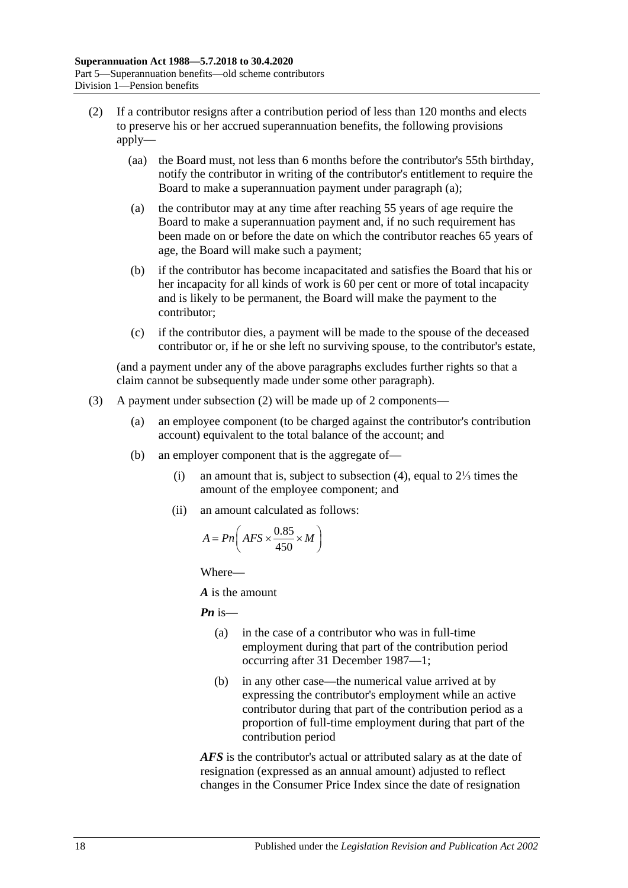(2) If a contributor resigns after a contribution period of less than 120 months and elects to preserve his or her accrued superannuation benefits, the following provisions apply—

(aa) the Board must, not less than 6 months before the contributor's 55th birthday, notify the contributor in writing of the contributor's entitlement to require the Board to make a superannuation payment under paragraph (a);

(a) the contributor may at any time after reaching 55 years of age require the Board to make a superannuation payment and, if no such requirement has been made on or before the date on which the contributor reaches 65 years of age, the Board will make such a payment;

(b) if the contributor has become incapacitated and satisfies the Board that his or her incapacity for all kinds of work is 60 per cent or more of total incapacity and is likely to be permanent, the Board will make the payment to the contributor;

(c) if the contributor dies, a payment will be made to the spouse of the deceased contributor or, if he or she left no surviving spouse, to the contributor's estate,

(and a payment under any of the above paragraphs excludes further rights so that a claim cannot be subsequently made under some other paragraph).

(3) A payment under subsection (2) will be made up of 2 components—

(a) an employee component (to be charged against the contributor's contribution account) equivalent to the total balance of the account; and

(b) an employer component that is the aggregate of—

(i) an amount that is, subject to subsection (4), equal to 2⅓ times the amount of the employee component; and

(ii) an amount calculated as follows:

$$A = Pn\left( AFS \times \frac{0.85}{450} \times M \right)$$

Where—

***A*** is the amount

***Pn*** is—

(a) in the case of a contributor who was in full-time employment during that part of the contribution period occurring after 31 December 1987—1;

(b) in any other case—the numerical value arrived at by expressing the contributor's employment while an active contributor during that part of the contribution period as a proportion of full-time employment during that part of the contribution period

***AFS*** is the contributor's actual or attributed salary as at the date of resignation (expressed as an annual amount) adjusted to reflect changes in the Consumer Price Index since the date of resignation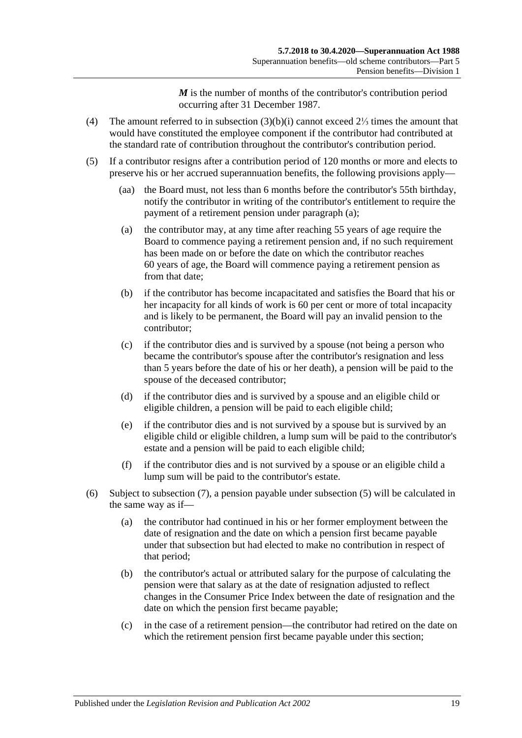*M* is the number of months of the contributor's contribution period occurring after 31 December 1987.

(4) The amount referred to in subsection (3)(b)(i) cannot exceed 2⅓ times the amount that would have constituted the employee component if the contributor had contributed at the standard rate of contribution throughout the contributor's contribution period.

(5) If a contributor resigns after a contribution period of 120 months or more and elects to preserve his or her accrued superannuation benefits, the following provisions apply—

(aa) the Board must, not less than 6 months before the contributor's 55th birthday, notify the contributor in writing of the contributor's entitlement to require the payment of a retirement pension under paragraph (a);

(a) the contributor may, at any time after reaching 55 years of age require the Board to commence paying a retirement pension and, if no such requirement has been made on or before the date on which the contributor reaches 60 years of age, the Board will commence paying a retirement pension as from that date;

(b) if the contributor has become incapacitated and satisfies the Board that his or her incapacity for all kinds of work is 60 per cent or more of total incapacity and is likely to be permanent, the Board will pay an invalid pension to the contributor;

(c) if the contributor dies and is survived by a spouse (not being a person who became the contributor's spouse after the contributor's resignation and less than 5 years before the date of his or her death), a pension will be paid to the spouse of the deceased contributor;

(d) if the contributor dies and is survived by a spouse and an eligible child or eligible children, a pension will be paid to each eligible child;

(e) if the contributor dies and is not survived by a spouse but is survived by an eligible child or eligible children, a lump sum will be paid to the contributor's estate and a pension will be paid to each eligible child;

(f) if the contributor dies and is not survived by a spouse or an eligible child a lump sum will be paid to the contributor's estate.

(6) Subject to subsection (7), a pension payable under subsection (5) will be calculated in the same way as if—

(a) the contributor had continued in his or her former employment between the date of resignation and the date on which a pension first became payable under that subsection but had elected to make no contribution in respect of that period;

(b) the contributor's actual or attributed salary for the purpose of calculating the pension were that salary as at the date of resignation adjusted to reflect changes in the Consumer Price Index between the date of resignation and the date on which the pension first became payable;

(c) in the case of a retirement pension—the contributor had retired on the date on which the retirement pension first became payable under this section;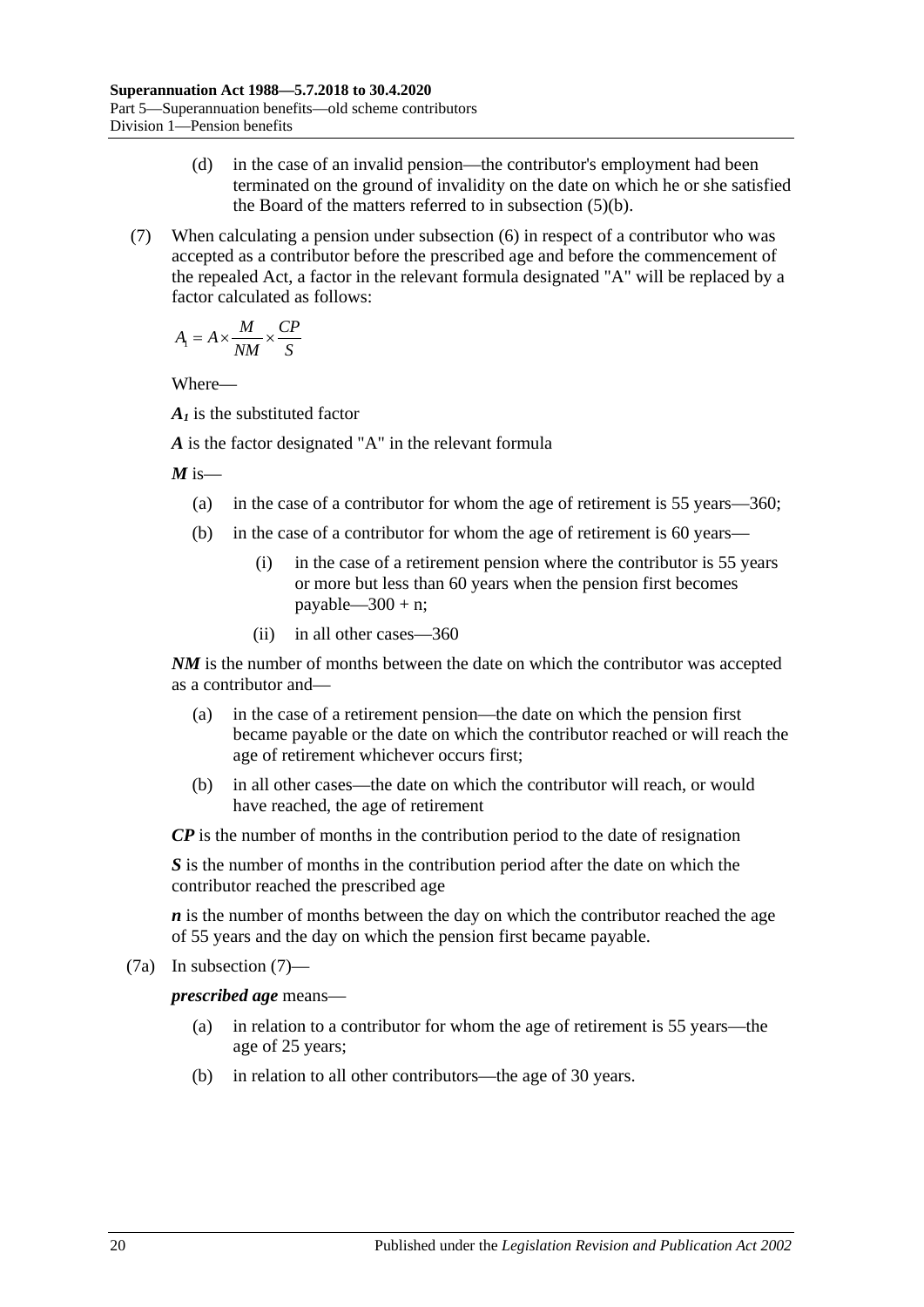(d) in the case of an invalid pension—the contributor's employment had been terminated on the ground of invalidity on the date on which he or she satisfied the Board of the matters referred to in subsection (5)(b).

(7) When calculating a pension under subsection (6) in respect of a contributor who was accepted as a contributor before the prescribed age and before the commencement of the repealed Act, a factor in the relevant formula designated "A" will be replaced by a factor calculated as follows:

$$A_1 = A \times \frac{M}{NM} \times \frac{CP}{S}$$

Where—

***$A_1$*** is the substituted factor

***A*** is the factor designated "A" in the relevant formula

***M*** is—

(a) in the case of a contributor for whom the age of retirement is 55 years—360;

(b) in the case of a contributor for whom the age of retirement is 60 years—

(i) in the case of a retirement pension where the contributor is 55 years or more but less than 60 years when the pension first becomes payable—300 + n;

(ii) in all other cases—360

***NM*** is the number of months between the date on which the contributor was accepted as a contributor and—

(a) in the case of a retirement pension—the date on which the pension first became payable or the date on which the contributor reached or will reach the age of retirement whichever occurs first;

(b) in all other cases—the date on which the contributor will reach, or would have reached, the age of retirement

***CP*** is the number of months in the contribution period to the date of resignation

***S*** is the number of months in the contribution period after the date on which the contributor reached the prescribed age

***n*** is the number of months between the day on which the contributor reached the age of 55 years and the day on which the pension first became payable.

(7a) In subsection (7)—

***prescribed age*** means—

(a) in relation to a contributor for whom the age of retirement is 55 years—the age of 25 years;

(b) in relation to all other contributors—the age of 30 years.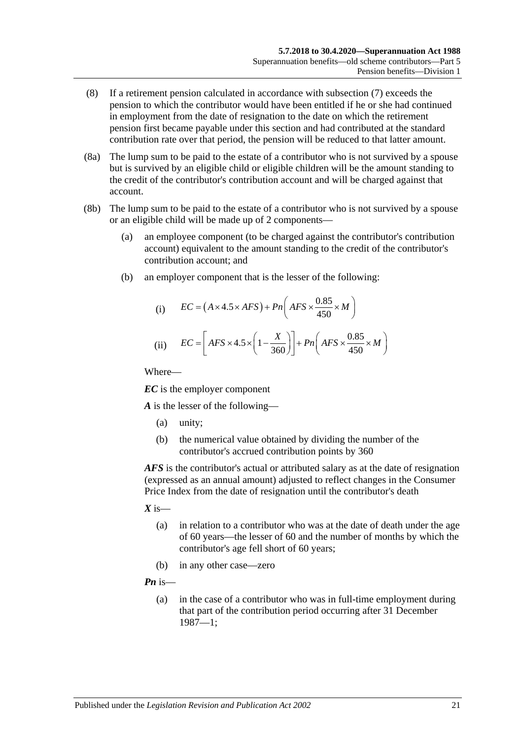(8) If a retirement pension calculated in accordance with subsection (7) exceeds the pension to which the contributor would have been entitled if he or she had continued in employment from the date of resignation to the date on which the retirement pension first became payable under this section and had contributed at the standard contribution rate over that period, the pension will be reduced to that latter amount.

(8a) The lump sum to be paid to the estate of a contributor who is not survived by a spouse but is survived by an eligible child or eligible children will be the amount standing to the credit of the contributor's contribution account and will be charged against that account.

(8b) The lump sum to be paid to the estate of a contributor who is not survived by a spouse or an eligible child will be made up of 2 components—

- (a) an employee component (to be charged against the contributor's contribution account) equivalent to the amount standing to the credit of the contributor's contribution account; and
- (b) an employer component that is the lesser of the following:
  - (i) $EC = (A \times 4.5 \times AFS) + Pn\left(AFS \times \frac{0.85}{450} \times M\right)$
  - (ii) $EC = \left[AFS \times 4.5 \times \left(1 - \frac{X}{360}\right)\right] + Pn\left(AFS \times \frac{0.85}{450} \times M\right)$

  Where—

  ***EC*** is the employer component

  ***A*** is the lesser of the following—

  - (a) unity;
  - (b) the numerical value obtained by dividing the number of the contributor's accrued contribution points by 360

  ***AFS*** is the contributor's actual or attributed salary as at the date of resignation (expressed as an annual amount) adjusted to reflect changes in the Consumer Price Index from the date of resignation until the contributor's death

  ***X*** is—

  - (a) in relation to a contributor who was at the date of death under the age of 60 years—the lesser of 60 and the number of months by which the contributor's age fell short of 60 years;
  - (b) in any other case—zero

  ***Pn*** is—

  - (a) in the case of a contributor who was in full-time employment during that part of the contribution period occurring after 31 December 1987—1;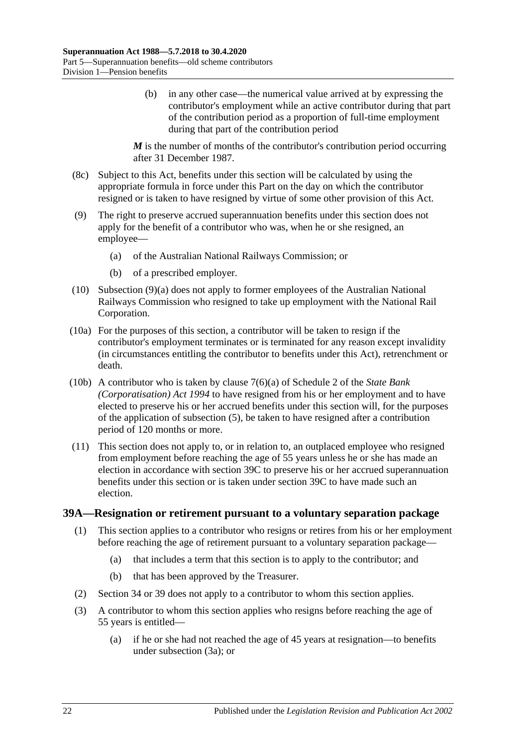(b) in any other case—the numerical value arrived at by expressing the contributor's employment while an active contributor during that part of the contribution period as a proportion of full-time employment during that part of the contribution period

***M*** is the number of months of the contributor's contribution period occurring after 31 December 1987.

(8c) Subject to this Act, benefits under this section will be calculated by using the appropriate formula in force under this Part on the day on which the contributor resigned or is taken to have resigned by virtue of some other provision of this Act.

(9) The right to preserve accrued superannuation benefits under this section does not apply for the benefit of a contributor who was, when he or she resigned, an employee—

(a) of the Australian National Railways Commission; or

(b) of a prescribed employer.

(10) Subsection (9)(a) does not apply to former employees of the Australian National Railways Commission who resigned to take up employment with the National Rail Corporation.

(10a) For the purposes of this section, a contributor will be taken to resign if the contributor's employment terminates or is terminated for any reason except invalidity (in circumstances entitling the contributor to benefits under this Act), retrenchment or death.

(10b) A contributor who is taken by clause 7(6)(a) of Schedule 2 of the *State Bank (Corporatisation) Act 1994* to have resigned from his or her employment and to have elected to preserve his or her accrued benefits under this section will, for the purposes of the application of subsection (5), be taken to have resigned after a contribution period of 120 months or more.

(11) This section does not apply to, or in relation to, an outplaced employee who resigned from employment before reaching the age of 55 years unless he or she has made an election in accordance with section 39C to preserve his or her accrued superannuation benefits under this section or is taken under section 39C to have made such an election.

### 39A—Resignation or retirement pursuant to a voluntary separation package

(1) This section applies to a contributor who resigns or retires from his or her employment before reaching the age of retirement pursuant to a voluntary separation package—

(a) that includes a term that this section is to apply to the contributor; and

(b) that has been approved by the Treasurer.

(2) Section 34 or 39 does not apply to a contributor to whom this section applies.

(3) A contributor to whom this section applies who resigns before reaching the age of 55 years is entitled—

(a) if he or she had not reached the age of 45 years at resignation—to benefits under subsection (3a); or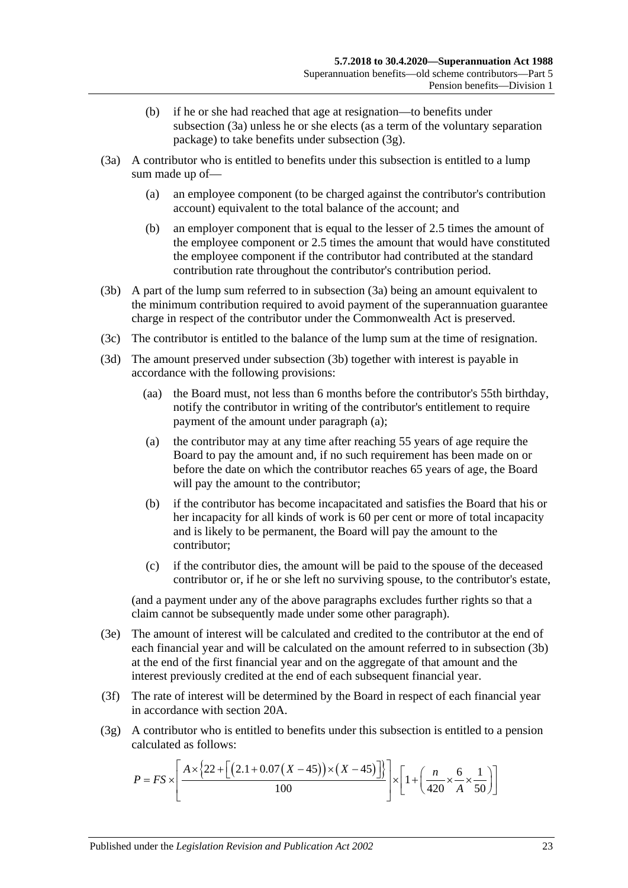(b) if he or she had reached that age at resignation—to benefits under subsection (3a) unless he or she elects (as a term of the voluntary separation package) to take benefits under subsection (3g).

(3a) A contributor who is entitled to benefits under this subsection is entitled to a lump sum made up of—

(a) an employee component (to be charged against the contributor's contribution account) equivalent to the total balance of the account; and

(b) an employer component that is equal to the lesser of 2.5 times the amount of the employee component or 2.5 times the amount that would have constituted the employee component if the contributor had contributed at the standard contribution rate throughout the contributor's contribution period.

(3b) A part of the lump sum referred to in subsection (3a) being an amount equivalent to the minimum contribution required to avoid payment of the superannuation guarantee charge in respect of the contributor under the Commonwealth Act is preserved.

(3c) The contributor is entitled to the balance of the lump sum at the time of resignation.

(3d) The amount preserved under subsection (3b) together with interest is payable in accordance with the following provisions:

(aa) the Board must, not less than 6 months before the contributor's 55th birthday, notify the contributor in writing of the contributor's entitlement to require payment of the amount under paragraph (a);

(a) the contributor may at any time after reaching 55 years of age require the Board to pay the amount and, if no such requirement has been made on or before the date on which the contributor reaches 65 years of age, the Board will pay the amount to the contributor;

(b) if the contributor has become incapacitated and satisfies the Board that his or her incapacity for all kinds of work is 60 per cent or more of total incapacity and is likely to be permanent, the Board will pay the amount to the contributor;

(c) if the contributor dies, the amount will be paid to the spouse of the deceased contributor or, if he or she left no surviving spouse, to the contributor's estate,

(and a payment under any of the above paragraphs excludes further rights so that a claim cannot be subsequently made under some other paragraph).

(3e) The amount of interest will be calculated and credited to the contributor at the end of each financial year and will be calculated on the amount referred to in subsection (3b) at the end of the first financial year and on the aggregate of that amount and the interest previously credited at the end of each subsequent financial year.

(3f) The rate of interest will be determined by the Board in respect of each financial year in accordance with section 20A.

(3g) A contributor who is entitled to benefits under this subsection is entitled to a pension calculated as follows:

$$P = FS \times \left[ \frac{A \times \left\{ 22 + \left[ \left( 2.1 + 0.07\left( X - 45 \right) \right) \times \left( X - 45 \right) \right] \right\}}{100} \right] \times \left[ 1 + \left( \frac{n}{420} \times \frac{6}{A} \times \frac{1}{50} \right) \right]$$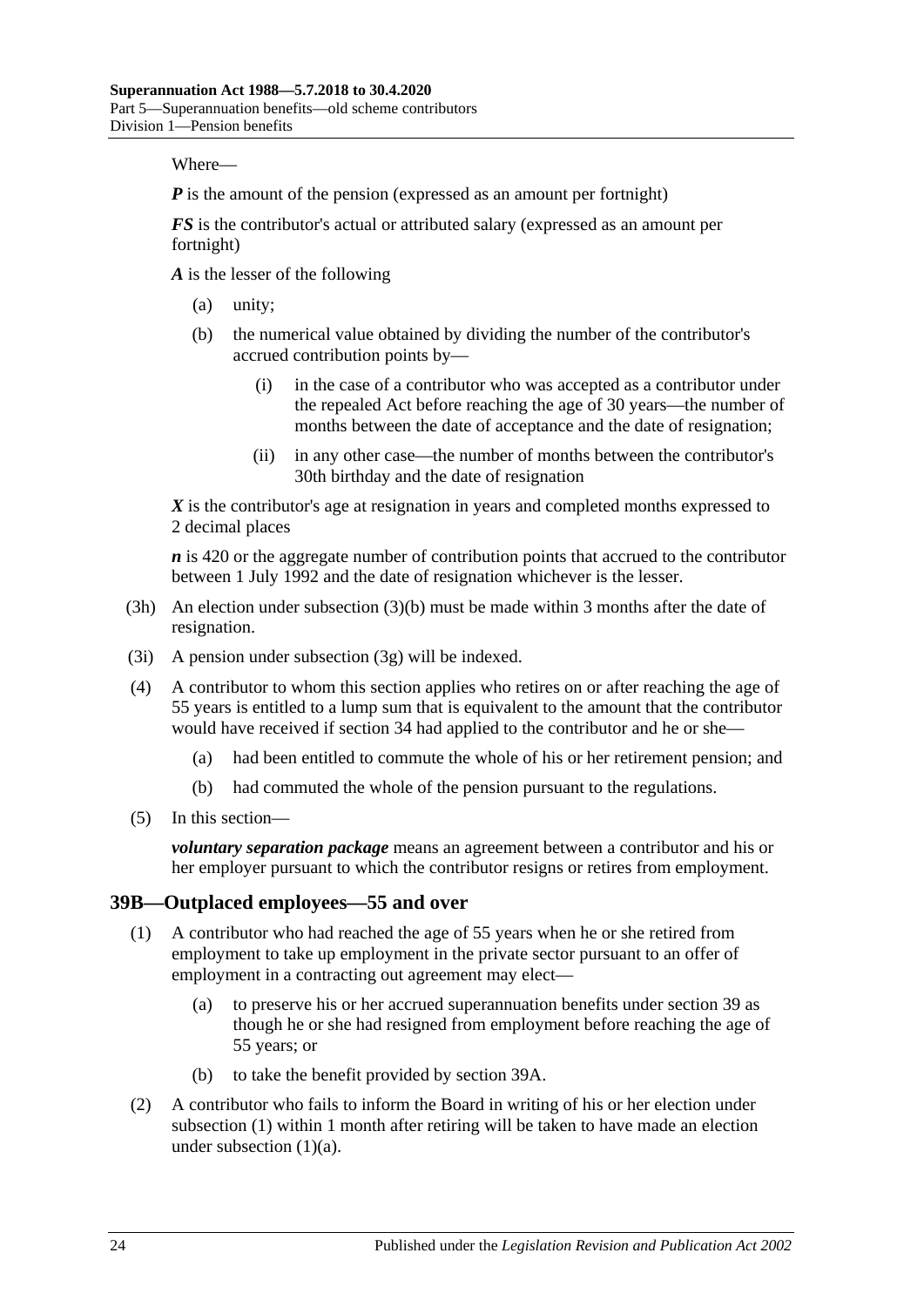Where—

***P*** is the amount of the pension (expressed as an amount per fortnight)

***FS*** is the contributor's actual or attributed salary (expressed as an amount per fortnight)

***A*** is the lesser of the following

- (a) unity;
- (b) the numerical value obtained by dividing the number of the contributor's accrued contribution points by—
  - (i) in the case of a contributor who was accepted as a contributor under the repealed Act before reaching the age of 30 years—the number of months between the date of acceptance and the date of resignation;
  - (ii) in any other case—the number of months between the contributor's 30th birthday and the date of resignation

***X*** is the contributor's age at resignation in years and completed months expressed to 2 decimal places

***n*** is 420 or the aggregate number of contribution points that accrued to the contributor between 1 July 1992 and the date of resignation whichever is the lesser.

(3h) An election under subsection (3)(b) must be made within 3 months after the date of resignation.

(3i) A pension under subsection (3g) will be indexed.

(4) A contributor to whom this section applies who retires on or after reaching the age of 55 years is entitled to a lump sum that is equivalent to the amount that the contributor would have received if section 34 had applied to the contributor and he or she—

- (a) had been entitled to commute the whole of his or her retirement pension; and
- (b) had commuted the whole of the pension pursuant to the regulations.

(5) In this section—

***voluntary separation package*** means an agreement between a contributor and his or her employer pursuant to which the contributor resigns or retires from employment.

## 39B—Outplaced employees—55 and over

(1) A contributor who had reached the age of 55 years when he or she retired from employment to take up employment in the private sector pursuant to an offer of employment in a contracting out agreement may elect—

- (a) to preserve his or her accrued superannuation benefits under section 39 as though he or she had resigned from employment before reaching the age of 55 years; or
- (b) to take the benefit provided by section 39A.

(2) A contributor who fails to inform the Board in writing of his or her election under subsection (1) within 1 month after retiring will be taken to have made an election under subsection (1)(a).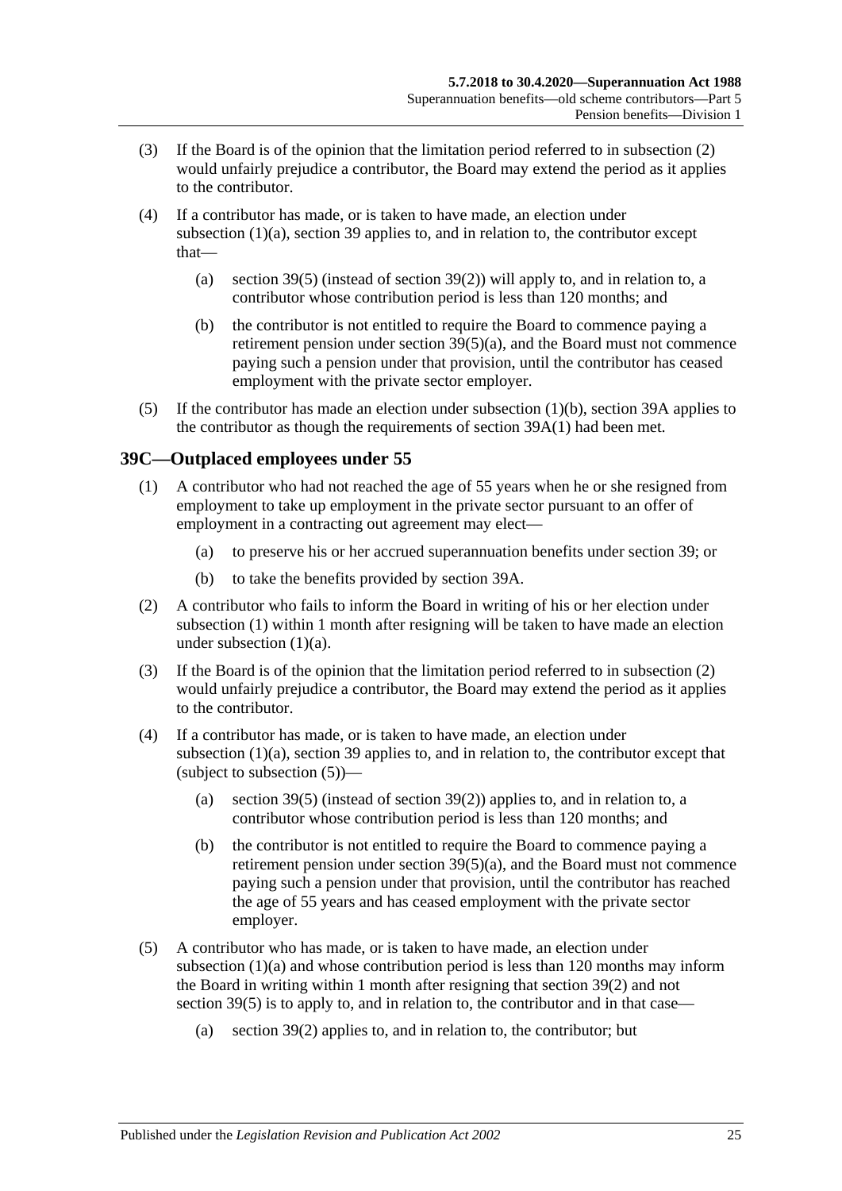(3) If the Board is of the opinion that the limitation period referred to in subsection (2) would unfairly prejudice a contributor, the Board may extend the period as it applies to the contributor.

(4) If a contributor has made, or is taken to have made, an election under subsection (1)(a), section 39 applies to, and in relation to, the contributor except that—

- (a) section 39(5) (instead of section 39(2)) will apply to, and in relation to, a contributor whose contribution period is less than 120 months; and
- (b) the contributor is not entitled to require the Board to commence paying a retirement pension under section 39(5)(a), and the Board must not commence paying such a pension under that provision, until the contributor has ceased employment with the private sector employer.

(5) If the contributor has made an election under subsection (1)(b), section 39A applies to the contributor as though the requirements of section 39A(1) had been met.

## 39C—Outplaced employees under 55

(1) A contributor who had not reached the age of 55 years when he or she resigned from employment to take up employment in the private sector pursuant to an offer of employment in a contracting out agreement may elect—

- (a) to preserve his or her accrued superannuation benefits under section 39; or
- (b) to take the benefits provided by section 39A.

(2) A contributor who fails to inform the Board in writing of his or her election under subsection (1) within 1 month after resigning will be taken to have made an election under subsection (1)(a).

(3) If the Board is of the opinion that the limitation period referred to in subsection (2) would unfairly prejudice a contributor, the Board may extend the period as it applies to the contributor.

(4) If a contributor has made, or is taken to have made, an election under subsection (1)(a), section 39 applies to, and in relation to, the contributor except that (subject to subsection (5))—

- (a) section 39(5) (instead of section 39(2)) applies to, and in relation to, a contributor whose contribution period is less than 120 months; and
- (b) the contributor is not entitled to require the Board to commence paying a retirement pension under section 39(5)(a), and the Board must not commence paying such a pension under that provision, until the contributor has reached the age of 55 years and has ceased employment with the private sector employer.

(5) A contributor who has made, or is taken to have made, an election under subsection (1)(a) and whose contribution period is less than 120 months may inform the Board in writing within 1 month after resigning that section 39(2) and not section 39(5) is to apply to, and in relation to, the contributor and in that case—

- (a) section 39(2) applies to, and in relation to, the contributor; but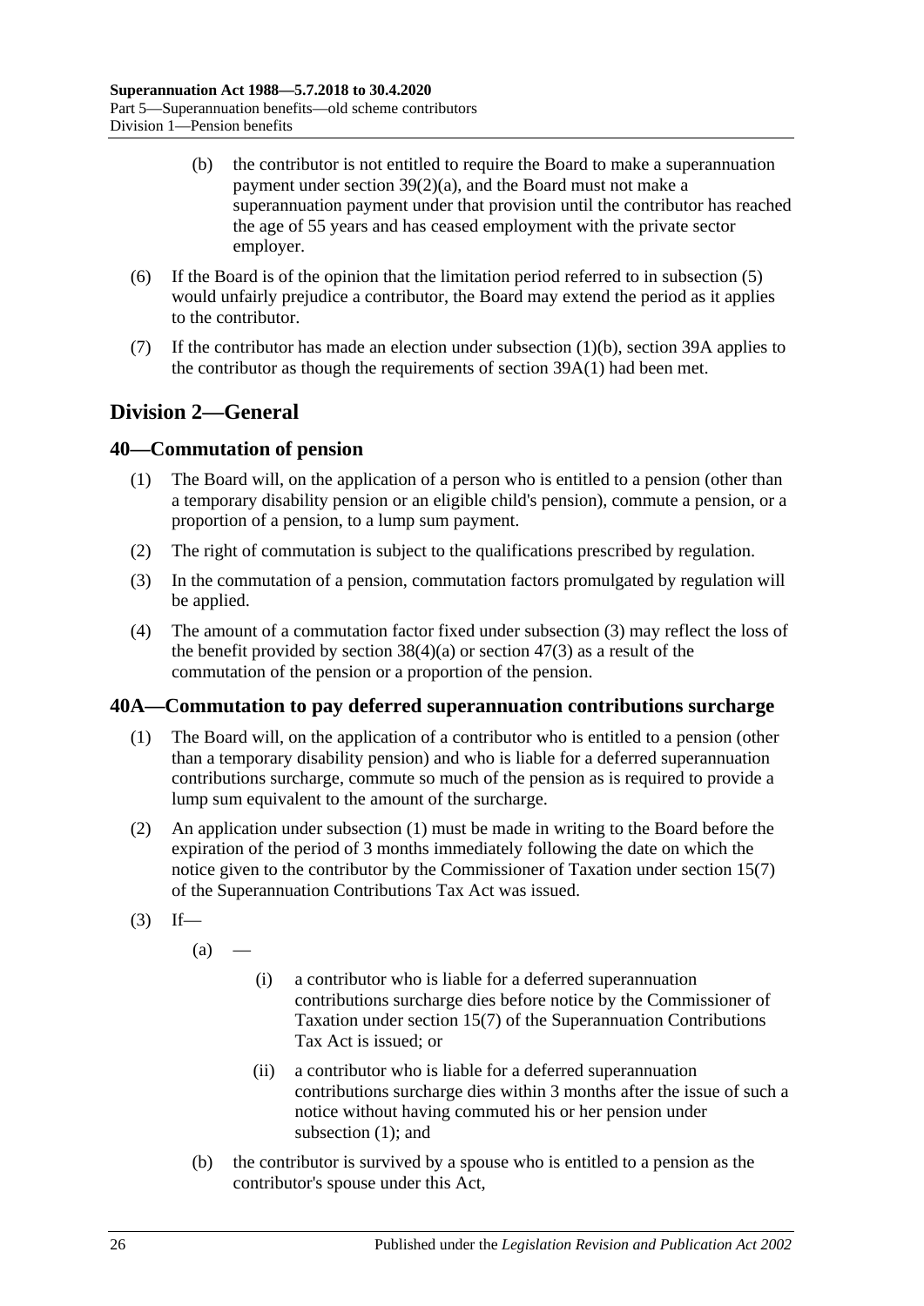(b) the contributor is not entitled to require the Board to make a superannuation payment under section 39(2)(a), and the Board must not make a superannuation payment under that provision until the contributor has reached the age of 55 years and has ceased employment with the private sector employer.

(6) If the Board is of the opinion that the limitation period referred to in subsection (5) would unfairly prejudice a contributor, the Board may extend the period as it applies to the contributor.

(7) If the contributor has made an election under subsection (1)(b), section 39A applies to the contributor as though the requirements of section 39A(1) had been met.

## Division 2—General

### 40—Commutation of pension

(1) The Board will, on the application of a person who is entitled to a pension (other than a temporary disability pension or an eligible child's pension), commute a pension, or a proportion of a pension, to a lump sum payment.

(2) The right of commutation is subject to the qualifications prescribed by regulation.

(3) In the commutation of a pension, commutation factors promulgated by regulation will be applied.

(4) The amount of a commutation factor fixed under subsection (3) may reflect the loss of the benefit provided by section 38(4)(a) or section 47(3) as a result of the commutation of the pension or a proportion of the pension.

### 40A—Commutation to pay deferred superannuation contributions surcharge

(1) The Board will, on the application of a contributor who is entitled to a pension (other than a temporary disability pension) and who is liable for a deferred superannuation contributions surcharge, commute so much of the pension as is required to provide a lump sum equivalent to the amount of the surcharge.

(2) An application under subsection (1) must be made in writing to the Board before the expiration of the period of 3 months immediately following the date on which the notice given to the contributor by the Commissioner of Taxation under section 15(7) of the Superannuation Contributions Tax Act was issued.

(3) If—

(a) —

(i) a contributor who is liable for a deferred superannuation contributions surcharge dies before notice by the Commissioner of Taxation under section 15(7) of the Superannuation Contributions Tax Act is issued; or

(ii) a contributor who is liable for a deferred superannuation contributions surcharge dies within 3 months after the issue of such a notice without having commuted his or her pension under subsection (1); and

(b) the contributor is survived by a spouse who is entitled to a pension as the contributor's spouse under this Act,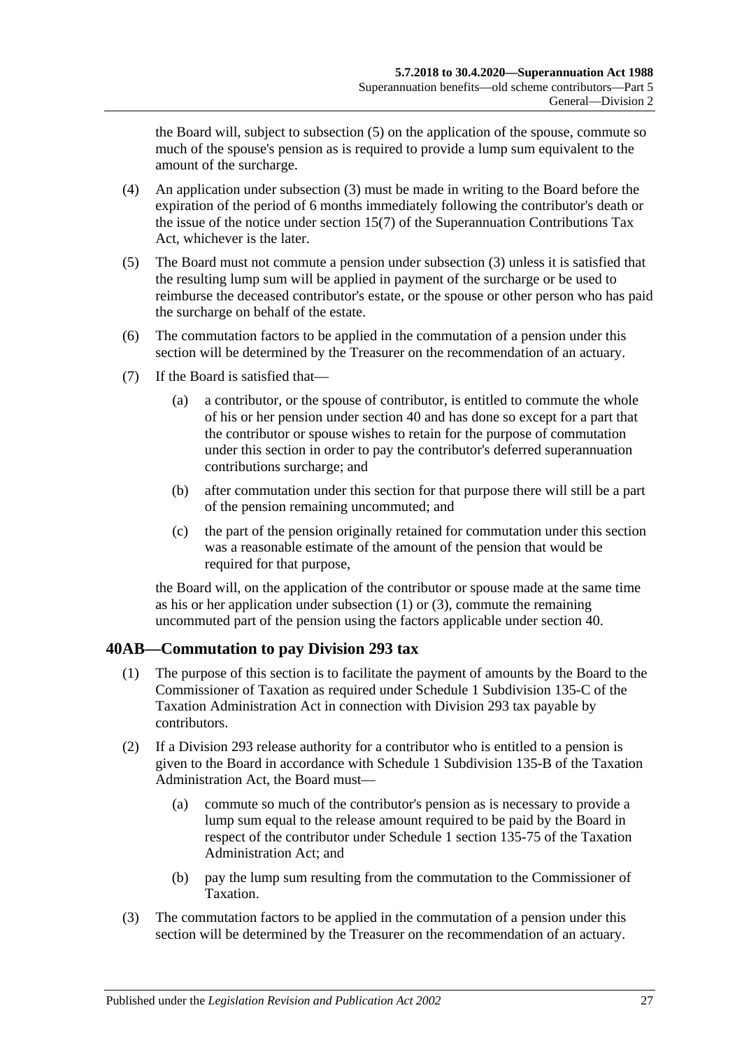the Board will, subject to subsection (5) on the application of the spouse, commute so much of the spouse's pension as is required to provide a lump sum equivalent to the amount of the surcharge.

(4) An application under subsection (3) must be made in writing to the Board before the expiration of the period of 6 months immediately following the contributor's death or the issue of the notice under section 15(7) of the Superannuation Contributions Tax Act, whichever is the later.

(5) The Board must not commute a pension under subsection (3) unless it is satisfied that the resulting lump sum will be applied in payment of the surcharge or be used to reimburse the deceased contributor's estate, or the spouse or other person who has paid the surcharge on behalf of the estate.

(6) The commutation factors to be applied in the commutation of a pension under this section will be determined by the Treasurer on the recommendation of an actuary.

(7) If the Board is satisfied that—

(a) a contributor, or the spouse of contributor, is entitled to commute the whole of his or her pension under section 40 and has done so except for a part that the contributor or spouse wishes to retain for the purpose of commutation under this section in order to pay the contributor's deferred superannuation contributions surcharge; and

(b) after commutation under this section for that purpose there will still be a part of the pension remaining uncommuted; and

(c) the part of the pension originally retained for commutation under this section was a reasonable estimate of the amount of the pension that would be required for that purpose,

the Board will, on the application of the contributor or spouse made at the same time as his or her application under subsection (1) or (3), commute the remaining uncommuted part of the pension using the factors applicable under section 40.

## 40AB—Commutation to pay Division 293 tax

(1) The purpose of this section is to facilitate the payment of amounts by the Board to the Commissioner of Taxation as required under Schedule 1 Subdivision 135-C of the Taxation Administration Act in connection with Division 293 tax payable by contributors.

(2) If a Division 293 release authority for a contributor who is entitled to a pension is given to the Board in accordance with Schedule 1 Subdivision 135-B of the Taxation Administration Act, the Board must—

(a) commute so much of the contributor's pension as is necessary to provide a lump sum equal to the release amount required to be paid by the Board in respect of the contributor under Schedule 1 section 135-75 of the Taxation Administration Act; and

(b) pay the lump sum resulting from the commutation to the Commissioner of Taxation.

(3) The commutation factors to be applied in the commutation of a pension under this section will be determined by the Treasurer on the recommendation of an actuary.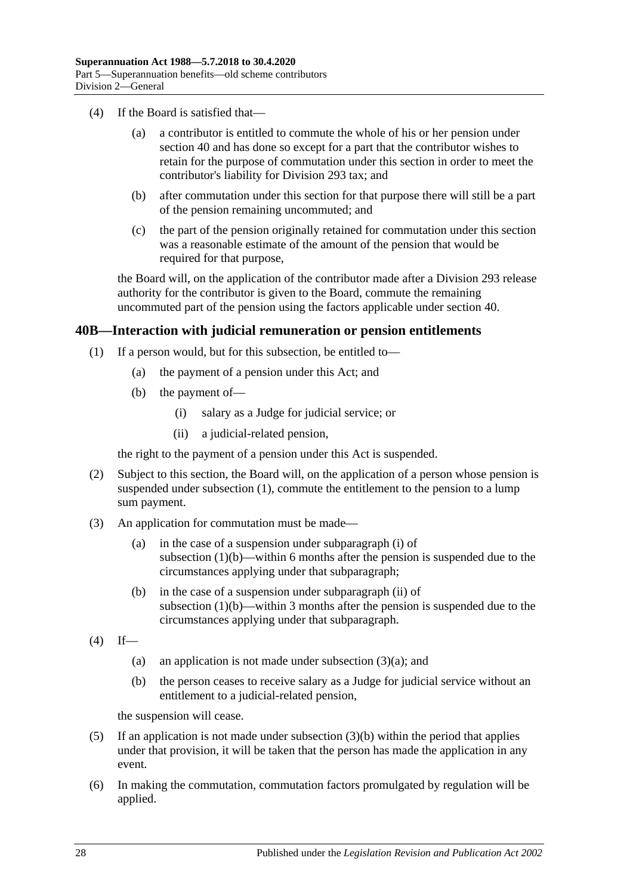(4) If the Board is satisfied that—

(a) a contributor is entitled to commute the whole of his or her pension under section 40 and has done so except for a part that the contributor wishes to retain for the purpose of commutation under this section in order to meet the contributor's liability for Division 293 tax; and

(b) after commutation under this section for that purpose there will still be a part of the pension remaining uncommuted; and

(c) the part of the pension originally retained for commutation under this section was a reasonable estimate of the amount of the pension that would be required for that purpose,

the Board will, on the application of the contributor made after a Division 293 release authority for the contributor is given to the Board, commute the remaining uncommuted part of the pension using the factors applicable under section 40.

## 40B—Interaction with judicial remuneration or pension entitlements

(1) If a person would, but for this subsection, be entitled to—

(a) the payment of a pension under this Act; and

(b) the payment of—

(i) salary as a Judge for judicial service; or

(ii) a judicial-related pension,

the right to the payment of a pension under this Act is suspended.

(2) Subject to this section, the Board will, on the application of a person whose pension is suspended under subsection (1), commute the entitlement to the pension to a lump sum payment.

(3) An application for commutation must be made—

(a) in the case of a suspension under subparagraph (i) of subsection (1)(b)—within 6 months after the pension is suspended due to the circumstances applying under that subparagraph;

(b) in the case of a suspension under subparagraph (ii) of subsection (1)(b)—within 3 months after the pension is suspended due to the circumstances applying under that subparagraph.

(4) If—

(a) an application is not made under subsection (3)(a); and

(b) the person ceases to receive salary as a Judge for judicial service without an entitlement to a judicial-related pension,

the suspension will cease.

(5) If an application is not made under subsection (3)(b) within the period that applies under that provision, it will be taken that the person has made the application in any event.

(6) In making the commutation, commutation factors promulgated by regulation will be applied.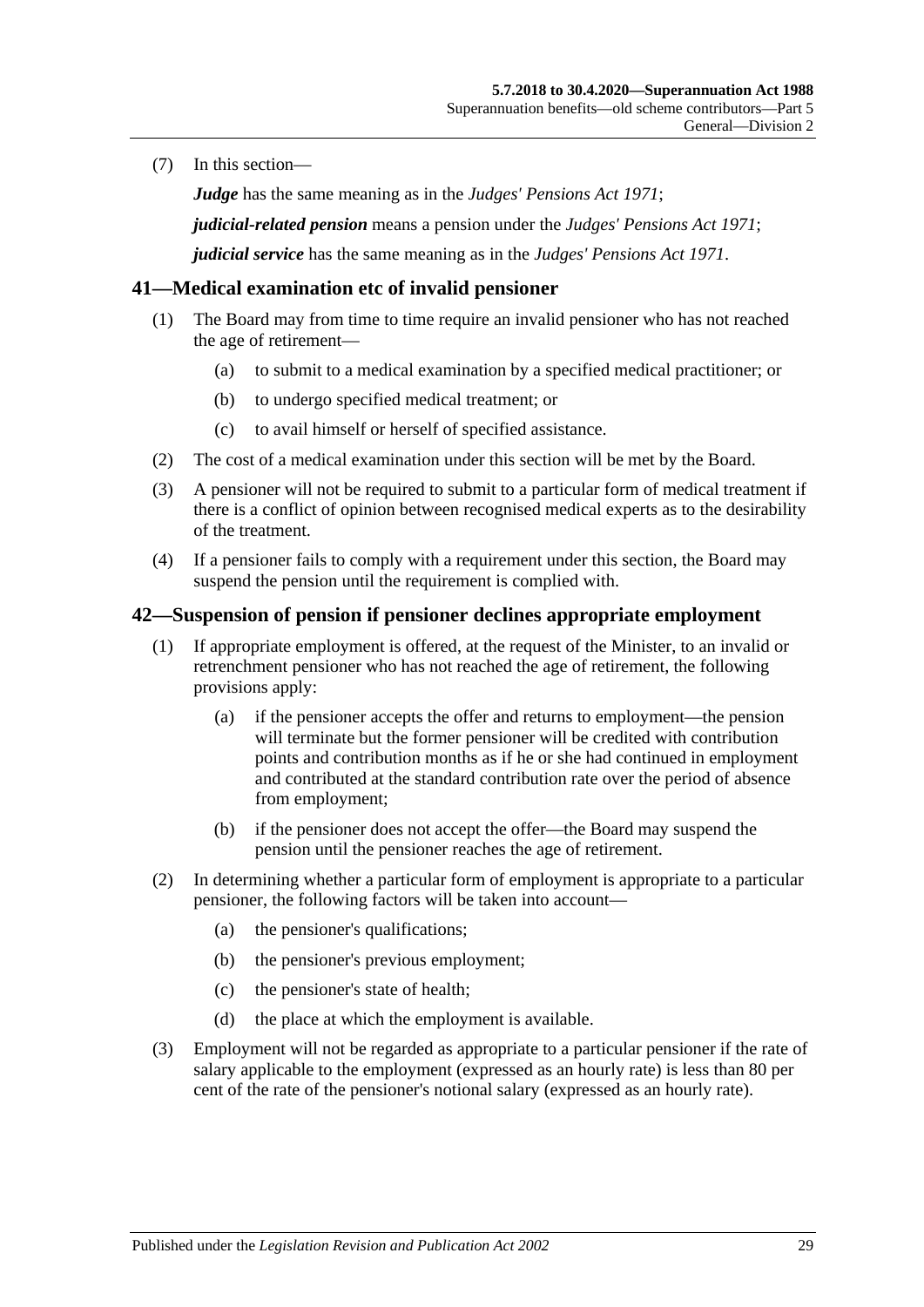(7) In this section—

***Judge*** has the same meaning as in the *Judges' Pensions Act 1971*;

***judicial-related pension*** means a pension under the *Judges' Pensions Act 1971*;

***judicial service*** has the same meaning as in the *Judges' Pensions Act 1971*.

## 41—Medical examination etc of invalid pensioner

(1) The Board may from time to time require an invalid pensioner who has not reached the age of retirement—

(a) to submit to a medical examination by a specified medical practitioner; or

(b) to undergo specified medical treatment; or

(c) to avail himself or herself of specified assistance.

(2) The cost of a medical examination under this section will be met by the Board.

(3) A pensioner will not be required to submit to a particular form of medical treatment if there is a conflict of opinion between recognised medical experts as to the desirability of the treatment.

(4) If a pensioner fails to comply with a requirement under this section, the Board may suspend the pension until the requirement is complied with.

## 42—Suspension of pension if pensioner declines appropriate employment

(1) If appropriate employment is offered, at the request of the Minister, to an invalid or retrenchment pensioner who has not reached the age of retirement, the following provisions apply:

(a) if the pensioner accepts the offer and returns to employment—the pension will terminate but the former pensioner will be credited with contribution points and contribution months as if he or she had continued in employment and contributed at the standard contribution rate over the period of absence from employment;

(b) if the pensioner does not accept the offer—the Board may suspend the pension until the pensioner reaches the age of retirement.

(2) In determining whether a particular form of employment is appropriate to a particular pensioner, the following factors will be taken into account—

(a) the pensioner's qualifications;

(b) the pensioner's previous employment;

(c) the pensioner's state of health;

(d) the place at which the employment is available.

(3) Employment will not be regarded as appropriate to a particular pensioner if the rate of salary applicable to the employment (expressed as an hourly rate) is less than 80 per cent of the rate of the pensioner's notional salary (expressed as an hourly rate).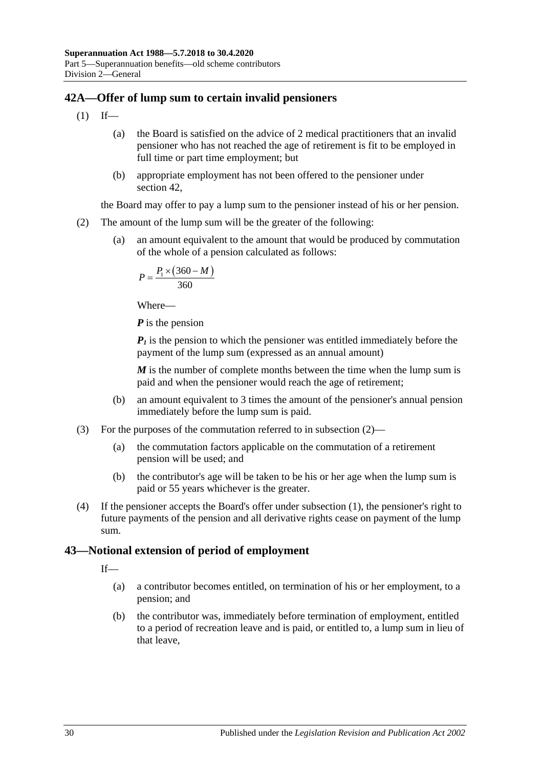## 42A—Offer of lump sum to certain invalid pensioners

(1) If—

(a) the Board is satisfied on the advice of 2 medical practitioners that an invalid pensioner who has not reached the age of retirement is fit to be employed in full time or part time employment; but

(b) appropriate employment has not been offered to the pensioner under section 42,

the Board may offer to pay a lump sum to the pensioner instead of his or her pension.

(2) The amount of the lump sum will be the greater of the following:

(a) an amount equivalent to the amount that would be produced by commutation of the whole of a pension calculated as follows:

$$P = \frac{P_1 \times (360 - M)}{360}$$

Where—

***P*** is the pension

***$P_1$*** is the pension to which the pensioner was entitled immediately before the payment of the lump sum (expressed as an annual amount)

***M*** is the number of complete months between the time when the lump sum is paid and when the pensioner would reach the age of retirement;

(b) an amount equivalent to 3 times the amount of the pensioner's annual pension immediately before the lump sum is paid.

(3) For the purposes of the commutation referred to in subsection (2)—

(a) the commutation factors applicable on the commutation of a retirement pension will be used; and

(b) the contributor's age will be taken to be his or her age when the lump sum is paid or 55 years whichever is the greater.

(4) If the pensioner accepts the Board's offer under subsection (1), the pensioner's right to future payments of the pension and all derivative rights cease on payment of the lump sum.

## 43—Notional extension of period of employment

If—

(a) a contributor becomes entitled, on termination of his or her employment, to a pension; and

(b) the contributor was, immediately before termination of employment, entitled to a period of recreation leave and is paid, or entitled to, a lump sum in lieu of that leave,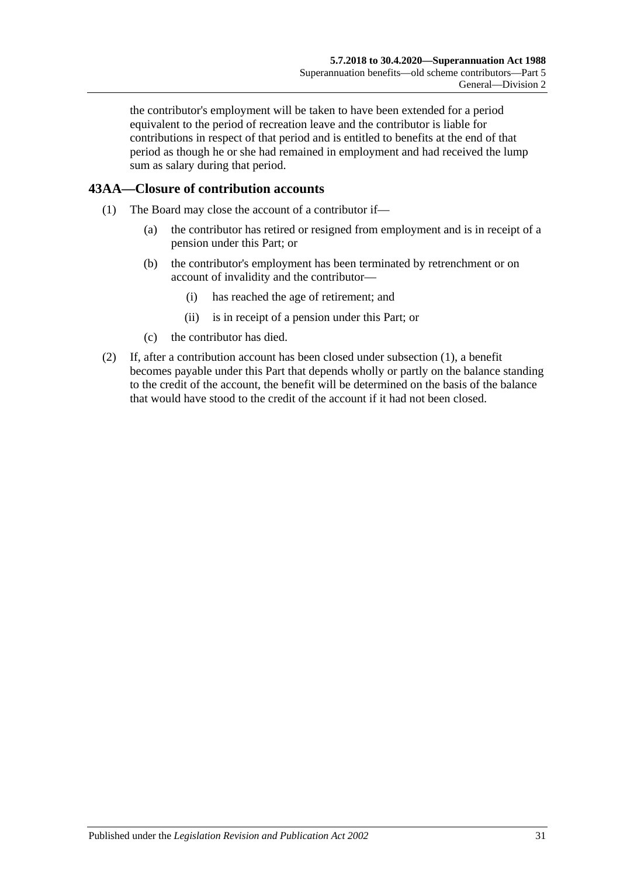the contributor's employment will be taken to have been extended for a period equivalent to the period of recreation leave and the contributor is liable for contributions in respect of that period and is entitled to benefits at the end of that period as though he or she had remained in employment and had received the lump sum as salary during that period.

## 43AA—Closure of contribution accounts

(1) The Board may close the account of a contributor if—

(a) the contributor has retired or resigned from employment and is in receipt of a pension under this Part; or

(b) the contributor's employment has been terminated by retrenchment or on account of invalidity and the contributor—

(i) has reached the age of retirement; and

(ii) is in receipt of a pension under this Part; or

(c) the contributor has died.

(2) If, after a contribution account has been closed under subsection (1), a benefit becomes payable under this Part that depends wholly or partly on the balance standing to the credit of the account, the benefit will be determined on the basis of the balance that would have stood to the credit of the account if it had not been closed.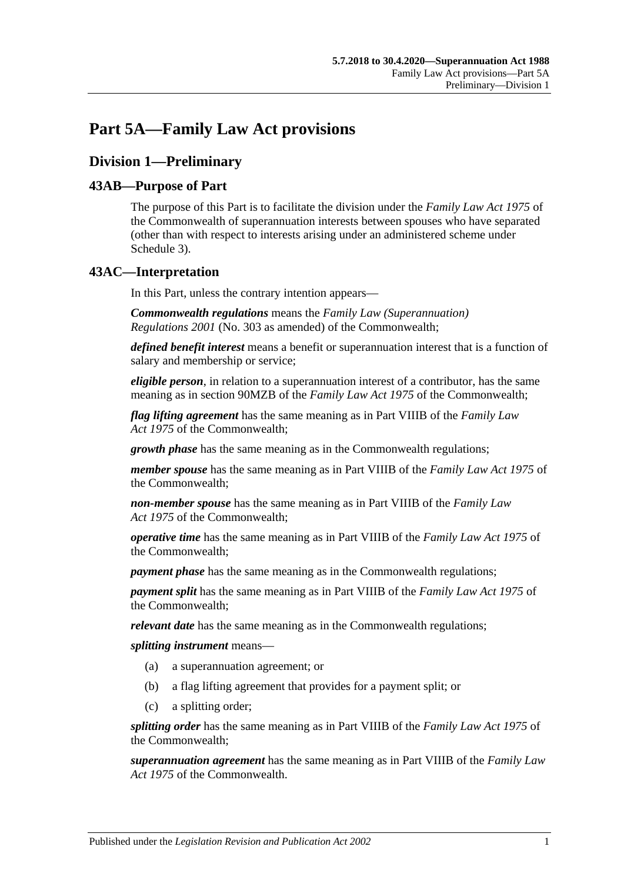# Part 5A—Family Law Act provisions

## Division 1—Preliminary

### 43AB—Purpose of Part

The purpose of this Part is to facilitate the division under the *Family Law Act 1975* of the Commonwealth of superannuation interests between spouses who have separated (other than with respect to interests arising under an administered scheme under Schedule 3).

### 43AC—Interpretation

In this Part, unless the contrary intention appears—

***Commonwealth regulations*** means the *Family Law (Superannuation) Regulations 2001* (No. 303 as amended) of the Commonwealth;

***defined benefit interest*** means a benefit or superannuation interest that is a function of salary and membership or service;

***eligible person***, in relation to a superannuation interest of a contributor, has the same meaning as in section 90MZB of the *Family Law Act 1975* of the Commonwealth;

***flag lifting agreement*** has the same meaning as in Part VIIIB of the *Family Law Act 1975* of the Commonwealth;

***growth phase*** has the same meaning as in the Commonwealth regulations;

***member spouse*** has the same meaning as in Part VIIIB of the *Family Law Act 1975* of the Commonwealth;

***non-member spouse*** has the same meaning as in Part VIIIB of the *Family Law Act 1975* of the Commonwealth;

***operative time*** has the same meaning as in Part VIIIB of the *Family Law Act 1975* of the Commonwealth;

***payment phase*** has the same meaning as in the Commonwealth regulations;

***payment split*** has the same meaning as in Part VIIIB of the *Family Law Act 1975* of the Commonwealth;

***relevant date*** has the same meaning as in the Commonwealth regulations;

***splitting instrument*** means—

(a) a superannuation agreement; or

(b) a flag lifting agreement that provides for a payment split; or

(c) a splitting order;

***splitting order*** has the same meaning as in Part VIIIB of the *Family Law Act 1975* of the Commonwealth;

***superannuation agreement*** has the same meaning as in Part VIIIB of the *Family Law Act 1975* of the Commonwealth.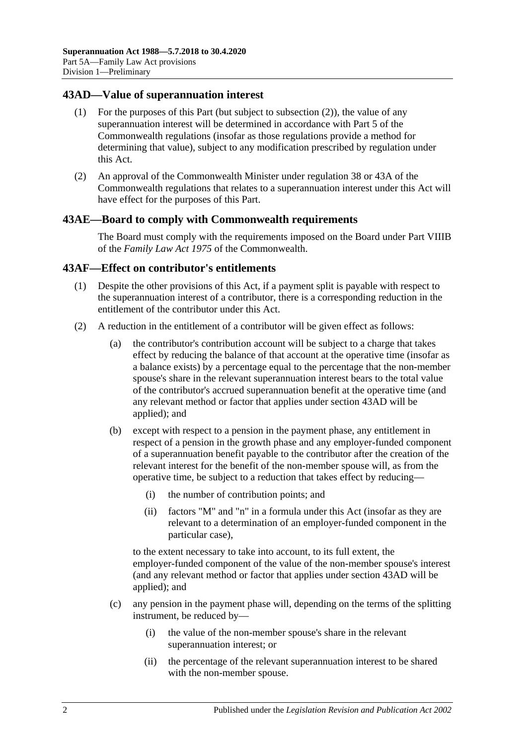## 43AD—Value of superannuation interest

(1) For the purposes of this Part (but subject to subsection (2)), the value of any superannuation interest will be determined in accordance with Part 5 of the Commonwealth regulations (insofar as those regulations provide a method for determining that value), subject to any modification prescribed by regulation under this Act.

(2) An approval of the Commonwealth Minister under regulation 38 or 43A of the Commonwealth regulations that relates to a superannuation interest under this Act will have effect for the purposes of this Part.

## 43AE—Board to comply with Commonwealth requirements

The Board must comply with the requirements imposed on the Board under Part VIIIB of the *Family Law Act 1975* of the Commonwealth.

## 43AF—Effect on contributor's entitlements

(1) Despite the other provisions of this Act, if a payment split is payable with respect to the superannuation interest of a contributor, there is a corresponding reduction in the entitlement of the contributor under this Act.

(2) A reduction in the entitlement of a contributor will be given effect as follows:

(a) the contributor's contribution account will be subject to a charge that takes effect by reducing the balance of that account at the operative time (insofar as a balance exists) by a percentage equal to the percentage that the non-member spouse's share in the relevant superannuation interest bears to the total value of the contributor's accrued superannuation benefit at the operative time (and any relevant method or factor that applies under section 43AD will be applied); and

(b) except with respect to a pension in the payment phase, any entitlement in respect of a pension in the growth phase and any employer-funded component of a superannuation benefit payable to the contributor after the creation of the relevant interest for the benefit of the non-member spouse will, as from the operative time, be subject to a reduction that takes effect by reducing—

(i) the number of contribution points; and

(ii) factors "M" and "n" in a formula under this Act (insofar as they are relevant to a determination of an employer-funded component in the particular case),

to the extent necessary to take into account, to its full extent, the employer-funded component of the value of the non-member spouse's interest (and any relevant method or factor that applies under section 43AD will be applied); and

(c) any pension in the payment phase will, depending on the terms of the splitting instrument, be reduced by—

(i) the value of the non-member spouse's share in the relevant superannuation interest; or

(ii) the percentage of the relevant superannuation interest to be shared with the non-member spouse.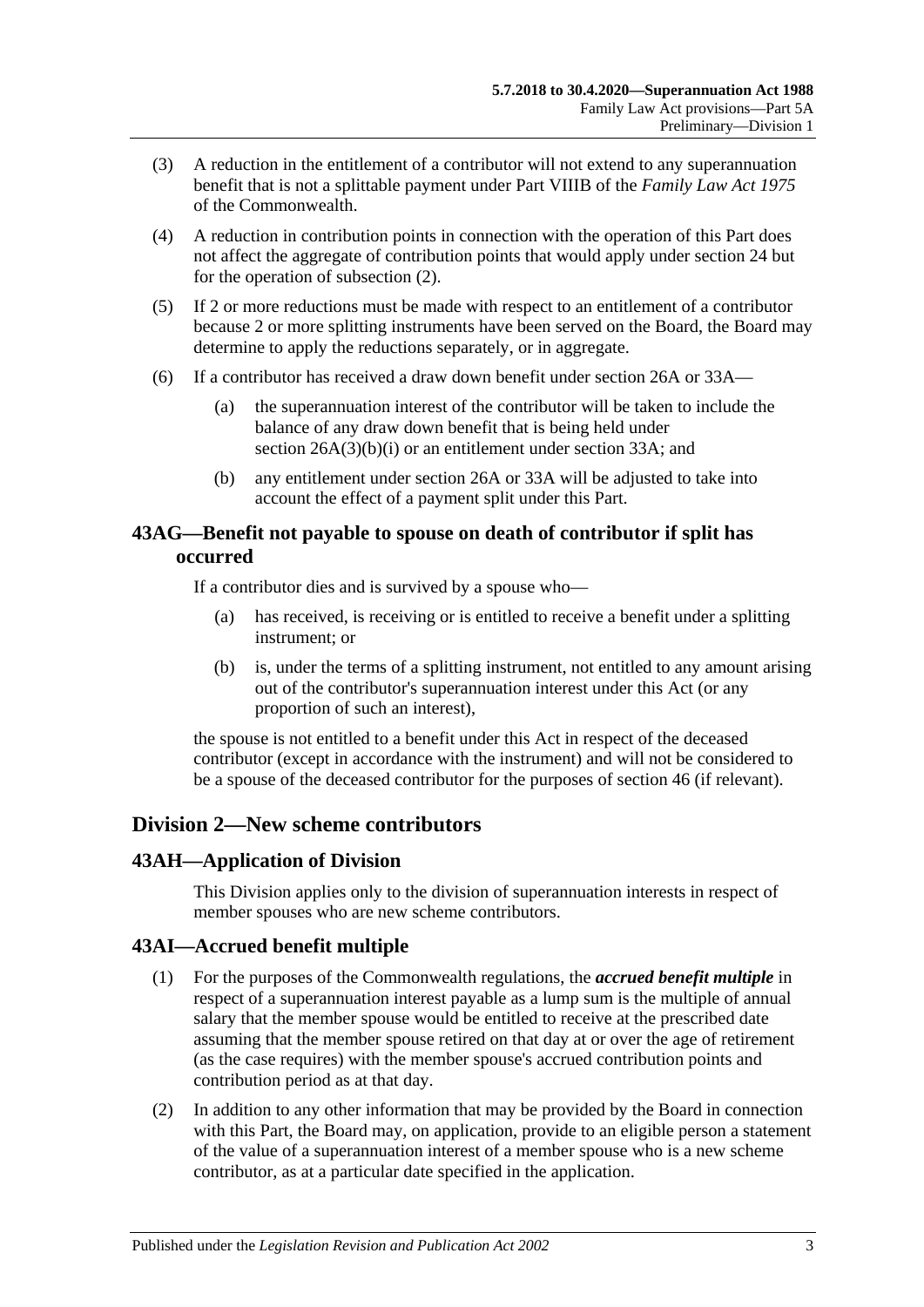(3) A reduction in the entitlement of a contributor will not extend to any superannuation benefit that is not a splittable payment under Part VIIIB of the *Family Law Act 1975* of the Commonwealth.

(4) A reduction in contribution points in connection with the operation of this Part does not affect the aggregate of contribution points that would apply under section 24 but for the operation of subsection (2).

(5) If 2 or more reductions must be made with respect to an entitlement of a contributor because 2 or more splitting instruments have been served on the Board, the Board may determine to apply the reductions separately, or in aggregate.

(6) If a contributor has received a draw down benefit under section 26A or 33A—

(a) the superannuation interest of the contributor will be taken to include the balance of any draw down benefit that is being held under section 26A(3)(b)(i) or an entitlement under section 33A; and

(b) any entitlement under section 26A or 33A will be adjusted to take into account the effect of a payment split under this Part.

## 43AG—Benefit not payable to spouse on death of contributor if split has occurred

If a contributor dies and is survived by a spouse who—

(a) has received, is receiving or is entitled to receive a benefit under a splitting instrument; or

(b) is, under the terms of a splitting instrument, not entitled to any amount arising out of the contributor's superannuation interest under this Act (or any proportion of such an interest),

the spouse is not entitled to a benefit under this Act in respect of the deceased contributor (except in accordance with the instrument) and will not be considered to be a spouse of the deceased contributor for the purposes of section 46 (if relevant).

# Division 2—New scheme contributors

## 43AH—Application of Division

This Division applies only to the division of superannuation interests in respect of member spouses who are new scheme contributors.

## 43AI—Accrued benefit multiple

(1) For the purposes of the Commonwealth regulations, the ***accrued benefit multiple*** in respect of a superannuation interest payable as a lump sum is the multiple of annual salary that the member spouse would be entitled to receive at the prescribed date assuming that the member spouse retired on that day at or over the age of retirement (as the case requires) with the member spouse's accrued contribution points and contribution period as at that day.

(2) In addition to any other information that may be provided by the Board in connection with this Part, the Board may, on application, provide to an eligible person a statement of the value of a superannuation interest of a member spouse who is a new scheme contributor, as at a particular date specified in the application.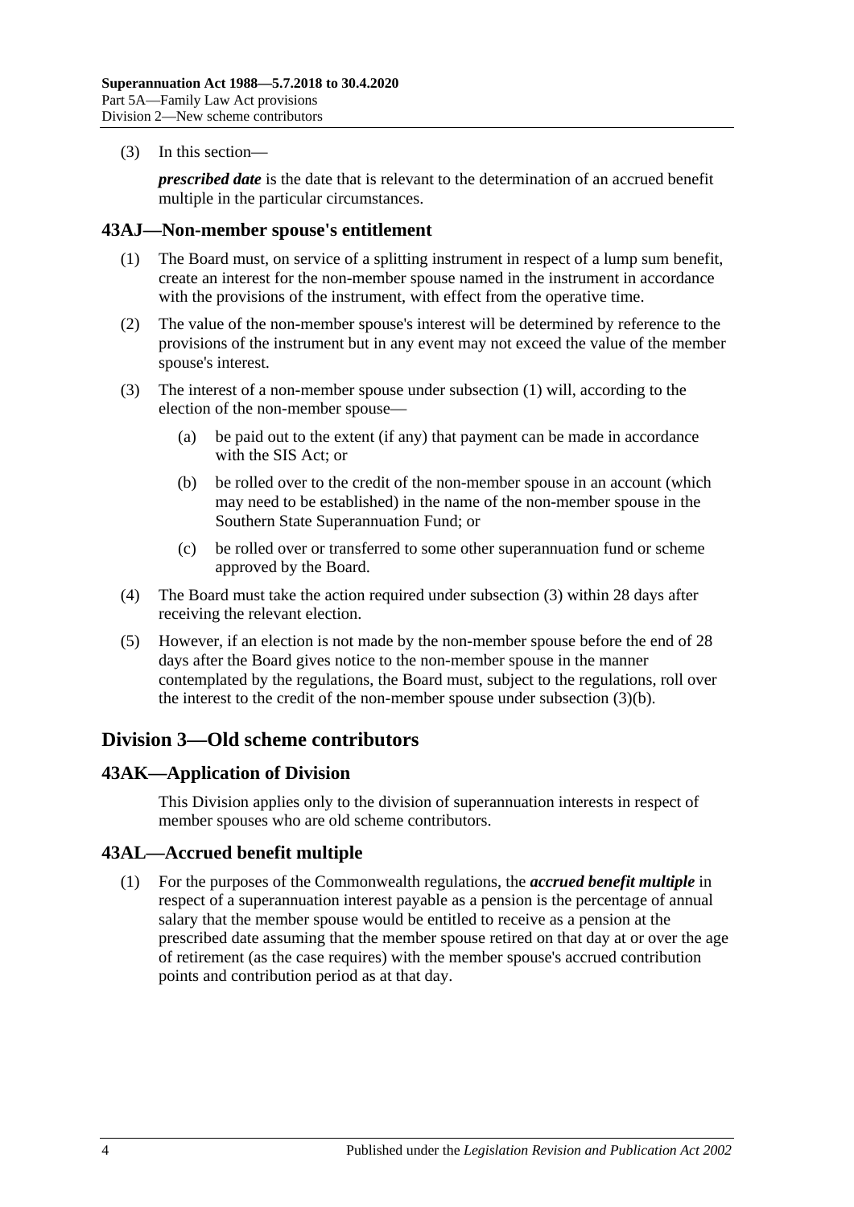(3) In this section—

***prescribed date*** is the date that is relevant to the determination of an accrued benefit multiple in the particular circumstances.

### 43AJ—Non-member spouse's entitlement

(1) The Board must, on service of a splitting instrument in respect of a lump sum benefit, create an interest for the non-member spouse named in the instrument in accordance with the provisions of the instrument, with effect from the operative time.

(2) The value of the non-member spouse's interest will be determined by reference to the provisions of the instrument but in any event may not exceed the value of the member spouse's interest.

(3) The interest of a non-member spouse under subsection (1) will, according to the election of the non-member spouse—

(a) be paid out to the extent (if any) that payment can be made in accordance with the SIS Act; or

(b) be rolled over to the credit of the non-member spouse in an account (which may need to be established) in the name of the non-member spouse in the Southern State Superannuation Fund; or

(c) be rolled over or transferred to some other superannuation fund or scheme approved by the Board.

(4) The Board must take the action required under subsection (3) within 28 days after receiving the relevant election.

(5) However, if an election is not made by the non-member spouse before the end of 28 days after the Board gives notice to the non-member spouse in the manner contemplated by the regulations, the Board must, subject to the regulations, roll over the interest to the credit of the non-member spouse under subsection (3)(b).

## Division 3—Old scheme contributors

### 43AK—Application of Division

This Division applies only to the division of superannuation interests in respect of member spouses who are old scheme contributors.

### 43AL—Accrued benefit multiple

(1) For the purposes of the Commonwealth regulations, the ***accrued benefit multiple*** in respect of a superannuation interest payable as a pension is the percentage of annual salary that the member spouse would be entitled to receive as a pension at the prescribed date assuming that the member spouse retired on that day at or over the age of retirement (as the case requires) with the member spouse's accrued contribution points and contribution period as at that day.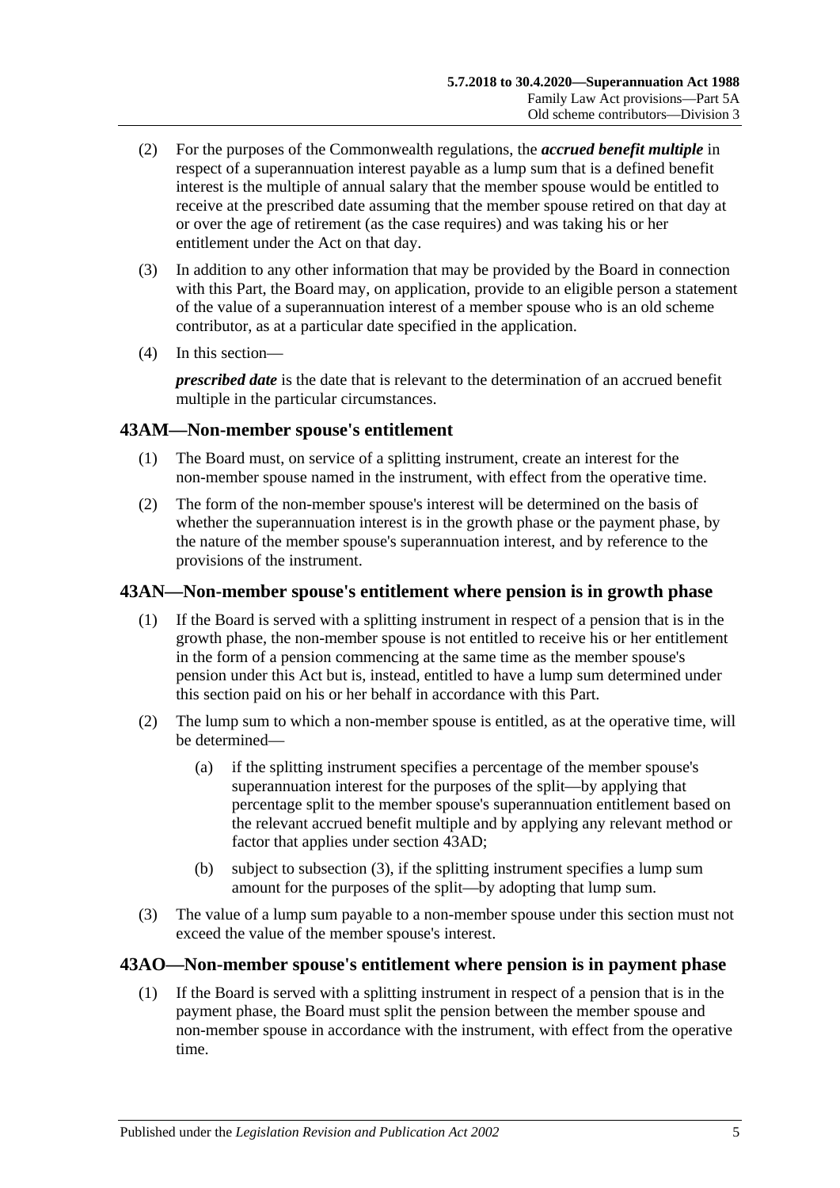(2) For the purposes of the Commonwealth regulations, the ***accrued benefit multiple*** in respect of a superannuation interest payable as a lump sum that is a defined benefit interest is the multiple of annual salary that the member spouse would be entitled to receive at the prescribed date assuming that the member spouse retired on that day at or over the age of retirement (as the case requires) and was taking his or her entitlement under the Act on that day.

(3) In addition to any other information that may be provided by the Board in connection with this Part, the Board may, on application, provide to an eligible person a statement of the value of a superannuation interest of a member spouse who is an old scheme contributor, as at a particular date specified in the application.

(4) In this section—

***prescribed date*** is the date that is relevant to the determination of an accrued benefit multiple in the particular circumstances.

## 43AM—Non-member spouse's entitlement

(1) The Board must, on service of a splitting instrument, create an interest for the non-member spouse named in the instrument, with effect from the operative time.

(2) The form of the non-member spouse's interest will be determined on the basis of whether the superannuation interest is in the growth phase or the payment phase, by the nature of the member spouse's superannuation interest, and by reference to the provisions of the instrument.

## 43AN—Non-member spouse's entitlement where pension is in growth phase

(1) If the Board is served with a splitting instrument in respect of a pension that is in the growth phase, the non-member spouse is not entitled to receive his or her entitlement in the form of a pension commencing at the same time as the member spouse's pension under this Act but is, instead, entitled to have a lump sum determined under this section paid on his or her behalf in accordance with this Part.

(2) The lump sum to which a non-member spouse is entitled, as at the operative time, will be determined—

(a) if the splitting instrument specifies a percentage of the member spouse's superannuation interest for the purposes of the split—by applying that percentage split to the member spouse's superannuation entitlement based on the relevant accrued benefit multiple and by applying any relevant method or factor that applies under section 43AD;

(b) subject to subsection (3), if the splitting instrument specifies a lump sum amount for the purposes of the split—by adopting that lump sum.

(3) The value of a lump sum payable to a non-member spouse under this section must not exceed the value of the member spouse's interest.

## 43AO—Non-member spouse's entitlement where pension is in payment phase

(1) If the Board is served with a splitting instrument in respect of a pension that is in the payment phase, the Board must split the pension between the member spouse and non-member spouse in accordance with the instrument, with effect from the operative time.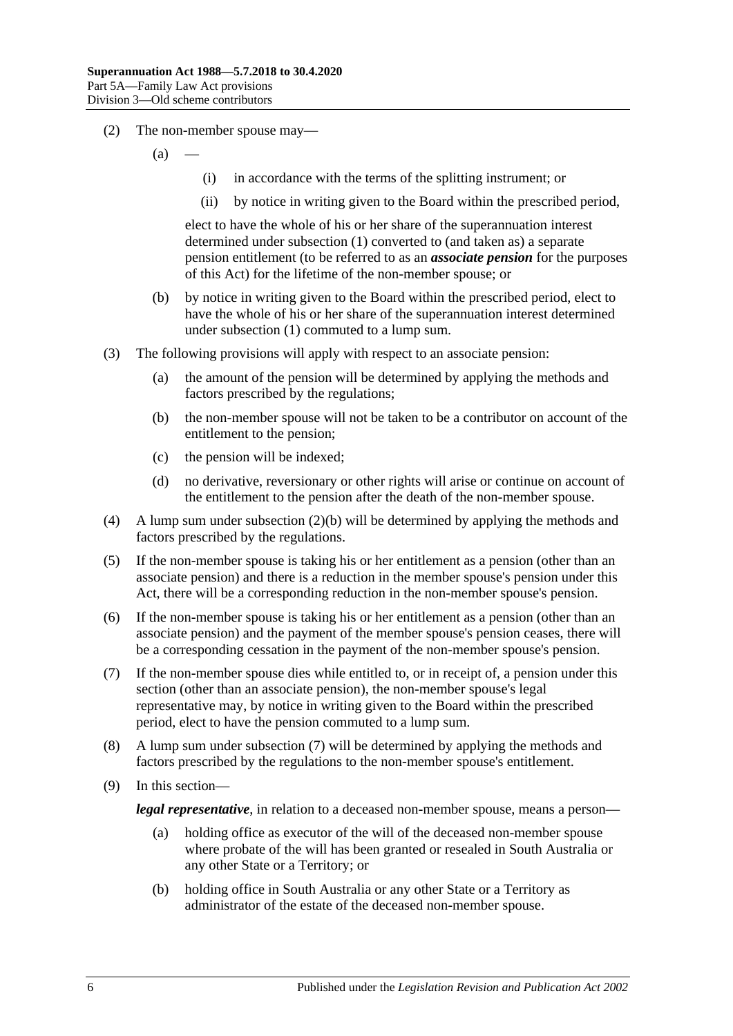(2) The non-member spouse may—

(a) —

(i) in accordance with the terms of the splitting instrument; or

(ii) by notice in writing given to the Board within the prescribed period,

elect to have the whole of his or her share of the superannuation interest determined under subsection (1) converted to (and taken as) a separate pension entitlement (to be referred to as an ***associate pension*** for the purposes of this Act) for the lifetime of the non-member spouse; or

(b) by notice in writing given to the Board within the prescribed period, elect to have the whole of his or her share of the superannuation interest determined under subsection (1) commuted to a lump sum.

(3) The following provisions will apply with respect to an associate pension:

(a) the amount of the pension will be determined by applying the methods and factors prescribed by the regulations;

(b) the non-member spouse will not be taken to be a contributor on account of the entitlement to the pension;

(c) the pension will be indexed;

(d) no derivative, reversionary or other rights will arise or continue on account of the entitlement to the pension after the death of the non-member spouse.

(4) A lump sum under subsection (2)(b) will be determined by applying the methods and factors prescribed by the regulations.

(5) If the non-member spouse is taking his or her entitlement as a pension (other than an associate pension) and there is a reduction in the member spouse's pension under this Act, there will be a corresponding reduction in the non-member spouse's pension.

(6) If the non-member spouse is taking his or her entitlement as a pension (other than an associate pension) and the payment of the member spouse's pension ceases, there will be a corresponding cessation in the payment of the non-member spouse's pension.

(7) If the non-member spouse dies while entitled to, or in receipt of, a pension under this section (other than an associate pension), the non-member spouse's legal representative may, by notice in writing given to the Board within the prescribed period, elect to have the pension commuted to a lump sum.

(8) A lump sum under subsection (7) will be determined by applying the methods and factors prescribed by the regulations to the non-member spouse's entitlement.

(9) In this section—

***legal representative***, in relation to a deceased non-member spouse, means a person—

(a) holding office as executor of the will of the deceased non-member spouse where probate of the will has been granted or resealed in South Australia or any other State or a Territory; or

(b) holding office in South Australia or any other State or a Territory as administrator of the estate of the deceased non-member spouse.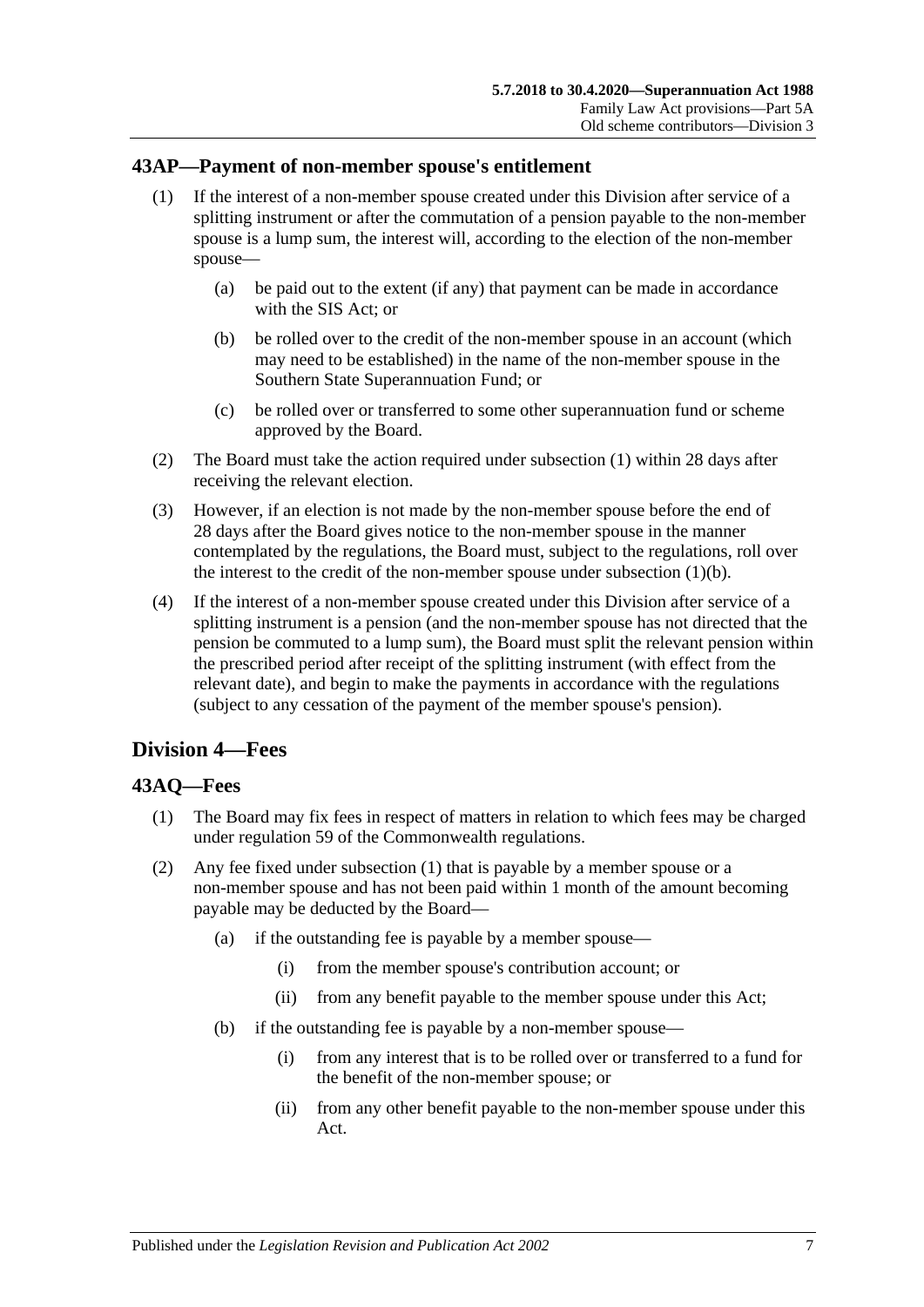## 43AP—Payment of non-member spouse's entitlement

(1) If the interest of a non-member spouse created under this Division after service of a splitting instrument or after the commutation of a pension payable to the non-member spouse is a lump sum, the interest will, according to the election of the non-member spouse—

(a) be paid out to the extent (if any) that payment can be made in accordance with the SIS Act; or

(b) be rolled over to the credit of the non-member spouse in an account (which may need to be established) in the name of the non-member spouse in the Southern State Superannuation Fund; or

(c) be rolled over or transferred to some other superannuation fund or scheme approved by the Board.

(2) The Board must take the action required under subsection (1) within 28 days after receiving the relevant election.

(3) However, if an election is not made by the non-member spouse before the end of 28 days after the Board gives notice to the non-member spouse in the manner contemplated by the regulations, the Board must, subject to the regulations, roll over the interest to the credit of the non-member spouse under subsection (1)(b).

(4) If the interest of a non-member spouse created under this Division after service of a splitting instrument is a pension (and the non-member spouse has not directed that the pension be commuted to a lump sum), the Board must split the relevant pension within the prescribed period after receipt of the splitting instrument (with effect from the relevant date), and begin to make the payments in accordance with the regulations (subject to any cessation of the payment of the member spouse's pension).

# Division 4—Fees

## 43AQ—Fees

(1) The Board may fix fees in respect of matters in relation to which fees may be charged under regulation 59 of the Commonwealth regulations.

(2) Any fee fixed under subsection (1) that is payable by a member spouse or a non-member spouse and has not been paid within 1 month of the amount becoming payable may be deducted by the Board—

(a) if the outstanding fee is payable by a member spouse—

(i) from the member spouse's contribution account; or

(ii) from any benefit payable to the member spouse under this Act;

(b) if the outstanding fee is payable by a non-member spouse—

(i) from any interest that is to be rolled over or transferred to a fund for the benefit of the non-member spouse; or

(ii) from any other benefit payable to the non-member spouse under this Act.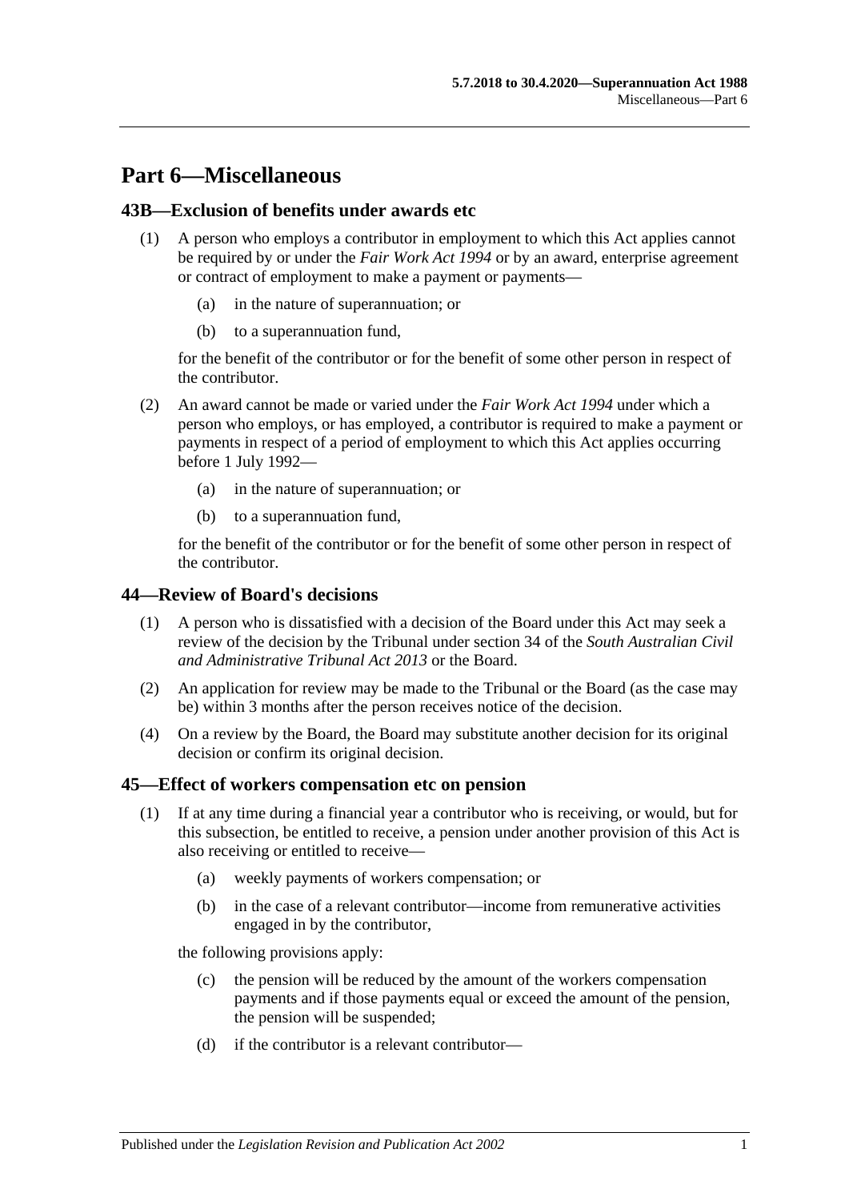# Part 6—Miscellaneous

## 43B—Exclusion of benefits under awards etc

(1) A person who employs a contributor in employment to which this Act applies cannot be required by or under the *Fair Work Act 1994* or by an award, enterprise agreement or contract of employment to make a payment or payments—

- (a) in the nature of superannuation; or
- (b) to a superannuation fund,

for the benefit of the contributor or for the benefit of some other person in respect of the contributor.

(2) An award cannot be made or varied under the *Fair Work Act 1994* under which a person who employs, or has employed, a contributor is required to make a payment or payments in respect of a period of employment to which this Act applies occurring before 1 July 1992—

- (a) in the nature of superannuation; or
- (b) to a superannuation fund,

for the benefit of the contributor or for the benefit of some other person in respect of the contributor.

## 44—Review of Board's decisions

(1) A person who is dissatisfied with a decision of the Board under this Act may seek a review of the decision by the Tribunal under section 34 of the *South Australian Civil and Administrative Tribunal Act 2013* or the Board.

(2) An application for review may be made to the Tribunal or the Board (as the case may be) within 3 months after the person receives notice of the decision.

(4) On a review by the Board, the Board may substitute another decision for its original decision or confirm its original decision.

## 45—Effect of workers compensation etc on pension

(1) If at any time during a financial year a contributor who is receiving, or would, but for this subsection, be entitled to receive, a pension under another provision of this Act is also receiving or entitled to receive—

- (a) weekly payments of workers compensation; or
- (b) in the case of a relevant contributor—income from remunerative activities engaged in by the contributor,

the following provisions apply:

- (c) the pension will be reduced by the amount of the workers compensation payments and if those payments equal or exceed the amount of the pension, the pension will be suspended;
- (d) if the contributor is a relevant contributor—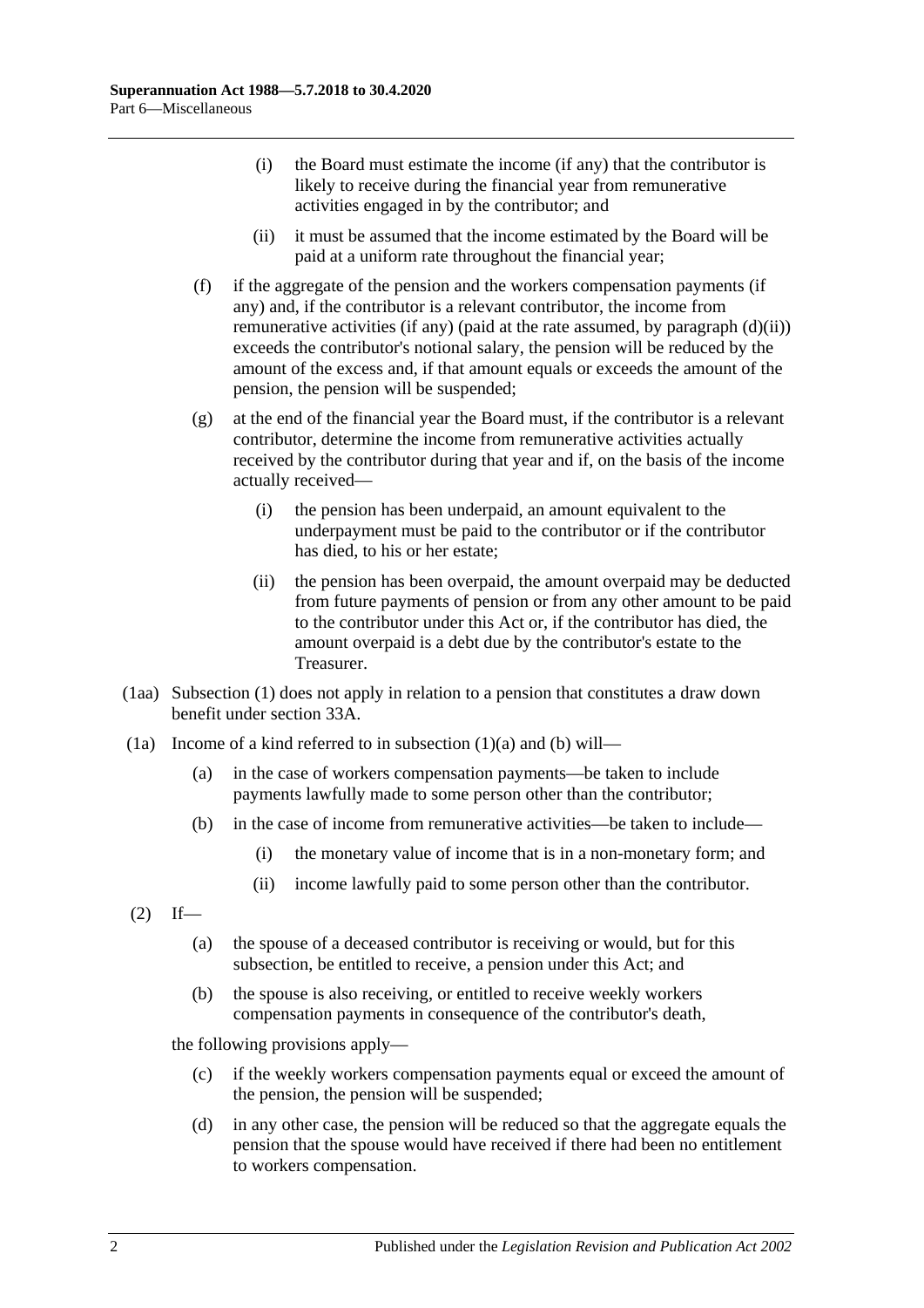(i) the Board must estimate the income (if any) that the contributor is likely to receive during the financial year from remunerative activities engaged in by the contributor; and

(ii) it must be assumed that the income estimated by the Board will be paid at a uniform rate throughout the financial year;

(f) if the aggregate of the pension and the workers compensation payments (if any) and, if the contributor is a relevant contributor, the income from remunerative activities (if any) (paid at the rate assumed, by paragraph (d)(ii)) exceeds the contributor's notional salary, the pension will be reduced by the amount of the excess and, if that amount equals or exceeds the amount of the pension, the pension will be suspended;

(g) at the end of the financial year the Board must, if the contributor is a relevant contributor, determine the income from remunerative activities actually received by the contributor during that year and if, on the basis of the income actually received—

(i) the pension has been underpaid, an amount equivalent to the underpayment must be paid to the contributor or if the contributor has died, to his or her estate;

(ii) the pension has been overpaid, the amount overpaid may be deducted from future payments of pension or from any other amount to be paid to the contributor under this Act or, if the contributor has died, the amount overpaid is a debt due by the contributor's estate to the Treasurer.

(1aa) Subsection (1) does not apply in relation to a pension that constitutes a draw down benefit under section 33A.

(1a) Income of a kind referred to in subsection (1)(a) and (b) will—

(a) in the case of workers compensation payments—be taken to include payments lawfully made to some person other than the contributor;

(b) in the case of income from remunerative activities—be taken to include—

(i) the monetary value of income that is in a non-monetary form; and

(ii) income lawfully paid to some person other than the contributor.

(2) If—

(a) the spouse of a deceased contributor is receiving or would, but for this subsection, be entitled to receive, a pension under this Act; and

(b) the spouse is also receiving, or entitled to receive weekly workers compensation payments in consequence of the contributor's death,

the following provisions apply—

(c) if the weekly workers compensation payments equal or exceed the amount of the pension, the pension will be suspended;

(d) in any other case, the pension will be reduced so that the aggregate equals the pension that the spouse would have received if there had been no entitlement to workers compensation.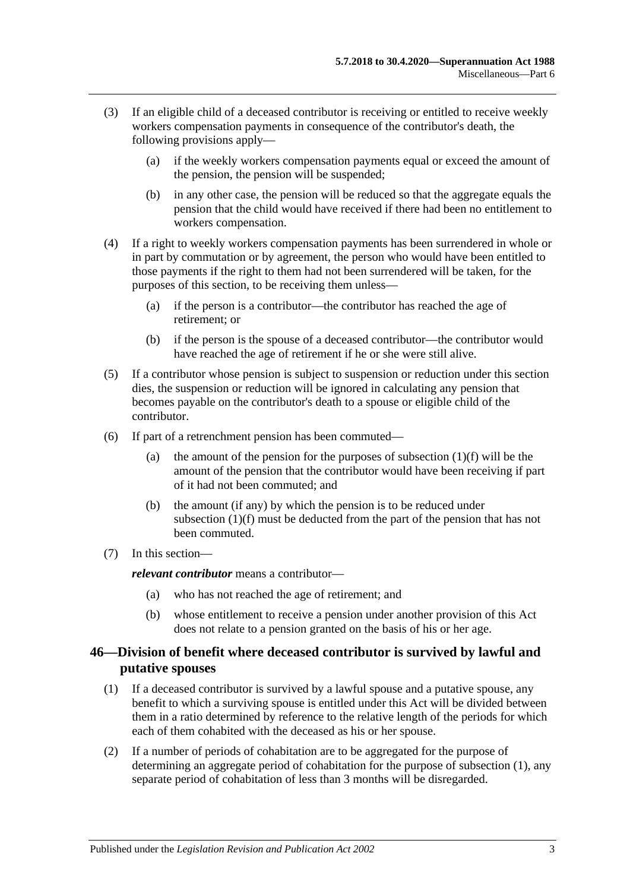(3) If an eligible child of a deceased contributor is receiving or entitled to receive weekly workers compensation payments in consequence of the contributor's death, the following provisions apply—

(a) if the weekly workers compensation payments equal or exceed the amount of the pension, the pension will be suspended;

(b) in any other case, the pension will be reduced so that the aggregate equals the pension that the child would have received if there had been no entitlement to workers compensation.

(4) If a right to weekly workers compensation payments has been surrendered in whole or in part by commutation or by agreement, the person who would have been entitled to those payments if the right to them had not been surrendered will be taken, for the purposes of this section, to be receiving them unless—

(a) if the person is a contributor—the contributor has reached the age of retirement; or

(b) if the person is the spouse of a deceased contributor—the contributor would have reached the age of retirement if he or she were still alive.

(5) If a contributor whose pension is subject to suspension or reduction under this section dies, the suspension or reduction will be ignored in calculating any pension that becomes payable on the contributor's death to a spouse or eligible child of the contributor.

(6) If part of a retrenchment pension has been commuted—

(a) the amount of the pension for the purposes of subsection (1)(f) will be the amount of the pension that the contributor would have been receiving if part of it had not been commuted; and

(b) the amount (if any) by which the pension is to be reduced under subsection (1)(f) must be deducted from the part of the pension that has not been commuted.

(7) In this section—

***relevant contributor*** means a contributor—

(a) who has not reached the age of retirement; and

(b) whose entitlement to receive a pension under another provision of this Act does not relate to a pension granted on the basis of his or her age.

## 46—Division of benefit where deceased contributor is survived by lawful and putative spouses

(1) If a deceased contributor is survived by a lawful spouse and a putative spouse, any benefit to which a surviving spouse is entitled under this Act will be divided between them in a ratio determined by reference to the relative length of the periods for which each of them cohabited with the deceased as his or her spouse.

(2) If a number of periods of cohabitation are to be aggregated for the purpose of determining an aggregate period of cohabitation for the purpose of subsection (1), any separate period of cohabitation of less than 3 months will be disregarded.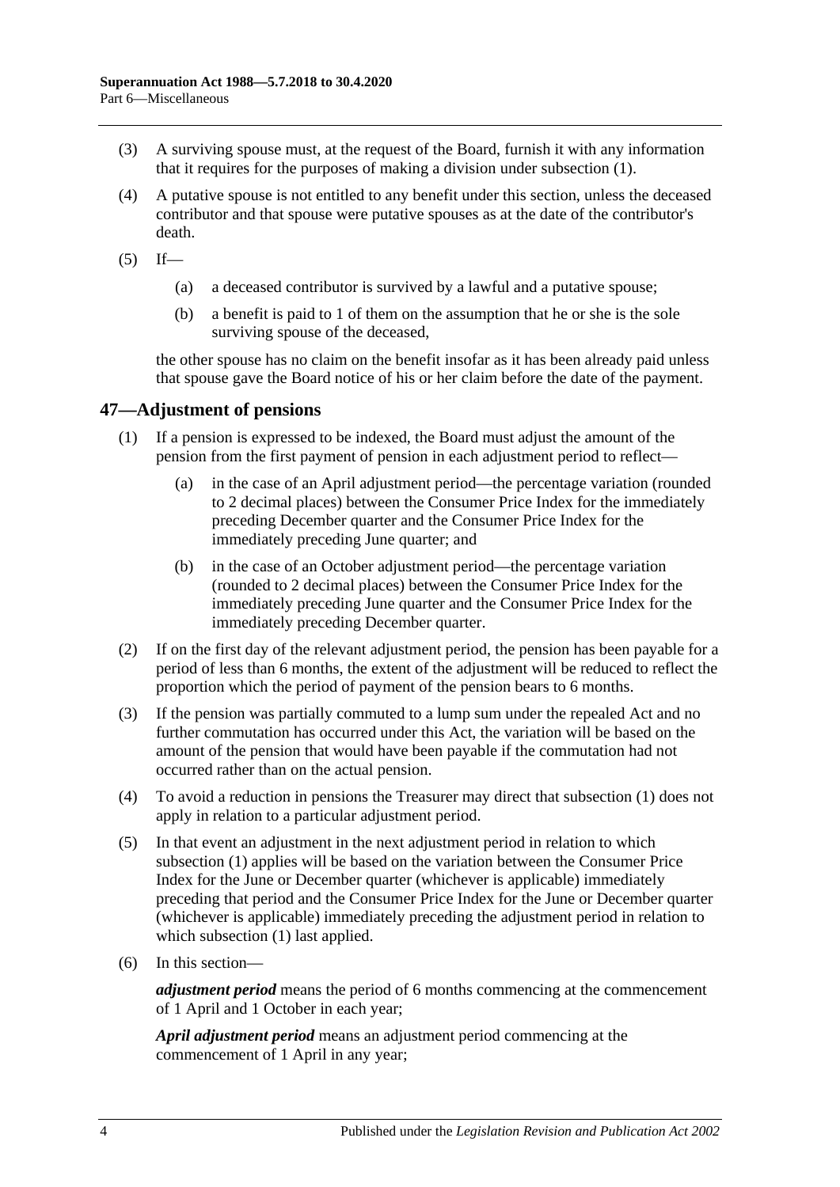(3) A surviving spouse must, at the request of the Board, furnish it with any information that it requires for the purposes of making a division under subsection (1).

(4) A putative spouse is not entitled to any benefit under this section, unless the deceased contributor and that spouse were putative spouses as at the date of the contributor's death.

(5) If—

(a) a deceased contributor is survived by a lawful and a putative spouse;

(b) a benefit is paid to 1 of them on the assumption that he or she is the sole surviving spouse of the deceased,

the other spouse has no claim on the benefit insofar as it has been already paid unless that spouse gave the Board notice of his or her claim before the date of the payment.

## 47—Adjustment of pensions

(1) If a pension is expressed to be indexed, the Board must adjust the amount of the pension from the first payment of pension in each adjustment period to reflect—

(a) in the case of an April adjustment period—the percentage variation (rounded to 2 decimal places) between the Consumer Price Index for the immediately preceding December quarter and the Consumer Price Index for the immediately preceding June quarter; and

(b) in the case of an October adjustment period—the percentage variation (rounded to 2 decimal places) between the Consumer Price Index for the immediately preceding June quarter and the Consumer Price Index for the immediately preceding December quarter.

(2) If on the first day of the relevant adjustment period, the pension has been payable for a period of less than 6 months, the extent of the adjustment will be reduced to reflect the proportion which the period of payment of the pension bears to 6 months.

(3) If the pension was partially commuted to a lump sum under the repealed Act and no further commutation has occurred under this Act, the variation will be based on the amount of the pension that would have been payable if the commutation had not occurred rather than on the actual pension.

(4) To avoid a reduction in pensions the Treasurer may direct that subsection (1) does not apply in relation to a particular adjustment period.

(5) In that event an adjustment in the next adjustment period in relation to which subsection (1) applies will be based on the variation between the Consumer Price Index for the June or December quarter (whichever is applicable) immediately preceding that period and the Consumer Price Index for the June or December quarter (whichever is applicable) immediately preceding the adjustment period in relation to which subsection (1) last applied.

(6) In this section—

***adjustment period*** means the period of 6 months commencing at the commencement of 1 April and 1 October in each year;

***April adjustment period*** means an adjustment period commencing at the commencement of 1 April in any year;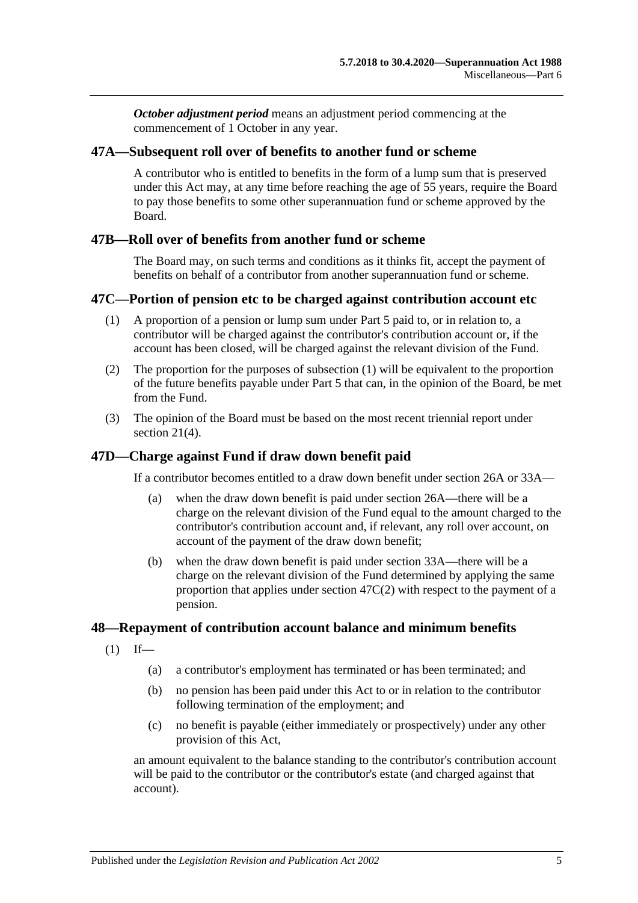***October adjustment period*** means an adjustment period commencing at the commencement of 1 October in any year.

## 47A—Subsequent roll over of benefits to another fund or scheme

A contributor who is entitled to benefits in the form of a lump sum that is preserved under this Act may, at any time before reaching the age of 55 years, require the Board to pay those benefits to some other superannuation fund or scheme approved by the Board.

## 47B—Roll over of benefits from another fund or scheme

The Board may, on such terms and conditions as it thinks fit, accept the payment of benefits on behalf of a contributor from another superannuation fund or scheme.

## 47C—Portion of pension etc to be charged against contribution account etc

(1) A proportion of a pension or lump sum under Part 5 paid to, or in relation to, a contributor will be charged against the contributor's contribution account or, if the account has been closed, will be charged against the relevant division of the Fund.

(2) The proportion for the purposes of subsection (1) will be equivalent to the proportion of the future benefits payable under Part 5 that can, in the opinion of the Board, be met from the Fund.

(3) The opinion of the Board must be based on the most recent triennial report under section 21(4).

## 47D—Charge against Fund if draw down benefit paid

If a contributor becomes entitled to a draw down benefit under section 26A or 33A—

(a) when the draw down benefit is paid under section 26A—there will be a charge on the relevant division of the Fund equal to the amount charged to the contributor's contribution account and, if relevant, any roll over account, on account of the payment of the draw down benefit;

(b) when the draw down benefit is paid under section 33A—there will be a charge on the relevant division of the Fund determined by applying the same proportion that applies under section 47C(2) with respect to the payment of a pension.

## 48—Repayment of contribution account balance and minimum benefits

(1) If—

(a) a contributor's employment has terminated or has been terminated; and

(b) no pension has been paid under this Act to or in relation to the contributor following termination of the employment; and

(c) no benefit is payable (either immediately or prospectively) under any other provision of this Act,

an amount equivalent to the balance standing to the contributor's contribution account will be paid to the contributor or the contributor's estate (and charged against that account).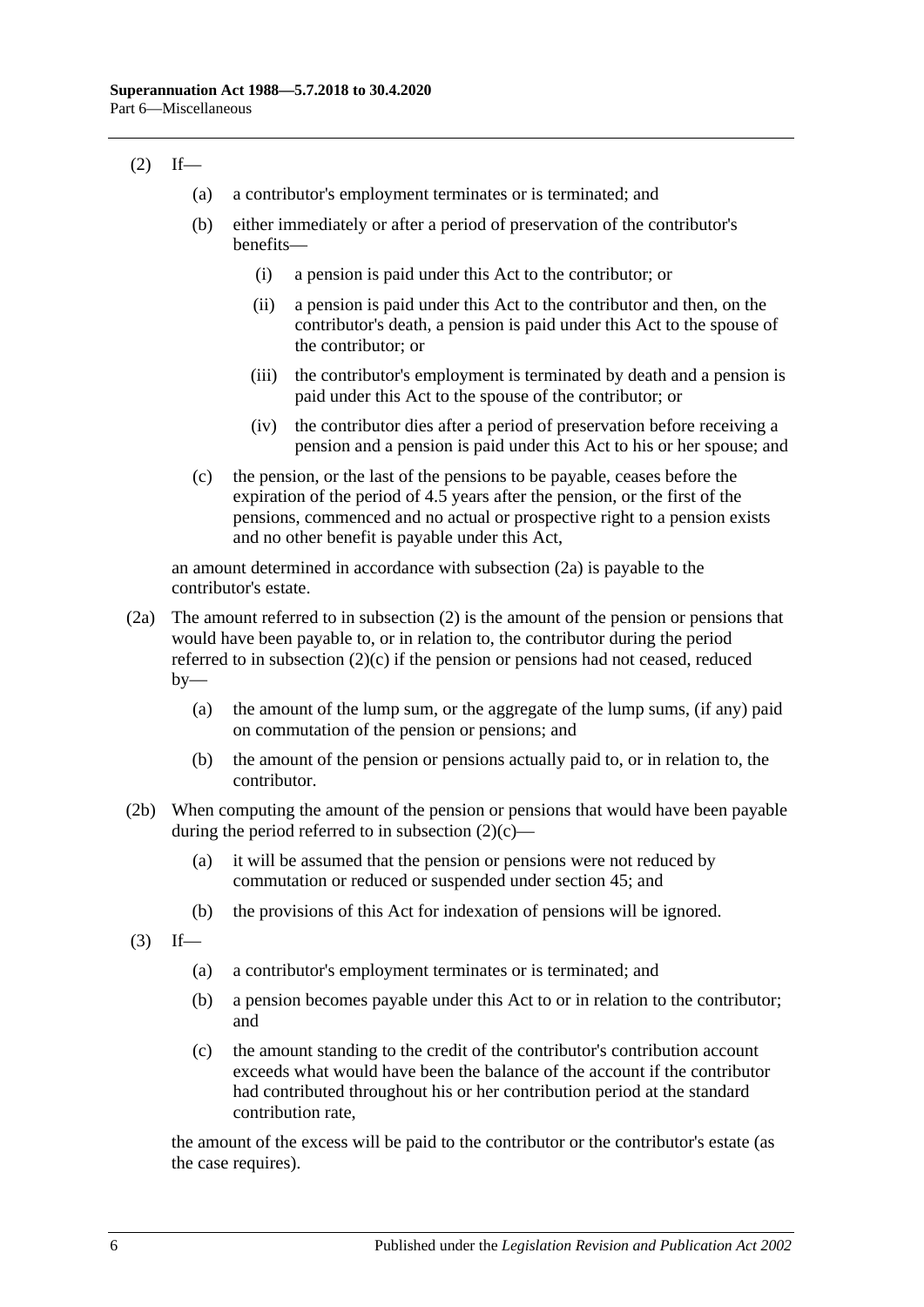(2) If—

(a) a contributor's employment terminates or is terminated; and

(b) either immediately or after a period of preservation of the contributor's benefits—

(i) a pension is paid under this Act to the contributor; or

(ii) a pension is paid under this Act to the contributor and then, on the contributor's death, a pension is paid under this Act to the spouse of the contributor; or

(iii) the contributor's employment is terminated by death and a pension is paid under this Act to the spouse of the contributor; or

(iv) the contributor dies after a period of preservation before receiving a pension and a pension is paid under this Act to his or her spouse; and

(c) the pension, or the last of the pensions to be payable, ceases before the expiration of the period of 4.5 years after the pension, or the first of the pensions, commenced and no actual or prospective right to a pension exists and no other benefit is payable under this Act,

an amount determined in accordance with subsection (2a) is payable to the contributor's estate.

(2a) The amount referred to in subsection (2) is the amount of the pension or pensions that would have been payable to, or in relation to, the contributor during the period referred to in subsection (2)(c) if the pension or pensions had not ceased, reduced by—

(a) the amount of the lump sum, or the aggregate of the lump sums, (if any) paid on commutation of the pension or pensions; and

(b) the amount of the pension or pensions actually paid to, or in relation to, the contributor.

(2b) When computing the amount of the pension or pensions that would have been payable during the period referred to in subsection (2)(c)—

(a) it will be assumed that the pension or pensions were not reduced by commutation or reduced or suspended under section 45; and

(b) the provisions of this Act for indexation of pensions will be ignored.

(3) If—

(a) a contributor's employment terminates or is terminated; and

(b) a pension becomes payable under this Act to or in relation to the contributor; and

(c) the amount standing to the credit of the contributor's contribution account exceeds what would have been the balance of the account if the contributor had contributed throughout his or her contribution period at the standard contribution rate,

the amount of the excess will be paid to the contributor or the contributor's estate (as the case requires).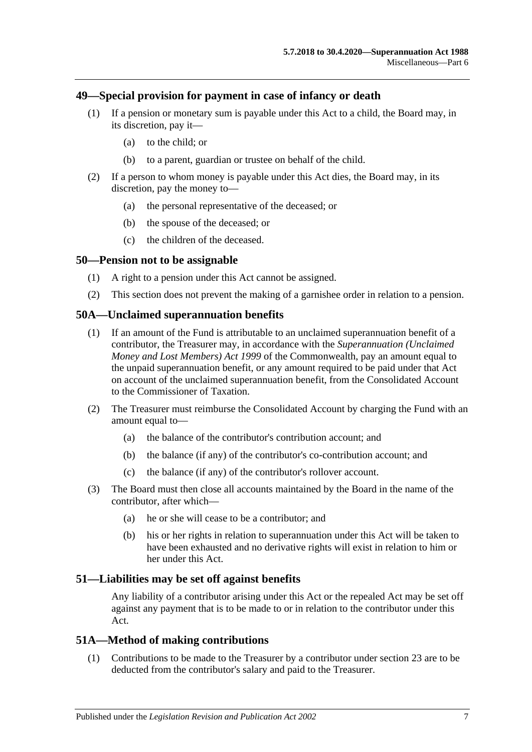## 49—Special provision for payment in case of infancy or death

(1) If a pension or monetary sum is payable under this Act to a child, the Board may, in its discretion, pay it—

- (a) to the child; or
- (b) to a parent, guardian or trustee on behalf of the child.

(2) If a person to whom money is payable under this Act dies, the Board may, in its discretion, pay the money to—

- (a) the personal representative of the deceased; or
- (b) the spouse of the deceased; or
- (c) the children of the deceased.

## 50—Pension not to be assignable

(1) A right to a pension under this Act cannot be assigned.

(2) This section does not prevent the making of a garnishee order in relation to a pension.

## 50A—Unclaimed superannuation benefits

(1) If an amount of the Fund is attributable to an unclaimed superannuation benefit of a contributor, the Treasurer may, in accordance with the *Superannuation (Unclaimed Money and Lost Members) Act 1999* of the Commonwealth, pay an amount equal to the unpaid superannuation benefit, or any amount required to be paid under that Act on account of the unclaimed superannuation benefit, from the Consolidated Account to the Commissioner of Taxation.

(2) The Treasurer must reimburse the Consolidated Account by charging the Fund with an amount equal to—

- (a) the balance of the contributor's contribution account; and
- (b) the balance (if any) of the contributor's co-contribution account; and
- (c) the balance (if any) of the contributor's rollover account.

(3) The Board must then close all accounts maintained by the Board in the name of the contributor, after which—

- (a) he or she will cease to be a contributor; and
- (b) his or her rights in relation to superannuation under this Act will be taken to have been exhausted and no derivative rights will exist in relation to him or her under this Act.

## 51—Liabilities may be set off against benefits

Any liability of a contributor arising under this Act or the repealed Act may be set off against any payment that is to be made to or in relation to the contributor under this Act.

## 51A—Method of making contributions

(1) Contributions to be made to the Treasurer by a contributor under section 23 are to be deducted from the contributor's salary and paid to the Treasurer.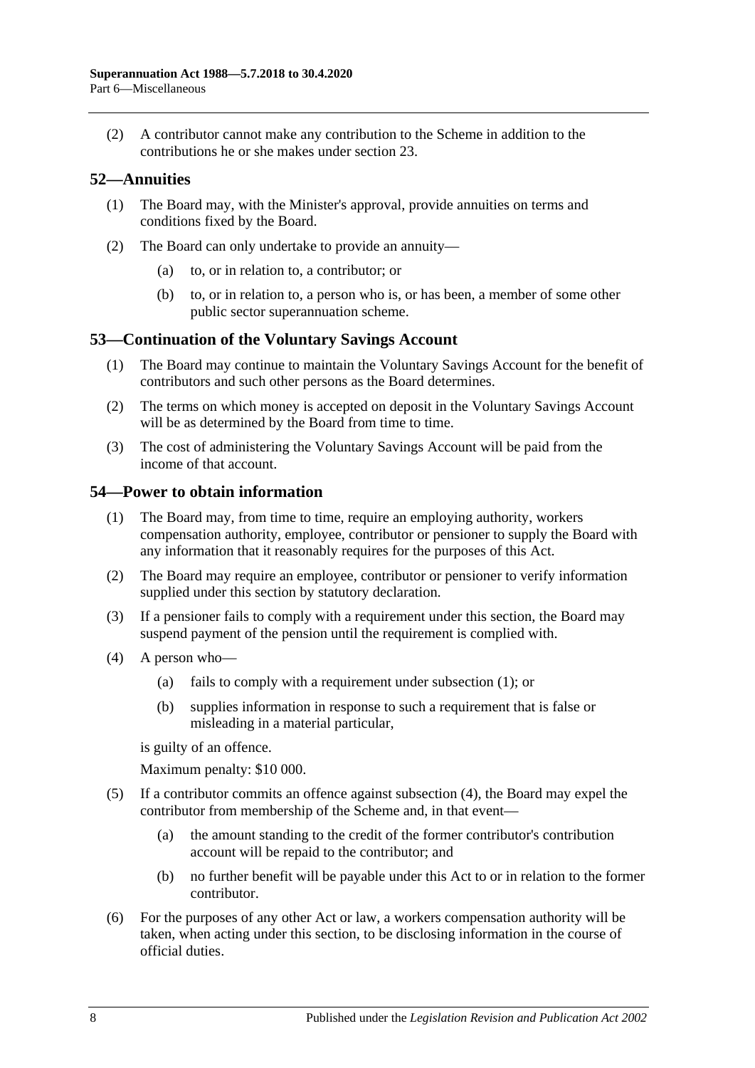(2) A contributor cannot make any contribution to the Scheme in addition to the contributions he or she makes under section 23.

## 52—Annuities

(1) The Board may, with the Minister's approval, provide annuities on terms and conditions fixed by the Board.

(2) The Board can only undertake to provide an annuity—

(a) to, or in relation to, a contributor; or

(b) to, or in relation to, a person who is, or has been, a member of some other public sector superannuation scheme.

## 53—Continuation of the Voluntary Savings Account

(1) The Board may continue to maintain the Voluntary Savings Account for the benefit of contributors and such other persons as the Board determines.

(2) The terms on which money is accepted on deposit in the Voluntary Savings Account will be as determined by the Board from time to time.

(3) The cost of administering the Voluntary Savings Account will be paid from the income of that account.

## 54—Power to obtain information

(1) The Board may, from time to time, require an employing authority, workers compensation authority, employee, contributor or pensioner to supply the Board with any information that it reasonably requires for the purposes of this Act.

(2) The Board may require an employee, contributor or pensioner to verify information supplied under this section by statutory declaration.

(3) If a pensioner fails to comply with a requirement under this section, the Board may suspend payment of the pension until the requirement is complied with.

(4) A person who—

(a) fails to comply with a requirement under subsection (1); or

(b) supplies information in response to such a requirement that is false or misleading in a material particular,

is guilty of an offence.

Maximum penalty: $10 000.

(5) If a contributor commits an offence against subsection (4), the Board may expel the contributor from membership of the Scheme and, in that event—

(a) the amount standing to the credit of the former contributor's contribution account will be repaid to the contributor; and

(b) no further benefit will be payable under this Act to or in relation to the former contributor.

(6) For the purposes of any other Act or law, a workers compensation authority will be taken, when acting under this section, to be disclosing information in the course of official duties.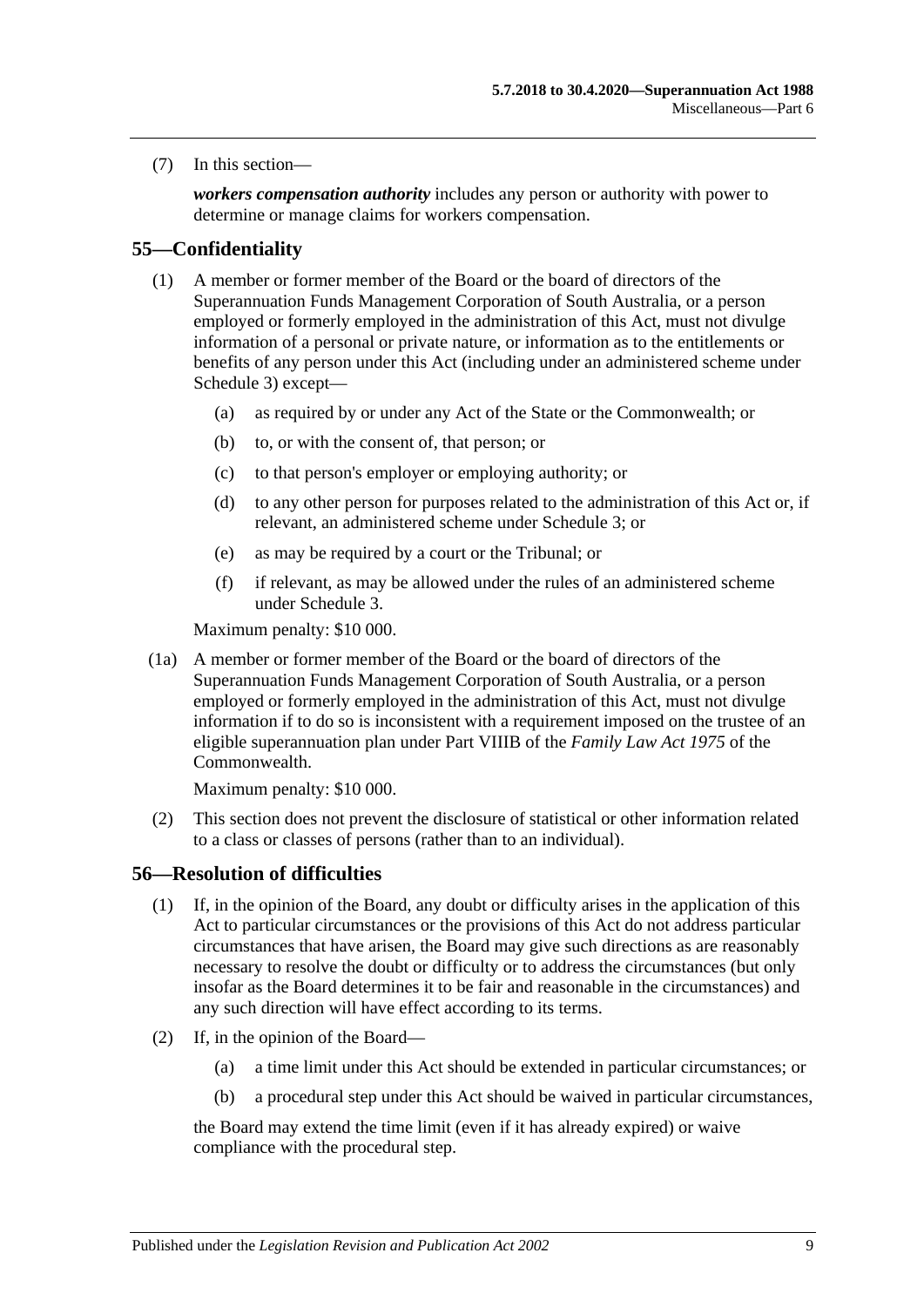(7) In this section—

*workers compensation authority* includes any person or authority with power to determine or manage claims for workers compensation.

## 55—Confidentiality

(1) A member or former member of the Board or the board of directors of the Superannuation Funds Management Corporation of South Australia, or a person employed or formerly employed in the administration of this Act, must not divulge information of a personal or private nature, or information as to the entitlements or benefits of any person under this Act (including under an administered scheme under Schedule 3) except—

- (a) as required by or under any Act of the State or the Commonwealth; or
- (b) to, or with the consent of, that person; or
- (c) to that person's employer or employing authority; or
- (d) to any other person for purposes related to the administration of this Act or, if relevant, an administered scheme under Schedule 3; or
- (e) as may be required by a court or the Tribunal; or
- (f) if relevant, as may be allowed under the rules of an administered scheme under Schedule 3.

Maximum penalty: $10 000.

(1a) A member or former member of the Board or the board of directors of the Superannuation Funds Management Corporation of South Australia, or a person employed or formerly employed in the administration of this Act, must not divulge information if to do so is inconsistent with a requirement imposed on the trustee of an eligible superannuation plan under Part VIIIB of the *Family Law Act 1975* of the Commonwealth.

Maximum penalty: $10 000.

(2) This section does not prevent the disclosure of statistical or other information related to a class or classes of persons (rather than to an individual).

## 56—Resolution of difficulties

(1) If, in the opinion of the Board, any doubt or difficulty arises in the application of this Act to particular circumstances or the provisions of this Act do not address particular circumstances that have arisen, the Board may give such directions as are reasonably necessary to resolve the doubt or difficulty or to address the circumstances (but only insofar as the Board determines it to be fair and reasonable in the circumstances) and any such direction will have effect according to its terms.

(2) If, in the opinion of the Board—

- (a) a time limit under this Act should be extended in particular circumstances; or
- (b) a procedural step under this Act should be waived in particular circumstances,

the Board may extend the time limit (even if it has already expired) or waive compliance with the procedural step.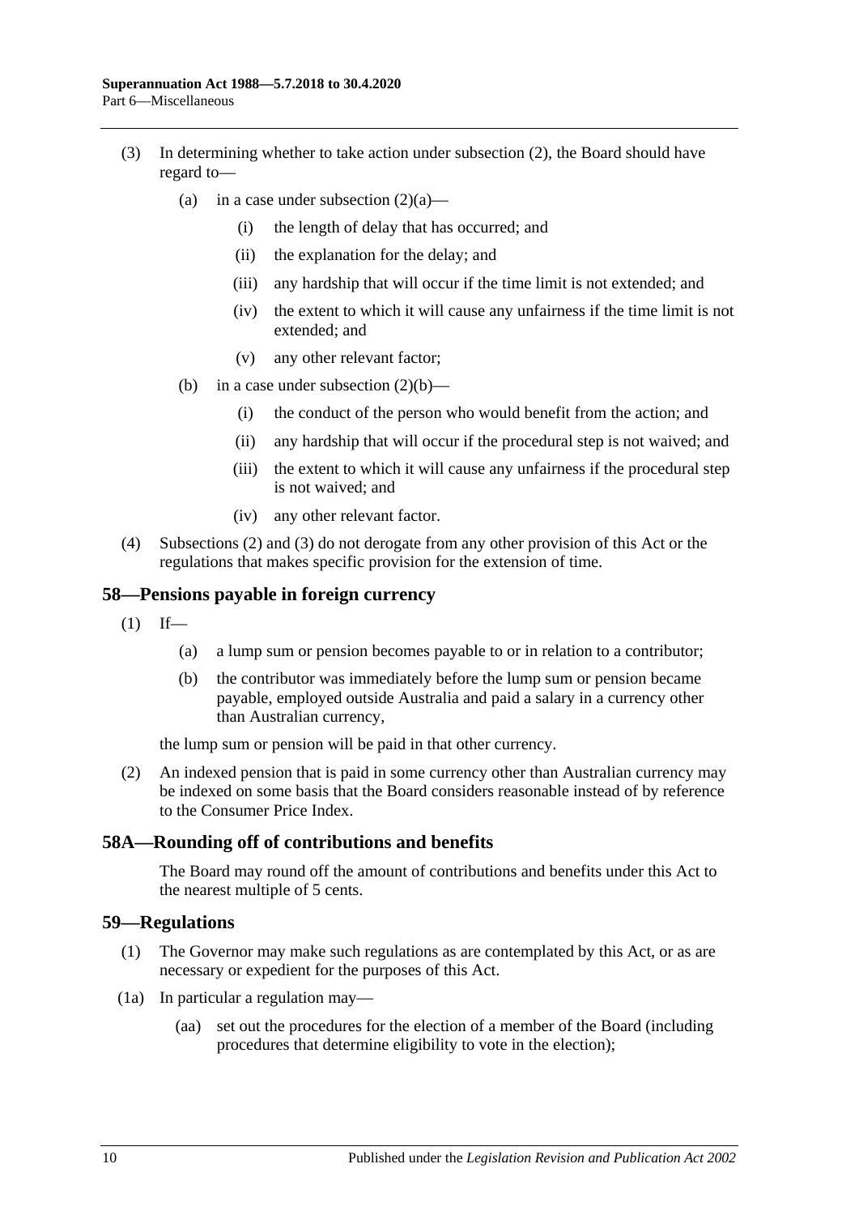(3) In determining whether to take action under subsection (2), the Board should have regard to—

(a) in a case under subsection (2)(a)—

(i) the length of delay that has occurred; and

(ii) the explanation for the delay; and

(iii) any hardship that will occur if the time limit is not extended; and

(iv) the extent to which it will cause any unfairness if the time limit is not extended; and

(v) any other relevant factor;

(b) in a case under subsection (2)(b)—

(i) the conduct of the person who would benefit from the action; and

(ii) any hardship that will occur if the procedural step is not waived; and

(iii) the extent to which it will cause any unfairness if the procedural step is not waived; and

(iv) any other relevant factor.

(4) Subsections (2) and (3) do not derogate from any other provision of this Act or the regulations that makes specific provision for the extension of time.

## 58—Pensions payable in foreign currency

(1) If—

(a) a lump sum or pension becomes payable to or in relation to a contributor;

(b) the contributor was immediately before the lump sum or pension became payable, employed outside Australia and paid a salary in a currency other than Australian currency,

the lump sum or pension will be paid in that other currency.

(2) An indexed pension that is paid in some currency other than Australian currency may be indexed on some basis that the Board considers reasonable instead of by reference to the Consumer Price Index.

## 58A—Rounding off of contributions and benefits

The Board may round off the amount of contributions and benefits under this Act to the nearest multiple of 5 cents.

## 59—Regulations

(1) The Governor may make such regulations as are contemplated by this Act, or as are necessary or expedient for the purposes of this Act.

(1a) In particular a regulation may—

(aa) set out the procedures for the election of a member of the Board (including procedures that determine eligibility to vote in the election);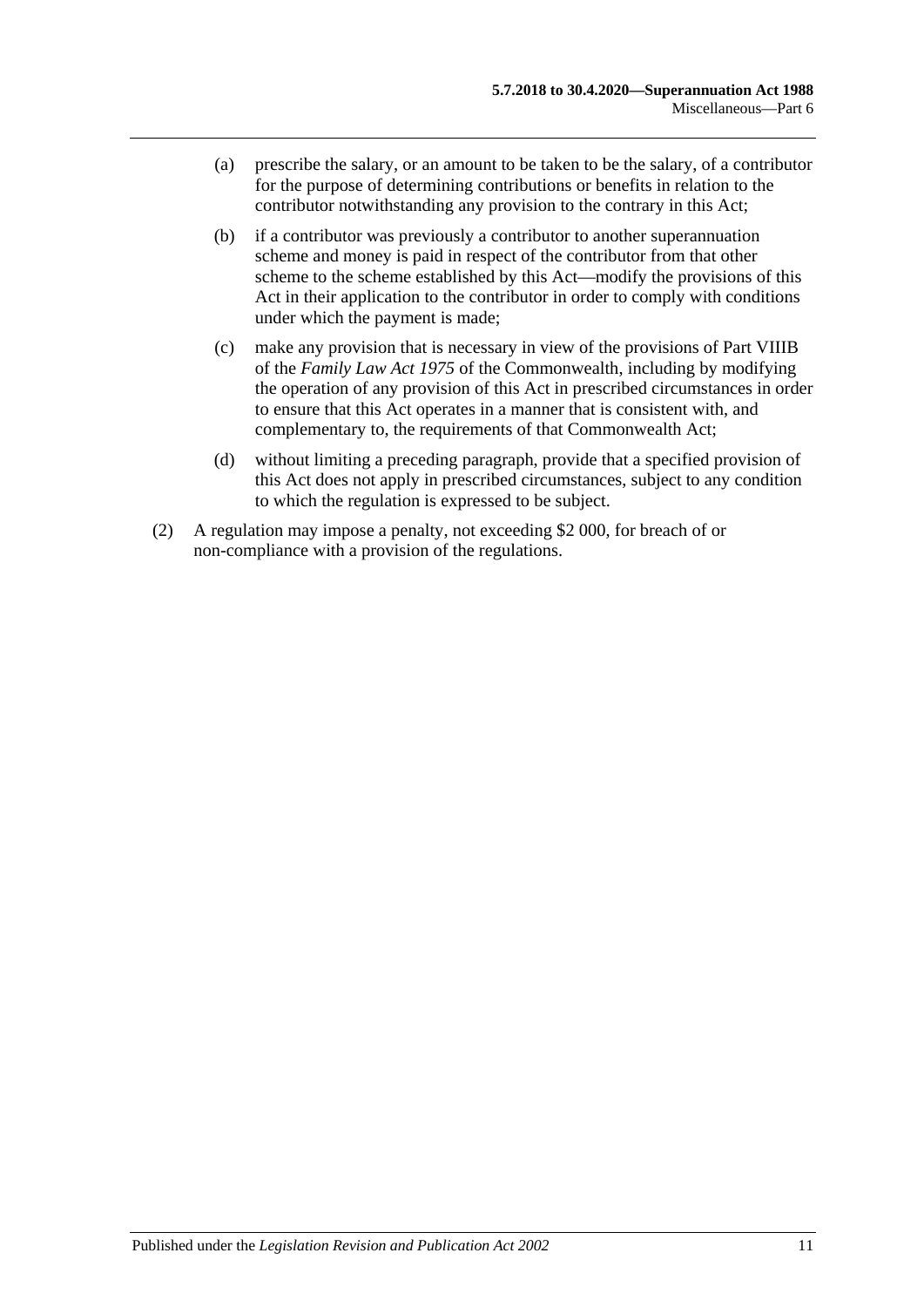(a) prescribe the salary, or an amount to be taken to be the salary, of a contributor for the purpose of determining contributions or benefits in relation to the contributor notwithstanding any provision to the contrary in this Act;

(b) if a contributor was previously a contributor to another superannuation scheme and money is paid in respect of the contributor from that other scheme to the scheme established by this Act—modify the provisions of this Act in their application to the contributor in order to comply with conditions under which the payment is made;

(c) make any provision that is necessary in view of the provisions of Part VIIIB of the *Family Law Act 1975* of the Commonwealth, including by modifying the operation of any provision of this Act in prescribed circumstances in order to ensure that this Act operates in a manner that is consistent with, and complementary to, the requirements of that Commonwealth Act;

(d) without limiting a preceding paragraph, provide that a specified provision of this Act does not apply in prescribed circumstances, subject to any condition to which the regulation is expressed to be subject.

(2) A regulation may impose a penalty, not exceeding $2 000, for breach of or non-compliance with a provision of the regulations.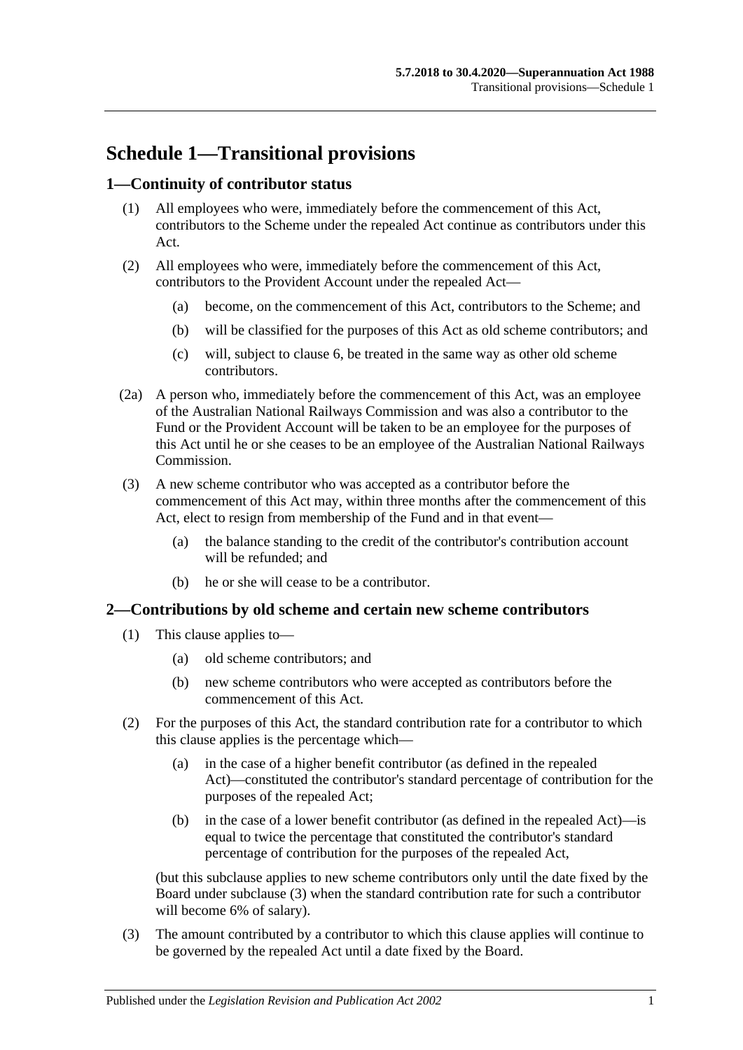# Schedule 1—Transitional provisions

## 1—Continuity of contributor status

(1) All employees who were, immediately before the commencement of this Act, contributors to the Scheme under the repealed Act continue as contributors under this Act.

(2) All employees who were, immediately before the commencement of this Act, contributors to the Provident Account under the repealed Act—

- (a) become, on the commencement of this Act, contributors to the Scheme; and
- (b) will be classified for the purposes of this Act as old scheme contributors; and
- (c) will, subject to clause 6, be treated in the same way as other old scheme contributors.

(2a) A person who, immediately before the commencement of this Act, was an employee of the Australian National Railways Commission and was also a contributor to the Fund or the Provident Account will be taken to be an employee for the purposes of this Act until he or she ceases to be an employee of the Australian National Railways Commission.

(3) A new scheme contributor who was accepted as a contributor before the commencement of this Act may, within three months after the commencement of this Act, elect to resign from membership of the Fund and in that event—

- (a) the balance standing to the credit of the contributor's contribution account will be refunded; and
- (b) he or she will cease to be a contributor.

## 2—Contributions by old scheme and certain new scheme contributors

(1) This clause applies to—

- (a) old scheme contributors; and
- (b) new scheme contributors who were accepted as contributors before the commencement of this Act.

(2) For the purposes of this Act, the standard contribution rate for a contributor to which this clause applies is the percentage which—

- (a) in the case of a higher benefit contributor (as defined in the repealed Act)—constituted the contributor's standard percentage of contribution for the purposes of the repealed Act;
- (b) in the case of a lower benefit contributor (as defined in the repealed Act)—is equal to twice the percentage that constituted the contributor's standard percentage of contribution for the purposes of the repealed Act,

(but this subclause applies to new scheme contributors only until the date fixed by the Board under subclause (3) when the standard contribution rate for such a contributor will become 6% of salary).

(3) The amount contributed by a contributor to which this clause applies will continue to be governed by the repealed Act until a date fixed by the Board.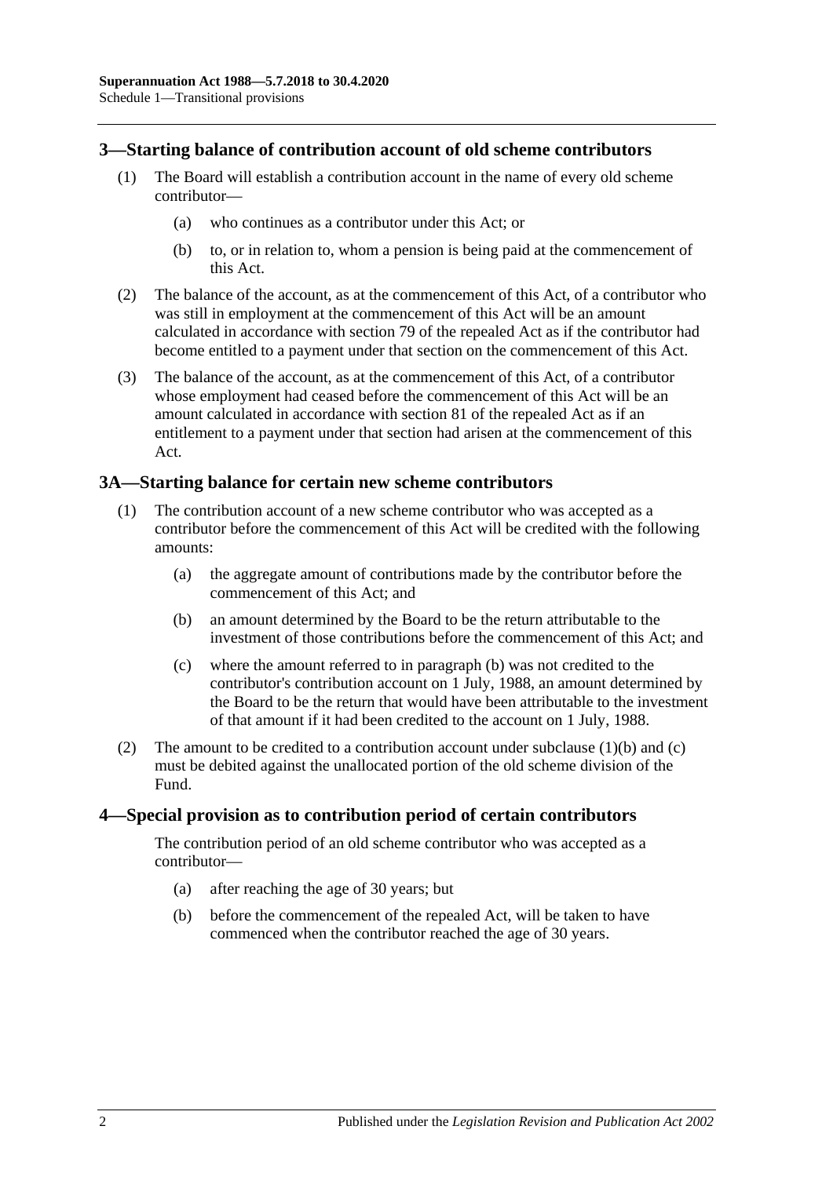## 3—Starting balance of contribution account of old scheme contributors

(1) The Board will establish a contribution account in the name of every old scheme contributor—

(a) who continues as a contributor under this Act; or

(b) to, or in relation to, whom a pension is being paid at the commencement of this Act.

(2) The balance of the account, as at the commencement of this Act, of a contributor who was still in employment at the commencement of this Act will be an amount calculated in accordance with section 79 of the repealed Act as if the contributor had become entitled to a payment under that section on the commencement of this Act.

(3) The balance of the account, as at the commencement of this Act, of a contributor whose employment had ceased before the commencement of this Act will be an amount calculated in accordance with section 81 of the repealed Act as if an entitlement to a payment under that section had arisen at the commencement of this Act.

## 3A—Starting balance for certain new scheme contributors

(1) The contribution account of a new scheme contributor who was accepted as a contributor before the commencement of this Act will be credited with the following amounts:

(a) the aggregate amount of contributions made by the contributor before the commencement of this Act; and

(b) an amount determined by the Board to be the return attributable to the investment of those contributions before the commencement of this Act; and

(c) where the amount referred to in paragraph (b) was not credited to the contributor's contribution account on 1 July, 1988, an amount determined by the Board to be the return that would have been attributable to the investment of that amount if it had been credited to the account on 1 July, 1988.

(2) The amount to be credited to a contribution account under subclause (1)(b) and (c) must be debited against the unallocated portion of the old scheme division of the Fund.

## 4—Special provision as to contribution period of certain contributors

The contribution period of an old scheme contributor who was accepted as a contributor—

(a) after reaching the age of 30 years; but

(b) before the commencement of the repealed Act, will be taken to have commenced when the contributor reached the age of 30 years.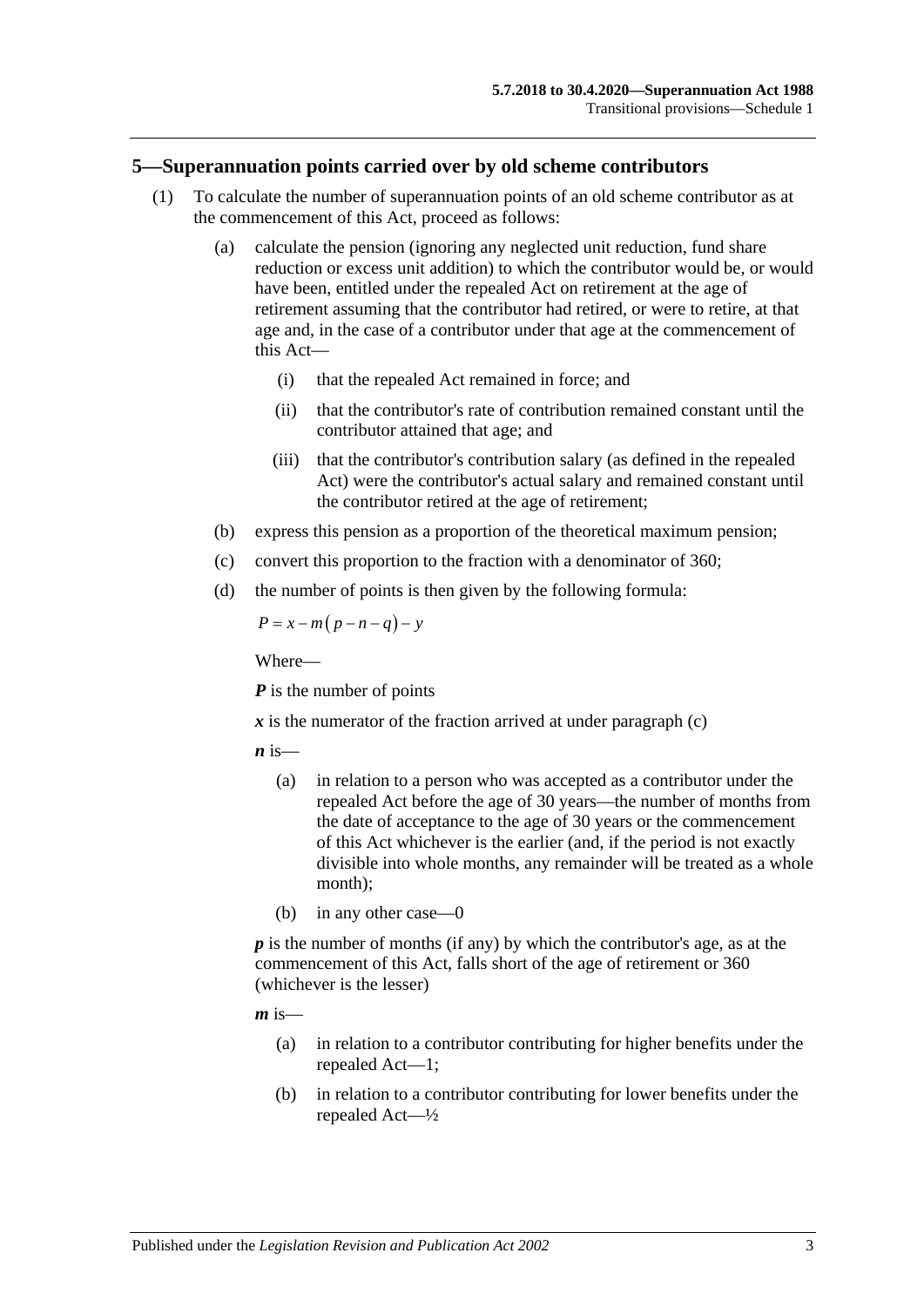## 5—Superannuation points carried over by old scheme contributors

(1) To calculate the number of superannuation points of an old scheme contributor as at the commencement of this Act, proceed as follows:

(a) calculate the pension (ignoring any neglected unit reduction, fund share reduction or excess unit addition) to which the contributor would be, or would have been, entitled under the repealed Act on retirement at the age of retirement assuming that the contributor had retired, or were to retire, at that age and, in the case of a contributor under that age at the commencement of this Act—

(i) that the repealed Act remained in force; and

(ii) that the contributor's rate of contribution remained constant until the contributor attained that age; and

(iii) that the contributor's contribution salary (as defined in the repealed Act) were the contributor's actual salary and remained constant until the contributor retired at the age of retirement;

(b) express this pension as a proportion of the theoretical maximum pension;

(c) convert this proportion to the fraction with a denominator of 360;

(d) the number of points is then given by the following formula:

$$P = x - m(p - n - q) - y$$

Where—

***P*** is the number of points

***x*** is the numerator of the fraction arrived at under paragraph (c)

***n*** is—

(a) in relation to a person who was accepted as a contributor under the repealed Act before the age of 30 years—the number of months from the date of acceptance to the age of 30 years or the commencement of this Act whichever is the earlier (and, if the period is not exactly divisible into whole months, any remainder will be treated as a whole month);

(b) in any other case—0

***p*** is the number of months (if any) by which the contributor's age, as at the commencement of this Act, falls short of the age of retirement or 360 (whichever is the lesser)

***m*** is—

(a) in relation to a contributor contributing for higher benefits under the repealed Act—1;

(b) in relation to a contributor contributing for lower benefits under the repealed Act—½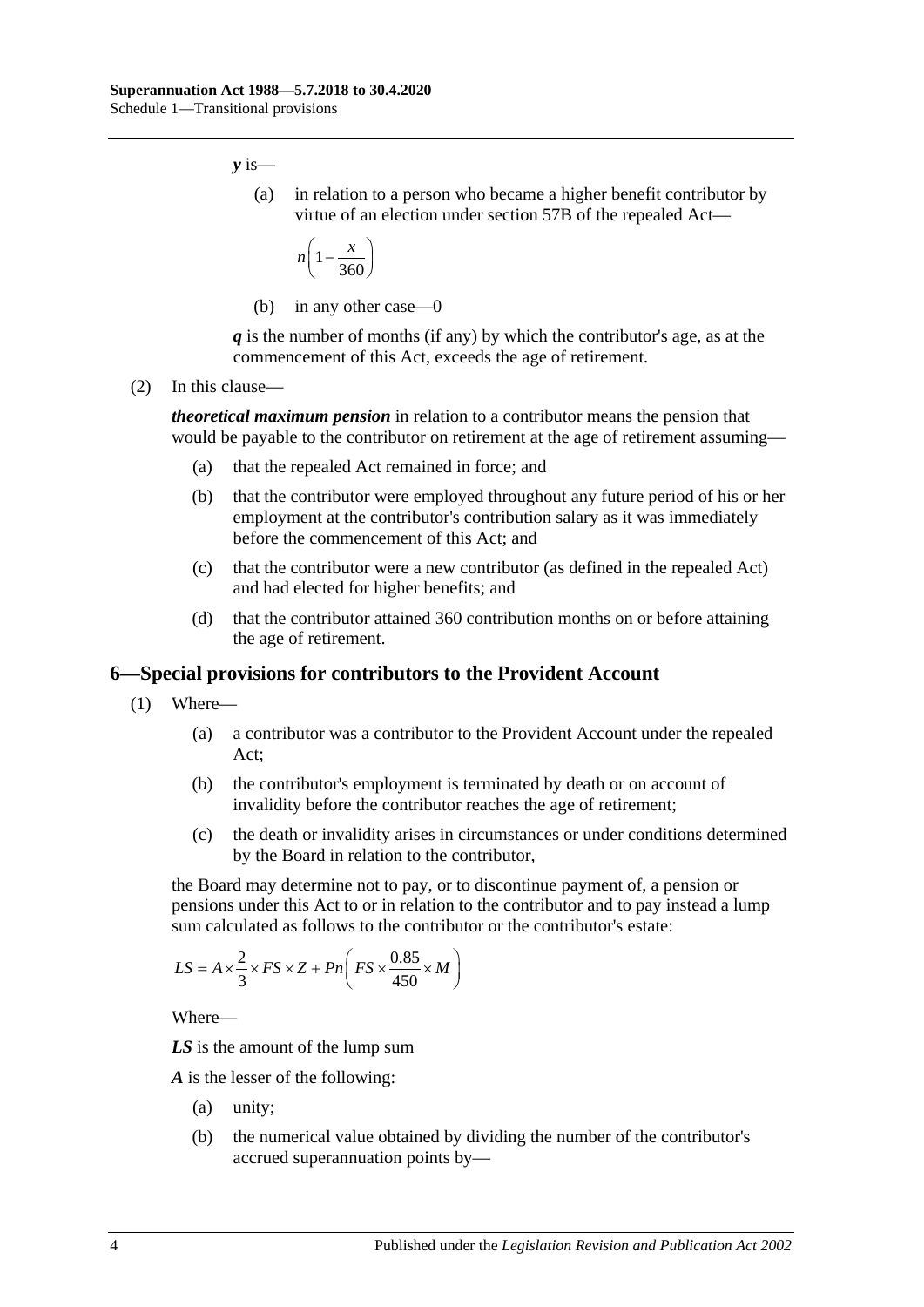***y*** is—

(a) in relation to a person who became a higher benefit contributor by virtue of an election under section 57B of the repealed Act—

$$n\left(1-\frac{x}{360}\right)$$

(b) in any other case—0

***q*** is the number of months (if any) by which the contributor's age, as at the commencement of this Act, exceeds the age of retirement.

(2) In this clause—

***theoretical maximum pension*** in relation to a contributor means the pension that would be payable to the contributor on retirement at the age of retirement assuming—

(a) that the repealed Act remained in force; and

(b) that the contributor were employed throughout any future period of his or her employment at the contributor's contribution salary as it was immediately before the commencement of this Act; and

(c) that the contributor were a new contributor (as defined in the repealed Act) and had elected for higher benefits; and

(d) that the contributor attained 360 contribution months on or before attaining the age of retirement.

## 6—Special provisions for contributors to the Provident Account

(1) Where—

(a) a contributor was a contributor to the Provident Account under the repealed Act;

(b) the contributor's employment is terminated by death or on account of invalidity before the contributor reaches the age of retirement;

(c) the death or invalidity arises in circumstances or under conditions determined by the Board in relation to the contributor,

the Board may determine not to pay, or to discontinue payment of, a pension or pensions under this Act to or in relation to the contributor and to pay instead a lump sum calculated as follows to the contributor or the contributor's estate:

$$LS = A \times \frac{2}{3} \times FS \times Z + Pn\left(FS \times \frac{0.85}{450} \times M\right)$$

Where—

***LS*** is the amount of the lump sum

***A*** is the lesser of the following:

(a) unity;

(b) the numerical value obtained by dividing the number of the contributor's accrued superannuation points by—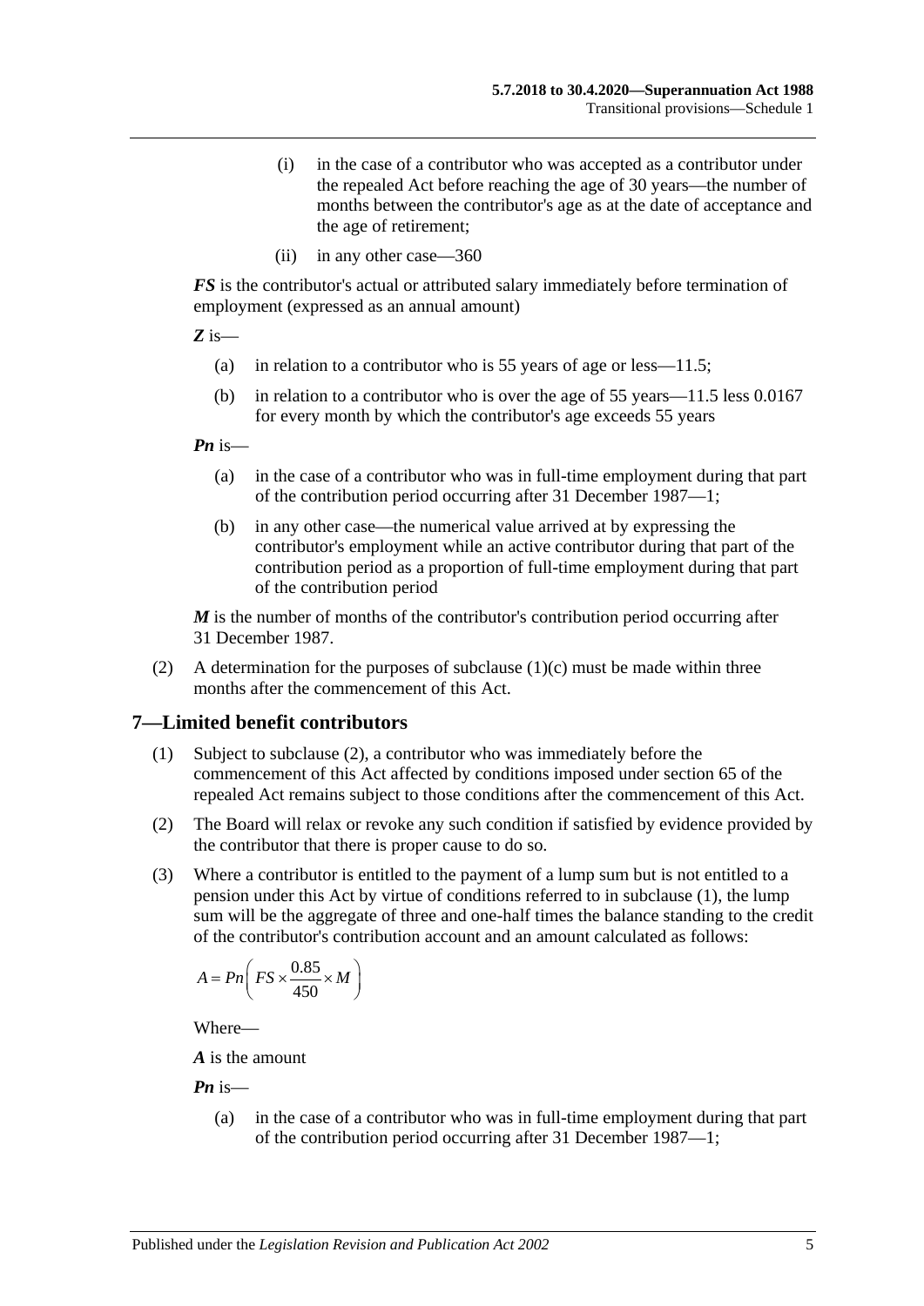(i) in the case of a contributor who was accepted as a contributor under the repealed Act before reaching the age of 30 years—the number of months between the contributor's age as at the date of acceptance and the age of retirement;

(ii) in any other case—360

***FS*** is the contributor's actual or attributed salary immediately before termination of employment (expressed as an annual amount)

***Z*** is—

(a) in relation to a contributor who is 55 years of age or less—11.5;

(b) in relation to a contributor who is over the age of 55 years—11.5 less 0.0167 for every month by which the contributor's age exceeds 55 years

***Pn*** is—

(a) in the case of a contributor who was in full-time employment during that part of the contribution period occurring after 31 December 1987—1;

(b) in any other case—the numerical value arrived at by expressing the contributor's employment while an active contributor during that part of the contribution period as a proportion of full-time employment during that part of the contribution period

***M*** is the number of months of the contributor's contribution period occurring after 31 December 1987.

(2) A determination for the purposes of subclause (1)(c) must be made within three months after the commencement of this Act.

## 7—Limited benefit contributors

(1) Subject to subclause (2), a contributor who was immediately before the commencement of this Act affected by conditions imposed under section 65 of the repealed Act remains subject to those conditions after the commencement of this Act.

(2) The Board will relax or revoke any such condition if satisfied by evidence provided by the contributor that there is proper cause to do so.

(3) Where a contributor is entitled to the payment of a lump sum but is not entitled to a pension under this Act by virtue of conditions referred to in subclause (1), the lump sum will be the aggregate of three and one-half times the balance standing to the credit of the contributor's contribution account and an amount calculated as follows:

$$A = Pn\left(FS \times \frac{0.85}{450} \times M\right)$$

Where—

***A*** is the amount

***Pn*** is—

(a) in the case of a contributor who was in full-time employment during that part of the contribution period occurring after 31 December 1987—1;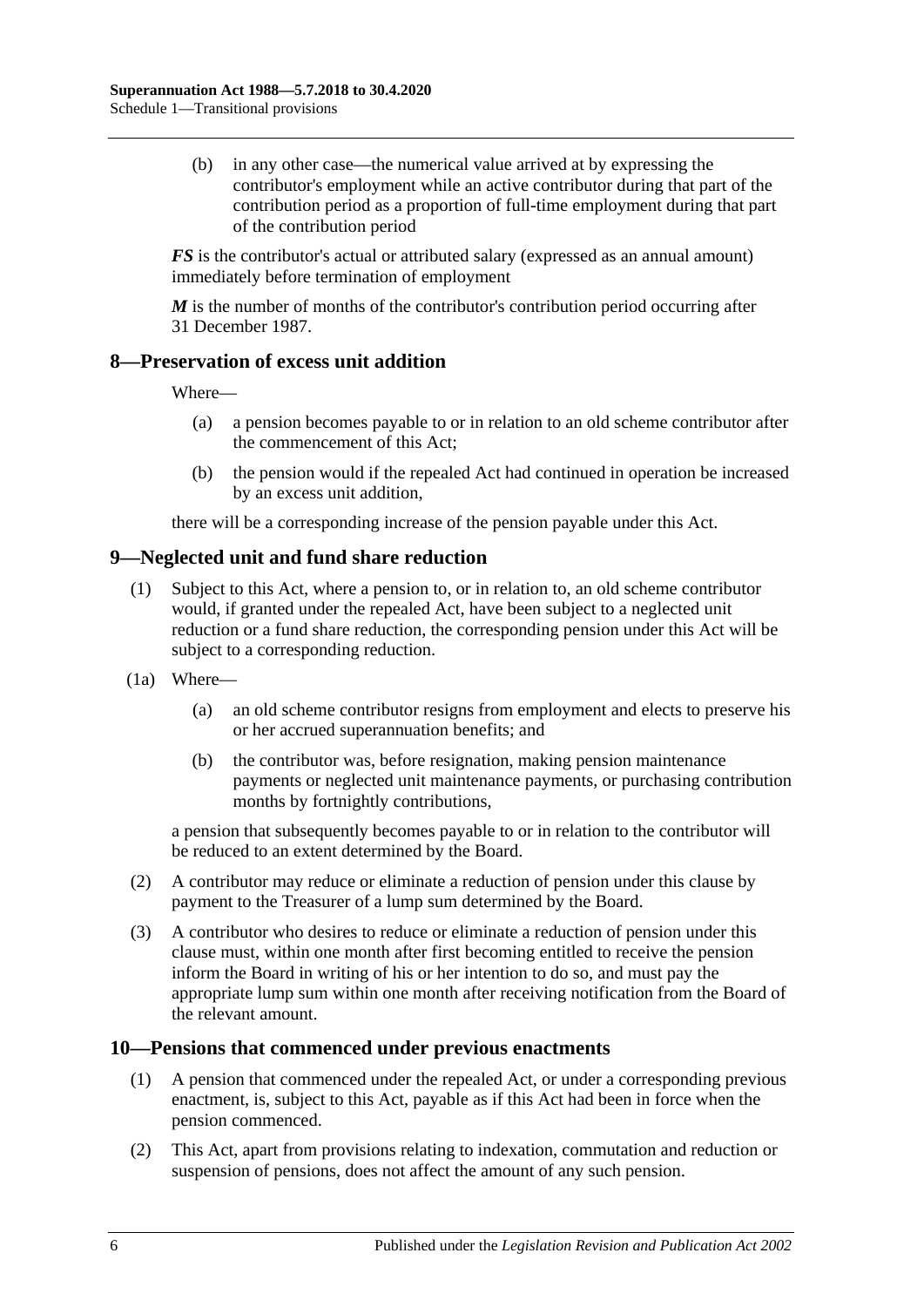(b) in any other case—the numerical value arrived at by expressing the contributor's employment while an active contributor during that part of the contribution period as a proportion of full-time employment during that part of the contribution period

***FS*** is the contributor's actual or attributed salary (expressed as an annual amount) immediately before termination of employment

***M*** is the number of months of the contributor's contribution period occurring after 31 December 1987.

## 8—Preservation of excess unit addition

Where—

(a) a pension becomes payable to or in relation to an old scheme contributor after the commencement of this Act;

(b) the pension would if the repealed Act had continued in operation be increased by an excess unit addition,

there will be a corresponding increase of the pension payable under this Act.

## 9—Neglected unit and fund share reduction

(1) Subject to this Act, where a pension to, or in relation to, an old scheme contributor would, if granted under the repealed Act, have been subject to a neglected unit reduction or a fund share reduction, the corresponding pension under this Act will be subject to a corresponding reduction.

(1a) Where—

(a) an old scheme contributor resigns from employment and elects to preserve his or her accrued superannuation benefits; and

(b) the contributor was, before resignation, making pension maintenance payments or neglected unit maintenance payments, or purchasing contribution months by fortnightly contributions,

a pension that subsequently becomes payable to or in relation to the contributor will be reduced to an extent determined by the Board.

(2) A contributor may reduce or eliminate a reduction of pension under this clause by payment to the Treasurer of a lump sum determined by the Board.

(3) A contributor who desires to reduce or eliminate a reduction of pension under this clause must, within one month after first becoming entitled to receive the pension inform the Board in writing of his or her intention to do so, and must pay the appropriate lump sum within one month after receiving notification from the Board of the relevant amount.

## 10—Pensions that commenced under previous enactments

(1) A pension that commenced under the repealed Act, or under a corresponding previous enactment, is, subject to this Act, payable as if this Act had been in force when the pension commenced.

(2) This Act, apart from provisions relating to indexation, commutation and reduction or suspension of pensions, does not affect the amount of any such pension.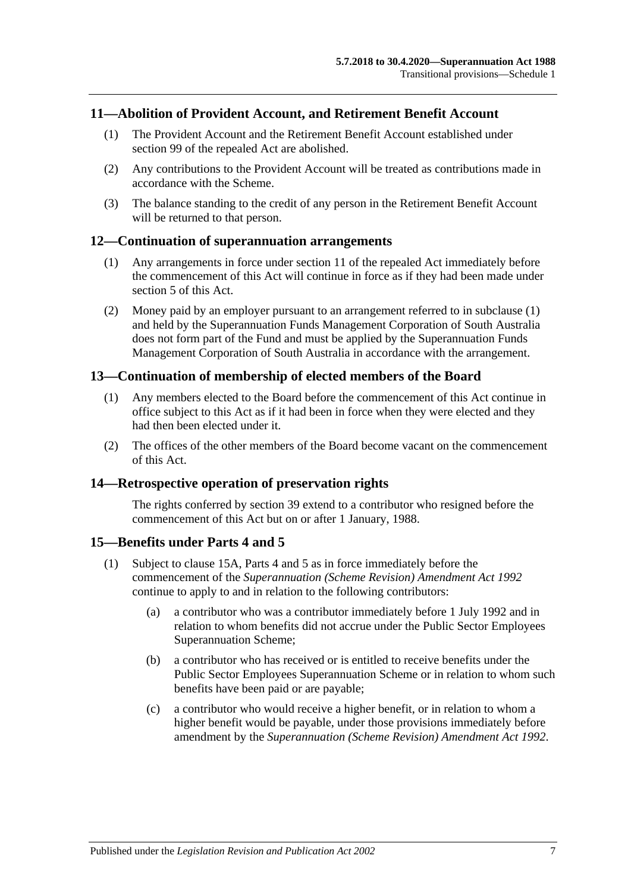## 11—Abolition of Provident Account, and Retirement Benefit Account

(1) The Provident Account and the Retirement Benefit Account established under section 99 of the repealed Act are abolished.

(2) Any contributions to the Provident Account will be treated as contributions made in accordance with the Scheme.

(3) The balance standing to the credit of any person in the Retirement Benefit Account will be returned to that person.

## 12—Continuation of superannuation arrangements

(1) Any arrangements in force under section 11 of the repealed Act immediately before the commencement of this Act will continue in force as if they had been made under section 5 of this Act.

(2) Money paid by an employer pursuant to an arrangement referred to in subclause (1) and held by the Superannuation Funds Management Corporation of South Australia does not form part of the Fund and must be applied by the Superannuation Funds Management Corporation of South Australia in accordance with the arrangement.

## 13—Continuation of membership of elected members of the Board

(1) Any members elected to the Board before the commencement of this Act continue in office subject to this Act as if it had been in force when they were elected and they had then been elected under it.

(2) The offices of the other members of the Board become vacant on the commencement of this Act.

## 14—Retrospective operation of preservation rights

The rights conferred by section 39 extend to a contributor who resigned before the commencement of this Act but on or after 1 January, 1988.

## 15—Benefits under Parts 4 and 5

(1) Subject to clause 15A, Parts 4 and 5 as in force immediately before the commencement of the *Superannuation (Scheme Revision) Amendment Act 1992* continue to apply to and in relation to the following contributors:

(a) a contributor who was a contributor immediately before 1 July 1992 and in relation to whom benefits did not accrue under the Public Sector Employees Superannuation Scheme;

(b) a contributor who has received or is entitled to receive benefits under the Public Sector Employees Superannuation Scheme or in relation to whom such benefits have been paid or are payable;

(c) a contributor who would receive a higher benefit, or in relation to whom a higher benefit would be payable, under those provisions immediately before amendment by the *Superannuation (Scheme Revision) Amendment Act 1992*.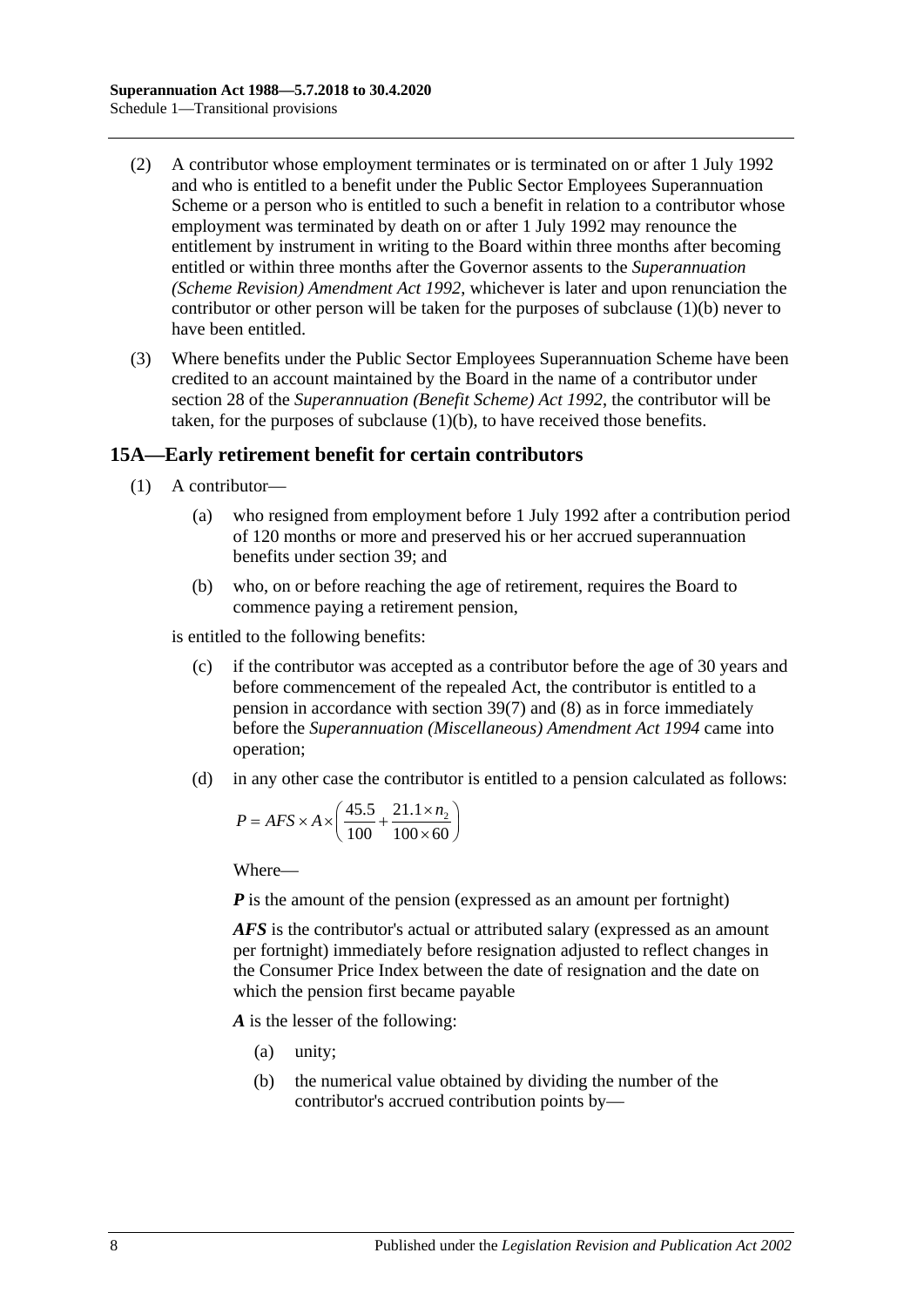(2) A contributor whose employment terminates or is terminated on or after 1 July 1992 and who is entitled to a benefit under the Public Sector Employees Superannuation Scheme or a person who is entitled to such a benefit in relation to a contributor whose employment was terminated by death on or after 1 July 1992 may renounce the entitlement by instrument in writing to the Board within three months after becoming entitled or within three months after the Governor assents to the *Superannuation (Scheme Revision) Amendment Act 1992*, whichever is later and upon renunciation the contributor or other person will be taken for the purposes of subclause (1)(b) never to have been entitled.

(3) Where benefits under the Public Sector Employees Superannuation Scheme have been credited to an account maintained by the Board in the name of a contributor under section 28 of the *Superannuation (Benefit Scheme) Act 1992*, the contributor will be taken, for the purposes of subclause (1)(b), to have received those benefits.

## 15A—Early retirement benefit for certain contributors

(1) A contributor—

(a) who resigned from employment before 1 July 1992 after a contribution period of 120 months or more and preserved his or her accrued superannuation benefits under section 39; and

(b) who, on or before reaching the age of retirement, requires the Board to commence paying a retirement pension,

is entitled to the following benefits:

(c) if the contributor was accepted as a contributor before the age of 30 years and before commencement of the repealed Act, the contributor is entitled to a pension in accordance with section 39(7) and (8) as in force immediately before the *Superannuation (Miscellaneous) Amendment Act 1994* came into operation;

(d) in any other case the contributor is entitled to a pension calculated as follows:

$$P = AFS \times A \times \left( \frac{45.5}{100} + \frac{21.1 \times n_2}{100 \times 60} \right)$$

Where—

***P*** is the amount of the pension (expressed as an amount per fortnight)

***AFS*** is the contributor's actual or attributed salary (expressed as an amount per fortnight) immediately before resignation adjusted to reflect changes in the Consumer Price Index between the date of resignation and the date on which the pension first became payable

***A*** is the lesser of the following:

(a) unity;

(b) the numerical value obtained by dividing the number of the contributor's accrued contribution points by—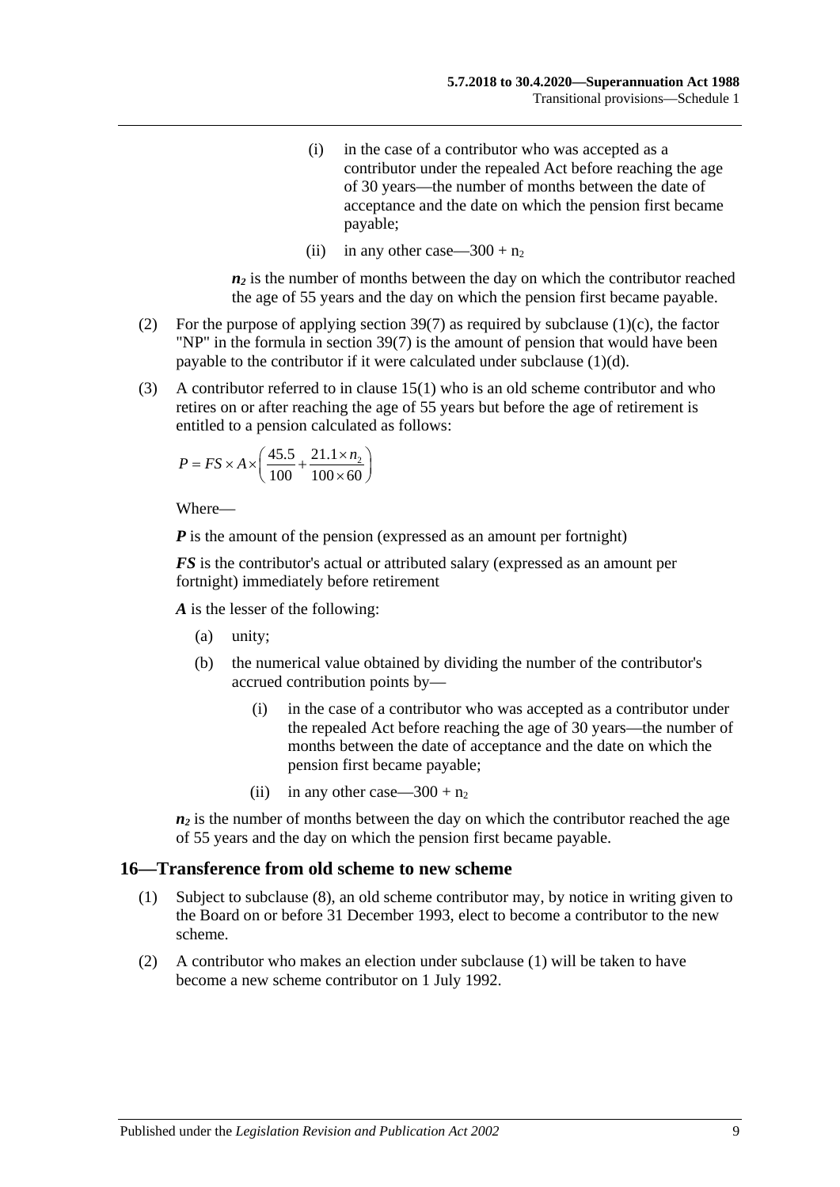(i) in the case of a contributor who was accepted as a contributor under the repealed Act before reaching the age of 30 years—the number of months between the date of acceptance and the date on which the pension first became payable;

(ii) in any other case—$300 + n_2$

***$n_2$*** is the number of months between the day on which the contributor reached the age of 55 years and the day on which the pension first became payable.

(2) For the purpose of applying section 39(7) as required by subclause (1)(c), the factor "NP" in the formula in section 39(7) is the amount of pension that would have been payable to the contributor if it were calculated under subclause (1)(d).

(3) A contributor referred to in clause 15(1) who is an old scheme contributor and who retires on or after reaching the age of 55 years but before the age of retirement is entitled to a pension calculated as follows:

$$P = FS \times A \times \left( \frac{45.5}{100} + \frac{21.1 \times n_2}{100 \times 60} \right)$$

Where—

***P*** is the amount of the pension (expressed as an amount per fortnight)

***FS*** is the contributor's actual or attributed salary (expressed as an amount per fortnight) immediately before retirement

***A*** is the lesser of the following:

(a) unity;

(b) the numerical value obtained by dividing the number of the contributor's accrued contribution points by—

(i) in the case of a contributor who was accepted as a contributor under the repealed Act before reaching the age of 30 years—the number of months between the date of acceptance and the date on which the pension first became payable;

(ii) in any other case—$300 + n_2$

***$n_2$*** is the number of months between the day on which the contributor reached the age of 55 years and the day on which the pension first became payable.

## 16—Transference from old scheme to new scheme

(1) Subject to subclause (8), an old scheme contributor may, by notice in writing given to the Board on or before 31 December 1993, elect to become a contributor to the new scheme.

(2) A contributor who makes an election under subclause (1) will be taken to have become a new scheme contributor on 1 July 1992.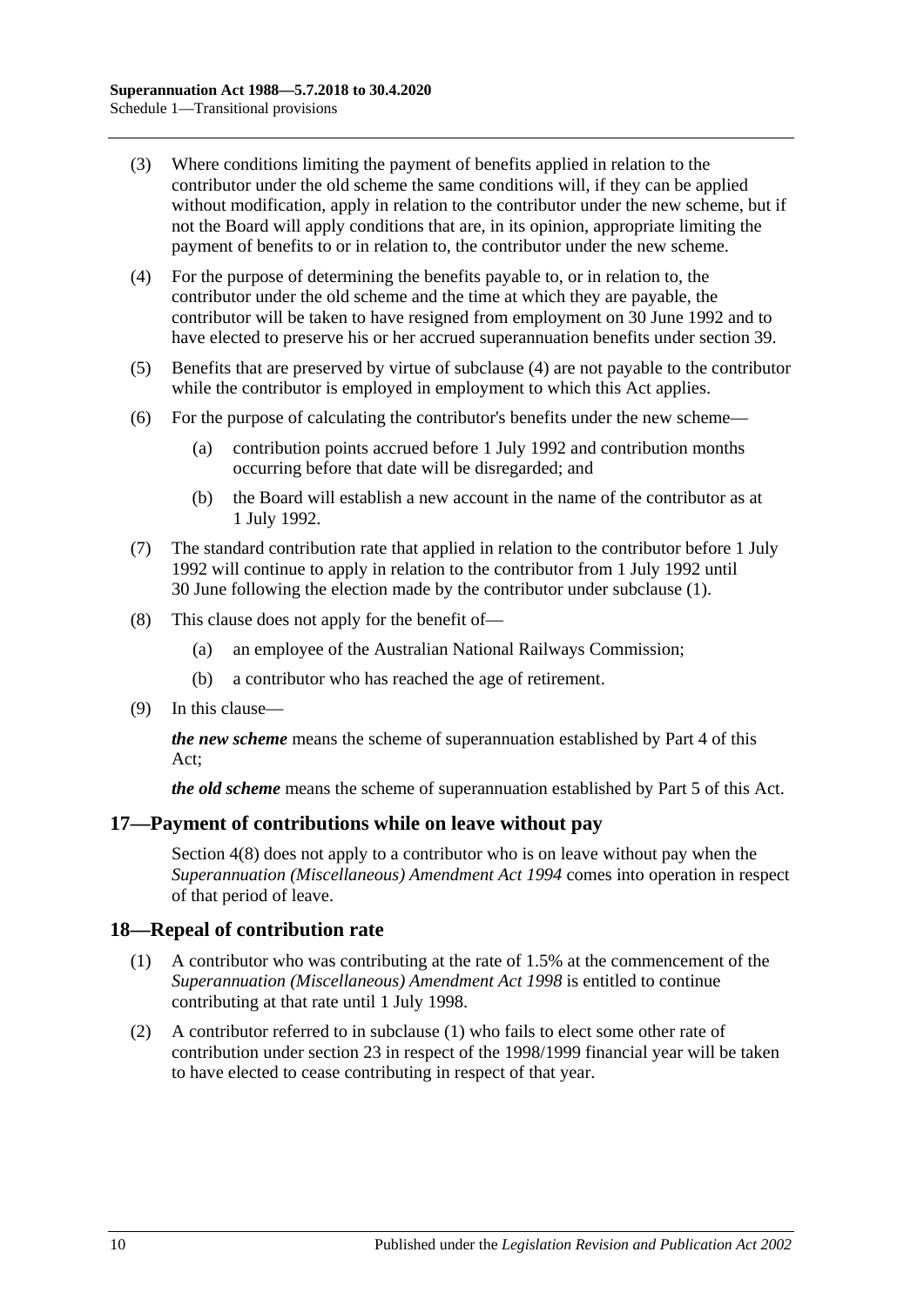(3) Where conditions limiting the payment of benefits applied in relation to the contributor under the old scheme the same conditions will, if they can be applied without modification, apply in relation to the contributor under the new scheme, but if not the Board will apply conditions that are, in its opinion, appropriate limiting the payment of benefits to or in relation to, the contributor under the new scheme.

(4) For the purpose of determining the benefits payable to, or in relation to, the contributor under the old scheme and the time at which they are payable, the contributor will be taken to have resigned from employment on 30 June 1992 and to have elected to preserve his or her accrued superannuation benefits under section 39.

(5) Benefits that are preserved by virtue of subclause (4) are not payable to the contributor while the contributor is employed in employment to which this Act applies.

(6) For the purpose of calculating the contributor's benefits under the new scheme—

(a) contribution points accrued before 1 July 1992 and contribution months occurring before that date will be disregarded; and

(b) the Board will establish a new account in the name of the contributor as at 1 July 1992.

(7) The standard contribution rate that applied in relation to the contributor before 1 July 1992 will continue to apply in relation to the contributor from 1 July 1992 until 30 June following the election made by the contributor under subclause (1).

(8) This clause does not apply for the benefit of—

(a) an employee of the Australian National Railways Commission;

(b) a contributor who has reached the age of retirement.

(9) In this clause—

***the new scheme*** means the scheme of superannuation established by Part 4 of this Act;

***the old scheme*** means the scheme of superannuation established by Part 5 of this Act.

## 17—Payment of contributions while on leave without pay

Section 4(8) does not apply to a contributor who is on leave without pay when the *Superannuation (Miscellaneous) Amendment Act 1994* comes into operation in respect of that period of leave.

## 18—Repeal of contribution rate

(1) A contributor who was contributing at the rate of 1.5% at the commencement of the *Superannuation (Miscellaneous) Amendment Act 1998* is entitled to continue contributing at that rate until 1 July 1998.

(2) A contributor referred to in subclause (1) who fails to elect some other rate of contribution under section 23 in respect of the 1998/1999 financial year will be taken to have elected to cease contributing in respect of that year.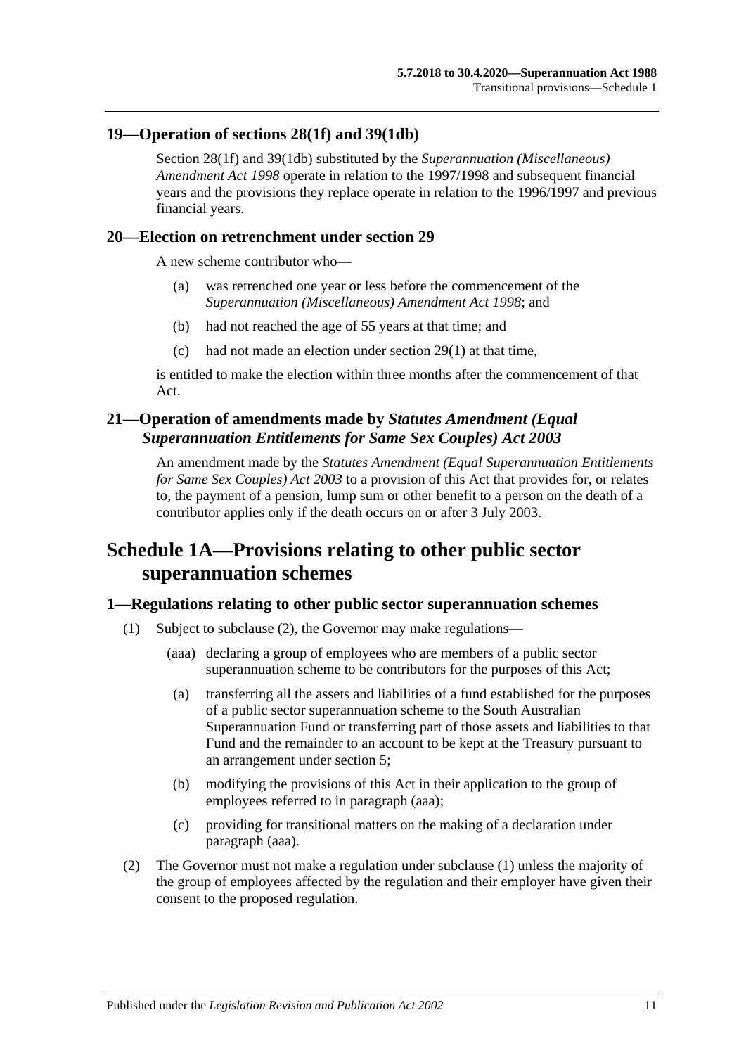## 19—Operation of sections 28(1f) and 39(1db)

Section 28(1f) and 39(1db) substituted by the *Superannuation (Miscellaneous) Amendment Act 1998* operate in relation to the 1997/1998 and subsequent financial years and the provisions they replace operate in relation to the 1996/1997 and previous financial years.

## 20—Election on retrenchment under section 29

A new scheme contributor who—

(a) was retrenched one year or less before the commencement of the *Superannuation (Miscellaneous) Amendment Act 1998*; and

(b) had not reached the age of 55 years at that time; and

(c) had not made an election under section 29(1) at that time,

is entitled to make the election within three months after the commencement of that Act.

## 21—Operation of amendments made by *Statutes Amendment (Equal Superannuation Entitlements for Same Sex Couples) Act 2003*

An amendment made by the *Statutes Amendment (Equal Superannuation Entitlements for Same Sex Couples) Act 2003* to a provision of this Act that provides for, or relates to, the payment of a pension, lump sum or other benefit to a person on the death of a contributor applies only if the death occurs on or after 3 July 2003.

# Schedule 1A—Provisions relating to other public sector superannuation schemes

## 1—Regulations relating to other public sector superannuation schemes

(1) Subject to subclause (2), the Governor may make regulations—

(aaa) declaring a group of employees who are members of a public sector superannuation scheme to be contributors for the purposes of this Act;

(a) transferring all the assets and liabilities of a fund established for the purposes of a public sector superannuation scheme to the South Australian Superannuation Fund or transferring part of those assets and liabilities to that Fund and the remainder to an account to be kept at the Treasury pursuant to an arrangement under section 5;

(b) modifying the provisions of this Act in their application to the group of employees referred to in paragraph (aaa);

(c) providing for transitional matters on the making of a declaration under paragraph (aaa).

(2) The Governor must not make a regulation under subclause (1) unless the majority of the group of employees affected by the regulation and their employer have given their consent to the proposed regulation.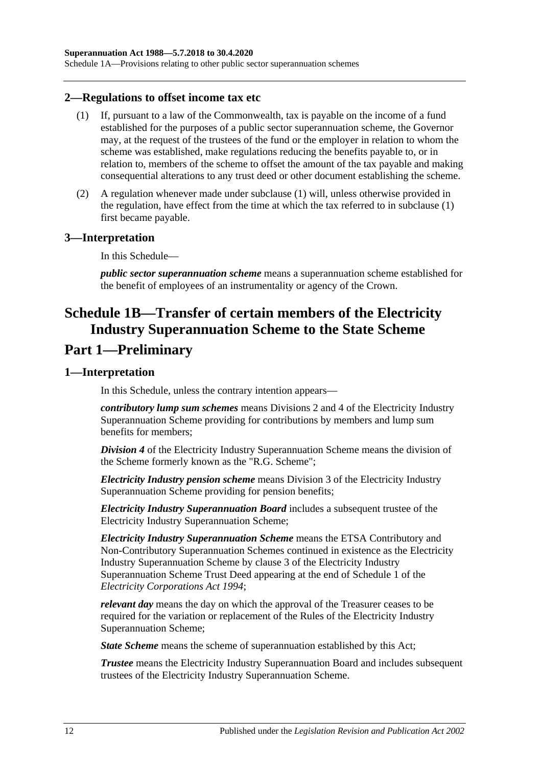## 2—Regulations to offset income tax etc

(1) If, pursuant to a law of the Commonwealth, tax is payable on the income of a fund established for the purposes of a public sector superannuation scheme, the Governor may, at the request of the trustees of the fund or the employer in relation to whom the scheme was established, make regulations reducing the benefits payable to, or in relation to, members of the scheme to offset the amount of the tax payable and making consequential alterations to any trust deed or other document establishing the scheme.

(2) A regulation whenever made under subclause (1) will, unless otherwise provided in the regulation, have effect from the time at which the tax referred to in subclause (1) first became payable.

## 3—Interpretation

In this Schedule—

***public sector superannuation scheme*** means a superannuation scheme established for the benefit of employees of an instrumentality or agency of the Crown.

# Schedule 1B—Transfer of certain members of the Electricity Industry Superannuation Scheme to the State Scheme

# Part 1—Preliminary

## 1—Interpretation

In this Schedule, unless the contrary intention appears—

***contributory lump sum schemes*** means Divisions 2 and 4 of the Electricity Industry Superannuation Scheme providing for contributions by members and lump sum benefits for members;

***Division 4*** of the Electricity Industry Superannuation Scheme means the division of the Scheme formerly known as the "R.G. Scheme";

***Electricity Industry pension scheme*** means Division 3 of the Electricity Industry Superannuation Scheme providing for pension benefits;

***Electricity Industry Superannuation Board*** includes a subsequent trustee of the Electricity Industry Superannuation Scheme;

***Electricity Industry Superannuation Scheme*** means the ETSA Contributory and Non-Contributory Superannuation Schemes continued in existence as the Electricity Industry Superannuation Scheme by clause 3 of the Electricity Industry Superannuation Scheme Trust Deed appearing at the end of Schedule 1 of the *Electricity Corporations Act 1994*;

***relevant day*** means the day on which the approval of the Treasurer ceases to be required for the variation or replacement of the Rules of the Electricity Industry Superannuation Scheme;

***State Scheme*** means the scheme of superannuation established by this Act;

***Trustee*** means the Electricity Industry Superannuation Board and includes subsequent trustees of the Electricity Industry Superannuation Scheme.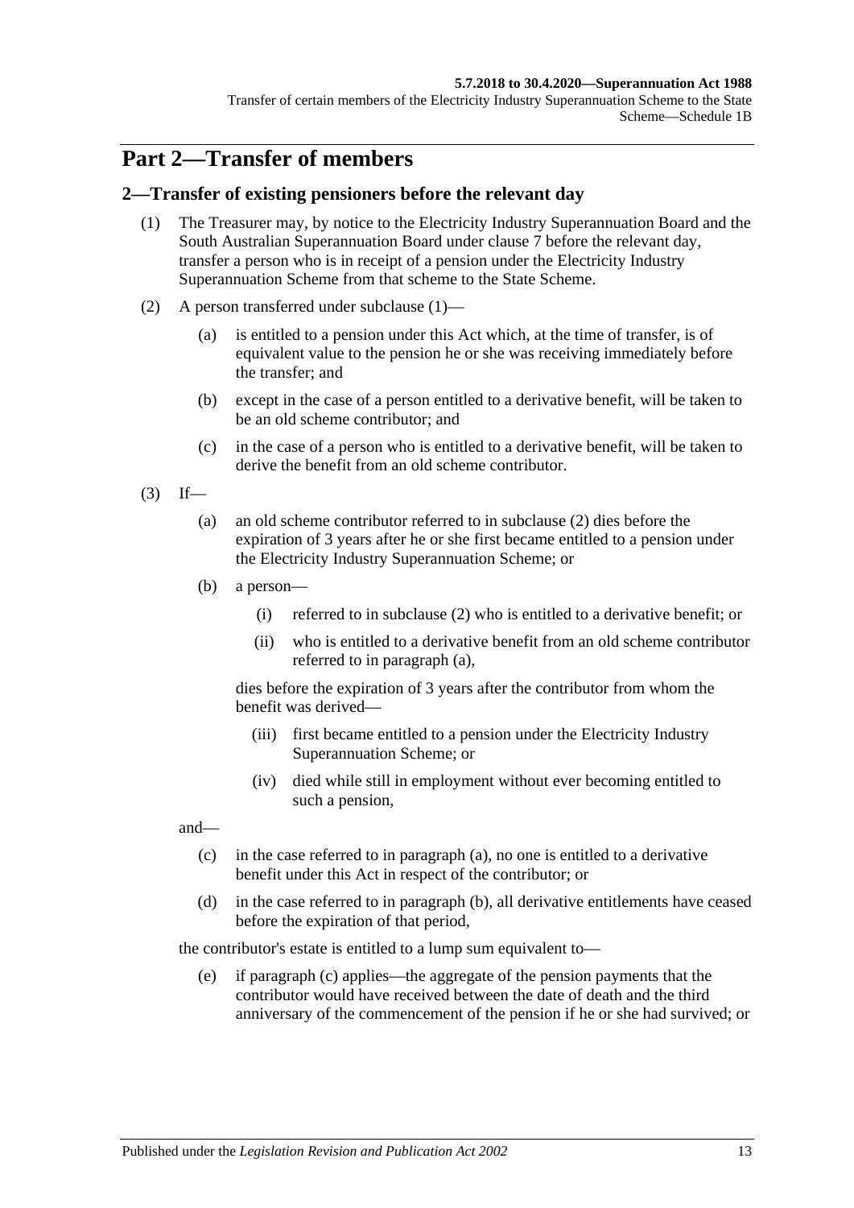# Part 2—Transfer of members

## 2—Transfer of existing pensioners before the relevant day

(1) The Treasurer may, by notice to the Electricity Industry Superannuation Board and the South Australian Superannuation Board under clause 7 before the relevant day, transfer a person who is in receipt of a pension under the Electricity Industry Superannuation Scheme from that scheme to the State Scheme.

(2) A person transferred under subclause (1)—

(a) is entitled to a pension under this Act which, at the time of transfer, is of equivalent value to the pension he or she was receiving immediately before the transfer; and

(b) except in the case of a person entitled to a derivative benefit, will be taken to be an old scheme contributor; and

(c) in the case of a person who is entitled to a derivative benefit, will be taken to derive the benefit from an old scheme contributor.

(3) If—

(a) an old scheme contributor referred to in subclause (2) dies before the expiration of 3 years after he or she first became entitled to a pension under the Electricity Industry Superannuation Scheme; or

(b) a person—

(i) referred to in subclause (2) who is entitled to a derivative benefit; or

(ii) who is entitled to a derivative benefit from an old scheme contributor referred to in paragraph (a),

dies before the expiration of 3 years after the contributor from whom the benefit was derived—

(iii) first became entitled to a pension under the Electricity Industry Superannuation Scheme; or

(iv) died while still in employment without ever becoming entitled to such a pension,

and—

(c) in the case referred to in paragraph (a), no one is entitled to a derivative benefit under this Act in respect of the contributor; or

(d) in the case referred to in paragraph (b), all derivative entitlements have ceased before the expiration of that period,

the contributor's estate is entitled to a lump sum equivalent to—

(e) if paragraph (c) applies—the aggregate of the pension payments that the contributor would have received between the date of death and the third anniversary of the commencement of the pension if he or she had survived; or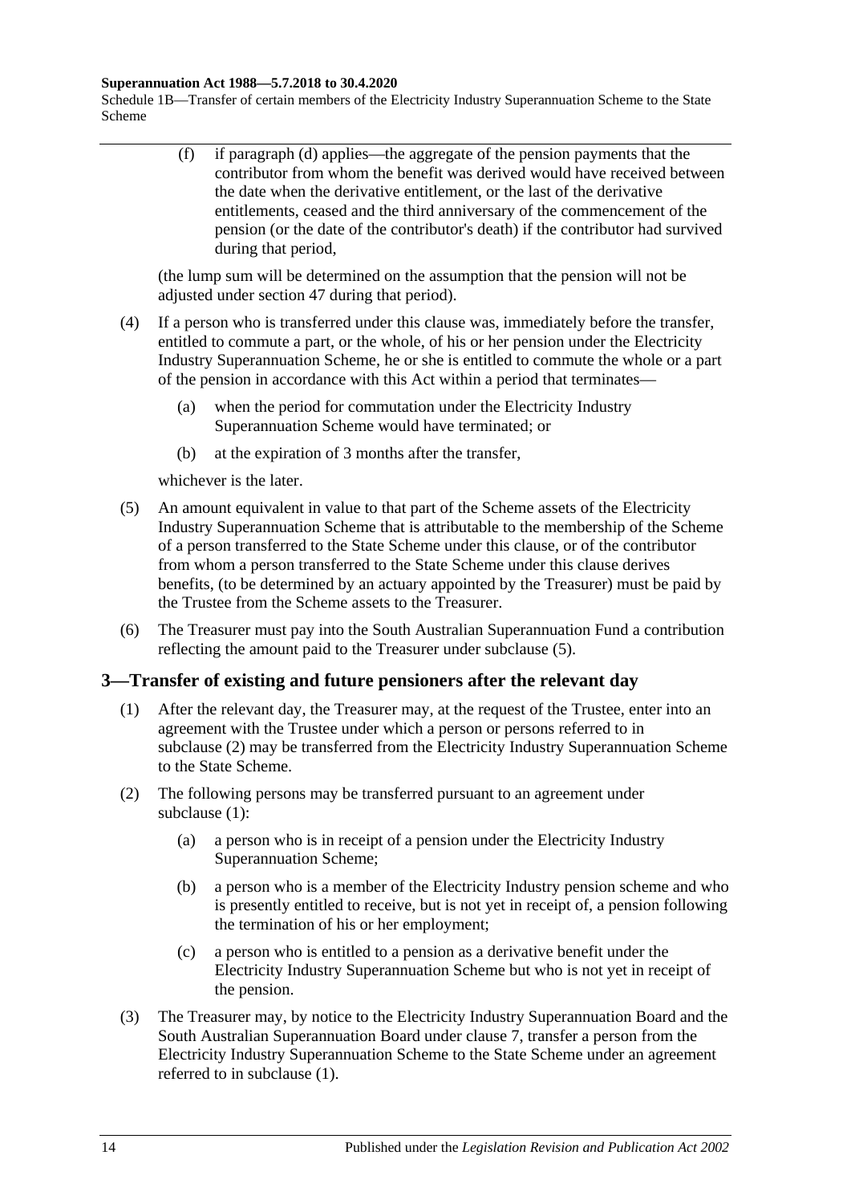(f) if paragraph (d) applies—the aggregate of the pension payments that the contributor from whom the benefit was derived would have received between the date when the derivative entitlement, or the last of the derivative entitlements, ceased and the third anniversary of the commencement of the pension (or the date of the contributor's death) if the contributor had survived during that period,

(the lump sum will be determined on the assumption that the pension will not be adjusted under section 47 during that period).

(4) If a person who is transferred under this clause was, immediately before the transfer, entitled to commute a part, or the whole, of his or her pension under the Electricity Industry Superannuation Scheme, he or she is entitled to commute the whole or a part of the pension in accordance with this Act within a period that terminates—

(a) when the period for commutation under the Electricity Industry Superannuation Scheme would have terminated; or

(b) at the expiration of 3 months after the transfer,

whichever is the later.

(5) An amount equivalent in value to that part of the Scheme assets of the Electricity Industry Superannuation Scheme that is attributable to the membership of the Scheme of a person transferred to the State Scheme under this clause, or of the contributor from whom a person transferred to the State Scheme under this clause derives benefits, (to be determined by an actuary appointed by the Treasurer) must be paid by the Trustee from the Scheme assets to the Treasurer.

(6) The Treasurer must pay into the South Australian Superannuation Fund a contribution reflecting the amount paid to the Treasurer under subclause (5).

## 3—Transfer of existing and future pensioners after the relevant day

(1) After the relevant day, the Treasurer may, at the request of the Trustee, enter into an agreement with the Trustee under which a person or persons referred to in subclause (2) may be transferred from the Electricity Industry Superannuation Scheme to the State Scheme.

(2) The following persons may be transferred pursuant to an agreement under subclause (1):

(a) a person who is in receipt of a pension under the Electricity Industry Superannuation Scheme;

(b) a person who is a member of the Electricity Industry pension scheme and who is presently entitled to receive, but is not yet in receipt of, a pension following the termination of his or her employment;

(c) a person who is entitled to a pension as a derivative benefit under the Electricity Industry Superannuation Scheme but who is not yet in receipt of the pension.

(3) The Treasurer may, by notice to the Electricity Industry Superannuation Board and the South Australian Superannuation Board under clause 7, transfer a person from the Electricity Industry Superannuation Scheme to the State Scheme under an agreement referred to in subclause (1).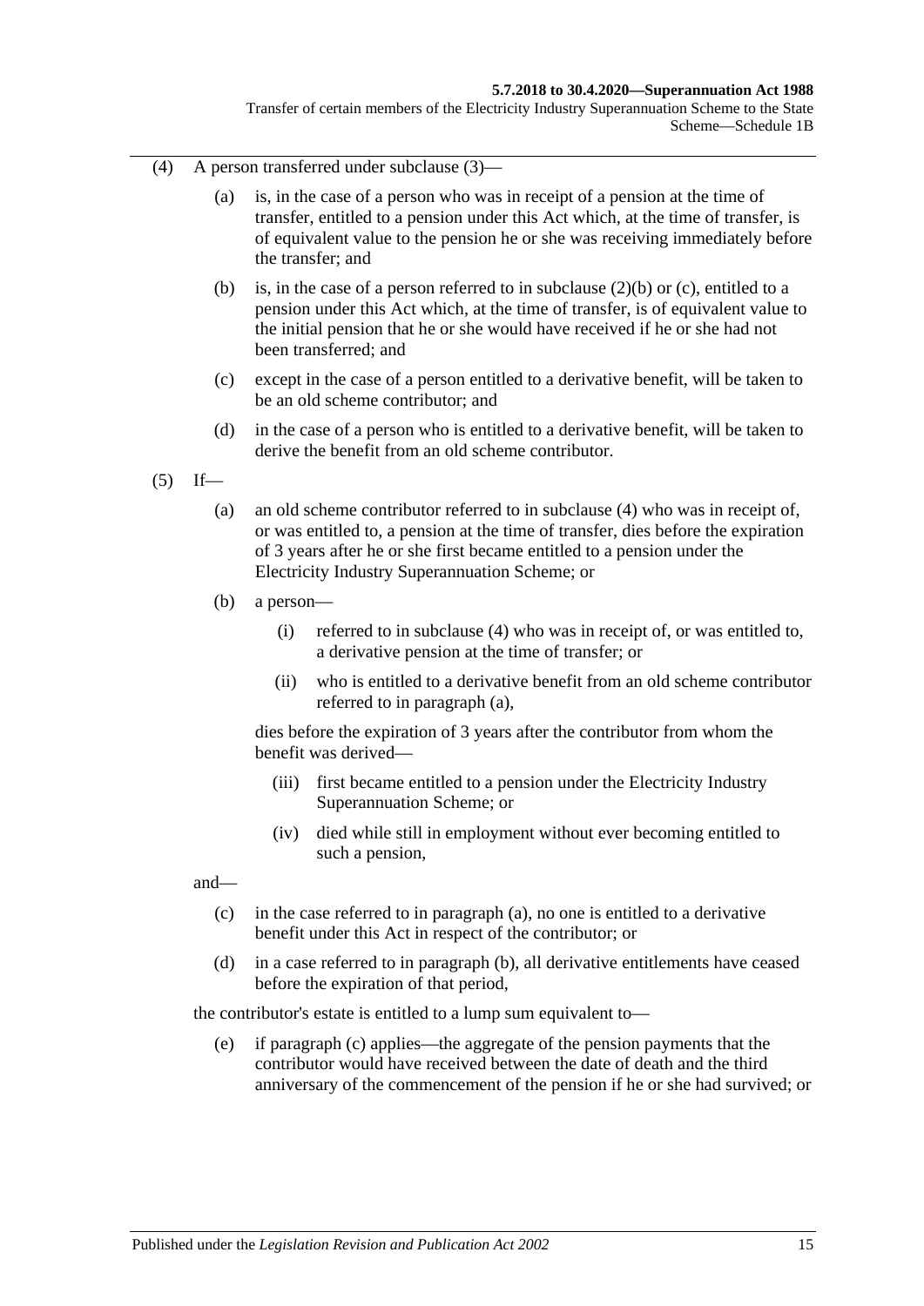(4) A person transferred under subclause (3)—

(a) is, in the case of a person who was in receipt of a pension at the time of transfer, entitled to a pension under this Act which, at the time of transfer, is of equivalent value to the pension he or she was receiving immediately before the transfer; and

(b) is, in the case of a person referred to in subclause (2)(b) or (c), entitled to a pension under this Act which, at the time of transfer, is of equivalent value to the initial pension that he or she would have received if he or she had not been transferred; and

(c) except in the case of a person entitled to a derivative benefit, will be taken to be an old scheme contributor; and

(d) in the case of a person who is entitled to a derivative benefit, will be taken to derive the benefit from an old scheme contributor.

(5) If—

(a) an old scheme contributor referred to in subclause (4) who was in receipt of, or was entitled to, a pension at the time of transfer, dies before the expiration of 3 years after he or she first became entitled to a pension under the Electricity Industry Superannuation Scheme; or

(b) a person—

(i) referred to in subclause (4) who was in receipt of, or was entitled to, a derivative pension at the time of transfer; or

(ii) who is entitled to a derivative benefit from an old scheme contributor referred to in paragraph (a),

dies before the expiration of 3 years after the contributor from whom the benefit was derived—

(iii) first became entitled to a pension under the Electricity Industry Superannuation Scheme; or

(iv) died while still in employment without ever becoming entitled to such a pension,

and—

(c) in the case referred to in paragraph (a), no one is entitled to a derivative benefit under this Act in respect of the contributor; or

(d) in a case referred to in paragraph (b), all derivative entitlements have ceased before the expiration of that period,

the contributor's estate is entitled to a lump sum equivalent to—

(e) if paragraph (c) applies—the aggregate of the pension payments that the contributor would have received between the date of death and the third anniversary of the commencement of the pension if he or she had survived; or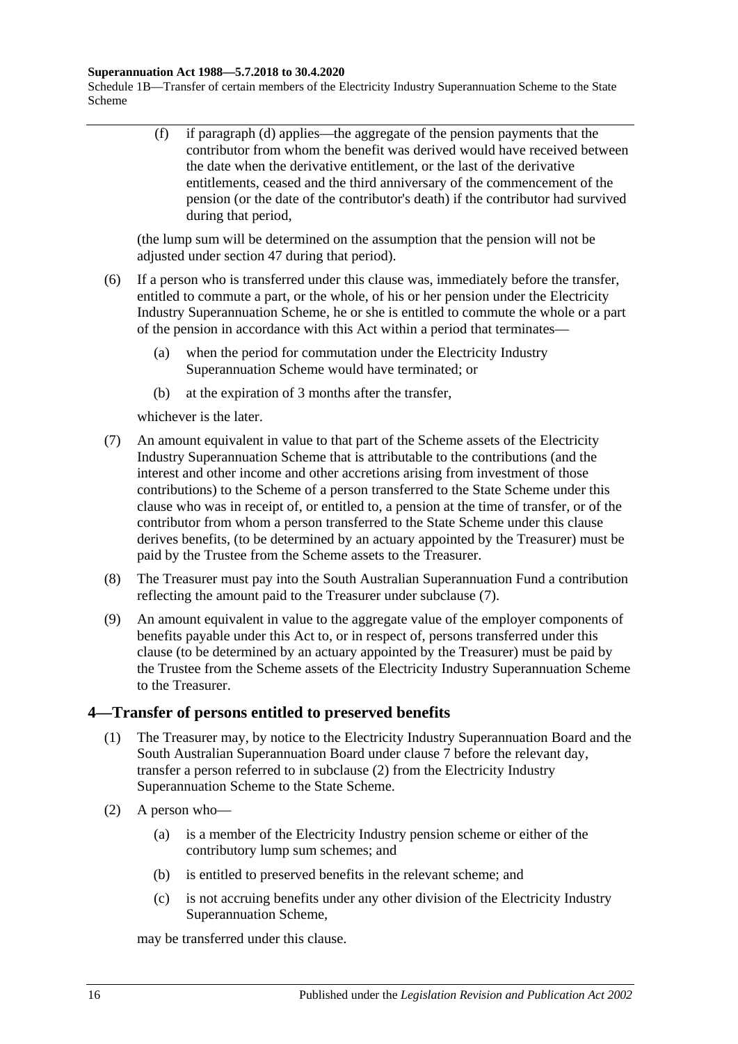(f) if paragraph (d) applies—the aggregate of the pension payments that the contributor from whom the benefit was derived would have received between the date when the derivative entitlement, or the last of the derivative entitlements, ceased and the third anniversary of the commencement of the pension (or the date of the contributor's death) if the contributor had survived during that period,

(the lump sum will be determined on the assumption that the pension will not be adjusted under section 47 during that period).

(6) If a person who is transferred under this clause was, immediately before the transfer, entitled to commute a part, or the whole, of his or her pension under the Electricity Industry Superannuation Scheme, he or she is entitled to commute the whole or a part of the pension in accordance with this Act within a period that terminates—

(a) when the period for commutation under the Electricity Industry Superannuation Scheme would have terminated; or

(b) at the expiration of 3 months after the transfer,

whichever is the later.

(7) An amount equivalent in value to that part of the Scheme assets of the Electricity Industry Superannuation Scheme that is attributable to the contributions (and the interest and other income and other accretions arising from investment of those contributions) to the Scheme of a person transferred to the State Scheme under this clause who was in receipt of, or entitled to, a pension at the time of transfer, or of the contributor from whom a person transferred to the State Scheme under this clause derives benefits, (to be determined by an actuary appointed by the Treasurer) must be paid by the Trustee from the Scheme assets to the Treasurer.

(8) The Treasurer must pay into the South Australian Superannuation Fund a contribution reflecting the amount paid to the Treasurer under subclause (7).

(9) An amount equivalent in value to the aggregate value of the employer components of benefits payable under this Act to, or in respect of, persons transferred under this clause (to be determined by an actuary appointed by the Treasurer) must be paid by the Trustee from the Scheme assets of the Electricity Industry Superannuation Scheme to the Treasurer.

## 4—Transfer of persons entitled to preserved benefits

(1) The Treasurer may, by notice to the Electricity Industry Superannuation Board and the South Australian Superannuation Board under clause 7 before the relevant day, transfer a person referred to in subclause (2) from the Electricity Industry Superannuation Scheme to the State Scheme.

(2) A person who—

(a) is a member of the Electricity Industry pension scheme or either of the contributory lump sum schemes; and

(b) is entitled to preserved benefits in the relevant scheme; and

(c) is not accruing benefits under any other division of the Electricity Industry Superannuation Scheme,

may be transferred under this clause.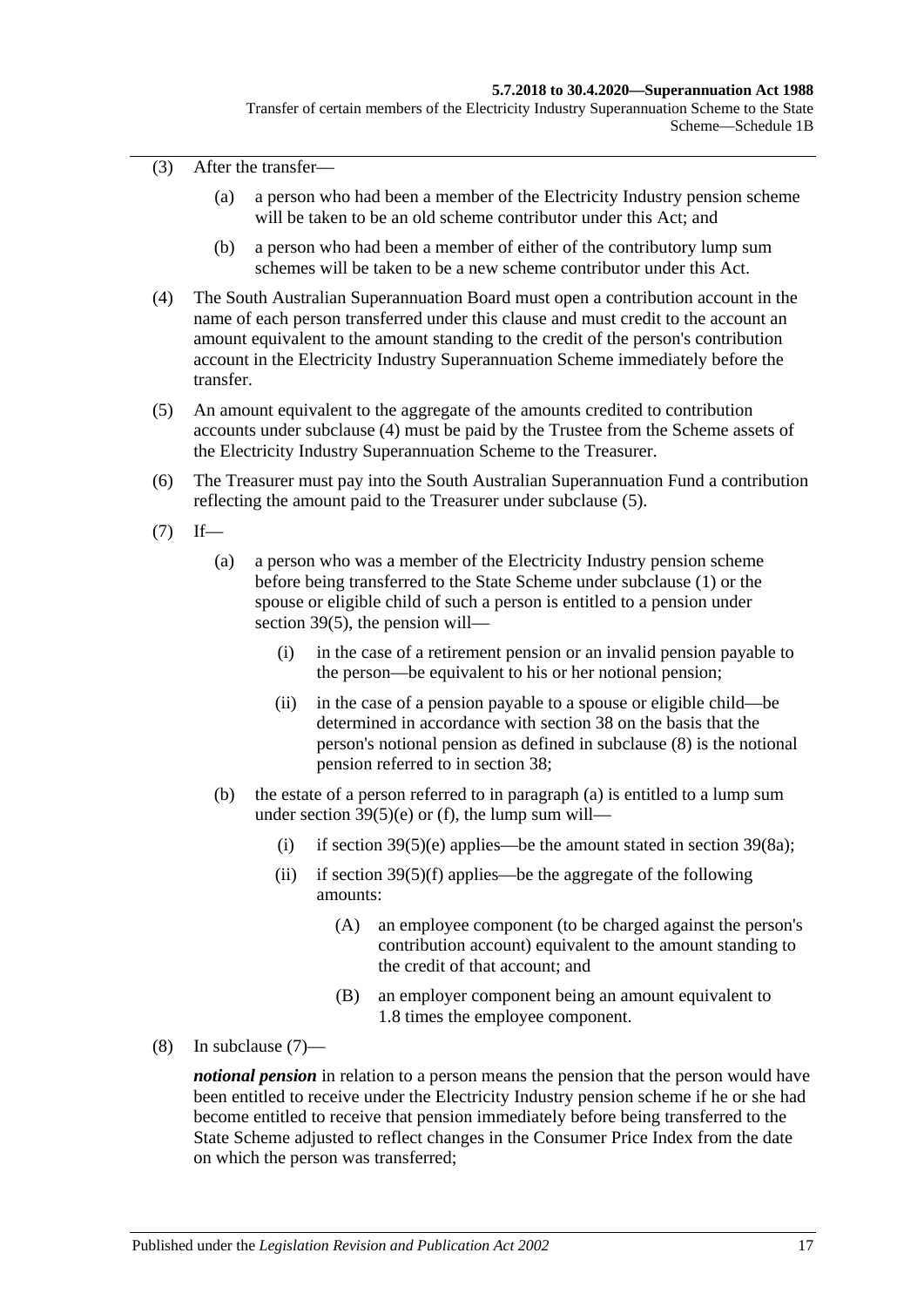(3) After the transfer—

(a) a person who had been a member of the Electricity Industry pension scheme will be taken to be an old scheme contributor under this Act; and

(b) a person who had been a member of either of the contributory lump sum schemes will be taken to be a new scheme contributor under this Act.

(4) The South Australian Superannuation Board must open a contribution account in the name of each person transferred under this clause and must credit to the account an amount equivalent to the amount standing to the credit of the person's contribution account in the Electricity Industry Superannuation Scheme immediately before the transfer.

(5) An amount equivalent to the aggregate of the amounts credited to contribution accounts under subclause (4) must be paid by the Trustee from the Scheme assets of the Electricity Industry Superannuation Scheme to the Treasurer.

(6) The Treasurer must pay into the South Australian Superannuation Fund a contribution reflecting the amount paid to the Treasurer under subclause (5).

(7) If—

(a) a person who was a member of the Electricity Industry pension scheme before being transferred to the State Scheme under subclause (1) or the spouse or eligible child of such a person is entitled to a pension under section 39(5), the pension will—

(i) in the case of a retirement pension or an invalid pension payable to the person—be equivalent to his or her notional pension;

(ii) in the case of a pension payable to a spouse or eligible child—be determined in accordance with section 38 on the basis that the person's notional pension as defined in subclause (8) is the notional pension referred to in section 38;

(b) the estate of a person referred to in paragraph (a) is entitled to a lump sum under section 39(5)(e) or (f), the lump sum will—

(i) if section 39(5)(e) applies—be the amount stated in section 39(8a);

(ii) if section 39(5)(f) applies—be the aggregate of the following amounts:

(A) an employee component (to be charged against the person's contribution account) equivalent to the amount standing to the credit of that account; and

(B) an employer component being an amount equivalent to 1.8 times the employee component.

(8) In subclause (7)—

***notional pension*** in relation to a person means the pension that the person would have been entitled to receive under the Electricity Industry pension scheme if he or she had become entitled to receive that pension immediately before being transferred to the State Scheme adjusted to reflect changes in the Consumer Price Index from the date on which the person was transferred;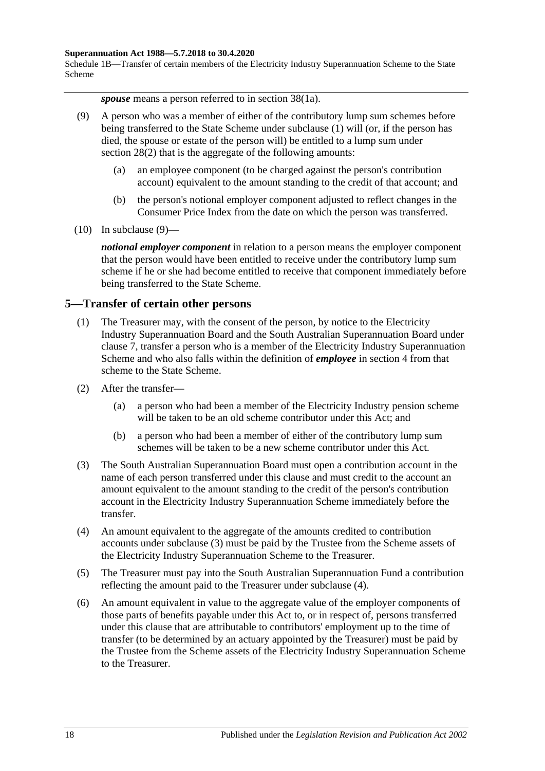***spouse*** means a person referred to in section 38(1a).

(9) A person who was a member of either of the contributory lump sum schemes before being transferred to the State Scheme under subclause (1) will (or, if the person has died, the spouse or estate of the person will) be entitled to a lump sum under section 28(2) that is the aggregate of the following amounts:

- (a) an employee component (to be charged against the person's contribution account) equivalent to the amount standing to the credit of that account; and
- (b) the person's notional employer component adjusted to reflect changes in the Consumer Price Index from the date on which the person was transferred.

(10) In subclause (9)—

***notional employer component*** in relation to a person means the employer component that the person would have been entitled to receive under the contributory lump sum scheme if he or she had become entitled to receive that component immediately before being transferred to the State Scheme.

## 5—Transfer of certain other persons

(1) The Treasurer may, with the consent of the person, by notice to the Electricity Industry Superannuation Board and the South Australian Superannuation Board under clause 7, transfer a person who is a member of the Electricity Industry Superannuation Scheme and who also falls within the definition of ***employee*** in section 4 from that scheme to the State Scheme.

(2) After the transfer—

- (a) a person who had been a member of the Electricity Industry pension scheme will be taken to be an old scheme contributor under this Act; and
- (b) a person who had been a member of either of the contributory lump sum schemes will be taken to be a new scheme contributor under this Act.

(3) The South Australian Superannuation Board must open a contribution account in the name of each person transferred under this clause and must credit to the account an amount equivalent to the amount standing to the credit of the person's contribution account in the Electricity Industry Superannuation Scheme immediately before the transfer.

(4) An amount equivalent to the aggregate of the amounts credited to contribution accounts under subclause (3) must be paid by the Trustee from the Scheme assets of the Electricity Industry Superannuation Scheme to the Treasurer.

(5) The Treasurer must pay into the South Australian Superannuation Fund a contribution reflecting the amount paid to the Treasurer under subclause (4).

(6) An amount equivalent in value to the aggregate value of the employer components of those parts of benefits payable under this Act to, or in respect of, persons transferred under this clause that are attributable to contributors' employment up to the time of transfer (to be determined by an actuary appointed by the Treasurer) must be paid by the Trustee from the Scheme assets of the Electricity Industry Superannuation Scheme to the Treasurer.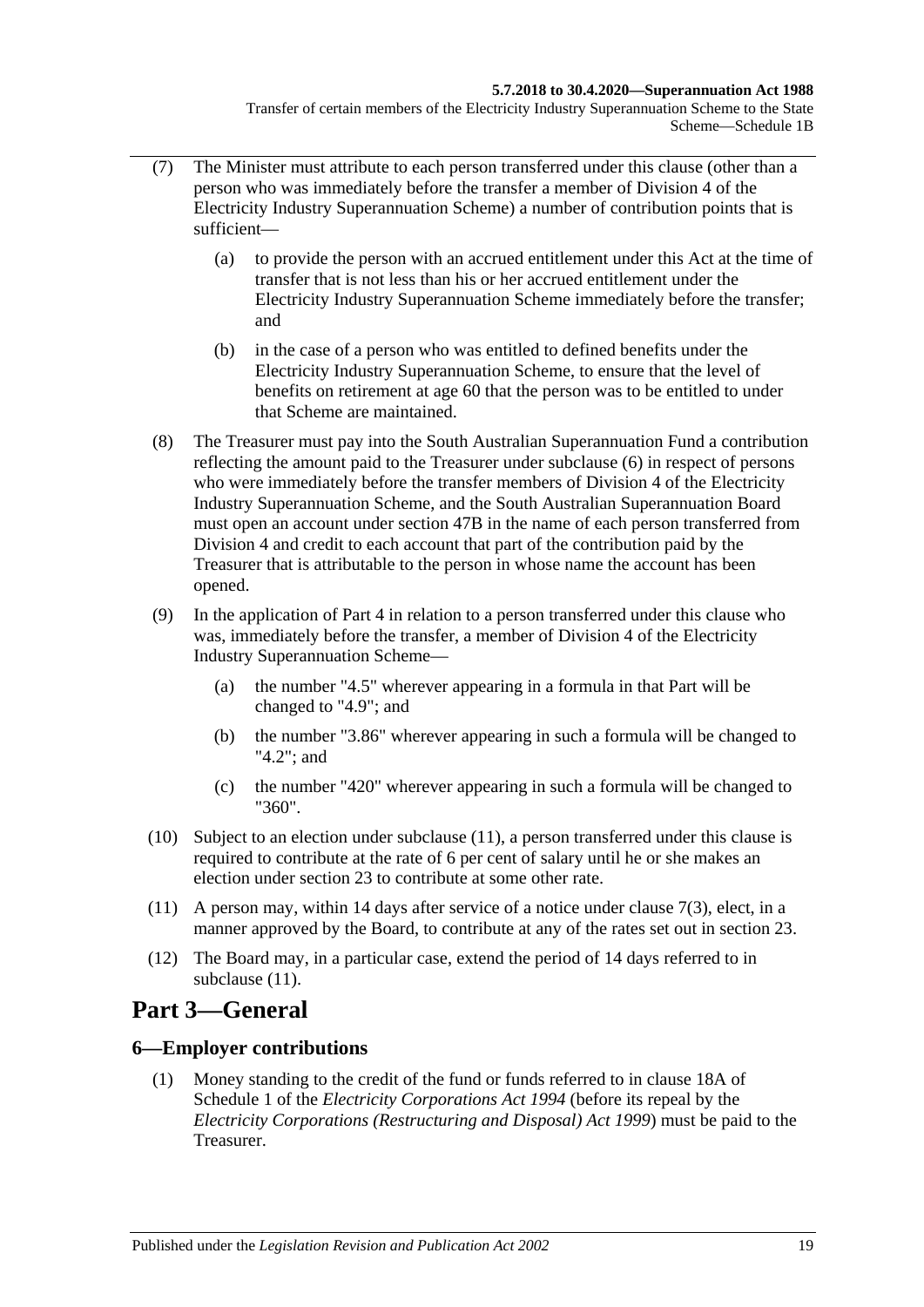(7) The Minister must attribute to each person transferred under this clause (other than a person who was immediately before the transfer a member of Division 4 of the Electricity Industry Superannuation Scheme) a number of contribution points that is sufficient—

(a) to provide the person with an accrued entitlement under this Act at the time of transfer that is not less than his or her accrued entitlement under the Electricity Industry Superannuation Scheme immediately before the transfer; and

(b) in the case of a person who was entitled to defined benefits under the Electricity Industry Superannuation Scheme, to ensure that the level of benefits on retirement at age 60 that the person was to be entitled to under that Scheme are maintained.

(8) The Treasurer must pay into the South Australian Superannuation Fund a contribution reflecting the amount paid to the Treasurer under subclause (6) in respect of persons who were immediately before the transfer members of Division 4 of the Electricity Industry Superannuation Scheme, and the South Australian Superannuation Board must open an account under section 47B in the name of each person transferred from Division 4 and credit to each account that part of the contribution paid by the Treasurer that is attributable to the person in whose name the account has been opened.

(9) In the application of Part 4 in relation to a person transferred under this clause who was, immediately before the transfer, a member of Division 4 of the Electricity Industry Superannuation Scheme—

(a) the number "4.5" wherever appearing in a formula in that Part will be changed to "4.9"; and

(b) the number "3.86" wherever appearing in such a formula will be changed to "4.2"; and

(c) the number "420" wherever appearing in such a formula will be changed to "360".

(10) Subject to an election under subclause (11), a person transferred under this clause is required to contribute at the rate of 6 per cent of salary until he or she makes an election under section 23 to contribute at some other rate.

(11) A person may, within 14 days after service of a notice under clause 7(3), elect, in a manner approved by the Board, to contribute at any of the rates set out in section 23.

(12) The Board may, in a particular case, extend the period of 14 days referred to in subclause (11).

# Part 3—General

## 6—Employer contributions

(1) Money standing to the credit of the fund or funds referred to in clause 18A of Schedule 1 of the *Electricity Corporations Act 1994* (before its repeal by the *Electricity Corporations (Restructuring and Disposal) Act 1999*) must be paid to the Treasurer.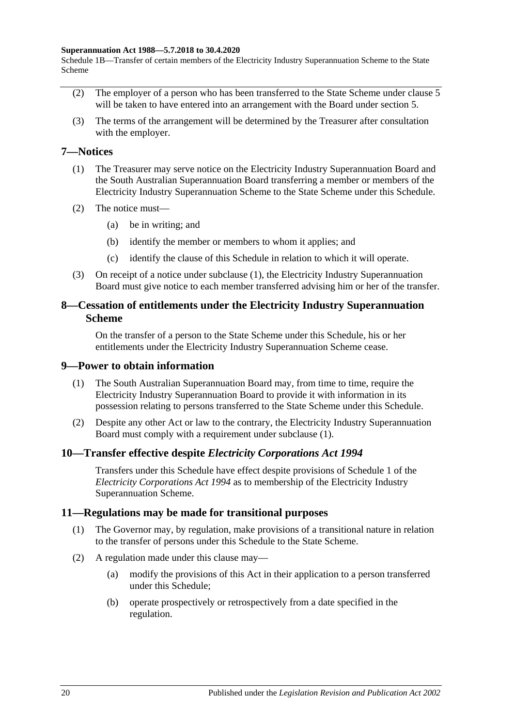(2) The employer of a person who has been transferred to the State Scheme under clause 5 will be taken to have entered into an arrangement with the Board under section 5.

(3) The terms of the arrangement will be determined by the Treasurer after consultation with the employer.

## 7—Notices

(1) The Treasurer may serve notice on the Electricity Industry Superannuation Board and the South Australian Superannuation Board transferring a member or members of the Electricity Industry Superannuation Scheme to the State Scheme under this Schedule.

(2) The notice must—

- (a) be in writing; and
- (b) identify the member or members to whom it applies; and
- (c) identify the clause of this Schedule in relation to which it will operate.

(3) On receipt of a notice under subclause (1), the Electricity Industry Superannuation Board must give notice to each member transferred advising him or her of the transfer.

## 8—Cessation of entitlements under the Electricity Industry Superannuation Scheme

On the transfer of a person to the State Scheme under this Schedule, his or her entitlements under the Electricity Industry Superannuation Scheme cease.

## 9—Power to obtain information

(1) The South Australian Superannuation Board may, from time to time, require the Electricity Industry Superannuation Board to provide it with information in its possession relating to persons transferred to the State Scheme under this Schedule.

(2) Despite any other Act or law to the contrary, the Electricity Industry Superannuation Board must comply with a requirement under subclause (1).

## 10—Transfer effective despite *Electricity Corporations Act 1994*

Transfers under this Schedule have effect despite provisions of Schedule 1 of the *Electricity Corporations Act 1994* as to membership of the Electricity Industry Superannuation Scheme.

## 11—Regulations may be made for transitional purposes

(1) The Governor may, by regulation, make provisions of a transitional nature in relation to the transfer of persons under this Schedule to the State Scheme.

(2) A regulation made under this clause may—

- (a) modify the provisions of this Act in their application to a person transferred under this Schedule;
- (b) operate prospectively or retrospectively from a date specified in the regulation.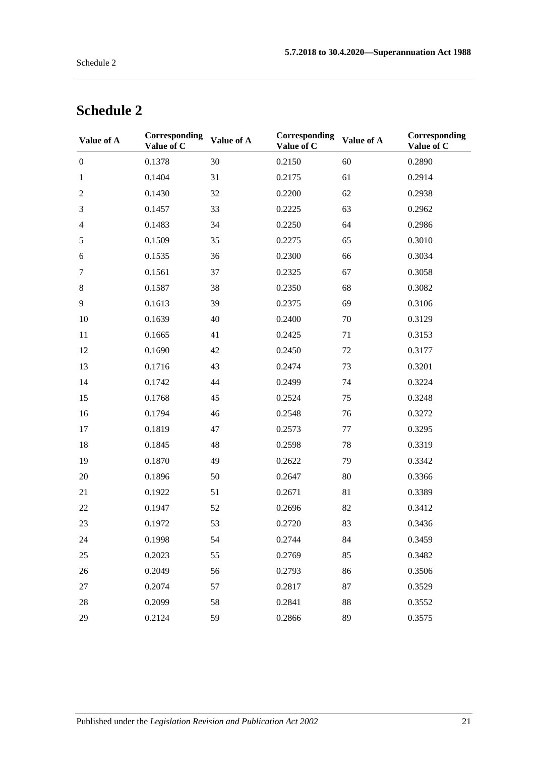# Schedule 2

| Value of A | Corresponding Value of C | Value of A | Corresponding Value of C | Value of A | Corresponding Value of C |
|---|---|---|---|---|---|
| 0 | 0.1378 | 30 | 0.2150 | 60 | 0.2890 |
| 1 | 0.1404 | 31 | 0.2175 | 61 | 0.2914 |
| 2 | 0.1430 | 32 | 0.2200 | 62 | 0.2938 |
| 3 | 0.1457 | 33 | 0.2225 | 63 | 0.2962 |
| 4 | 0.1483 | 34 | 0.2250 | 64 | 0.2986 |
| 5 | 0.1509 | 35 | 0.2275 | 65 | 0.3010 |
| 6 | 0.1535 | 36 | 0.2300 | 66 | 0.3034 |
| 7 | 0.1561 | 37 | 0.2325 | 67 | 0.3058 |
| 8 | 0.1587 | 38 | 0.2350 | 68 | 0.3082 |
| 9 | 0.1613 | 39 | 0.2375 | 69 | 0.3106 |
| 10 | 0.1639 | 40 | 0.2400 | 70 | 0.3129 |
| 11 | 0.1665 | 41 | 0.2425 | 71 | 0.3153 |
| 12 | 0.1690 | 42 | 0.2450 | 72 | 0.3177 |
| 13 | 0.1716 | 43 | 0.2474 | 73 | 0.3201 |
| 14 | 0.1742 | 44 | 0.2499 | 74 | 0.3224 |
| 15 | 0.1768 | 45 | 0.2524 | 75 | 0.3248 |
| 16 | 0.1794 | 46 | 0.2548 | 76 | 0.3272 |
| 17 | 0.1819 | 47 | 0.2573 | 77 | 0.3295 |
| 18 | 0.1845 | 48 | 0.2598 | 78 | 0.3319 |
| 19 | 0.1870 | 49 | 0.2622 | 79 | 0.3342 |
| 20 | 0.1896 | 50 | 0.2647 | 80 | 0.3366 |
| 21 | 0.1922 | 51 | 0.2671 | 81 | 0.3389 |
| 22 | 0.1947 | 52 | 0.2696 | 82 | 0.3412 |
| 23 | 0.1972 | 53 | 0.2720 | 83 | 0.3436 |
| 24 | 0.1998 | 54 | 0.2744 | 84 | 0.3459 |
| 25 | 0.2023 | 55 | 0.2769 | 85 | 0.3482 |
| 26 | 0.2049 | 56 | 0.2793 | 86 | 0.3506 |
| 27 | 0.2074 | 57 | 0.2817 | 87 | 0.3529 |
| 28 | 0.2099 | 58 | 0.2841 | 88 | 0.3552 |
| 29 | 0.2124 | 59 | 0.2866 | 89 | 0.3575 |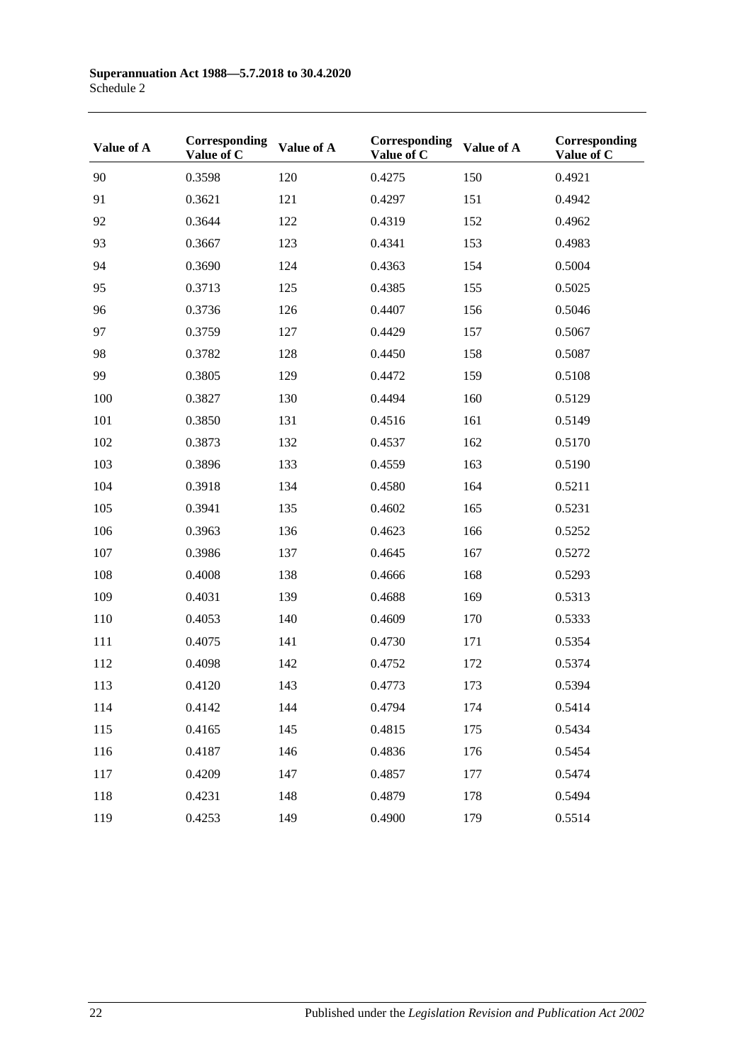| Value of A | Corresponding Value of C | Value of A | Corresponding Value of C | Value of A | Corresponding Value of C |
|---|---|---|---|---|---|
| 90 | 0.3598 | 120 | 0.4275 | 150 | 0.4921 |
| 91 | 0.3621 | 121 | 0.4297 | 151 | 0.4942 |
| 92 | 0.3644 | 122 | 0.4319 | 152 | 0.4962 |
| 93 | 0.3667 | 123 | 0.4341 | 153 | 0.4983 |
| 94 | 0.3690 | 124 | 0.4363 | 154 | 0.5004 |
| 95 | 0.3713 | 125 | 0.4385 | 155 | 0.5025 |
| 96 | 0.3736 | 126 | 0.4407 | 156 | 0.5046 |
| 97 | 0.3759 | 127 | 0.4429 | 157 | 0.5067 |
| 98 | 0.3782 | 128 | 0.4450 | 158 | 0.5087 |
| 99 | 0.3805 | 129 | 0.4472 | 159 | 0.5108 |
| 100 | 0.3827 | 130 | 0.4494 | 160 | 0.5129 |
| 101 | 0.3850 | 131 | 0.4516 | 161 | 0.5149 |
| 102 | 0.3873 | 132 | 0.4537 | 162 | 0.5170 |
| 103 | 0.3896 | 133 | 0.4559 | 163 | 0.5190 |
| 104 | 0.3918 | 134 | 0.4580 | 164 | 0.5211 |
| 105 | 0.3941 | 135 | 0.4602 | 165 | 0.5231 |
| 106 | 0.3963 | 136 | 0.4623 | 166 | 0.5252 |
| 107 | 0.3986 | 137 | 0.4645 | 167 | 0.5272 |
| 108 | 0.4008 | 138 | 0.4666 | 168 | 0.5293 |
| 109 | 0.4031 | 139 | 0.4688 | 169 | 0.5313 |
| 110 | 0.4053 | 140 | 0.4609 | 170 | 0.5333 |
| 111 | 0.4075 | 141 | 0.4730 | 171 | 0.5354 |
| 112 | 0.4098 | 142 | 0.4752 | 172 | 0.5374 |
| 113 | 0.4120 | 143 | 0.4773 | 173 | 0.5394 |
| 114 | 0.4142 | 144 | 0.4794 | 174 | 0.5414 |
| 115 | 0.4165 | 145 | 0.4815 | 175 | 0.5434 |
| 116 | 0.4187 | 146 | 0.4836 | 176 | 0.5454 |
| 117 | 0.4209 | 147 | 0.4857 | 177 | 0.5474 |
| 118 | 0.4231 | 148 | 0.4879 | 178 | 0.5494 |
| 119 | 0.4253 | 149 | 0.4900 | 179 | 0.5514 |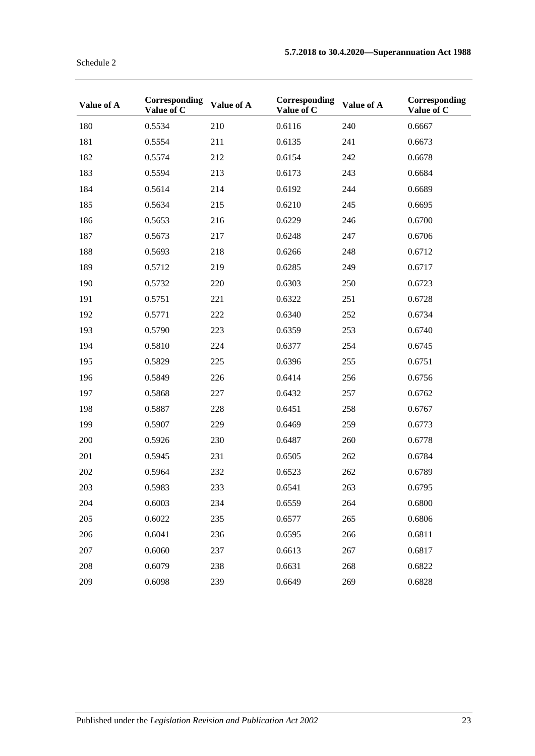| Value of A | Corresponding Value of C | Value of A | Corresponding Value of C | Value of A | Corresponding Value of C |
|---|---|---|---|---|---|
| 180 | 0.5534 | 210 | 0.6116 | 240 | 0.6667 |
| 181 | 0.5554 | 211 | 0.6135 | 241 | 0.6673 |
| 182 | 0.5574 | 212 | 0.6154 | 242 | 0.6678 |
| 183 | 0.5594 | 213 | 0.6173 | 243 | 0.6684 |
| 184 | 0.5614 | 214 | 0.6192 | 244 | 0.6689 |
| 185 | 0.5634 | 215 | 0.6210 | 245 | 0.6695 |
| 186 | 0.5653 | 216 | 0.6229 | 246 | 0.6700 |
| 187 | 0.5673 | 217 | 0.6248 | 247 | 0.6706 |
| 188 | 0.5693 | 218 | 0.6266 | 248 | 0.6712 |
| 189 | 0.5712 | 219 | 0.6285 | 249 | 0.6717 |
| 190 | 0.5732 | 220 | 0.6303 | 250 | 0.6723 |
| 191 | 0.5751 | 221 | 0.6322 | 251 | 0.6728 |
| 192 | 0.5771 | 222 | 0.6340 | 252 | 0.6734 |
| 193 | 0.5790 | 223 | 0.6359 | 253 | 0.6740 |
| 194 | 0.5810 | 224 | 0.6377 | 254 | 0.6745 |
| 195 | 0.5829 | 225 | 0.6396 | 255 | 0.6751 |
| 196 | 0.5849 | 226 | 0.6414 | 256 | 0.6756 |
| 197 | 0.5868 | 227 | 0.6432 | 257 | 0.6762 |
| 198 | 0.5887 | 228 | 0.6451 | 258 | 0.6767 |
| 199 | 0.5907 | 229 | 0.6469 | 259 | 0.6773 |
| 200 | 0.5926 | 230 | 0.6487 | 260 | 0.6778 |
| 201 | 0.5945 | 231 | 0.6505 | 262 | 0.6784 |
| 202 | 0.5964 | 232 | 0.6523 | 262 | 0.6789 |
| 203 | 0.5983 | 233 | 0.6541 | 263 | 0.6795 |
| 204 | 0.6003 | 234 | 0.6559 | 264 | 0.6800 |
| 205 | 0.6022 | 235 | 0.6577 | 265 | 0.6806 |
| 206 | 0.6041 | 236 | 0.6595 | 266 | 0.6811 |
| 207 | 0.6060 | 237 | 0.6613 | 267 | 0.6817 |
| 208 | 0.6079 | 238 | 0.6631 | 268 | 0.6822 |
| 209 | 0.6098 | 239 | 0.6649 | 269 | 0.6828 |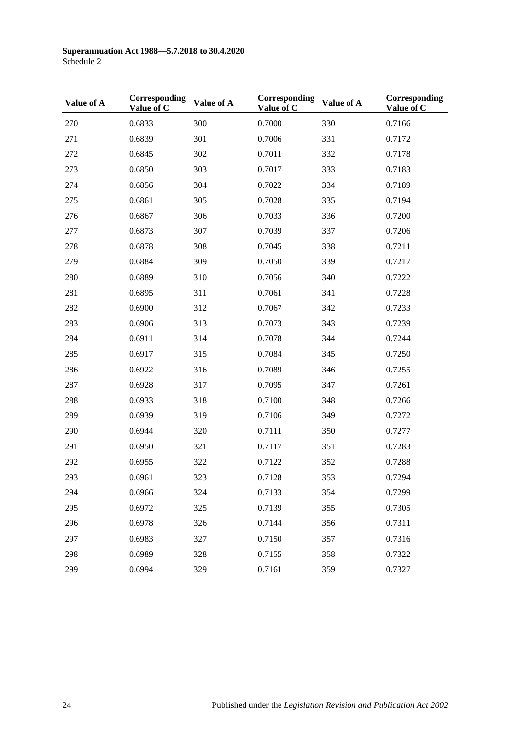| Value of A | Corresponding Value of C | Value of A | Corresponding Value of C | Value of A | Corresponding Value of C |
|---|---|---|---|---|---|
| 270 | 0.6833 | 300 | 0.7000 | 330 | 0.7166 |
| 271 | 0.6839 | 301 | 0.7006 | 331 | 0.7172 |
| 272 | 0.6845 | 302 | 0.7011 | 332 | 0.7178 |
| 273 | 0.6850 | 303 | 0.7017 | 333 | 0.7183 |
| 274 | 0.6856 | 304 | 0.7022 | 334 | 0.7189 |
| 275 | 0.6861 | 305 | 0.7028 | 335 | 0.7194 |
| 276 | 0.6867 | 306 | 0.7033 | 336 | 0.7200 |
| 277 | 0.6873 | 307 | 0.7039 | 337 | 0.7206 |
| 278 | 0.6878 | 308 | 0.7045 | 338 | 0.7211 |
| 279 | 0.6884 | 309 | 0.7050 | 339 | 0.7217 |
| 280 | 0.6889 | 310 | 0.7056 | 340 | 0.7222 |
| 281 | 0.6895 | 311 | 0.7061 | 341 | 0.7228 |
| 282 | 0.6900 | 312 | 0.7067 | 342 | 0.7233 |
| 283 | 0.6906 | 313 | 0.7073 | 343 | 0.7239 |
| 284 | 0.6911 | 314 | 0.7078 | 344 | 0.7244 |
| 285 | 0.6917 | 315 | 0.7084 | 345 | 0.7250 |
| 286 | 0.6922 | 316 | 0.7089 | 346 | 0.7255 |
| 287 | 0.6928 | 317 | 0.7095 | 347 | 0.7261 |
| 288 | 0.6933 | 318 | 0.7100 | 348 | 0.7266 |
| 289 | 0.6939 | 319 | 0.7106 | 349 | 0.7272 |
| 290 | 0.6944 | 320 | 0.7111 | 350 | 0.7277 |
| 291 | 0.6950 | 321 | 0.7117 | 351 | 0.7283 |
| 292 | 0.6955 | 322 | 0.7122 | 352 | 0.7288 |
| 293 | 0.6961 | 323 | 0.7128 | 353 | 0.7294 |
| 294 | 0.6966 | 324 | 0.7133 | 354 | 0.7299 |
| 295 | 0.6972 | 325 | 0.7139 | 355 | 0.7305 |
| 296 | 0.6978 | 326 | 0.7144 | 356 | 0.7311 |
| 297 | 0.6983 | 327 | 0.7150 | 357 | 0.7316 |
| 298 | 0.6989 | 328 | 0.7155 | 358 | 0.7322 |
| 299 | 0.6994 | 329 | 0.7161 | 359 | 0.7327 |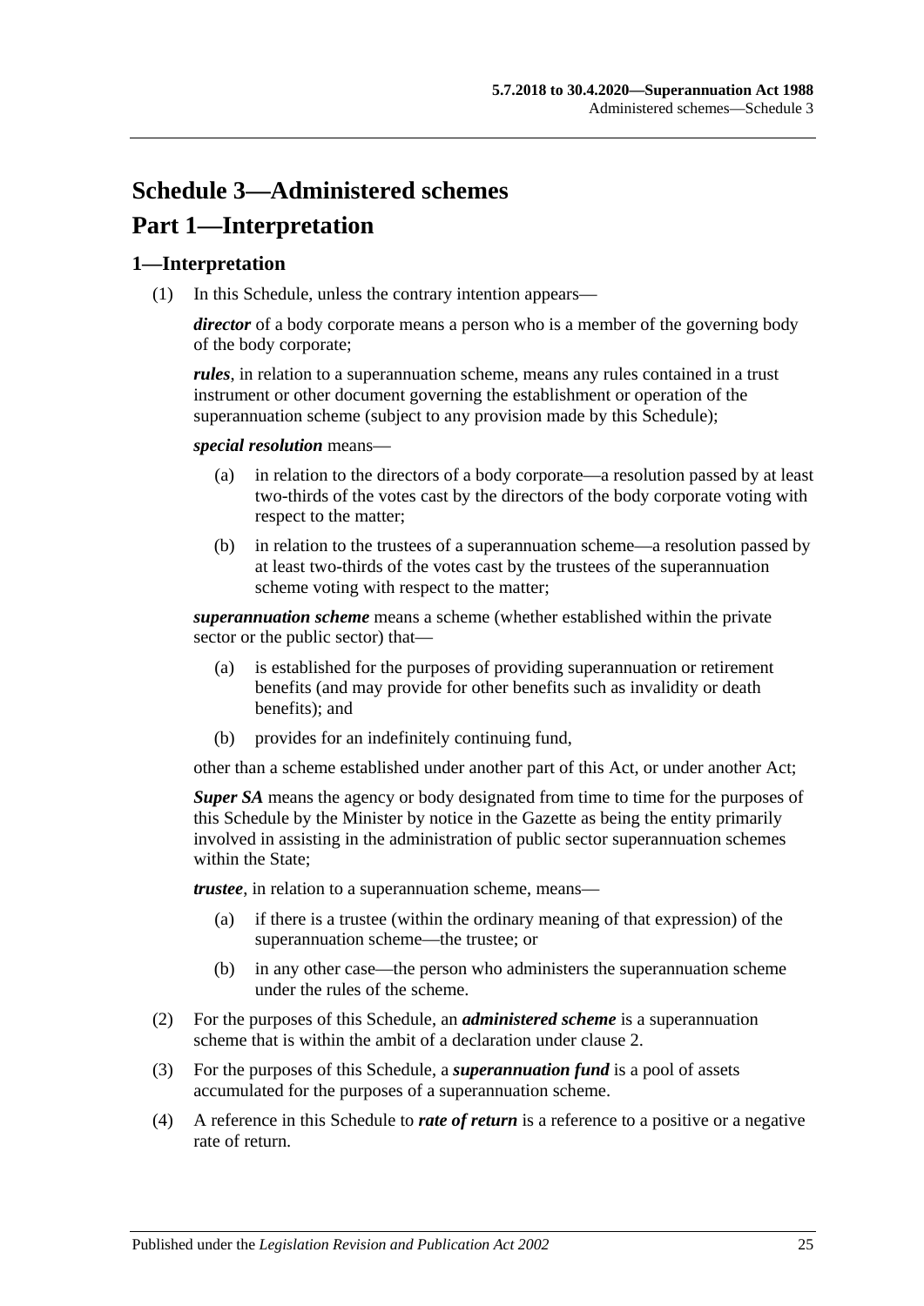# Schedule 3—Administered schemes

# Part 1—Interpretation

## 1—Interpretation

(1) In this Schedule, unless the contrary intention appears—

***director*** of a body corporate means a person who is a member of the governing body of the body corporate;

***rules***, in relation to a superannuation scheme, means any rules contained in a trust instrument or other document governing the establishment or operation of the superannuation scheme (subject to any provision made by this Schedule);

***special resolution*** means—

- (a) in relation to the directors of a body corporate—a resolution passed by at least two-thirds of the votes cast by the directors of the body corporate voting with respect to the matter;
- (b) in relation to the trustees of a superannuation scheme—a resolution passed by at least two-thirds of the votes cast by the trustees of the superannuation scheme voting with respect to the matter;

***superannuation scheme*** means a scheme (whether established within the private sector or the public sector) that—

- (a) is established for the purposes of providing superannuation or retirement benefits (and may provide for other benefits such as invalidity or death benefits); and
- (b) provides for an indefinitely continuing fund,

other than a scheme established under another part of this Act, or under another Act;

***Super SA*** means the agency or body designated from time to time for the purposes of this Schedule by the Minister by notice in the Gazette as being the entity primarily involved in assisting in the administration of public sector superannuation schemes within the State;

***trustee***, in relation to a superannuation scheme, means—

- (a) if there is a trustee (within the ordinary meaning of that expression) of the superannuation scheme—the trustee; or
- (b) in any other case—the person who administers the superannuation scheme under the rules of the scheme.

(2) For the purposes of this Schedule, an ***administered scheme*** is a superannuation scheme that is within the ambit of a declaration under clause 2.

(3) For the purposes of this Schedule, a ***superannuation fund*** is a pool of assets accumulated for the purposes of a superannuation scheme.

(4) A reference in this Schedule to ***rate of return*** is a reference to a positive or a negative rate of return.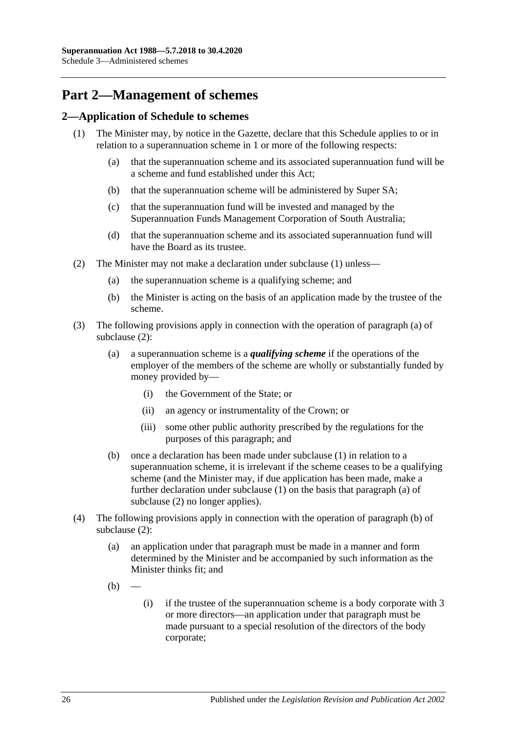# Part 2—Management of schemes

## 2—Application of Schedule to schemes

(1) The Minister may, by notice in the Gazette, declare that this Schedule applies to or in relation to a superannuation scheme in 1 or more of the following respects:

- (a) that the superannuation scheme and its associated superannuation fund will be a scheme and fund established under this Act;
- (b) that the superannuation scheme will be administered by Super SA;
- (c) that the superannuation fund will be invested and managed by the Superannuation Funds Management Corporation of South Australia;
- (d) that the superannuation scheme and its associated superannuation fund will have the Board as its trustee.

(2) The Minister may not make a declaration under subclause (1) unless—

- (a) the superannuation scheme is a qualifying scheme; and
- (b) the Minister is acting on the basis of an application made by the trustee of the scheme.

(3) The following provisions apply in connection with the operation of paragraph (a) of subclause (2):

- (a) a superannuation scheme is a ***qualifying scheme*** if the operations of the employer of the members of the scheme are wholly or substantially funded by money provided by—
  - (i) the Government of the State; or
  - (ii) an agency or instrumentality of the Crown; or
  - (iii) some other public authority prescribed by the regulations for the purposes of this paragraph; and
- (b) once a declaration has been made under subclause (1) in relation to a superannuation scheme, it is irrelevant if the scheme ceases to be a qualifying scheme (and the Minister may, if due application has been made, make a further declaration under subclause (1) on the basis that paragraph (a) of subclause (2) no longer applies).

(4) The following provisions apply in connection with the operation of paragraph (b) of subclause (2):

- (a) an application under that paragraph must be made in a manner and form determined by the Minister and be accompanied by such information as the Minister thinks fit; and
- (b) —
  - (i) if the trustee of the superannuation scheme is a body corporate with 3 or more directors—an application under that paragraph must be made pursuant to a special resolution of the directors of the body corporate;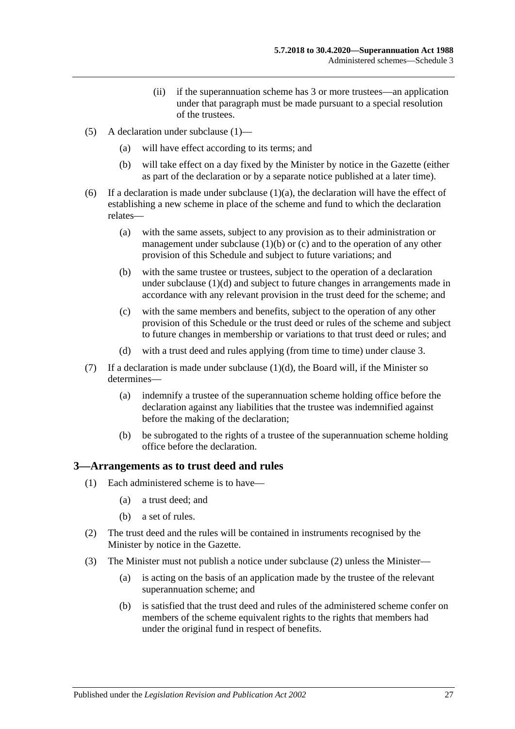(ii) if the superannuation scheme has 3 or more trustees—an application under that paragraph must be made pursuant to a special resolution of the trustees.

(5) A declaration under subclause (1)—

(a) will have effect according to its terms; and

(b) will take effect on a day fixed by the Minister by notice in the Gazette (either as part of the declaration or by a separate notice published at a later time).

(6) If a declaration is made under subclause (1)(a), the declaration will have the effect of establishing a new scheme in place of the scheme and fund to which the declaration relates—

(a) with the same assets, subject to any provision as to their administration or management under subclause (1)(b) or (c) and to the operation of any other provision of this Schedule and subject to future variations; and

(b) with the same trustee or trustees, subject to the operation of a declaration under subclause (1)(d) and subject to future changes in arrangements made in accordance with any relevant provision in the trust deed for the scheme; and

(c) with the same members and benefits, subject to the operation of any other provision of this Schedule or the trust deed or rules of the scheme and subject to future changes in membership or variations to that trust deed or rules; and

(d) with a trust deed and rules applying (from time to time) under clause 3.

(7) If a declaration is made under subclause (1)(d), the Board will, if the Minister so determines—

(a) indemnify a trustee of the superannuation scheme holding office before the declaration against any liabilities that the trustee was indemnified against before the making of the declaration;

(b) be subrogated to the rights of a trustee of the superannuation scheme holding office before the declaration.

## 3—Arrangements as to trust deed and rules

(1) Each administered scheme is to have—

(a) a trust deed; and

(b) a set of rules.

(2) The trust deed and the rules will be contained in instruments recognised by the Minister by notice in the Gazette.

(3) The Minister must not publish a notice under subclause (2) unless the Minister—

(a) is acting on the basis of an application made by the trustee of the relevant superannuation scheme; and

(b) is satisfied that the trust deed and rules of the administered scheme confer on members of the scheme equivalent rights to the rights that members had under the original fund in respect of benefits.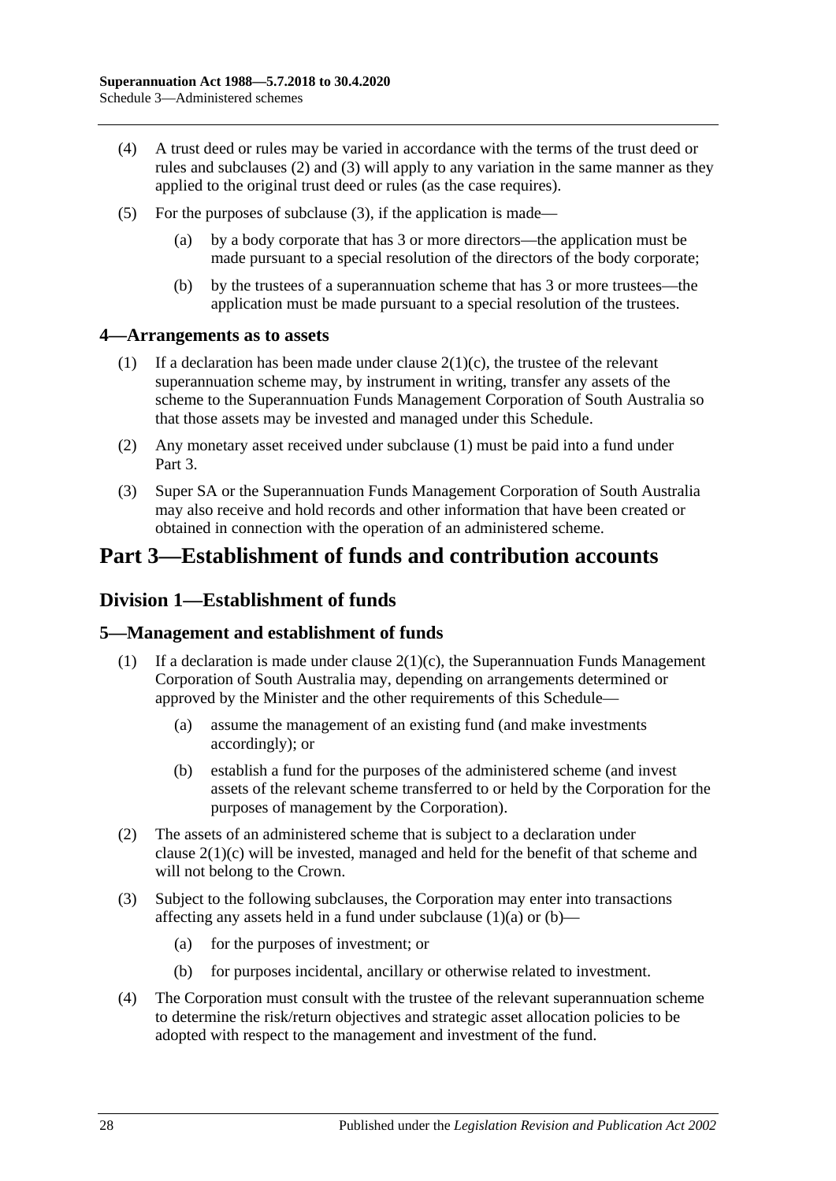(4) A trust deed or rules may be varied in accordance with the terms of the trust deed or rules and subclauses (2) and (3) will apply to any variation in the same manner as they applied to the original trust deed or rules (as the case requires).

(5) For the purposes of subclause (3), if the application is made—

(a) by a body corporate that has 3 or more directors—the application must be made pursuant to a special resolution of the directors of the body corporate;

(b) by the trustees of a superannuation scheme that has 3 or more trustees—the application must be made pursuant to a special resolution of the trustees.

### 4—Arrangements as to assets

(1) If a declaration has been made under clause 2(1)(c), the trustee of the relevant superannuation scheme may, by instrument in writing, transfer any assets of the scheme to the Superannuation Funds Management Corporation of South Australia so that those assets may be invested and managed under this Schedule.

(2) Any monetary asset received under subclause (1) must be paid into a fund under Part 3.

(3) Super SA or the Superannuation Funds Management Corporation of South Australia may also receive and hold records and other information that have been created or obtained in connection with the operation of an administered scheme.

# Part 3—Establishment of funds and contribution accounts

## Division 1—Establishment of funds

### 5—Management and establishment of funds

(1) If a declaration is made under clause 2(1)(c), the Superannuation Funds Management Corporation of South Australia may, depending on arrangements determined or approved by the Minister and the other requirements of this Schedule—

(a) assume the management of an existing fund (and make investments accordingly); or

(b) establish a fund for the purposes of the administered scheme (and invest assets of the relevant scheme transferred to or held by the Corporation for the purposes of management by the Corporation).

(2) The assets of an administered scheme that is subject to a declaration under clause 2(1)(c) will be invested, managed and held for the benefit of that scheme and will not belong to the Crown.

(3) Subject to the following subclauses, the Corporation may enter into transactions affecting any assets held in a fund under subclause (1)(a) or (b)—

(a) for the purposes of investment; or

(b) for purposes incidental, ancillary or otherwise related to investment.

(4) The Corporation must consult with the trustee of the relevant superannuation scheme to determine the risk/return objectives and strategic asset allocation policies to be adopted with respect to the management and investment of the fund.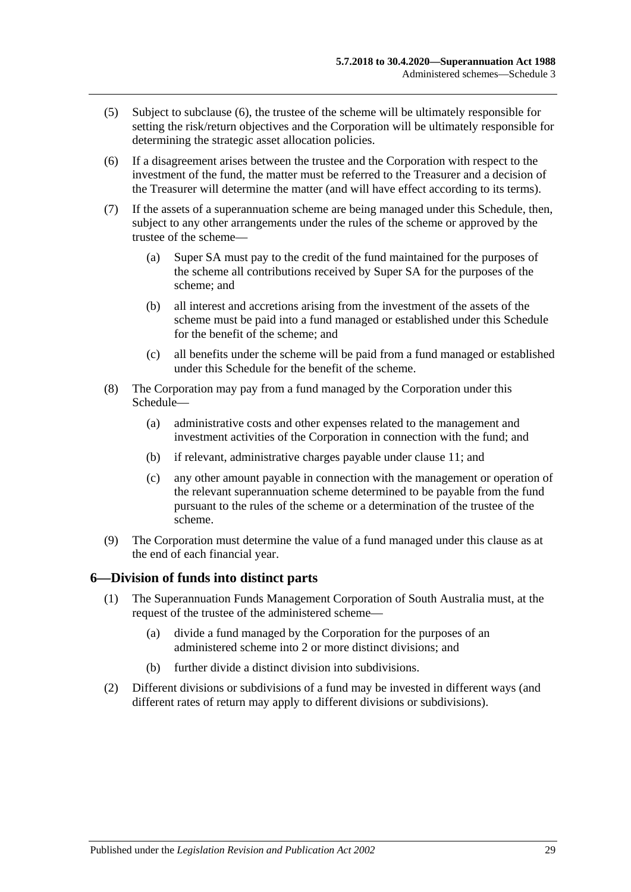(5) Subject to subclause (6), the trustee of the scheme will be ultimately responsible for setting the risk/return objectives and the Corporation will be ultimately responsible for determining the strategic asset allocation policies.

(6) If a disagreement arises between the trustee and the Corporation with respect to the investment of the fund, the matter must be referred to the Treasurer and a decision of the Treasurer will determine the matter (and will have effect according to its terms).

(7) If the assets of a superannuation scheme are being managed under this Schedule, then, subject to any other arrangements under the rules of the scheme or approved by the trustee of the scheme—

(a) Super SA must pay to the credit of the fund maintained for the purposes of the scheme all contributions received by Super SA for the purposes of the scheme; and

(b) all interest and accretions arising from the investment of the assets of the scheme must be paid into a fund managed or established under this Schedule for the benefit of the scheme; and

(c) all benefits under the scheme will be paid from a fund managed or established under this Schedule for the benefit of the scheme.

(8) The Corporation may pay from a fund managed by the Corporation under this Schedule—

(a) administrative costs and other expenses related to the management and investment activities of the Corporation in connection with the fund; and

(b) if relevant, administrative charges payable under clause 11; and

(c) any other amount payable in connection with the management or operation of the relevant superannuation scheme determined to be payable from the fund pursuant to the rules of the scheme or a determination of the trustee of the scheme.

(9) The Corporation must determine the value of a fund managed under this clause as at the end of each financial year.

## 6—Division of funds into distinct parts

(1) The Superannuation Funds Management Corporation of South Australia must, at the request of the trustee of the administered scheme—

(a) divide a fund managed by the Corporation for the purposes of an administered scheme into 2 or more distinct divisions; and

(b) further divide a distinct division into subdivisions.

(2) Different divisions or subdivisions of a fund may be invested in different ways (and different rates of return may apply to different divisions or subdivisions).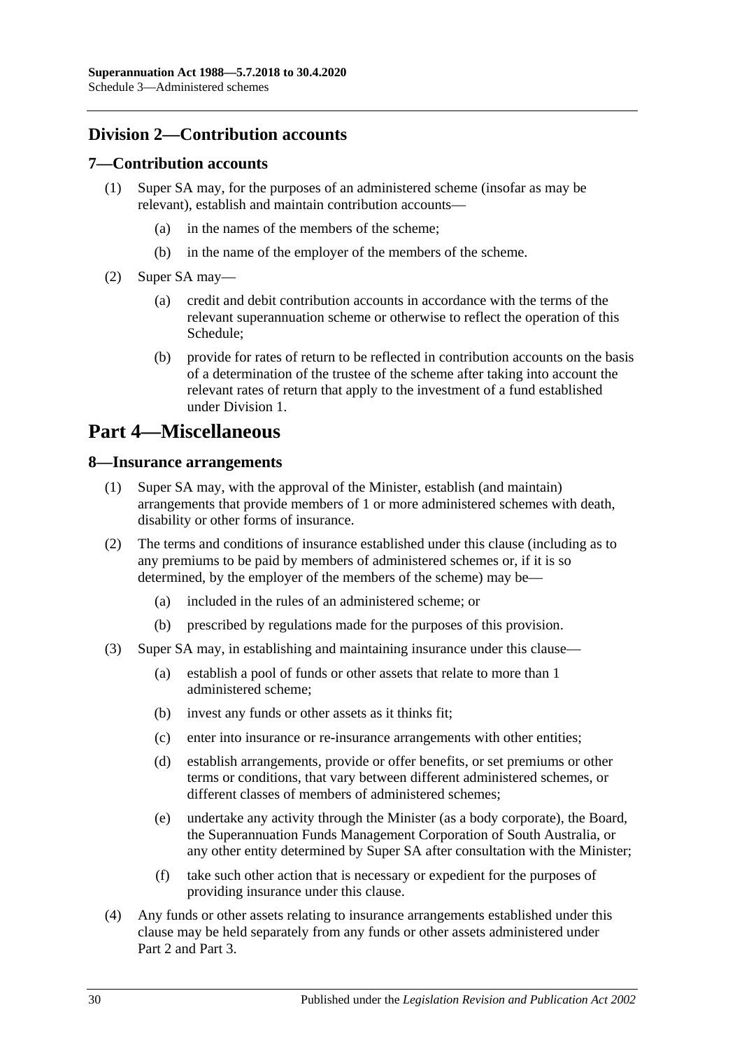## Division 2—Contribution accounts

### 7—Contribution accounts

(1) Super SA may, for the purposes of an administered scheme (insofar as may be relevant), establish and maintain contribution accounts—

(a) in the names of the members of the scheme;

(b) in the name of the employer of the members of the scheme.

(2) Super SA may—

(a) credit and debit contribution accounts in accordance with the terms of the relevant superannuation scheme or otherwise to reflect the operation of this Schedule;

(b) provide for rates of return to be reflected in contribution accounts on the basis of a determination of the trustee of the scheme after taking into account the relevant rates of return that apply to the investment of a fund established under Division 1.

# Part 4—Miscellaneous

### 8—Insurance arrangements

(1) Super SA may, with the approval of the Minister, establish (and maintain) arrangements that provide members of 1 or more administered schemes with death, disability or other forms of insurance.

(2) The terms and conditions of insurance established under this clause (including as to any premiums to be paid by members of administered schemes or, if it is so determined, by the employer of the members of the scheme) may be—

(a) included in the rules of an administered scheme; or

(b) prescribed by regulations made for the purposes of this provision.

(3) Super SA may, in establishing and maintaining insurance under this clause—

(a) establish a pool of funds or other assets that relate to more than 1 administered scheme;

(b) invest any funds or other assets as it thinks fit;

(c) enter into insurance or re-insurance arrangements with other entities;

(d) establish arrangements, provide or offer benefits, or set premiums or other terms or conditions, that vary between different administered schemes, or different classes of members of administered schemes;

(e) undertake any activity through the Minister (as a body corporate), the Board, the Superannuation Funds Management Corporation of South Australia, or any other entity determined by Super SA after consultation with the Minister;

(f) take such other action that is necessary or expedient for the purposes of providing insurance under this clause.

(4) Any funds or other assets relating to insurance arrangements established under this clause may be held separately from any funds or other assets administered under Part 2 and Part 3.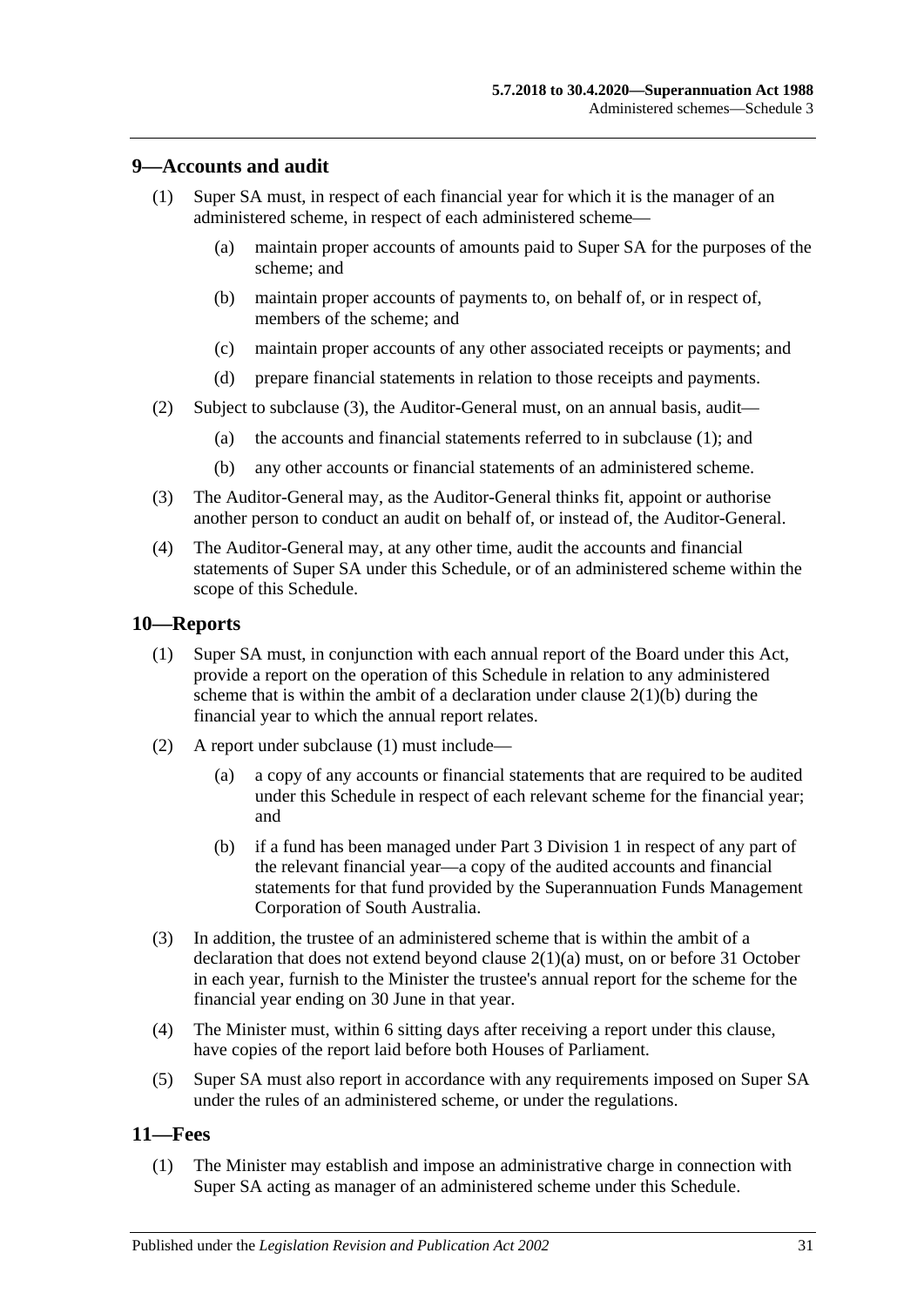## 9—Accounts and audit

(1) Super SA must, in respect of each financial year for which it is the manager of an administered scheme, in respect of each administered scheme—

  (a) maintain proper accounts of amounts paid to Super SA for the purposes of the scheme; and

  (b) maintain proper accounts of payments to, on behalf of, or in respect of, members of the scheme; and

  (c) maintain proper accounts of any other associated receipts or payments; and

  (d) prepare financial statements in relation to those receipts and payments.

(2) Subject to subclause (3), the Auditor-General must, on an annual basis, audit—

  (a) the accounts and financial statements referred to in subclause (1); and

  (b) any other accounts or financial statements of an administered scheme.

(3) The Auditor-General may, as the Auditor-General thinks fit, appoint or authorise another person to conduct an audit on behalf of, or instead of, the Auditor-General.

(4) The Auditor-General may, at any other time, audit the accounts and financial statements of Super SA under this Schedule, or of an administered scheme within the scope of this Schedule.

## 10—Reports

(1) Super SA must, in conjunction with each annual report of the Board under this Act, provide a report on the operation of this Schedule in relation to any administered scheme that is within the ambit of a declaration under clause 2(1)(b) during the financial year to which the annual report relates.

(2) A report under subclause (1) must include—

  (a) a copy of any accounts or financial statements that are required to be audited under this Schedule in respect of each relevant scheme for the financial year; and

  (b) if a fund has been managed under Part 3 Division 1 in respect of any part of the relevant financial year—a copy of the audited accounts and financial statements for that fund provided by the Superannuation Funds Management Corporation of South Australia.

(3) In addition, the trustee of an administered scheme that is within the ambit of a declaration that does not extend beyond clause 2(1)(a) must, on or before 31 October in each year, furnish to the Minister the trustee's annual report for the scheme for the financial year ending on 30 June in that year.

(4) The Minister must, within 6 sitting days after receiving a report under this clause, have copies of the report laid before both Houses of Parliament.

(5) Super SA must also report in accordance with any requirements imposed on Super SA under the rules of an administered scheme, or under the regulations.

## 11—Fees

(1) The Minister may establish and impose an administrative charge in connection with Super SA acting as manager of an administered scheme under this Schedule.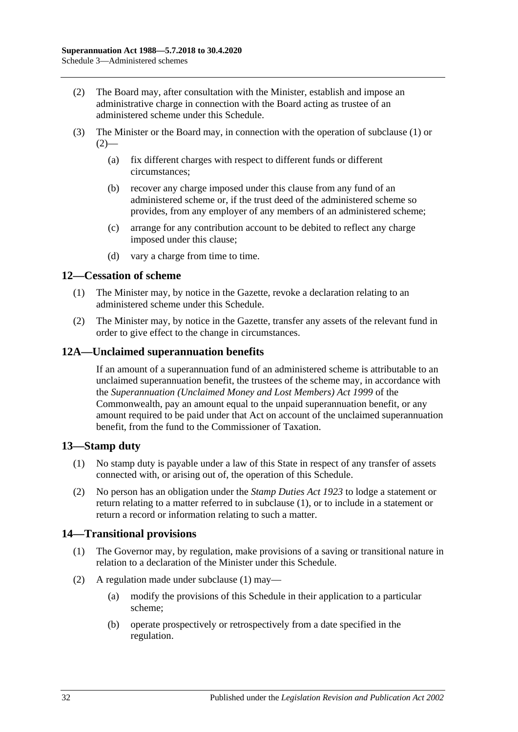(2) The Board may, after consultation with the Minister, establish and impose an administrative charge in connection with the Board acting as trustee of an administered scheme under this Schedule.

(3) The Minister or the Board may, in connection with the operation of subclause (1) or (2)—

(a) fix different charges with respect to different funds or different circumstances;

(b) recover any charge imposed under this clause from any fund of an administered scheme or, if the trust deed of the administered scheme so provides, from any employer of any members of an administered scheme;

(c) arrange for any contribution account to be debited to reflect any charge imposed under this clause;

(d) vary a charge from time to time.

## 12—Cessation of scheme

(1) The Minister may, by notice in the Gazette, revoke a declaration relating to an administered scheme under this Schedule.

(2) The Minister may, by notice in the Gazette, transfer any assets of the relevant fund in order to give effect to the change in circumstances.

## 12A—Unclaimed superannuation benefits

If an amount of a superannuation fund of an administered scheme is attributable to an unclaimed superannuation benefit, the trustees of the scheme may, in accordance with the *Superannuation (Unclaimed Money and Lost Members) Act 1999* of the Commonwealth, pay an amount equal to the unpaid superannuation benefit, or any amount required to be paid under that Act on account of the unclaimed superannuation benefit, from the fund to the Commissioner of Taxation.

## 13—Stamp duty

(1) No stamp duty is payable under a law of this State in respect of any transfer of assets connected with, or arising out of, the operation of this Schedule.

(2) No person has an obligation under the *Stamp Duties Act 1923* to lodge a statement or return relating to a matter referred to in subclause (1), or to include in a statement or return a record or information relating to such a matter.

## 14—Transitional provisions

(1) The Governor may, by regulation, make provisions of a saving or transitional nature in relation to a declaration of the Minister under this Schedule.

(2) A regulation made under subclause (1) may—

(a) modify the provisions of this Schedule in their application to a particular scheme;

(b) operate prospectively or retrospectively from a date specified in the regulation.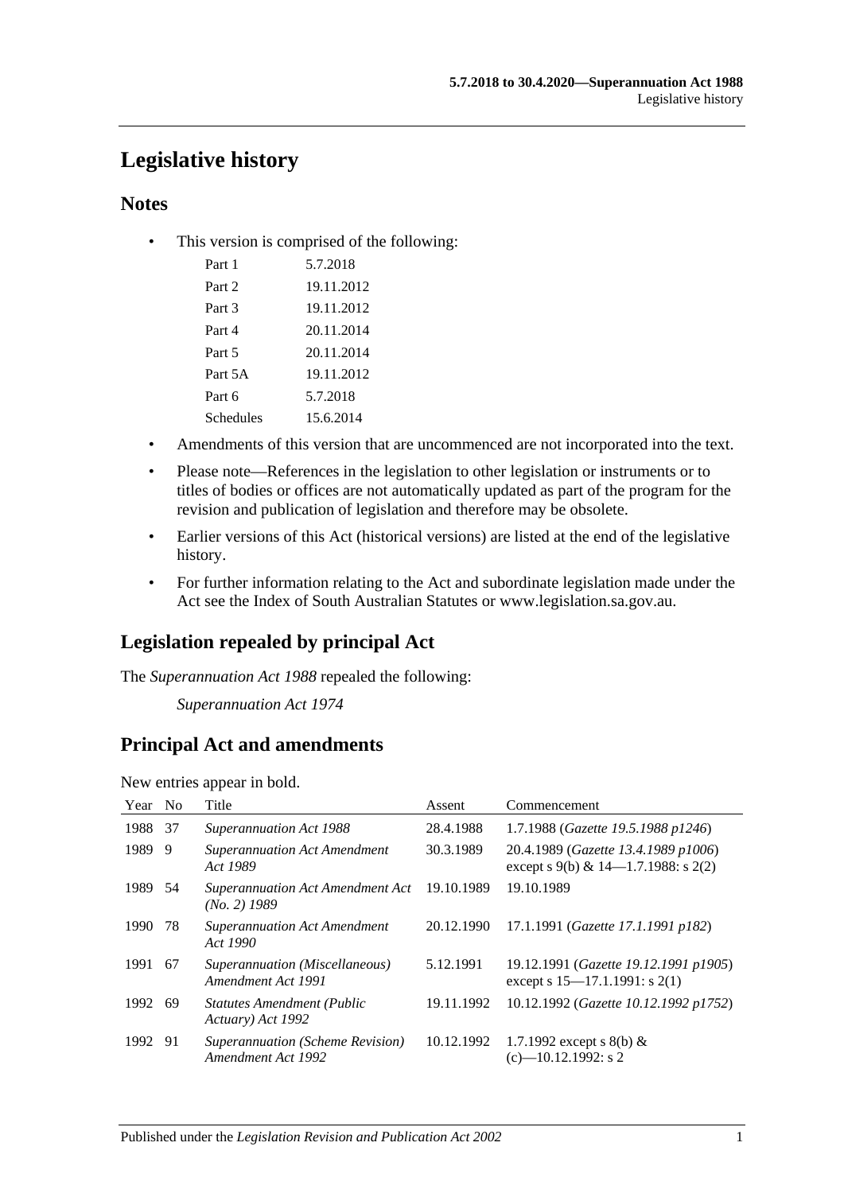# Legislative history

## Notes

- This version is comprised of the following:

| | |
|---|---|
| Part 1 | 5.7.2018 |
| Part 2 | 19.11.2012 |
| Part 3 | 19.11.2012 |
| Part 4 | 20.11.2014 |
| Part 5 | 20.11.2014 |
| Part 5A | 19.11.2012 |
| Part 6 | 5.7.2018 |
| Schedules | 15.6.2014 |

- Amendments of this version that are uncommenced are not incorporated into the text.
- Please note—References in the legislation to other legislation or instruments or to titles of bodies or offices are not automatically updated as part of the program for the revision and publication of legislation and therefore may be obsolete.
- Earlier versions of this Act (historical versions) are listed at the end of the legislative history.
- For further information relating to the Act and subordinate legislation made under the Act see the Index of South Australian Statutes or www.legislation.sa.gov.au.

## Legislation repealed by principal Act

The *Superannuation Act 1988* repealed the following:

*Superannuation Act 1974*

## Principal Act and amendments

New entries appear in bold.

| Year | No | Title | Assent | Commencement |
|---|---|---|---|---|
| 1988 | 37 | *Superannuation Act 1988* | 28.4.1988 | 1.7.1988 (*Gazette 19.5.1988 p1246*) |
| 1989 | 9 | *Superannuation Act Amendment Act 1989* | 30.3.1989 | 20.4.1989 (*Gazette 13.4.1989 p1006*) except s 9(b) & 14—1.7.1988: s 2(2) |
| 1989 | 54 | *Superannuation Act Amendment Act (No. 2) 1989* | 19.10.1989 | 19.10.1989 |
| 1990 | 78 | *Superannuation Act Amendment Act 1990* | 20.12.1990 | 17.1.1991 (*Gazette 17.1.1991 p182*) |
| 1991 | 67 | *Superannuation (Miscellaneous) Amendment Act 1991* | 5.12.1991 | 19.12.1991 (*Gazette 19.12.1991 p1905*) except s 15—17.1.1991: s 2(1) |
| 1992 | 69 | *Statutes Amendment (Public Actuary) Act 1992* | 19.11.1992 | 10.12.1992 (*Gazette 10.12.1992 p1752*) |
| 1992 | 91 | *Superannuation (Scheme Revision) Amendment Act 1992* | 10.12.1992 | 1.7.1992 except s 8(b) & (c)—10.12.1992: s 2 |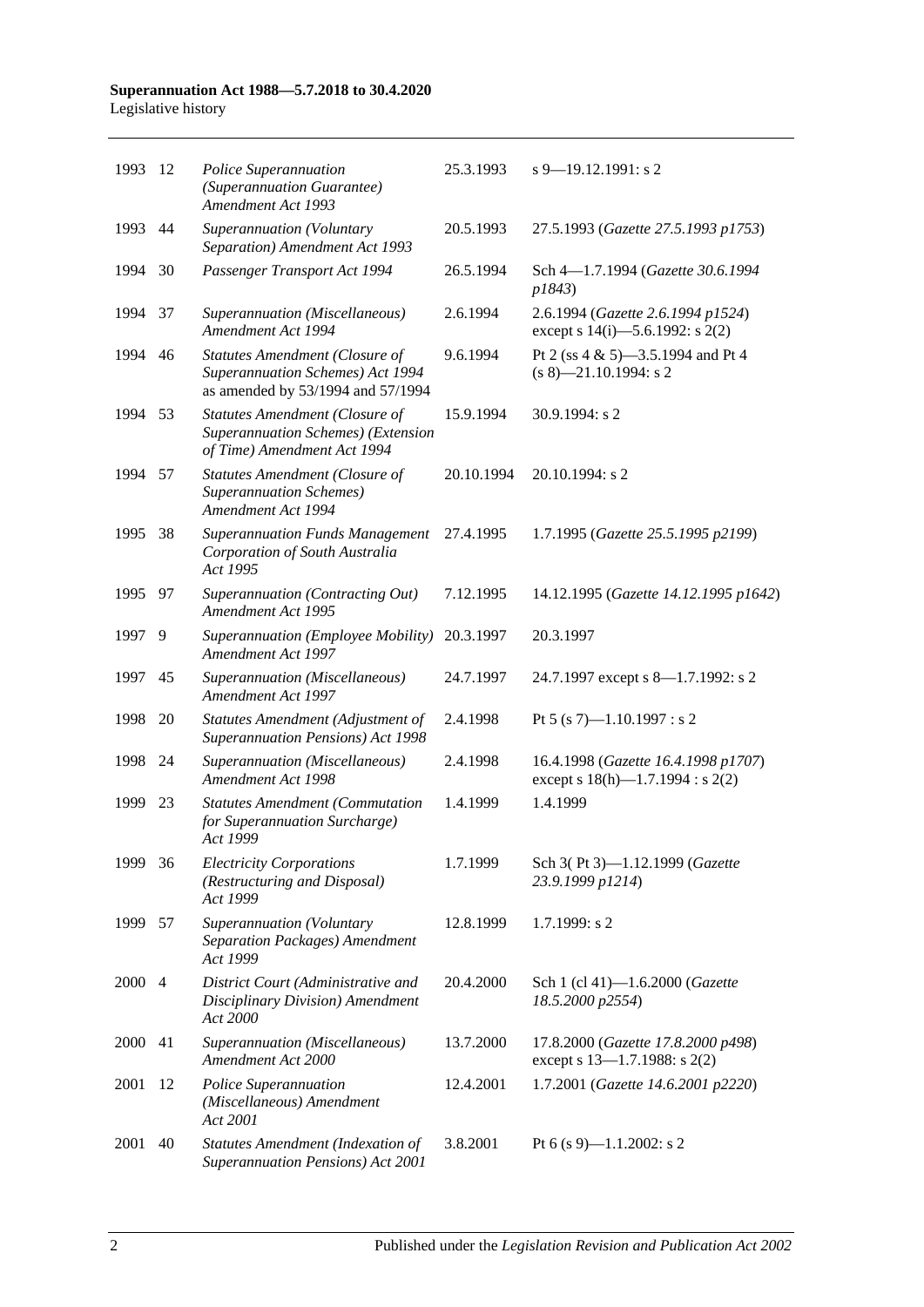| 1993 | 12 | *Police Superannuation (Superannuation Guarantee) Amendment Act 1993* | 25.3.1993 | s 9—19.12.1991: s 2 |
|---|---|---|---|---|
| 1993 | 44 | *Superannuation (Voluntary Separation) Amendment Act 1993* | 20.5.1993 | 27.5.1993 (*Gazette 27.5.1993 p1753*) |
| 1994 | 30 | *Passenger Transport Act 1994* | 26.5.1994 | Sch 4—1.7.1994 (*Gazette 30.6.1994 p1843*) |
| 1994 | 37 | *Superannuation (Miscellaneous) Amendment Act 1994* | 2.6.1994 | 2.6.1994 (*Gazette 2.6.1994 p1524*) except s 14(i)—5.6.1992: s 2(2) |
| 1994 | 46 | *Statutes Amendment (Closure of Superannuation Schemes) Act 1994* as amended by 53/1994 and 57/1994 | 9.6.1994 | Pt 2 (ss 4 & 5)—3.5.1994 and Pt 4 (s 8)—21.10.1994: s 2 |
| 1994 | 53 | *Statutes Amendment (Closure of Superannuation Schemes) (Extension of Time) Amendment Act 1994* | 15.9.1994 | 30.9.1994: s 2 |
| 1994 | 57 | *Statutes Amendment (Closure of Superannuation Schemes) Amendment Act 1994* | 20.10.1994 | 20.10.1994: s 2 |
| 1995 | 38 | *Superannuation Funds Management Corporation of South Australia Act 1995* | 27.4.1995 | 1.7.1995 (*Gazette 25.5.1995 p2199*) |
| 1995 | 97 | *Superannuation (Contracting Out) Amendment Act 1995* | 7.12.1995 | 14.12.1995 (*Gazette 14.12.1995 p1642*) |
| 1997 | 9 | *Superannuation (Employee Mobility) Amendment Act 1997* | 20.3.1997 | 20.3.1997 |
| 1997 | 45 | *Superannuation (Miscellaneous) Amendment Act 1997* | 24.7.1997 | 24.7.1997 except s 8—1.7.1992: s 2 |
| 1998 | 20 | *Statutes Amendment (Adjustment of Superannuation Pensions) Act 1998* | 2.4.1998 | Pt 5 (s 7)—1.10.1997 : s 2 |
| 1998 | 24 | *Superannuation (Miscellaneous) Amendment Act 1998* | 2.4.1998 | 16.4.1998 (*Gazette 16.4.1998 p1707*) except s 18(h)—1.7.1994 : s 2(2) |
| 1999 | 23 | *Statutes Amendment (Commutation for Superannuation Surcharge) Act 1999* | 1.4.1999 | 1.4.1999 |
| 1999 | 36 | *Electricity Corporations (Restructuring and Disposal) Act 1999* | 1.7.1999 | Sch 3( Pt 3)—1.12.1999 (*Gazette 23.9.1999 p1214*) |
| 1999 | 57 | *Superannuation (Voluntary Separation Packages) Amendment Act 1999* | 12.8.1999 | 1.7.1999: s 2 |
| 2000 | 4 | *District Court (Administrative and Disciplinary Division) Amendment Act 2000* | 20.4.2000 | Sch 1 (cl 41)—1.6.2000 (*Gazette 18.5.2000 p2554*) |
| 2000 | 41 | *Superannuation (Miscellaneous) Amendment Act 2000* | 13.7.2000 | 17.8.2000 (*Gazette 17.8.2000 p498*) except s 13—1.7.1988: s 2(2) |
| 2001 | 12 | *Police Superannuation (Miscellaneous) Amendment Act 2001* | 12.4.2001 | 1.7.2001 (*Gazette 14.6.2001 p2220*) |
| 2001 | 40 | *Statutes Amendment (Indexation of Superannuation Pensions) Act 2001* | 3.8.2001 | Pt 6 (s 9)—1.1.2002: s 2 |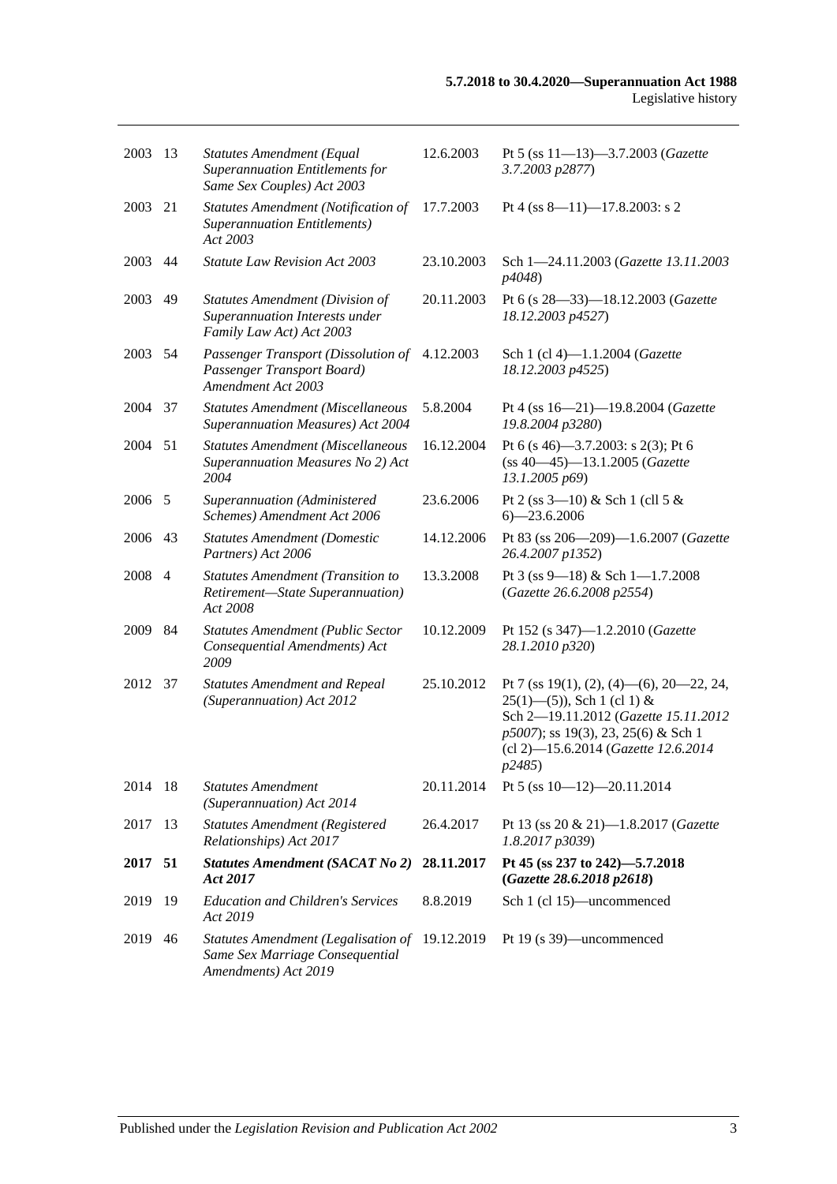| | | | | |
|---|---|---|---|---|
| 2003 | 13 | *Statutes Amendment (Equal Superannuation Entitlements for Same Sex Couples) Act 2003* | 12.6.2003 | Pt 5 (ss 11—13)—3.7.2003 (*Gazette 3.7.2003 p2877*) |
| 2003 | 21 | *Statutes Amendment (Notification of Superannuation Entitlements) Act 2003* | 17.7.2003 | Pt 4 (ss 8—11)—17.8.2003: s 2 |
| 2003 | 44 | *Statute Law Revision Act 2003* | 23.10.2003 | Sch 1—24.11.2003 (*Gazette 13.11.2003 p4048*) |
| 2003 | 49 | *Statutes Amendment (Division of Superannuation Interests under Family Law Act) Act 2003* | 20.11.2003 | Pt 6 (s 28—33)—18.12.2003 (*Gazette 18.12.2003 p4527*) |
| 2003 | 54 | *Passenger Transport (Dissolution of Passenger Transport Board) Amendment Act 2003* | 4.12.2003 | Sch 1 (cl 4)—1.1.2004 (*Gazette 18.12.2003 p4525*) |
| 2004 | 37 | *Statutes Amendment (Miscellaneous Superannuation Measures) Act 2004* | 5.8.2004 | Pt 4 (ss 16—21)—19.8.2004 (*Gazette 19.8.2004 p3280*) |
| 2004 | 51 | *Statutes Amendment (Miscellaneous Superannuation Measures No 2) Act 2004* | 16.12.2004 | Pt 6 (s 46)—3.7.2003: s 2(3); Pt 6 (ss 40—45)—13.1.2005 (*Gazette 13.1.2005 p69*) |
| 2006 | 5 | *Superannuation (Administered Schemes) Amendment Act 2006* | 23.6.2006 | Pt 2 (ss 3—10) & Sch 1 (cll 5 & 6)—23.6.2006 |
| 2006 | 43 | *Statutes Amendment (Domestic Partners) Act 2006* | 14.12.2006 | Pt 83 (ss 206—209)—1.6.2007 (*Gazette 26.4.2007 p1352*) |
| 2008 | 4 | *Statutes Amendment (Transition to Retirement—State Superannuation) Act 2008* | 13.3.2008 | Pt 3 (ss 9—18) & Sch 1—1.7.2008 (*Gazette 26.6.2008 p2554*) |
| 2009 | 84 | *Statutes Amendment (Public Sector Consequential Amendments) Act 2009* | 10.12.2009 | Pt 152 (s 347)—1.2.2010 (*Gazette 28.1.2010 p320*) |
| 2012 | 37 | *Statutes Amendment and Repeal (Superannuation) Act 2012* | 25.10.2012 | Pt 7 (ss 19(1), (2), (4)—(6), 20—22, 24, 25(1)—(5)), Sch 1 (cl 1) & Sch 2—19.11.2012 (*Gazette 15.11.2012 p5007*); ss 19(3), 23, 25(6) & Sch 1 (cl 2)—15.6.2014 (*Gazette 12.6.2014 p2485*) |
| 2014 | 18 | *Statutes Amendment (Superannuation) Act 2014* | 20.11.2014 | Pt 5 (ss 10—12)—20.11.2014 |
| 2017 | 13 | *Statutes Amendment (Registered Relationships) Act 2017* | 26.4.2017 | Pt 13 (ss 20 & 21)—1.8.2017 (*Gazette 1.8.2017 p3039*) |
| **2017** | **51** | ***Statutes Amendment (SACAT No 2) Act 2017*** | **28.11.2017** | **Pt 45 (ss 237 to 242)—5.7.2018 (*Gazette 28.6.2018 p2618*)** |
| 2019 | 19 | *Education and Children's Services Act 2019* | 8.8.2019 | Sch 1 (cl 15)—uncommenced |
| 2019 | 46 | *Statutes Amendment (Legalisation of Same Sex Marriage Consequential Amendments) Act 2019* | 19.12.2019 | Pt 19 (s 39)—uncommenced |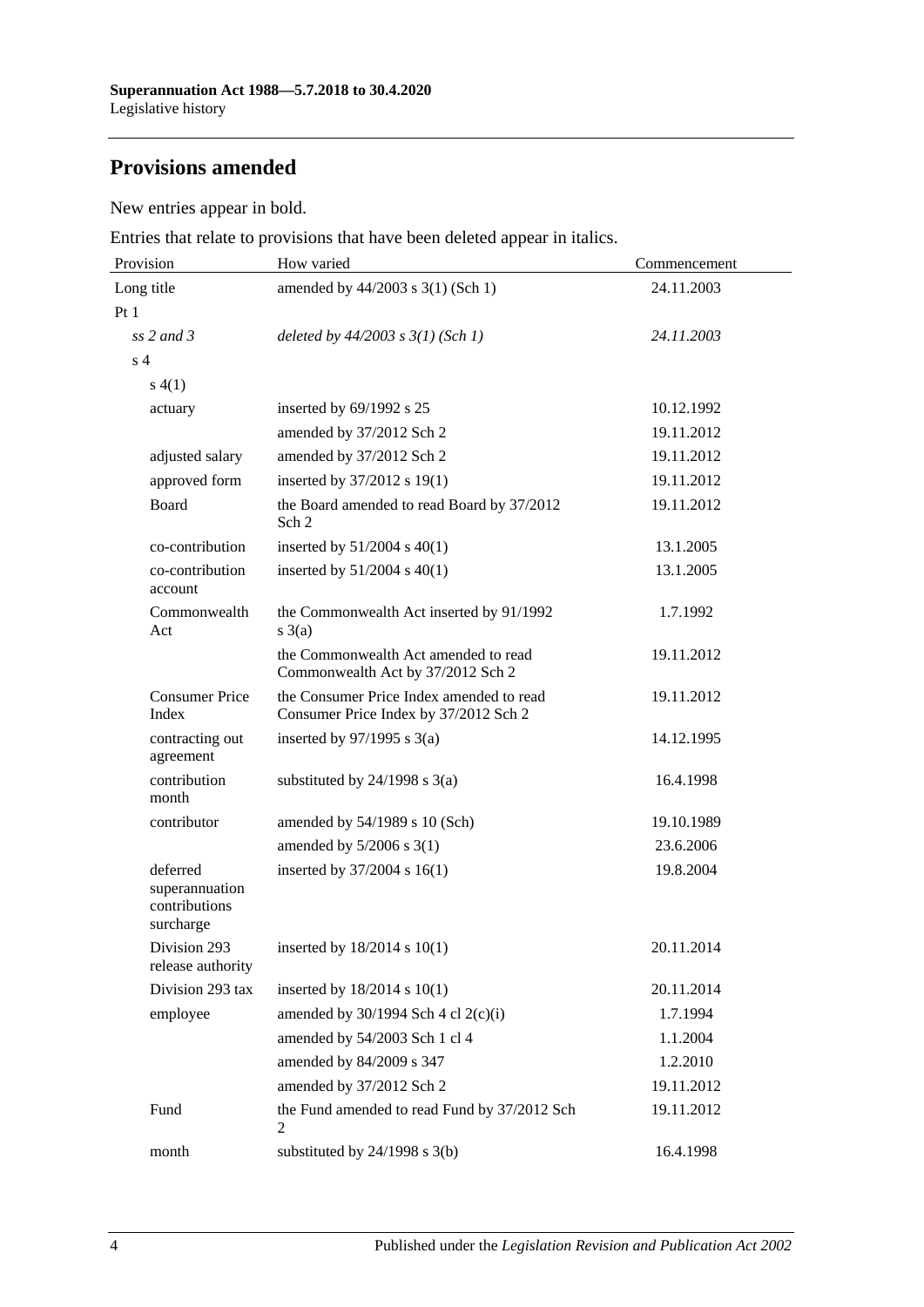## Provisions amended

New entries appear in bold.

Entries that relate to provisions that have been deleted appear in italics.

| Provision | How varied | Commencement |
|---|---|---|
| Long title | amended by 44/2003 s 3(1) (Sch 1) | 24.11.2003 |
| Pt 1 | | |
| *ss 2 and 3* | *deleted by 44/2003 s 3(1) (Sch 1)* | *24.11.2003* |
| s 4 | | |
| s 4(1) | | |
| actuary | inserted by 69/1992 s 25 | 10.12.1992 |
| | amended by 37/2012 Sch 2 | 19.11.2012 |
| adjusted salary | amended by 37/2012 Sch 2 | 19.11.2012 |
| approved form | inserted by 37/2012 s 19(1) | 19.11.2012 |
| Board | the Board amended to read Board by 37/2012 Sch 2 | 19.11.2012 |
| co-contribution | inserted by 51/2004 s 40(1) | 13.1.2005 |
| co-contribution account | inserted by 51/2004 s 40(1) | 13.1.2005 |
| Commonwealth Act | the Commonwealth Act inserted by 91/1992 s 3(a) | 1.7.1992 |
| | the Commonwealth Act amended to read Commonwealth Act by 37/2012 Sch 2 | 19.11.2012 |
| Consumer Price Index | the Consumer Price Index amended to read Consumer Price Index by 37/2012 Sch 2 | 19.11.2012 |
| contracting out agreement | inserted by 97/1995 s 3(a) | 14.12.1995 |
| contribution month | substituted by 24/1998 s 3(a) | 16.4.1998 |
| contributor | amended by 54/1989 s 10 (Sch) | 19.10.1989 |
| | amended by 5/2006 s 3(1) | 23.6.2006 |
| deferred superannuation contributions surcharge | inserted by 37/2004 s 16(1) | 19.8.2004 |
| Division 293 release authority | inserted by 18/2014 s 10(1) | 20.11.2014 |
| Division 293 tax | inserted by 18/2014 s 10(1) | 20.11.2014 |
| employee | amended by 30/1994 Sch 4 cl 2(c)(i) | 1.7.1994 |
| | amended by 54/2003 Sch 1 cl 4 | 1.1.2004 |
| | amended by 84/2009 s 347 | 1.2.2010 |
| | amended by 37/2012 Sch 2 | 19.11.2012 |
| Fund | the Fund amended to read Fund by 37/2012 Sch 2 | 19.11.2012 |
| month | substituted by 24/1998 s 3(b) | 16.4.1998 |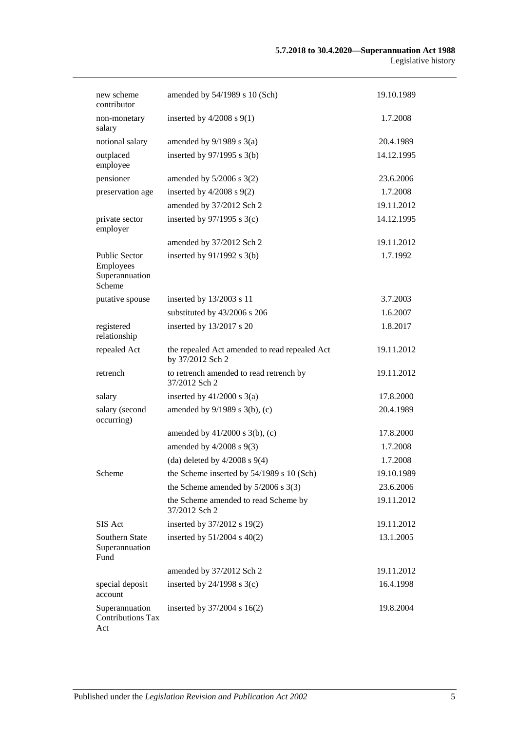| | | |
|---|---|---|
| new scheme contributor | amended by 54/1989 s 10 (Sch) | 19.10.1989 |
| non-monetary salary | inserted by 4/2008 s 9(1) | 1.7.2008 |
| notional salary | amended by 9/1989 s 3(a) | 20.4.1989 |
| outplaced employee | inserted by 97/1995 s 3(b) | 14.12.1995 |
| pensioner | amended by 5/2006 s 3(2) | 23.6.2006 |
| preservation age | inserted by 4/2008 s 9(2) | 1.7.2008 |
| | amended by 37/2012 Sch 2 | 19.11.2012 |
| private sector employer | inserted by 97/1995 s 3(c) | 14.12.1995 |
| | amended by 37/2012 Sch 2 | 19.11.2012 |
| Public Sector Employees Superannuation Scheme | inserted by 91/1992 s 3(b) | 1.7.1992 |
| putative spouse | inserted by 13/2003 s 11 | 3.7.2003 |
| | substituted by 43/2006 s 206 | 1.6.2007 |
| registered relationship | inserted by 13/2017 s 20 | 1.8.2017 |
| repealed Act | the repealed Act amended to read repealed Act by 37/2012 Sch 2 | 19.11.2012 |
| retrench | to retrench amended to read retrench by 37/2012 Sch 2 | 19.11.2012 |
| salary | inserted by 41/2000 s 3(a) | 17.8.2000 |
| salary (second occurring) | amended by 9/1989 s 3(b), (c) | 20.4.1989 |
| | amended by 41/2000 s 3(b), (c) | 17.8.2000 |
| | amended by 4/2008 s 9(3) | 1.7.2008 |
| | (da) deleted by 4/2008 s 9(4) | 1.7.2008 |
| Scheme | the Scheme inserted by 54/1989 s 10 (Sch) | 19.10.1989 |
| | the Scheme amended by 5/2006 s 3(3) | 23.6.2006 |
| | the Scheme amended to read Scheme by 37/2012 Sch 2 | 19.11.2012 |
| SIS Act | inserted by 37/2012 s 19(2) | 19.11.2012 |
| Southern State Superannuation Fund | inserted by 51/2004 s 40(2) | 13.1.2005 |
| | amended by 37/2012 Sch 2 | 19.11.2012 |
| special deposit account | inserted by 24/1998 s 3(c) | 16.4.1998 |
| Superannuation Contributions Tax Act | inserted by 37/2004 s 16(2) | 19.8.2004 |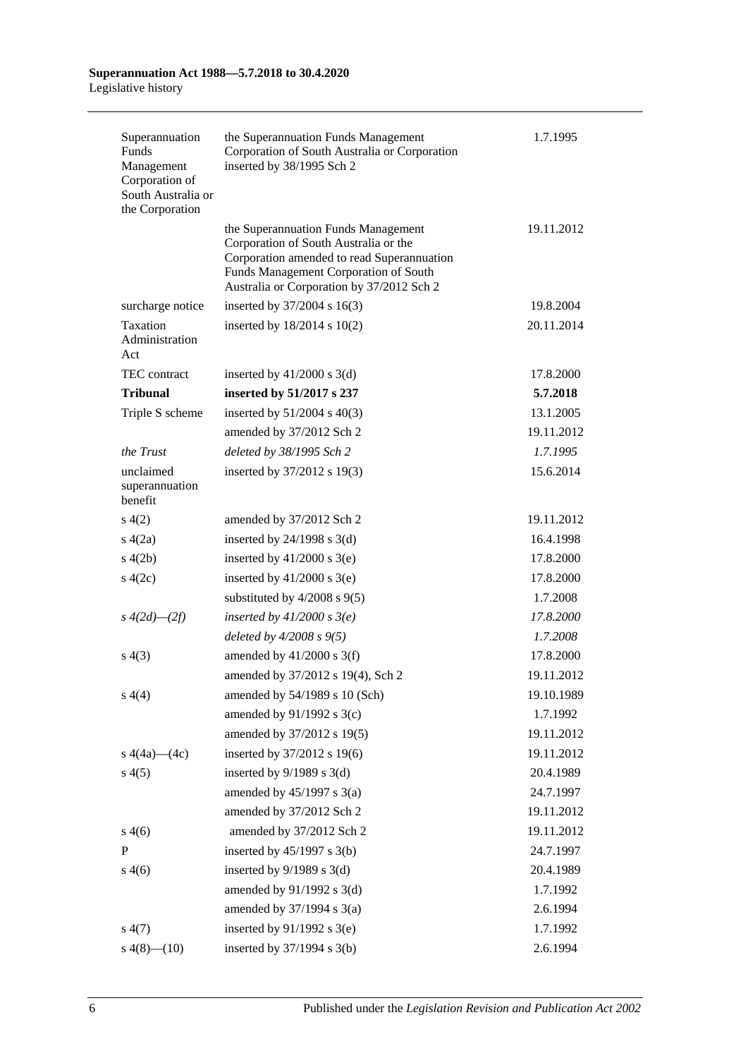| | | |
|---|---|---|
| Superannuation Funds Management Corporation of South Australia or the Corporation | the Superannuation Funds Management Corporation of South Australia or Corporation inserted by 38/1995 Sch 2 | 1.7.1995 |
| | the Superannuation Funds Management Corporation of South Australia or the Corporation amended to read Superannuation Funds Management Corporation of South Australia or Corporation by 37/2012 Sch 2 | 19.11.2012 |
| surcharge notice | inserted by 37/2004 s 16(3) | 19.8.2004 |
| Taxation Administration Act | inserted by 18/2014 s 10(2) | 20.11.2014 |
| TEC contract | inserted by 41/2000 s 3(d) | 17.8.2000 |
| **Tribunal** | **inserted by 51/2017 s 237** | **5.7.2018** |
| Triple S scheme | inserted by 51/2004 s 40(3) | 13.1.2005 |
| | amended by 37/2012 Sch 2 | 19.11.2012 |
| *the Trust* | *deleted by 38/1995 Sch 2* | *1.7.1995* |
| unclaimed superannuation benefit | inserted by 37/2012 s 19(3) | 15.6.2014 |
| s 4(2) | amended by 37/2012 Sch 2 | 19.11.2012 |
| s 4(2a) | inserted by 24/1998 s 3(d) | 16.4.1998 |
| s 4(2b) | inserted by 41/2000 s 3(e) | 17.8.2000 |
| s 4(2c) | inserted by 41/2000 s 3(e) | 17.8.2000 |
| | substituted by 4/2008 s 9(5) | 1.7.2008 |
| *s 4(2d)—(2f)* | *inserted by 41/2000 s 3(e)* | *17.8.2000* |
| | *deleted by 4/2008 s 9(5)* | *1.7.2008* |
| s 4(3) | amended by 41/2000 s 3(f) | 17.8.2000 |
| | amended by 37/2012 s 19(4), Sch 2 | 19.11.2012 |
| s 4(4) | amended by 54/1989 s 10 (Sch) | 19.10.1989 |
| | amended by 91/1992 s 3(c) | 1.7.1992 |
| | amended by 37/2012 s 19(5) | 19.11.2012 |
| s 4(4a)—(4c) | inserted by 37/2012 s 19(6) | 19.11.2012 |
| s 4(5) | inserted by 9/1989 s 3(d) | 20.4.1989 |
| | amended by 45/1997 s 3(a) | 24.7.1997 |
| | amended by 37/2012 Sch 2 | 19.11.2012 |
| s 4(6) | amended by 37/2012 Sch 2 | 19.11.2012 |
| P | inserted by 45/1997 s 3(b) | 24.7.1997 |
| s 4(6) | inserted by 9/1989 s 3(d) | 20.4.1989 |
| | amended by 91/1992 s 3(d) | 1.7.1992 |
| | amended by 37/1994 s 3(a) | 2.6.1994 |
| s 4(7) | inserted by 91/1992 s 3(e) | 1.7.1992 |
| s 4(8)—(10) | inserted by 37/1994 s 3(b) | 2.6.1994 |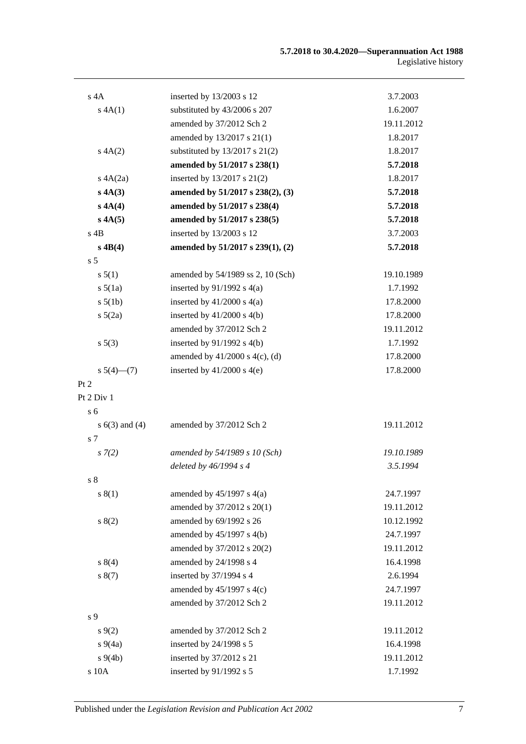| | | |
|---|---|---|
| s 4A | inserted by 13/2003 s 12 | 3.7.2003 |
| s 4A(1) | substituted by 43/2006 s 207 | 1.6.2007 |
| | amended by 37/2012 Sch 2 | 19.11.2012 |
| | amended by 13/2017 s 21(1) | 1.8.2017 |
| s 4A(2) | substituted by 13/2017 s 21(2) | 1.8.2017 |
| | **amended by 51/2017 s 238(1)** | **5.7.2018** |
| s 4A(2a) | inserted by 13/2017 s 21(2) | 1.8.2017 |
| **s 4A(3)** | **amended by 51/2017 s 238(2), (3)** | **5.7.2018** |
| **s 4A(4)** | **amended by 51/2017 s 238(4)** | **5.7.2018** |
| **s 4A(5)** | **amended by 51/2017 s 238(5)** | **5.7.2018** |
| s 4B | inserted by 13/2003 s 12 | 3.7.2003 |
| **s 4B(4)** | **amended by 51/2017 s 239(1), (2)** | **5.7.2018** |
| s 5 | | |
| s 5(1) | amended by 54/1989 ss 2, 10 (Sch) | 19.10.1989 |
| s 5(1a) | inserted by 91/1992 s 4(a) | 1.7.1992 |
| s 5(1b) | inserted by 41/2000 s 4(a) | 17.8.2000 |
| s 5(2a) | inserted by 41/2000 s 4(b) | 17.8.2000 |
| | amended by 37/2012 Sch 2 | 19.11.2012 |
| s 5(3) | inserted by 91/1992 s 4(b) | 1.7.1992 |
| | amended by 41/2000 s 4(c), (d) | 17.8.2000 |
| s 5(4)—(7) | inserted by 41/2000 s 4(e) | 17.8.2000 |
| Pt 2 | | |
| Pt 2 Div 1 | | |
| s 6 | | |
| s 6(3) and (4) | amended by 37/2012 Sch 2 | 19.11.2012 |
| s 7 | | |
| *s 7(2)* | *amended by 54/1989 s 10 (Sch)* | *19.10.1989* |
| | *deleted by 46/1994 s 4* | *3.5.1994* |
| s 8 | | |
| s 8(1) | amended by 45/1997 s 4(a) | 24.7.1997 |
| | amended by 37/2012 s 20(1) | 19.11.2012 |
| s 8(2) | amended by 69/1992 s 26 | 10.12.1992 |
| | amended by 45/1997 s 4(b) | 24.7.1997 |
| | amended by 37/2012 s 20(2) | 19.11.2012 |
| s 8(4) | amended by 24/1998 s 4 | 16.4.1998 |
| s 8(7) | inserted by 37/1994 s 4 | 2.6.1994 |
| | amended by 45/1997 s 4(c) | 24.7.1997 |
| | amended by 37/2012 Sch 2 | 19.11.2012 |
| s 9 | | |
| s 9(2) | amended by 37/2012 Sch 2 | 19.11.2012 |
| s 9(4a) | inserted by 24/1998 s 5 | 16.4.1998 |
| s 9(4b) | inserted by 37/2012 s 21 | 19.11.2012 |
| s 10A | inserted by 91/1992 s 5 | 1.7.1992 |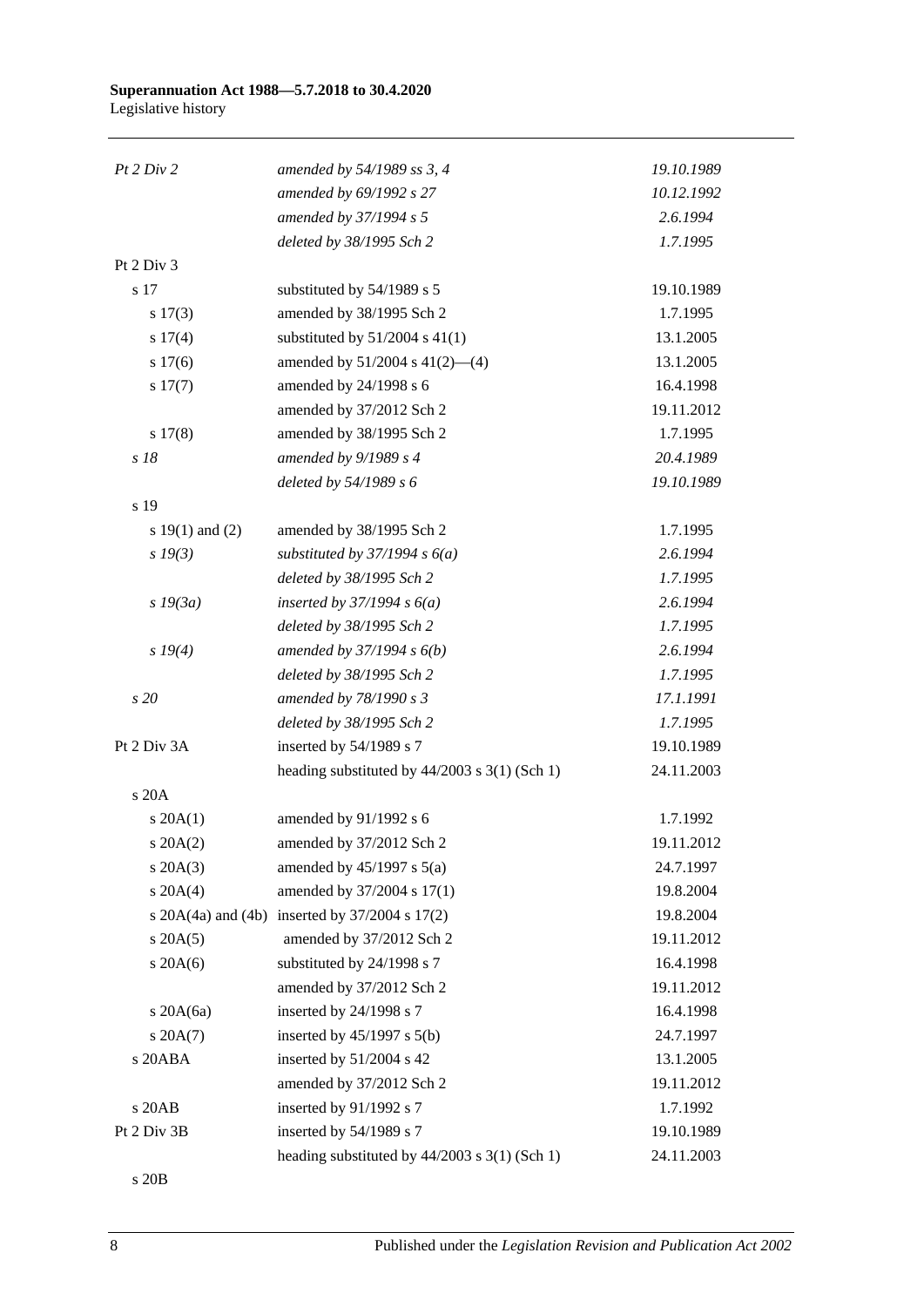| | | |
|---|---|---|
| *Pt 2 Div 2* | *amended by 54/1989 ss 3, 4* | *19.10.1989* |
| | *amended by 69/1992 s 27* | *10.12.1992* |
| | *amended by 37/1994 s 5* | *2.6.1994* |
| | *deleted by 38/1995 Sch 2* | *1.7.1995* |
| Pt 2 Div 3 | | |
| s 17 | substituted by 54/1989 s 5 | 19.10.1989 |
| s 17(3) | amended by 38/1995 Sch 2 | 1.7.1995 |
| s 17(4) | substituted by 51/2004 s 41(1) | 13.1.2005 |
| s 17(6) | amended by 51/2004 s 41(2)—(4) | 13.1.2005 |
| s 17(7) | amended by 24/1998 s 6 | 16.4.1998 |
| | amended by 37/2012 Sch 2 | 19.11.2012 |
| s 17(8) | amended by 38/1995 Sch 2 | 1.7.1995 |
| *s 18* | *amended by 9/1989 s 4* | *20.4.1989* |
| | *deleted by 54/1989 s 6* | *19.10.1989* |
| s 19 | | |
| s 19(1) and (2) | amended by 38/1995 Sch 2 | 1.7.1995 |
| *s 19(3)* | *substituted by 37/1994 s 6(a)* | *2.6.1994* |
| | *deleted by 38/1995 Sch 2* | *1.7.1995* |
| *s 19(3a)* | *inserted by 37/1994 s 6(a)* | *2.6.1994* |
| | *deleted by 38/1995 Sch 2* | *1.7.1995* |
| *s 19(4)* | *amended by 37/1994 s 6(b)* | *2.6.1994* |
| | *deleted by 38/1995 Sch 2* | *1.7.1995* |
| *s 20* | *amended by 78/1990 s 3* | *17.1.1991* |
| | *deleted by 38/1995 Sch 2* | *1.7.1995* |
| Pt 2 Div 3A | inserted by 54/1989 s 7 | 19.10.1989 |
| | heading substituted by 44/2003 s 3(1) (Sch 1) | 24.11.2003 |
| s 20A | | |
| s 20A(1) | amended by 91/1992 s 6 | 1.7.1992 |
| s 20A(2) | amended by 37/2012 Sch 2 | 19.11.2012 |
| s 20A(3) | amended by 45/1997 s 5(a) | 24.7.1997 |
| s 20A(4) | amended by 37/2004 s 17(1) | 19.8.2004 |
| s 20A(4a) and (4b) | inserted by 37/2004 s 17(2) | 19.8.2004 |
| s 20A(5) | amended by 37/2012 Sch 2 | 19.11.2012 |
| s 20A(6) | substituted by 24/1998 s 7 | 16.4.1998 |
| | amended by 37/2012 Sch 2 | 19.11.2012 |
| s 20A(6a) | inserted by 24/1998 s 7 | 16.4.1998 |
| s 20A(7) | inserted by 45/1997 s 5(b) | 24.7.1997 |
| s 20ABA | inserted by 51/2004 s 42 | 13.1.2005 |
| | amended by 37/2012 Sch 2 | 19.11.2012 |
| s 20AB | inserted by 91/1992 s 7 | 1.7.1992 |
| Pt 2 Div 3B | inserted by 54/1989 s 7 | 19.10.1989 |
| | heading substituted by 44/2003 s 3(1) (Sch 1) | 24.11.2003 |
| s 20B | | |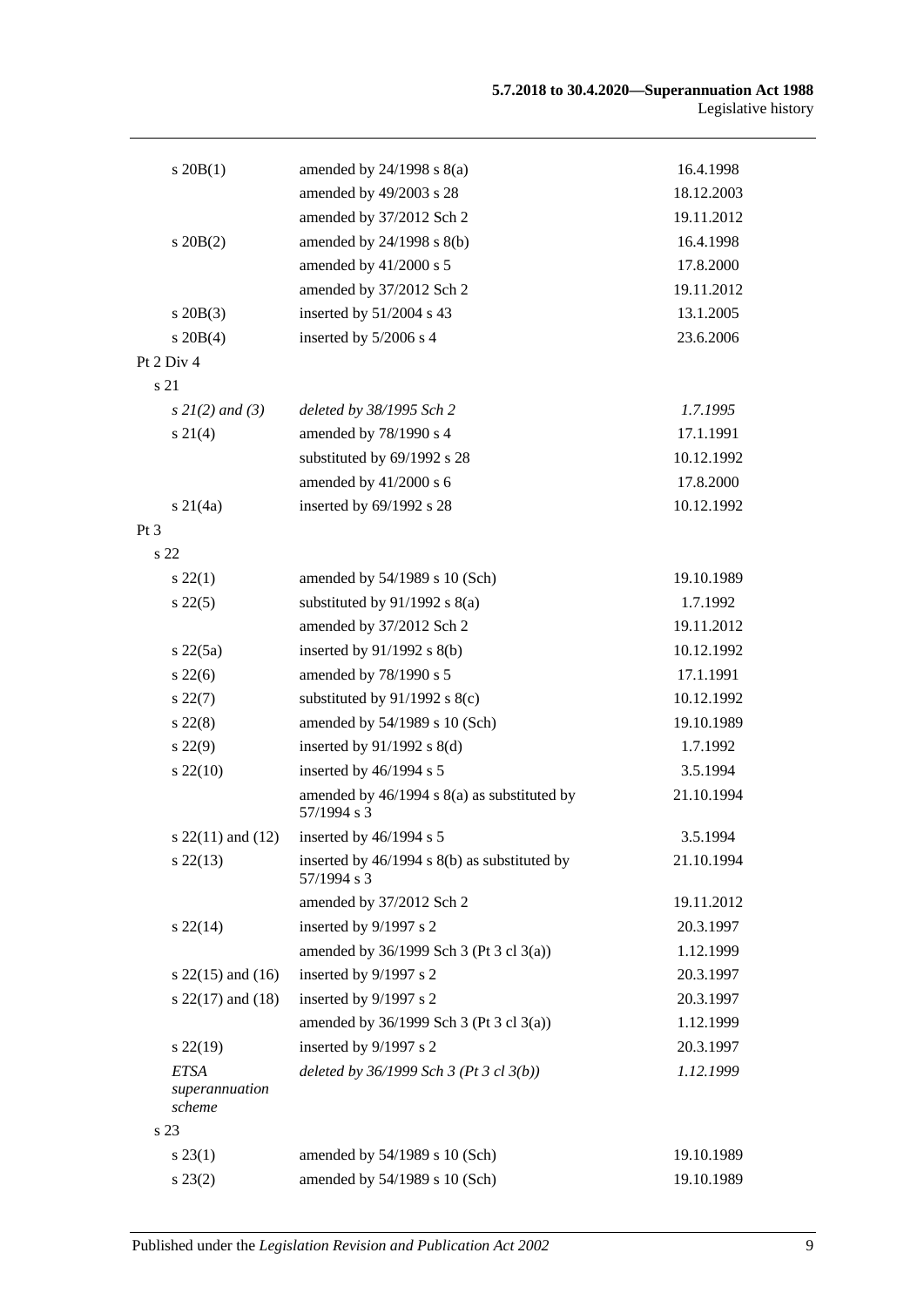| | | |
|---|---|---|
| s 20B(1) | amended by 24/1998 s 8(a) | 16.4.1998 |
| | amended by 49/2003 s 28 | 18.12.2003 |
| | amended by 37/2012 Sch 2 | 19.11.2012 |
| s 20B(2) | amended by 24/1998 s 8(b) | 16.4.1998 |
| | amended by 41/2000 s 5 | 17.8.2000 |
| | amended by 37/2012 Sch 2 | 19.11.2012 |
| s 20B(3) | inserted by 51/2004 s 43 | 13.1.2005 |
| s 20B(4) | inserted by 5/2006 s 4 | 23.6.2006 |
| Pt 2 Div 4 | | |
| s 21 | | |
| *s 21(2) and (3)* | *deleted by 38/1995 Sch 2* | *1.7.1995* |
| s 21(4) | amended by 78/1990 s 4 | 17.1.1991 |
| | substituted by 69/1992 s 28 | 10.12.1992 |
| | amended by 41/2000 s 6 | 17.8.2000 |
| s 21(4a) | inserted by 69/1992 s 28 | 10.12.1992 |
| Pt 3 | | |
| s 22 | | |
| s 22(1) | amended by 54/1989 s 10 (Sch) | 19.10.1989 |
| s 22(5) | substituted by 91/1992 s 8(a) | 1.7.1992 |
| | amended by 37/2012 Sch 2 | 19.11.2012 |
| s 22(5a) | inserted by 91/1992 s 8(b) | 10.12.1992 |
| s 22(6) | amended by 78/1990 s 5 | 17.1.1991 |
| s 22(7) | substituted by 91/1992 s 8(c) | 10.12.1992 |
| s 22(8) | amended by 54/1989 s 10 (Sch) | 19.10.1989 |
| s 22(9) | inserted by 91/1992 s 8(d) | 1.7.1992 |
| s 22(10) | inserted by 46/1994 s 5 | 3.5.1994 |
| | amended by 46/1994 s 8(a) as substituted by 57/1994 s 3 | 21.10.1994 |
| s 22(11) and (12) | inserted by 46/1994 s 5 | 3.5.1994 |
| s 22(13) | inserted by 46/1994 s 8(b) as substituted by 57/1994 s 3 | 21.10.1994 |
| | amended by 37/2012 Sch 2 | 19.11.2012 |
| s 22(14) | inserted by 9/1997 s 2 | 20.3.1997 |
| | amended by 36/1999 Sch 3 (Pt 3 cl 3(a)) | 1.12.1999 |
| s 22(15) and (16) | inserted by 9/1997 s 2 | 20.3.1997 |
| s 22(17) and (18) | inserted by 9/1997 s 2 | 20.3.1997 |
| | amended by 36/1999 Sch 3 (Pt 3 cl 3(a)) | 1.12.1999 |
| s 22(19) | inserted by 9/1997 s 2 | 20.3.1997 |
| *ETSA superannuation scheme* | *deleted by 36/1999 Sch 3 (Pt 3 cl 3(b))* | *1.12.1999* |
| s 23 | | |
| s 23(1) | amended by 54/1989 s 10 (Sch) | 19.10.1989 |
| s 23(2) | amended by 54/1989 s 10 (Sch) | 19.10.1989 |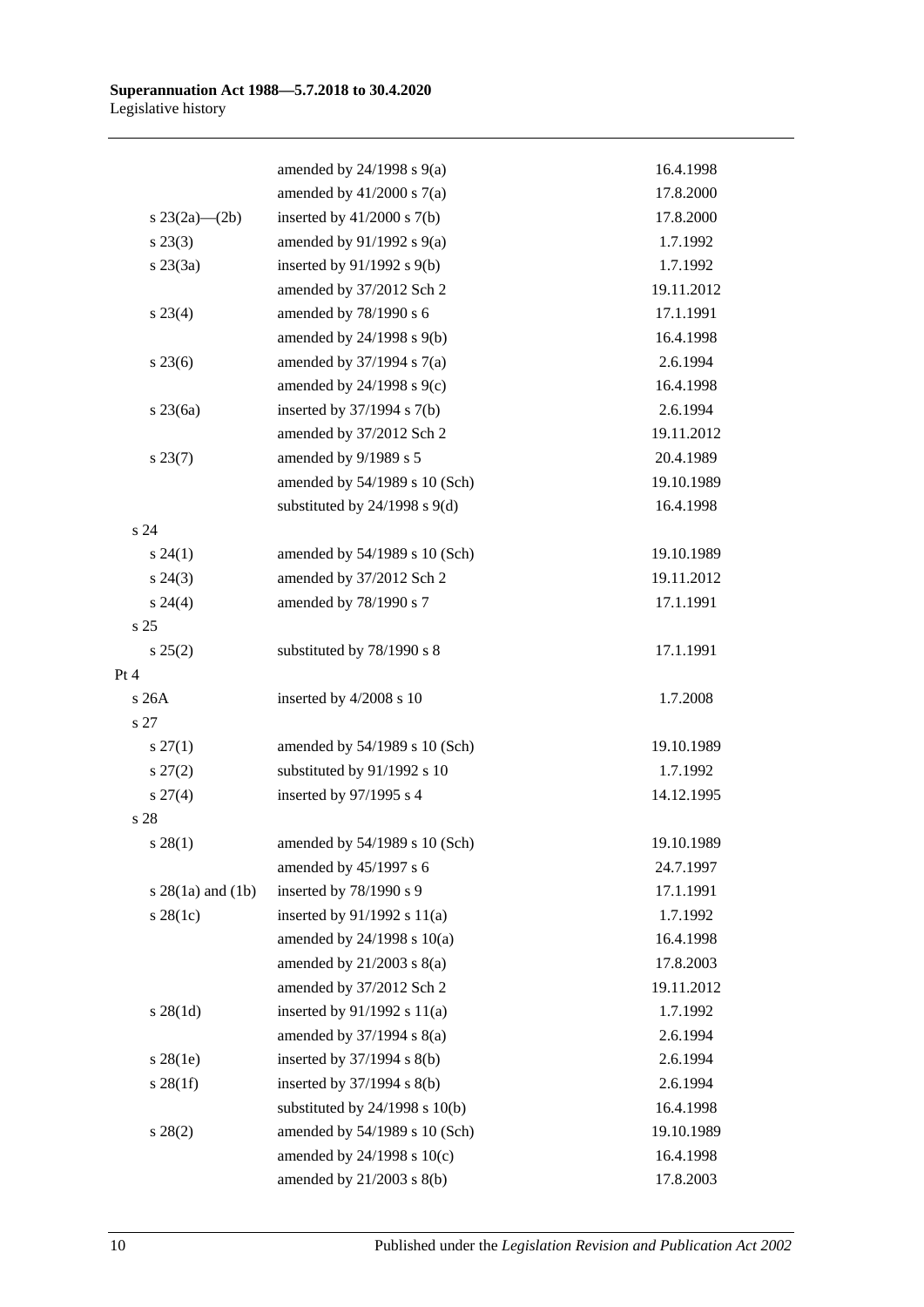| | | |
|---|---|---|
| | amended by 24/1998 s 9(a) | 16.4.1998 |
| | amended by 41/2000 s 7(a) | 17.8.2000 |
| s 23(2a)—(2b) | inserted by 41/2000 s 7(b) | 17.8.2000 |
| s 23(3) | amended by 91/1992 s 9(a) | 1.7.1992 |
| s 23(3a) | inserted by 91/1992 s 9(b) | 1.7.1992 |
| | amended by 37/2012 Sch 2 | 19.11.2012 |
| s 23(4) | amended by 78/1990 s 6 | 17.1.1991 |
| | amended by 24/1998 s 9(b) | 16.4.1998 |
| s 23(6) | amended by 37/1994 s 7(a) | 2.6.1994 |
| | amended by 24/1998 s 9(c) | 16.4.1998 |
| s 23(6a) | inserted by 37/1994 s 7(b) | 2.6.1994 |
| | amended by 37/2012 Sch 2 | 19.11.2012 |
| s 23(7) | amended by 9/1989 s 5 | 20.4.1989 |
| | amended by 54/1989 s 10 (Sch) | 19.10.1989 |
| | substituted by 24/1998 s 9(d) | 16.4.1998 |
| s 24 | | |
| s 24(1) | amended by 54/1989 s 10 (Sch) | 19.10.1989 |
| s 24(3) | amended by 37/2012 Sch 2 | 19.11.2012 |
| s 24(4) | amended by 78/1990 s 7 | 17.1.1991 |
| s 25 | | |
| s 25(2) | substituted by 78/1990 s 8 | 17.1.1991 |
| Pt 4 | | |
| s 26A | inserted by 4/2008 s 10 | 1.7.2008 |
| s 27 | | |
| s 27(1) | amended by 54/1989 s 10 (Sch) | 19.10.1989 |
| s 27(2) | substituted by 91/1992 s 10 | 1.7.1992 |
| s 27(4) | inserted by 97/1995 s 4 | 14.12.1995 |
| s 28 | | |
| s 28(1) | amended by 54/1989 s 10 (Sch) | 19.10.1989 |
| | amended by 45/1997 s 6 | 24.7.1997 |
| s 28(1a) and (1b) | inserted by 78/1990 s 9 | 17.1.1991 |
| s 28(1c) | inserted by 91/1992 s 11(a) | 1.7.1992 |
| | amended by 24/1998 s 10(a) | 16.4.1998 |
| | amended by 21/2003 s 8(a) | 17.8.2003 |
| | amended by 37/2012 Sch 2 | 19.11.2012 |
| s 28(1d) | inserted by 91/1992 s 11(a) | 1.7.1992 |
| | amended by 37/1994 s 8(a) | 2.6.1994 |
| s 28(1e) | inserted by 37/1994 s 8(b) | 2.6.1994 |
| s 28(1f) | inserted by 37/1994 s 8(b) | 2.6.1994 |
| | substituted by 24/1998 s 10(b) | 16.4.1998 |
| s 28(2) | amended by 54/1989 s 10 (Sch) | 19.10.1989 |
| | amended by 24/1998 s 10(c) | 16.4.1998 |
| | amended by 21/2003 s 8(b) | 17.8.2003 |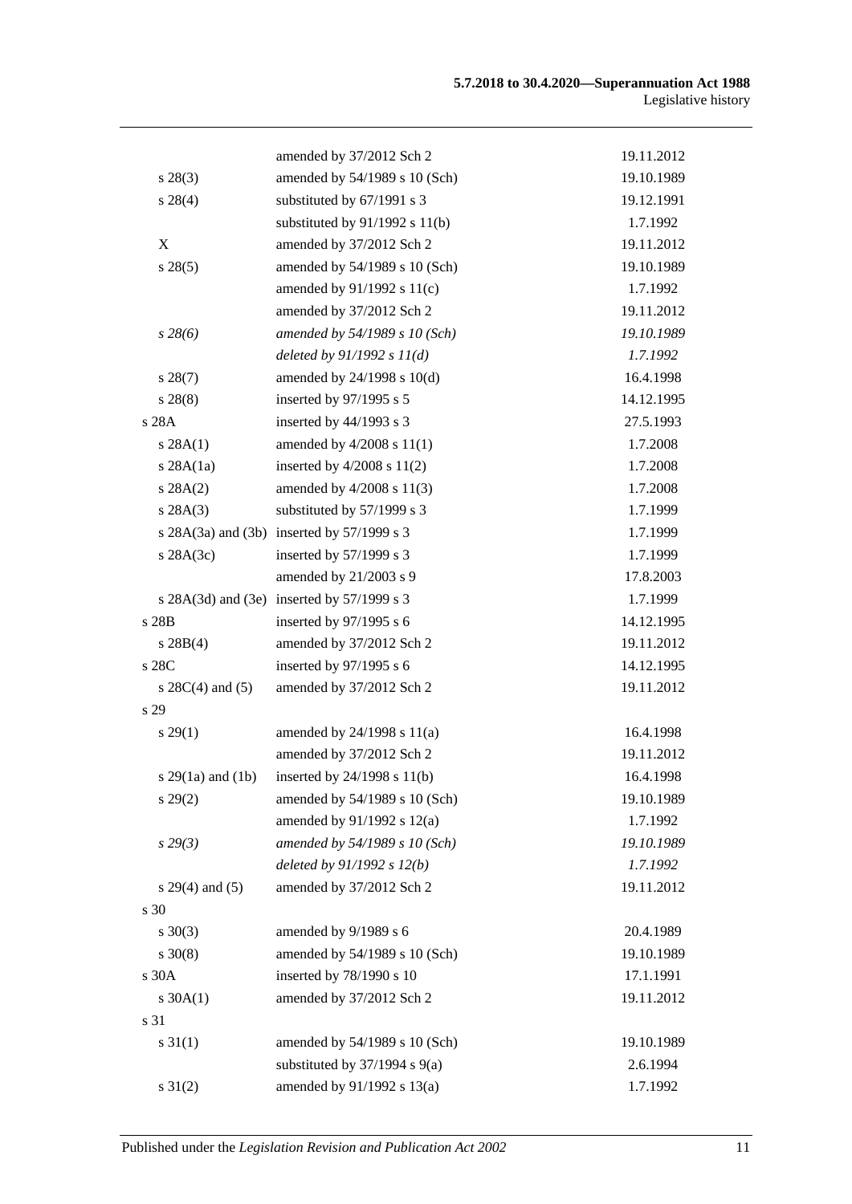| | | |
|---|---|---|
| | amended by 37/2012 Sch 2 | 19.11.2012 |
| s 28(3) | amended by 54/1989 s 10 (Sch) | 19.10.1989 |
| s 28(4) | substituted by 67/1991 s 3 | 19.12.1991 |
| | substituted by 91/1992 s 11(b) | 1.7.1992 |
| X | amended by 37/2012 Sch 2 | 19.11.2012 |
| s 28(5) | amended by 54/1989 s 10 (Sch) | 19.10.1989 |
| | amended by 91/1992 s 11(c) | 1.7.1992 |
| | amended by 37/2012 Sch 2 | 19.11.2012 |
| *s 28(6)* | *amended by 54/1989 s 10 (Sch)* | *19.10.1989* |
| | *deleted by 91/1992 s 11(d)* | *1.7.1992* |
| s 28(7) | amended by 24/1998 s 10(d) | 16.4.1998 |
| s 28(8) | inserted by 97/1995 s 5 | 14.12.1995 |
| s 28A | inserted by 44/1993 s 3 | 27.5.1993 |
| s 28A(1) | amended by 4/2008 s 11(1) | 1.7.2008 |
| s 28A(1a) | inserted by 4/2008 s 11(2) | 1.7.2008 |
| s 28A(2) | amended by 4/2008 s 11(3) | 1.7.2008 |
| s 28A(3) | substituted by 57/1999 s 3 | 1.7.1999 |
| s 28A(3a) and (3b) | inserted by 57/1999 s 3 | 1.7.1999 |
| s 28A(3c) | inserted by 57/1999 s 3 | 1.7.1999 |
| | amended by 21/2003 s 9 | 17.8.2003 |
| s 28A(3d) and (3e) | inserted by 57/1999 s 3 | 1.7.1999 |
| s 28B | inserted by 97/1995 s 6 | 14.12.1995 |
| s 28B(4) | amended by 37/2012 Sch 2 | 19.11.2012 |
| s 28C | inserted by 97/1995 s 6 | 14.12.1995 |
| s 28C(4) and (5) | amended by 37/2012 Sch 2 | 19.11.2012 |
| s 29 | | |
| s 29(1) | amended by 24/1998 s 11(a) | 16.4.1998 |
| | amended by 37/2012 Sch 2 | 19.11.2012 |
| s 29(1a) and (1b) | inserted by 24/1998 s 11(b) | 16.4.1998 |
| s 29(2) | amended by 54/1989 s 10 (Sch) | 19.10.1989 |
| | amended by 91/1992 s 12(a) | 1.7.1992 |
| *s 29(3)* | *amended by 54/1989 s 10 (Sch)* | *19.10.1989* |
| | *deleted by 91/1992 s 12(b)* | *1.7.1992* |
| s 29(4) and (5) | amended by 37/2012 Sch 2 | 19.11.2012 |
| s 30 | | |
| s 30(3) | amended by 9/1989 s 6 | 20.4.1989 |
| s 30(8) | amended by 54/1989 s 10 (Sch) | 19.10.1989 |
| s 30A | inserted by 78/1990 s 10 | 17.1.1991 |
| s 30A(1) | amended by 37/2012 Sch 2 | 19.11.2012 |
| s 31 | | |
| s 31(1) | amended by 54/1989 s 10 (Sch) | 19.10.1989 |
| | substituted by 37/1994 s 9(a) | 2.6.1994 |
| s 31(2) | amended by 91/1992 s 13(a) | 1.7.1992 |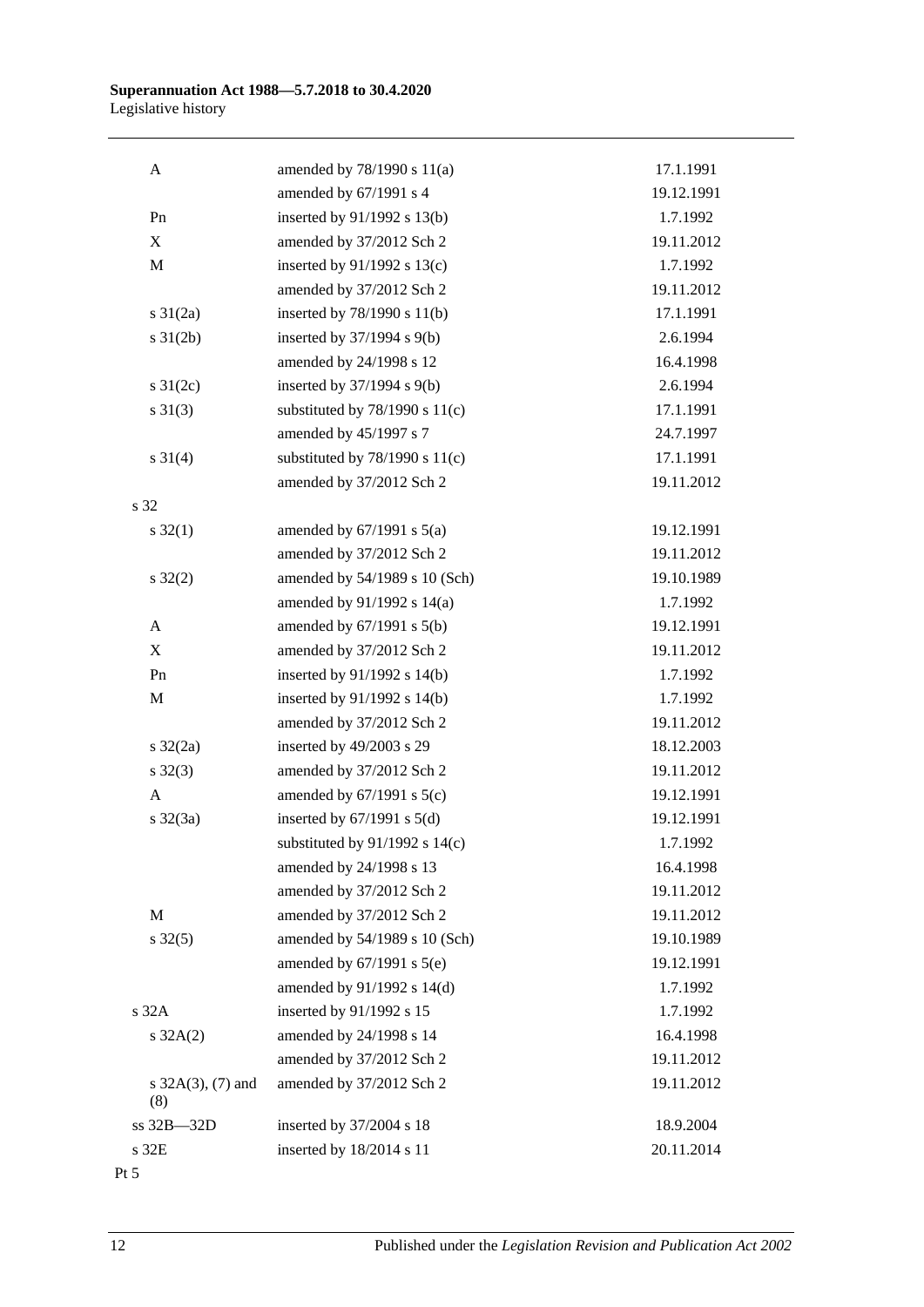| | | |
|---|---|---|
| A | amended by 78/1990 s 11(a) | 17.1.1991 |
| | amended by 67/1991 s 4 | 19.12.1991 |
| Pn | inserted by 91/1992 s 13(b) | 1.7.1992 |
| X | amended by 37/2012 Sch 2 | 19.11.2012 |
| M | inserted by 91/1992 s 13(c) | 1.7.1992 |
| | amended by 37/2012 Sch 2 | 19.11.2012 |
| s 31(2a) | inserted by 78/1990 s 11(b) | 17.1.1991 |
| s 31(2b) | inserted by 37/1994 s 9(b) | 2.6.1994 |
| | amended by 24/1998 s 12 | 16.4.1998 |
| s 31(2c) | inserted by 37/1994 s 9(b) | 2.6.1994 |
| s 31(3) | substituted by 78/1990 s 11(c) | 17.1.1991 |
| | amended by 45/1997 s 7 | 24.7.1997 |
| s 31(4) | substituted by 78/1990 s 11(c) | 17.1.1991 |
| | amended by 37/2012 Sch 2 | 19.11.2012 |
| s 32 | | |
| s 32(1) | amended by 67/1991 s 5(a) | 19.12.1991 |
| | amended by 37/2012 Sch 2 | 19.11.2012 |
| s 32(2) | amended by 54/1989 s 10 (Sch) | 19.10.1989 |
| | amended by 91/1992 s 14(a) | 1.7.1992 |
| A | amended by 67/1991 s 5(b) | 19.12.1991 |
| X | amended by 37/2012 Sch 2 | 19.11.2012 |
| Pn | inserted by 91/1992 s 14(b) | 1.7.1992 |
| M | inserted by 91/1992 s 14(b) | 1.7.1992 |
| | amended by 37/2012 Sch 2 | 19.11.2012 |
| s 32(2a) | inserted by 49/2003 s 29 | 18.12.2003 |
| s 32(3) | amended by 37/2012 Sch 2 | 19.11.2012 |
| A | amended by 67/1991 s 5(c) | 19.12.1991 |
| s 32(3a) | inserted by 67/1991 s 5(d) | 19.12.1991 |
| | substituted by 91/1992 s 14(c) | 1.7.1992 |
| | amended by 24/1998 s 13 | 16.4.1998 |
| | amended by 37/2012 Sch 2 | 19.11.2012 |
| M | amended by 37/2012 Sch 2 | 19.11.2012 |
| s 32(5) | amended by 54/1989 s 10 (Sch) | 19.10.1989 |
| | amended by 67/1991 s 5(e) | 19.12.1991 |
| | amended by 91/1992 s 14(d) | 1.7.1992 |
| s 32A | inserted by 91/1992 s 15 | 1.7.1992 |
| s 32A(2) | amended by 24/1998 s 14 | 16.4.1998 |
| | amended by 37/2012 Sch 2 | 19.11.2012 |
| s 32A(3), (7) and (8) | amended by 37/2012 Sch 2 | 19.11.2012 |
| ss 32B—32D | inserted by 37/2004 s 18 | 18.9.2004 |
| s 32E | inserted by 18/2014 s 11 | 20.11.2014 |
| Pt 5 | | |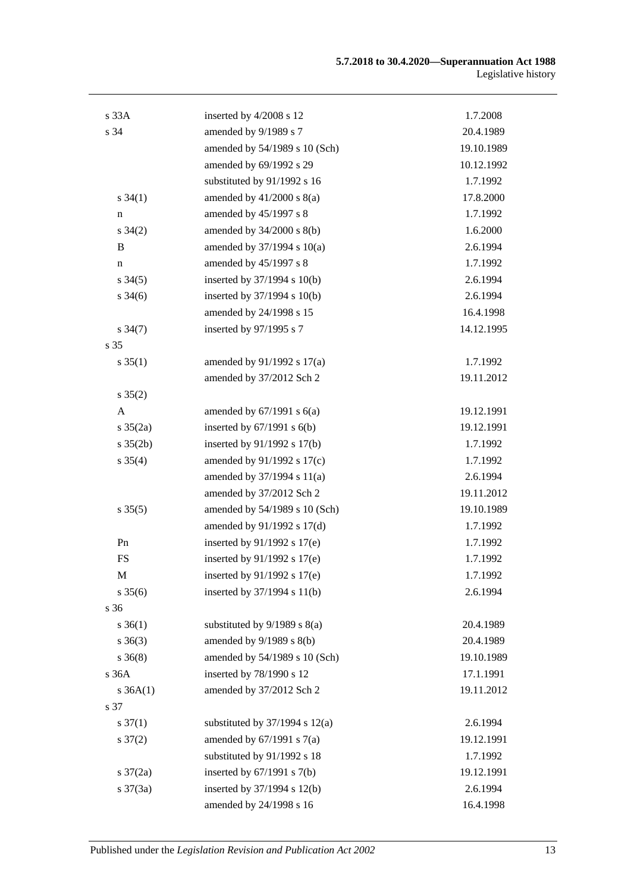| | | |
|---|---|---|
| s 33A | inserted by 4/2008 s 12 | 1.7.2008 |
| s 34 | amended by 9/1989 s 7 | 20.4.1989 |
| | amended by 54/1989 s 10 (Sch) | 19.10.1989 |
| | amended by 69/1992 s 29 | 10.12.1992 |
| | substituted by 91/1992 s 16 | 1.7.1992 |
| s 34(1) | amended by 41/2000 s 8(a) | 17.8.2000 |
| n | amended by 45/1997 s 8 | 1.7.1992 |
| s 34(2) | amended by 34/2000 s 8(b) | 1.6.2000 |
| B | amended by 37/1994 s 10(a) | 2.6.1994 |
| n | amended by 45/1997 s 8 | 1.7.1992 |
| s 34(5) | inserted by 37/1994 s 10(b) | 2.6.1994 |
| s 34(6) | inserted by 37/1994 s 10(b) | 2.6.1994 |
| | amended by 24/1998 s 15 | 16.4.1998 |
| s 34(7) | inserted by 97/1995 s 7 | 14.12.1995 |
| s 35 | | |
| s 35(1) | amended by 91/1992 s 17(a) | 1.7.1992 |
| | amended by 37/2012 Sch 2 | 19.11.2012 |
| s 35(2) | | |
| A | amended by 67/1991 s 6(a) | 19.12.1991 |
| s 35(2a) | inserted by 67/1991 s 6(b) | 19.12.1991 |
| s 35(2b) | inserted by 91/1992 s 17(b) | 1.7.1992 |
| s 35(4) | amended by 91/1992 s 17(c) | 1.7.1992 |
| | amended by 37/1994 s 11(a) | 2.6.1994 |
| | amended by 37/2012 Sch 2 | 19.11.2012 |
| s 35(5) | amended by 54/1989 s 10 (Sch) | 19.10.1989 |
| | amended by 91/1992 s 17(d) | 1.7.1992 |
| Pn | inserted by 91/1992 s 17(e) | 1.7.1992 |
| FS | inserted by 91/1992 s 17(e) | 1.7.1992 |
| M | inserted by 91/1992 s 17(e) | 1.7.1992 |
| s 35(6) | inserted by 37/1994 s 11(b) | 2.6.1994 |
| s 36 | | |
| s 36(1) | substituted by 9/1989 s 8(a) | 20.4.1989 |
| s 36(3) | amended by 9/1989 s 8(b) | 20.4.1989 |
| s 36(8) | amended by 54/1989 s 10 (Sch) | 19.10.1989 |
| s 36A | inserted by 78/1990 s 12 | 17.1.1991 |
| s 36A(1) | amended by 37/2012 Sch 2 | 19.11.2012 |
| s 37 | | |
| s 37(1) | substituted by 37/1994 s 12(a) | 2.6.1994 |
| s 37(2) | amended by 67/1991 s 7(a) | 19.12.1991 |
| | substituted by 91/1992 s 18 | 1.7.1992 |
| s 37(2a) | inserted by 67/1991 s 7(b) | 19.12.1991 |
| s 37(3a) | inserted by 37/1994 s 12(b) | 2.6.1994 |
| | amended by 24/1998 s 16 | 16.4.1998 |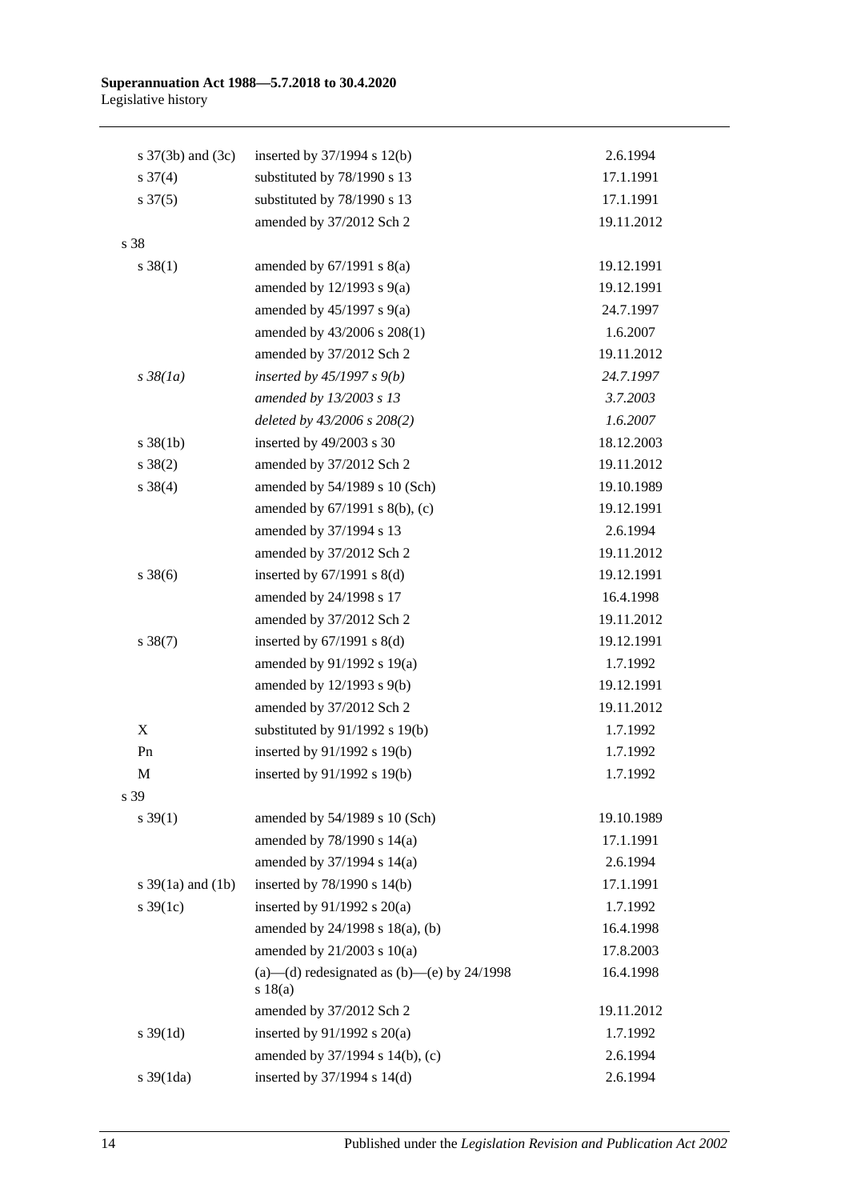| | | |
|---|---|---|
| s 37(3b) and (3c) | inserted by 37/1994 s 12(b) | 2.6.1994 |
| s 37(4) | substituted by 78/1990 s 13 | 17.1.1991 |
| s 37(5) | substituted by 78/1990 s 13 | 17.1.1991 |
| | amended by 37/2012 Sch 2 | 19.11.2012 |
| s 38 | | |
| s 38(1) | amended by 67/1991 s 8(a) | 19.12.1991 |
| | amended by 12/1993 s 9(a) | 19.12.1991 |
| | amended by 45/1997 s 9(a) | 24.7.1997 |
| | amended by 43/2006 s 208(1) | 1.6.2007 |
| | amended by 37/2012 Sch 2 | 19.11.2012 |
| *s 38(1a)* | *inserted by 45/1997 s 9(b)* | *24.7.1997* |
| | *amended by 13/2003 s 13* | *3.7.2003* |
| | *deleted by 43/2006 s 208(2)* | *1.6.2007* |
| s 38(1b) | inserted by 49/2003 s 30 | 18.12.2003 |
| s 38(2) | amended by 37/2012 Sch 2 | 19.11.2012 |
| s 38(4) | amended by 54/1989 s 10 (Sch) | 19.10.1989 |
| | amended by 67/1991 s 8(b), (c) | 19.12.1991 |
| | amended by 37/1994 s 13 | 2.6.1994 |
| | amended by 37/2012 Sch 2 | 19.11.2012 |
| s 38(6) | inserted by 67/1991 s 8(d) | 19.12.1991 |
| | amended by 24/1998 s 17 | 16.4.1998 |
| | amended by 37/2012 Sch 2 | 19.11.2012 |
| s 38(7) | inserted by 67/1991 s 8(d) | 19.12.1991 |
| | amended by 91/1992 s 19(a) | 1.7.1992 |
| | amended by 12/1993 s 9(b) | 19.12.1991 |
| | amended by 37/2012 Sch 2 | 19.11.2012 |
| X | substituted by 91/1992 s 19(b) | 1.7.1992 |
| Pn | inserted by 91/1992 s 19(b) | 1.7.1992 |
| M | inserted by 91/1992 s 19(b) | 1.7.1992 |
| s 39 | | |
| s 39(1) | amended by 54/1989 s 10 (Sch) | 19.10.1989 |
| | amended by 78/1990 s 14(a) | 17.1.1991 |
| | amended by 37/1994 s 14(a) | 2.6.1994 |
| s 39(1a) and (1b) | inserted by 78/1990 s 14(b) | 17.1.1991 |
| s 39(1c) | inserted by 91/1992 s 20(a) | 1.7.1992 |
| | amended by 24/1998 s 18(a), (b) | 16.4.1998 |
| | amended by 21/2003 s 10(a) | 17.8.2003 |
| | (a)—(d) redesignated as (b)—(e) by 24/1998 s 18(a) | 16.4.1998 |
| | amended by 37/2012 Sch 2 | 19.11.2012 |
| s 39(1d) | inserted by 91/1992 s 20(a) | 1.7.1992 |
| | amended by 37/1994 s 14(b), (c) | 2.6.1994 |
| s 39(1da) | inserted by 37/1994 s 14(d) | 2.6.1994 |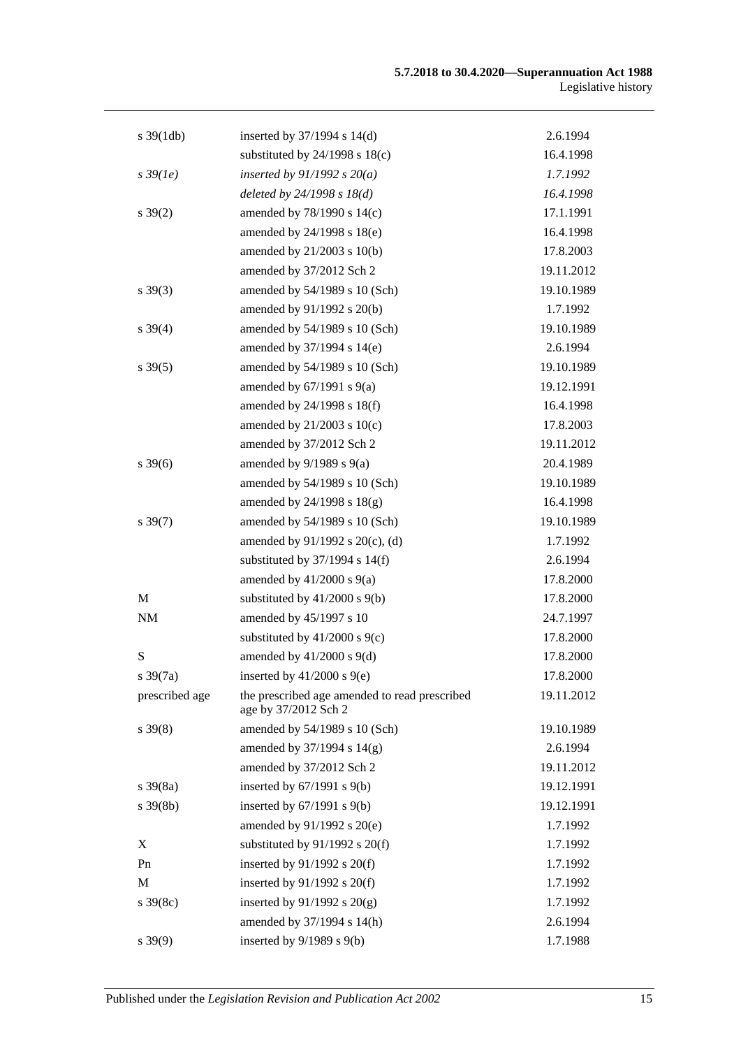| | | |
|---|---|---|
| s 39(1db) | inserted by 37/1994 s 14(d) | 2.6.1994 |
| | substituted by 24/1998 s 18(c) | 16.4.1998 |
| *s 39(1e)* | *inserted by 91/1992 s 20(a)* | *1.7.1992* |
| | *deleted by 24/1998 s 18(d)* | *16.4.1998* |
| s 39(2) | amended by 78/1990 s 14(c) | 17.1.1991 |
| | amended by 24/1998 s 18(e) | 16.4.1998 |
| | amended by 21/2003 s 10(b) | 17.8.2003 |
| | amended by 37/2012 Sch 2 | 19.11.2012 |
| s 39(3) | amended by 54/1989 s 10 (Sch) | 19.10.1989 |
| | amended by 91/1992 s 20(b) | 1.7.1992 |
| s 39(4) | amended by 54/1989 s 10 (Sch) | 19.10.1989 |
| | amended by 37/1994 s 14(e) | 2.6.1994 |
| s 39(5) | amended by 54/1989 s 10 (Sch) | 19.10.1989 |
| | amended by 67/1991 s 9(a) | 19.12.1991 |
| | amended by 24/1998 s 18(f) | 16.4.1998 |
| | amended by 21/2003 s 10(c) | 17.8.2003 |
| | amended by 37/2012 Sch 2 | 19.11.2012 |
| s 39(6) | amended by 9/1989 s 9(a) | 20.4.1989 |
| | amended by 54/1989 s 10 (Sch) | 19.10.1989 |
| | amended by 24/1998 s 18(g) | 16.4.1998 |
| s 39(7) | amended by 54/1989 s 10 (Sch) | 19.10.1989 |
| | amended by 91/1992 s 20(c), (d) | 1.7.1992 |
| | substituted by 37/1994 s 14(f) | 2.6.1994 |
| | amended by 41/2000 s 9(a) | 17.8.2000 |
| M | substituted by 41/2000 s 9(b) | 17.8.2000 |
| NM | amended by 45/1997 s 10 | 24.7.1997 |
| | substituted by 41/2000 s 9(c) | 17.8.2000 |
| S | amended by 41/2000 s 9(d) | 17.8.2000 |
| s 39(7a) | inserted by 41/2000 s 9(e) | 17.8.2000 |
| prescribed age | the prescribed age amended to read prescribed age by 37/2012 Sch 2 | 19.11.2012 |
| s 39(8) | amended by 54/1989 s 10 (Sch) | 19.10.1989 |
| | amended by 37/1994 s 14(g) | 2.6.1994 |
| | amended by 37/2012 Sch 2 | 19.11.2012 |
| s 39(8a) | inserted by 67/1991 s 9(b) | 19.12.1991 |
| s 39(8b) | inserted by 67/1991 s 9(b) | 19.12.1991 |
| | amended by 91/1992 s 20(e) | 1.7.1992 |
| X | substituted by 91/1992 s 20(f) | 1.7.1992 |
| Pn | inserted by 91/1992 s 20(f) | 1.7.1992 |
| M | inserted by 91/1992 s 20(f) | 1.7.1992 |
| s 39(8c) | inserted by 91/1992 s 20(g) | 1.7.1992 |
| | amended by 37/1994 s 14(h) | 2.6.1994 |
| s 39(9) | inserted by 9/1989 s 9(b) | 1.7.1988 |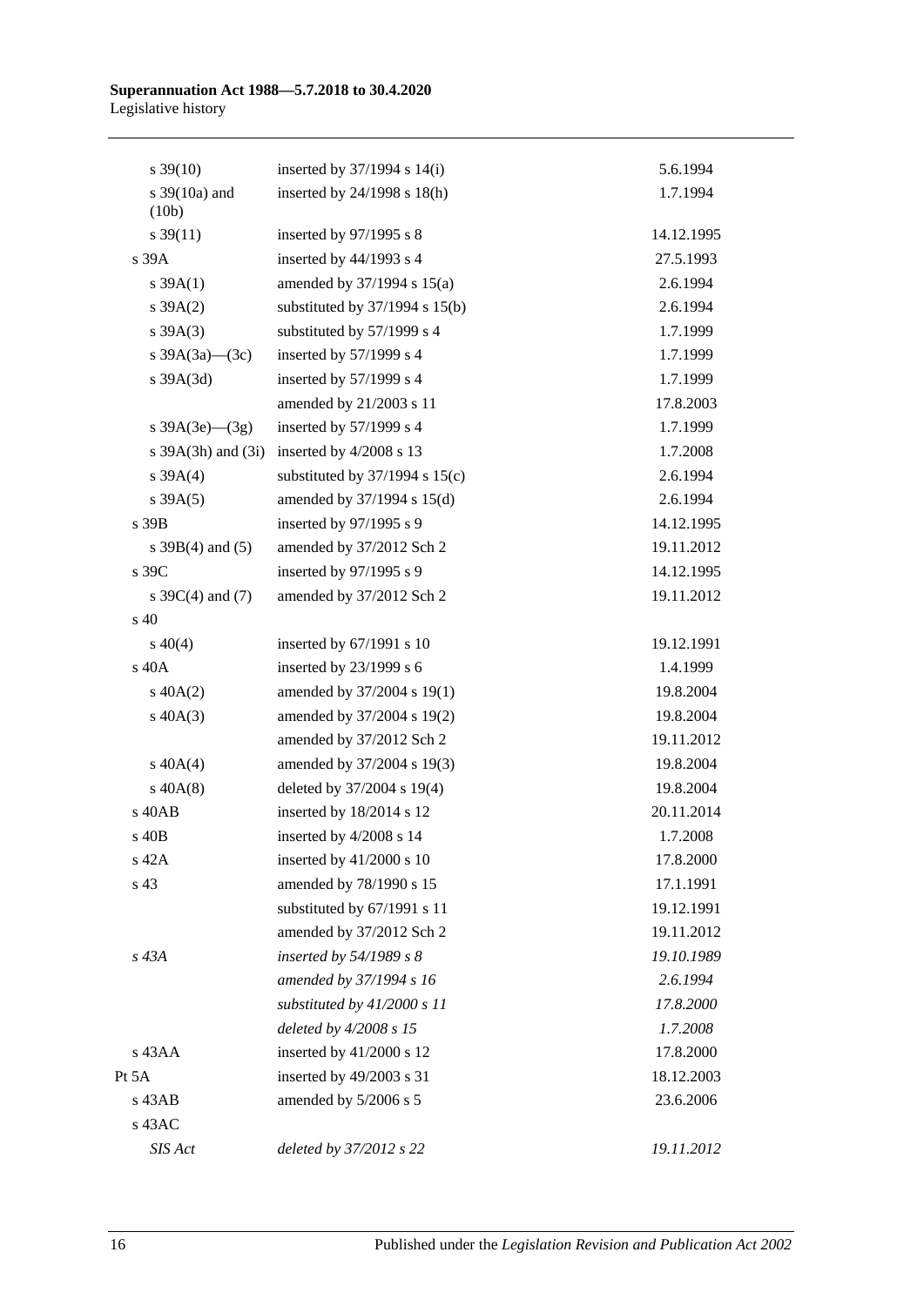| | | |
|---|---|---|
| s 39(10) | inserted by 37/1994 s 14(i) | 5.6.1994 |
| s 39(10a) and (10b) | inserted by 24/1998 s 18(h) | 1.7.1994 |
| s 39(11) | inserted by 97/1995 s 8 | 14.12.1995 |
| s 39A | inserted by 44/1993 s 4 | 27.5.1993 |
| s 39A(1) | amended by 37/1994 s 15(a) | 2.6.1994 |
| s 39A(2) | substituted by 37/1994 s 15(b) | 2.6.1994 |
| s 39A(3) | substituted by 57/1999 s 4 | 1.7.1999 |
| s 39A(3a)—(3c) | inserted by 57/1999 s 4 | 1.7.1999 |
| s 39A(3d) | inserted by 57/1999 s 4 | 1.7.1999 |
| | amended by 21/2003 s 11 | 17.8.2003 |
| s 39A(3e)—(3g) | inserted by 57/1999 s 4 | 1.7.1999 |
| s 39A(3h) and (3i) | inserted by 4/2008 s 13 | 1.7.2008 |
| s 39A(4) | substituted by 37/1994 s 15(c) | 2.6.1994 |
| s 39A(5) | amended by 37/1994 s 15(d) | 2.6.1994 |
| s 39B | inserted by 97/1995 s 9 | 14.12.1995 |
| s 39B(4) and (5) | amended by 37/2012 Sch 2 | 19.11.2012 |
| s 39C | inserted by 97/1995 s 9 | 14.12.1995 |
| s 39C(4) and (7) | amended by 37/2012 Sch 2 | 19.11.2012 |
| s 40 | | |
| s 40(4) | inserted by 67/1991 s 10 | 19.12.1991 |
| s 40A | inserted by 23/1999 s 6 | 1.4.1999 |
| s 40A(2) | amended by 37/2004 s 19(1) | 19.8.2004 |
| s 40A(3) | amended by 37/2004 s 19(2) | 19.8.2004 |
| | amended by 37/2012 Sch 2 | 19.11.2012 |
| s 40A(4) | amended by 37/2004 s 19(3) | 19.8.2004 |
| s 40A(8) | deleted by 37/2004 s 19(4) | 19.8.2004 |
| s 40AB | inserted by 18/2014 s 12 | 20.11.2014 |
| s 40B | inserted by 4/2008 s 14 | 1.7.2008 |
| s 42A | inserted by 41/2000 s 10 | 17.8.2000 |
| s 43 | amended by 78/1990 s 15 | 17.1.1991 |
| | substituted by 67/1991 s 11 | 19.12.1991 |
| | amended by 37/2012 Sch 2 | 19.11.2012 |
| *s 43A* | *inserted by 54/1989 s 8* | *19.10.1989* |
| | *amended by 37/1994 s 16* | *2.6.1994* |
| | *substituted by 41/2000 s 11* | *17.8.2000* |
| | *deleted by 4/2008 s 15* | *1.7.2008* |
| s 43AA | inserted by 41/2000 s 12 | 17.8.2000 |
| Pt 5A | inserted by 49/2003 s 31 | 18.12.2003 |
| s 43AB | amended by 5/2006 s 5 | 23.6.2006 |
| s 43AC | | |
| *SIS Act* | *deleted by 37/2012 s 22* | *19.11.2012* |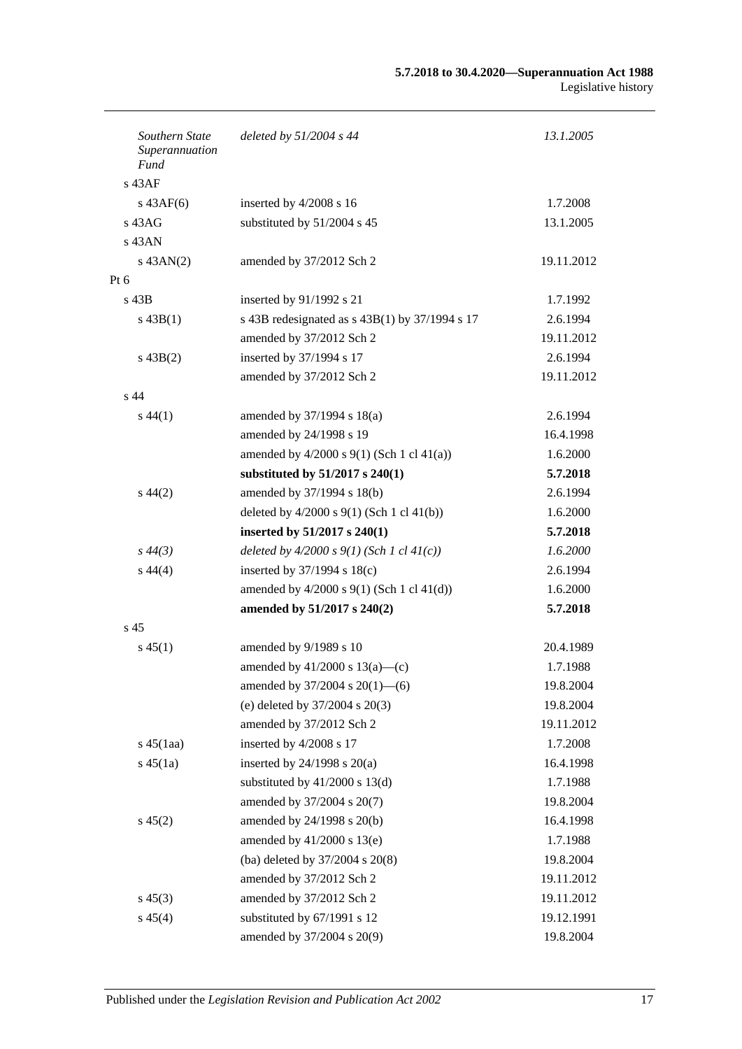| | | |
|---|---|---|
| *Southern State Superannuation Fund* | *deleted by 51/2004 s 44* | *13.1.2005* |
| s 43AF | | |
| s 43AF(6) | inserted by 4/2008 s 16 | 1.7.2008 |
| s 43AG | substituted by 51/2004 s 45 | 13.1.2005 |
| s 43AN | | |
| s 43AN(2) | amended by 37/2012 Sch 2 | 19.11.2012 |
| Pt 6 | | |
| s 43B | inserted by 91/1992 s 21 | 1.7.1992 |
| s 43B(1) | s 43B redesignated as s 43B(1) by 37/1994 s 17 | 2.6.1994 |
| | amended by 37/2012 Sch 2 | 19.11.2012 |
| s 43B(2) | inserted by 37/1994 s 17 | 2.6.1994 |
| | amended by 37/2012 Sch 2 | 19.11.2012 |
| s 44 | | |
| s 44(1) | amended by 37/1994 s 18(a) | 2.6.1994 |
| | amended by 24/1998 s 19 | 16.4.1998 |
| | amended by 4/2000 s 9(1) (Sch 1 cl 41(a)) | 1.6.2000 |
| | **substituted by 51/2017 s 240(1)** | **5.7.2018** |
| s 44(2) | amended by 37/1994 s 18(b) | 2.6.1994 |
| | deleted by 4/2000 s 9(1) (Sch 1 cl 41(b)) | 1.6.2000 |
| | **inserted by 51/2017 s 240(1)** | **5.7.2018** |
| *s 44(3)* | *deleted by 4/2000 s 9(1) (Sch 1 cl 41(c))* | *1.6.2000* |
| s 44(4) | inserted by 37/1994 s 18(c) | 2.6.1994 |
| | amended by 4/2000 s 9(1) (Sch 1 cl 41(d)) | 1.6.2000 |
| | **amended by 51/2017 s 240(2)** | **5.7.2018** |
| s 45 | | |
| s 45(1) | amended by 9/1989 s 10 | 20.4.1989 |
| | amended by 41/2000 s 13(a)—(c) | 1.7.1988 |
| | amended by 37/2004 s 20(1)—(6) | 19.8.2004 |
| | (e) deleted by 37/2004 s 20(3) | 19.8.2004 |
| | amended by 37/2012 Sch 2 | 19.11.2012 |
| s 45(1aa) | inserted by 4/2008 s 17 | 1.7.2008 |
| s 45(1a) | inserted by 24/1998 s 20(a) | 16.4.1998 |
| | substituted by 41/2000 s 13(d) | 1.7.1988 |
| | amended by 37/2004 s 20(7) | 19.8.2004 |
| s 45(2) | amended by 24/1998 s 20(b) | 16.4.1998 |
| | amended by 41/2000 s 13(e) | 1.7.1988 |
| | (ba) deleted by 37/2004 s 20(8) | 19.8.2004 |
| | amended by 37/2012 Sch 2 | 19.11.2012 |
| s 45(3) | amended by 37/2012 Sch 2 | 19.11.2012 |
| s 45(4) | substituted by 67/1991 s 12 | 19.12.1991 |
| | amended by 37/2004 s 20(9) | 19.8.2004 |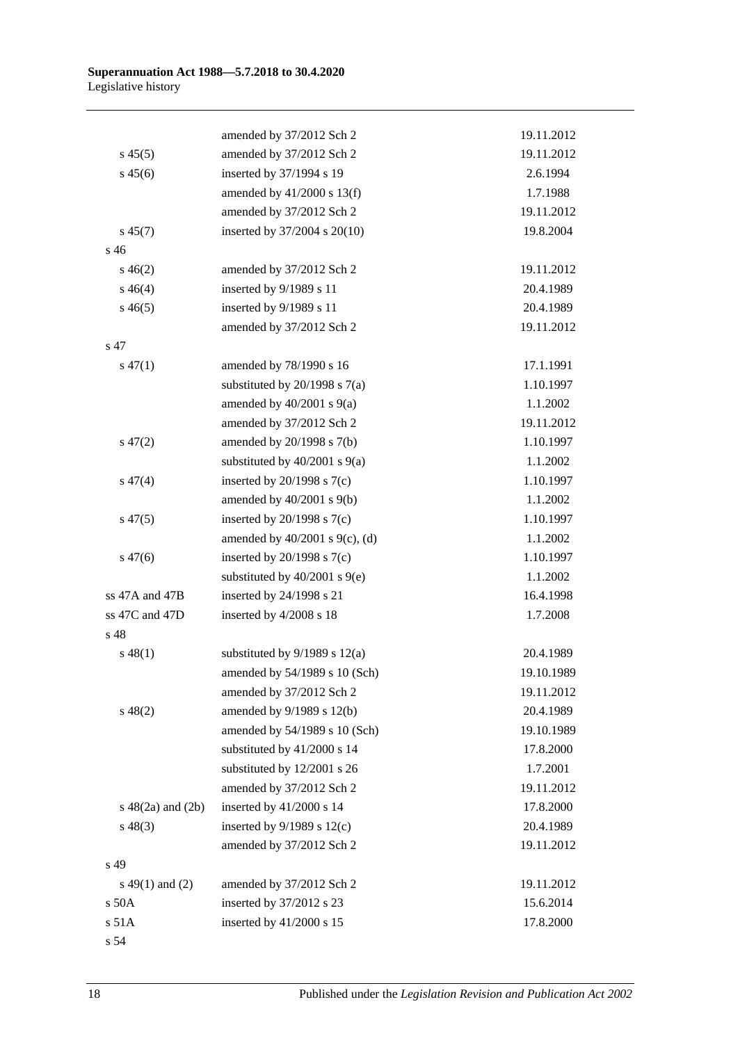| | | |
|---|---|---|
| | amended by 37/2012 Sch 2 | 19.11.2012 |
| s 45(5) | amended by 37/2012 Sch 2 | 19.11.2012 |
| s 45(6) | inserted by 37/1994 s 19 | 2.6.1994 |
| | amended by 41/2000 s 13(f) | 1.7.1988 |
| | amended by 37/2012 Sch 2 | 19.11.2012 |
| s 45(7) | inserted by 37/2004 s 20(10) | 19.8.2004 |
| s 46 | | |
| s 46(2) | amended by 37/2012 Sch 2 | 19.11.2012 |
| s 46(4) | inserted by 9/1989 s 11 | 20.4.1989 |
| s 46(5) | inserted by 9/1989 s 11 | 20.4.1989 |
| | amended by 37/2012 Sch 2 | 19.11.2012 |
| s 47 | | |
| s 47(1) | amended by 78/1990 s 16 | 17.1.1991 |
| | substituted by 20/1998 s 7(a) | 1.10.1997 |
| | amended by 40/2001 s 9(a) | 1.1.2002 |
| | amended by 37/2012 Sch 2 | 19.11.2012 |
| s 47(2) | amended by 20/1998 s 7(b) | 1.10.1997 |
| | substituted by 40/2001 s 9(a) | 1.1.2002 |
| s 47(4) | inserted by 20/1998 s 7(c) | 1.10.1997 |
| | amended by 40/2001 s 9(b) | 1.1.2002 |
| s 47(5) | inserted by 20/1998 s 7(c) | 1.10.1997 |
| | amended by 40/2001 s 9(c), (d) | 1.1.2002 |
| s 47(6) | inserted by 20/1998 s 7(c) | 1.10.1997 |
| | substituted by 40/2001 s 9(e) | 1.1.2002 |
| ss 47A and 47B | inserted by 24/1998 s 21 | 16.4.1998 |
| ss 47C and 47D | inserted by 4/2008 s 18 | 1.7.2008 |
| s 48 | | |
| s 48(1) | substituted by 9/1989 s 12(a) | 20.4.1989 |
| | amended by 54/1989 s 10 (Sch) | 19.10.1989 |
| | amended by 37/2012 Sch 2 | 19.11.2012 |
| s 48(2) | amended by 9/1989 s 12(b) | 20.4.1989 |
| | amended by 54/1989 s 10 (Sch) | 19.10.1989 |
| | substituted by 41/2000 s 14 | 17.8.2000 |
| | substituted by 12/2001 s 26 | 1.7.2001 |
| | amended by 37/2012 Sch 2 | 19.11.2012 |
| s 48(2a) and (2b) | inserted by 41/2000 s 14 | 17.8.2000 |
| s 48(3) | inserted by 9/1989 s 12(c) | 20.4.1989 |
| | amended by 37/2012 Sch 2 | 19.11.2012 |
| s 49 | | |
| s 49(1) and (2) | amended by 37/2012 Sch 2 | 19.11.2012 |
| s 50A | inserted by 37/2012 s 23 | 15.6.2014 |
| s 51A | inserted by 41/2000 s 15 | 17.8.2000 |
| s 54 | | |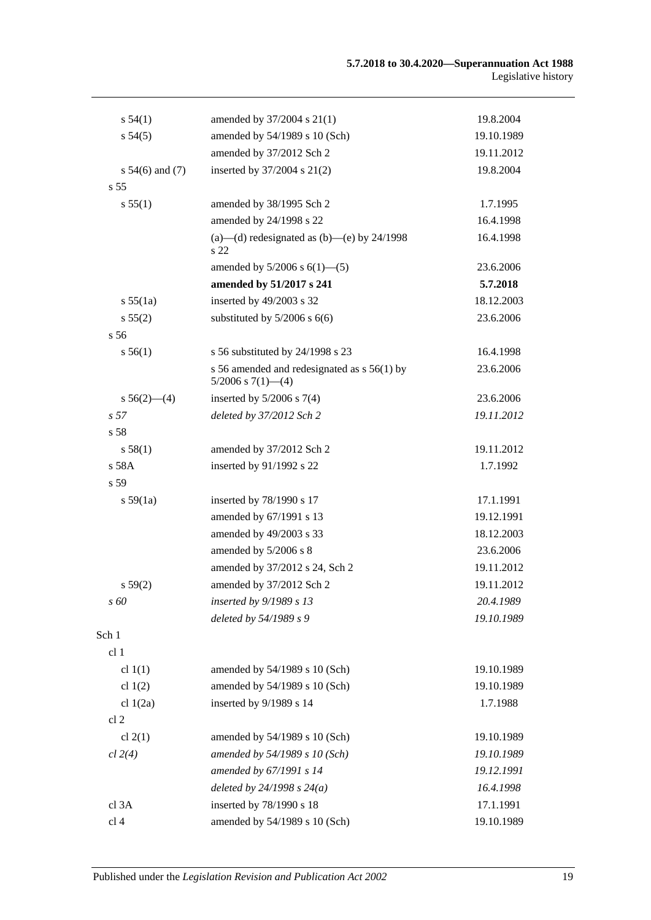| | | |
|---|---|---|
| s 54(1) | amended by 37/2004 s 21(1) | 19.8.2004 |
| s 54(5) | amended by 54/1989 s 10 (Sch) | 19.10.1989 |
| | amended by 37/2012 Sch 2 | 19.11.2012 |
| s 54(6) and (7) | inserted by 37/2004 s 21(2) | 19.8.2004 |
| s 55 | | |
| s 55(1) | amended by 38/1995 Sch 2 | 1.7.1995 |
| | amended by 24/1998 s 22 | 16.4.1998 |
| | (a)—(d) redesignated as (b)—(e) by 24/1998 s 22 | 16.4.1998 |
| | amended by 5/2006 s 6(1)—(5) | 23.6.2006 |
| | **amended by 51/2017 s 241** | **5.7.2018** |
| s 55(1a) | inserted by 49/2003 s 32 | 18.12.2003 |
| s 55(2) | substituted by 5/2006 s 6(6) | 23.6.2006 |
| s 56 | | |
| s 56(1) | s 56 substituted by 24/1998 s 23 | 16.4.1998 |
| | s 56 amended and redesignated as s 56(1) by 5/2006 s 7(1)—(4) | 23.6.2006 |
| s 56(2)—(4) | inserted by 5/2006 s 7(4) | 23.6.2006 |
| *s 57* | *deleted by 37/2012 Sch 2* | *19.11.2012* |
| s 58 | | |
| s 58(1) | amended by 37/2012 Sch 2 | 19.11.2012 |
| s 58A | inserted by 91/1992 s 22 | 1.7.1992 |
| s 59 | | |
| s 59(1a) | inserted by 78/1990 s 17 | 17.1.1991 |
| | amended by 67/1991 s 13 | 19.12.1991 |
| | amended by 49/2003 s 33 | 18.12.2003 |
| | amended by 5/2006 s 8 | 23.6.2006 |
| | amended by 37/2012 s 24, Sch 2 | 19.11.2012 |
| s 59(2) | amended by 37/2012 Sch 2 | 19.11.2012 |
| *s 60* | *inserted by 9/1989 s 13* | *20.4.1989* |
| | *deleted by 54/1989 s 9* | *19.10.1989* |
| Sch 1 | | |
| cl 1 | | |
| cl 1(1) | amended by 54/1989 s 10 (Sch) | 19.10.1989 |
| cl 1(2) | amended by 54/1989 s 10 (Sch) | 19.10.1989 |
| cl 1(2a) | inserted by 9/1989 s 14 | 1.7.1988 |
| cl 2 | | |
| cl 2(1) | amended by 54/1989 s 10 (Sch) | 19.10.1989 |
| *cl 2(4)* | *amended by 54/1989 s 10 (Sch)* | *19.10.1989* |
| | *amended by 67/1991 s 14* | *19.12.1991* |
| | *deleted by 24/1998 s 24(a)* | *16.4.1998* |
| cl 3A | inserted by 78/1990 s 18 | 17.1.1991 |
| cl 4 | amended by 54/1989 s 10 (Sch) | 19.10.1989 |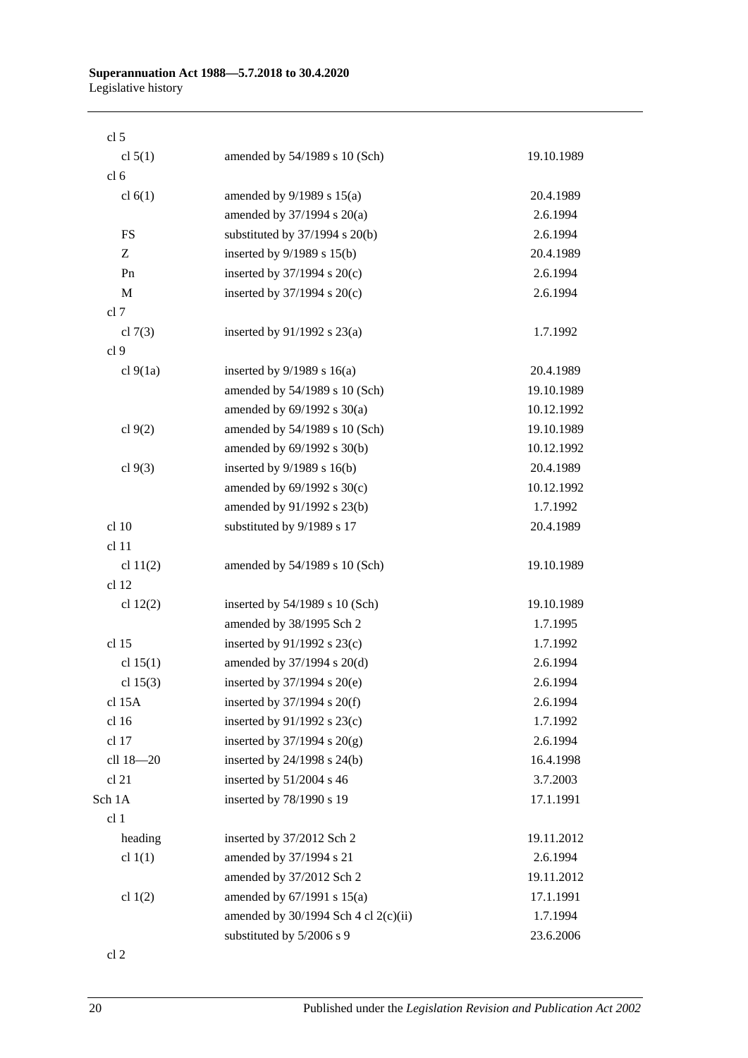| | | |
|---|---|---|
| cl 5 | | |
| cl 5(1) | amended by 54/1989 s 10 (Sch) | 19.10.1989 |
| cl 6 | | |
| cl 6(1) | amended by 9/1989 s 15(a) | 20.4.1989 |
| | amended by 37/1994 s 20(a) | 2.6.1994 |
| FS | substituted by 37/1994 s 20(b) | 2.6.1994 |
| Z | inserted by 9/1989 s 15(b) | 20.4.1989 |
| Pn | inserted by 37/1994 s 20(c) | 2.6.1994 |
| M | inserted by 37/1994 s 20(c) | 2.6.1994 |
| cl 7 | | |
| cl 7(3) | inserted by 91/1992 s 23(a) | 1.7.1992 |
| cl 9 | | |
| cl 9(1a) | inserted by 9/1989 s 16(a) | 20.4.1989 |
| | amended by 54/1989 s 10 (Sch) | 19.10.1989 |
| | amended by 69/1992 s 30(a) | 10.12.1992 |
| cl 9(2) | amended by 54/1989 s 10 (Sch) | 19.10.1989 |
| | amended by 69/1992 s 30(b) | 10.12.1992 |
| cl 9(3) | inserted by 9/1989 s 16(b) | 20.4.1989 |
| | amended by 69/1992 s 30(c) | 10.12.1992 |
| | amended by 91/1992 s 23(b) | 1.7.1992 |
| cl 10 | substituted by 9/1989 s 17 | 20.4.1989 |
| cl 11 | | |
| cl 11(2) | amended by 54/1989 s 10 (Sch) | 19.10.1989 |
| cl 12 | | |
| cl 12(2) | inserted by 54/1989 s 10 (Sch) | 19.10.1989 |
| | amended by 38/1995 Sch 2 | 1.7.1995 |
| cl 15 | inserted by 91/1992 s 23(c) | 1.7.1992 |
| cl 15(1) | amended by 37/1994 s 20(d) | 2.6.1994 |
| cl 15(3) | inserted by 37/1994 s 20(e) | 2.6.1994 |
| cl 15A | inserted by 37/1994 s 20(f) | 2.6.1994 |
| cl 16 | inserted by 91/1992 s 23(c) | 1.7.1992 |
| cl 17 | inserted by 37/1994 s 20(g) | 2.6.1994 |
| cll 18—20 | inserted by 24/1998 s 24(b) | 16.4.1998 |
| cl 21 | inserted by 51/2004 s 46 | 3.7.2003 |
| Sch 1A | inserted by 78/1990 s 19 | 17.1.1991 |
| cl 1 | | |
| heading | inserted by 37/2012 Sch 2 | 19.11.2012 |
| cl 1(1) | amended by 37/1994 s 21 | 2.6.1994 |
| | amended by 37/2012 Sch 2 | 19.11.2012 |
| cl 1(2) | amended by 67/1991 s 15(a) | 17.1.1991 |
| | amended by 30/1994 Sch 4 cl 2(c)(ii) | 1.7.1994 |
| | substituted by 5/2006 s 9 | 23.6.2006 |
| cl 2 | | |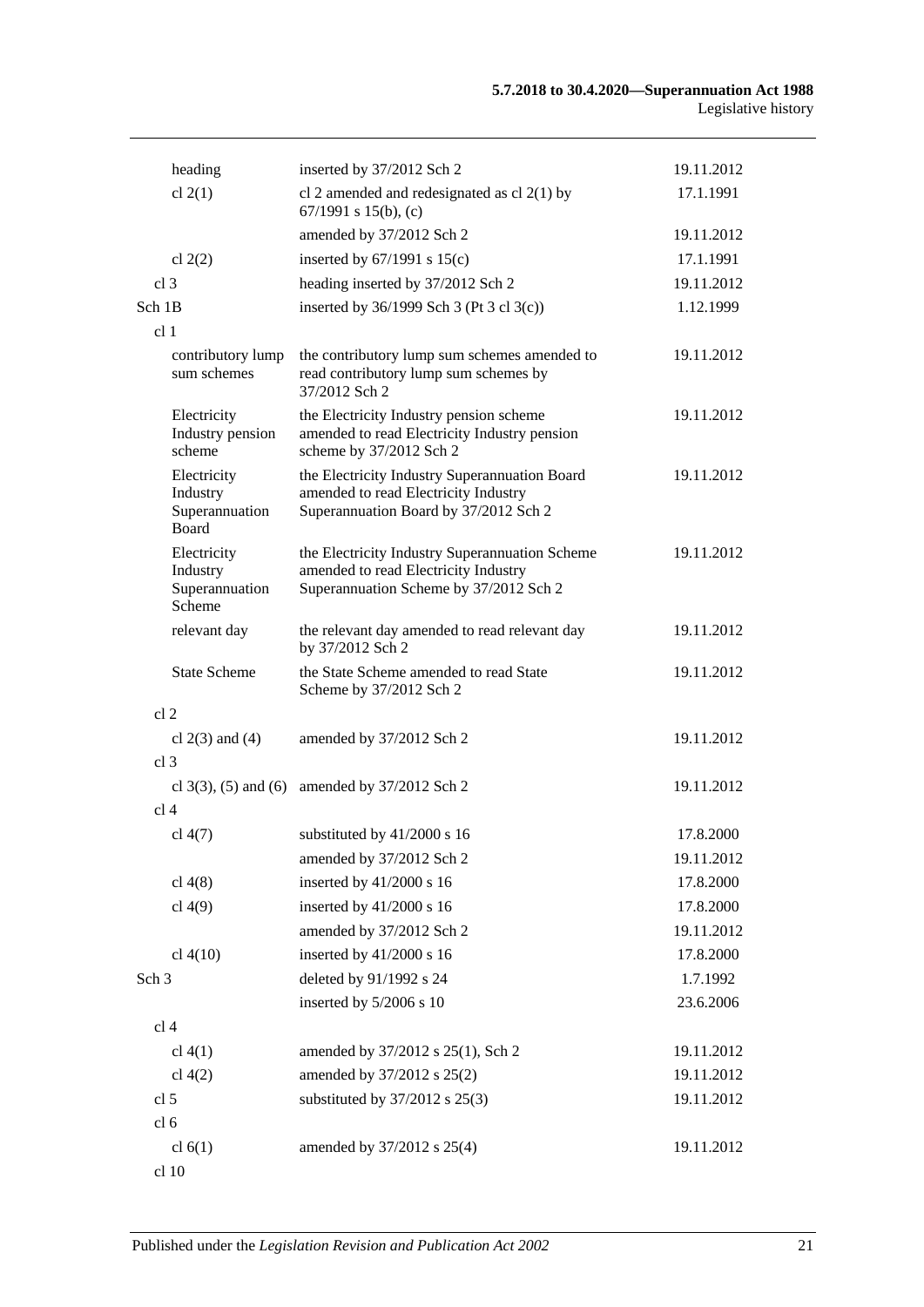| | | |
|---|---|---|
| heading | inserted by 37/2012 Sch 2 | 19.11.2012 |
| cl 2(1) | cl 2 amended and redesignated as cl 2(1) by 67/1991 s 15(b), (c) | 17.1.1991 |
| | amended by 37/2012 Sch 2 | 19.11.2012 |
| cl 2(2) | inserted by 67/1991 s 15(c) | 17.1.1991 |
| cl 3 | heading inserted by 37/2012 Sch 2 | 19.11.2012 |
| Sch 1B | inserted by 36/1999 Sch 3 (Pt 3 cl 3(c)) | 1.12.1999 |
| cl 1 | | |
| contributory lump sum schemes | the contributory lump sum schemes amended to read contributory lump sum schemes by 37/2012 Sch 2 | 19.11.2012 |
| Electricity Industry pension scheme | the Electricity Industry pension scheme amended to read Electricity Industry pension scheme by 37/2012 Sch 2 | 19.11.2012 |
| Electricity Industry Superannuation Board | the Electricity Industry Superannuation Board amended to read Electricity Industry Superannuation Board by 37/2012 Sch 2 | 19.11.2012 |
| Electricity Industry Superannuation Scheme | the Electricity Industry Superannuation Scheme amended to read Electricity Industry Superannuation Scheme by 37/2012 Sch 2 | 19.11.2012 |
| relevant day | the relevant day amended to read relevant day by 37/2012 Sch 2 | 19.11.2012 |
| State Scheme | the State Scheme amended to read State Scheme by 37/2012 Sch 2 | 19.11.2012 |
| cl 2 | | |
| cl 2(3) and (4) | amended by 37/2012 Sch 2 | 19.11.2012 |
| cl 3 | | |
| cl 3(3), (5) and (6) | amended by 37/2012 Sch 2 | 19.11.2012 |
| cl 4 | | |
| cl 4(7) | substituted by 41/2000 s 16 | 17.8.2000 |
| | amended by 37/2012 Sch 2 | 19.11.2012 |
| cl 4(8) | inserted by 41/2000 s 16 | 17.8.2000 |
| cl 4(9) | inserted by 41/2000 s 16 | 17.8.2000 |
| | amended by 37/2012 Sch 2 | 19.11.2012 |
| cl 4(10) | inserted by 41/2000 s 16 | 17.8.2000 |
| Sch 3 | deleted by 91/1992 s 24 | 1.7.1992 |
| | inserted by 5/2006 s 10 | 23.6.2006 |
| cl 4 | | |
| cl 4(1) | amended by 37/2012 s 25(1), Sch 2 | 19.11.2012 |
| cl 4(2) | amended by 37/2012 s 25(2) | 19.11.2012 |
| cl 5 | substituted by 37/2012 s 25(3) | 19.11.2012 |
| cl 6 | | |
| cl 6(1) | amended by 37/2012 s 25(4) | 19.11.2012 |
| cl 10 | | |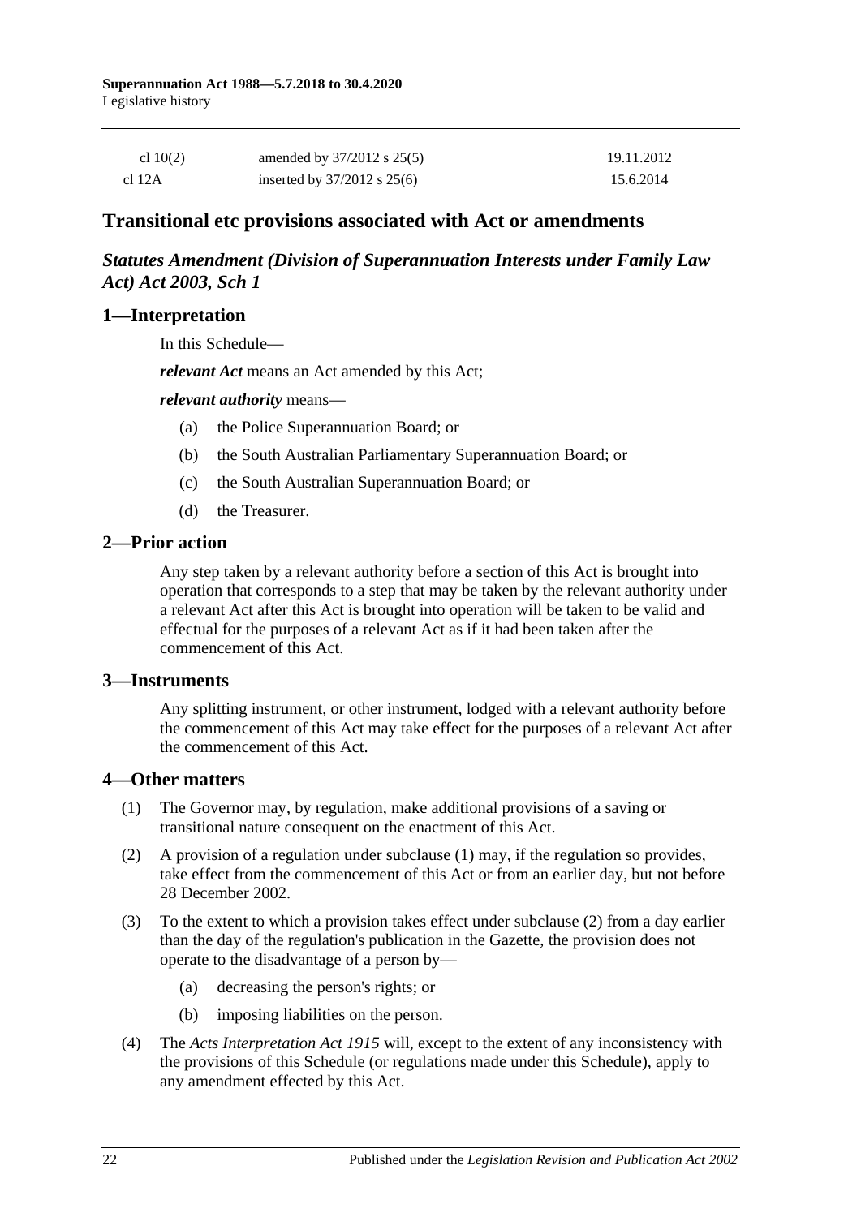| | | |
|---|---|---|
| cl 10(2) | amended by 37/2012 s 25(5) | 19.11.2012 |
| cl 12A | inserted by 37/2012 s 25(6) | 15.6.2014 |

## Transitional etc provisions associated with Act or amendments

### *Statutes Amendment (Division of Superannuation Interests under Family Law Act) Act 2003, Sch 1*

### 1—Interpretation

In this Schedule—

***relevant Act*** means an Act amended by this Act;

***relevant authority*** means—

(a) the Police Superannuation Board; or

(b) the South Australian Parliamentary Superannuation Board; or

(c) the South Australian Superannuation Board; or

(d) the Treasurer.

### 2—Prior action

Any step taken by a relevant authority before a section of this Act is brought into operation that corresponds to a step that may be taken by the relevant authority under a relevant Act after this Act is brought into operation will be taken to be valid and effectual for the purposes of a relevant Act as if it had been taken after the commencement of this Act.

### 3—Instruments

Any splitting instrument, or other instrument, lodged with a relevant authority before the commencement of this Act may take effect for the purposes of a relevant Act after the commencement of this Act.

### 4—Other matters

(1) The Governor may, by regulation, make additional provisions of a saving or transitional nature consequent on the enactment of this Act.

(2) A provision of a regulation under subclause (1) may, if the regulation so provides, take effect from the commencement of this Act or from an earlier day, but not before 28 December 2002.

(3) To the extent to which a provision takes effect under subclause (2) from a day earlier than the day of the regulation's publication in the Gazette, the provision does not operate to the disadvantage of a person by—

(a) decreasing the person's rights; or

(b) imposing liabilities on the person.

(4) The *Acts Interpretation Act 1915* will, except to the extent of any inconsistency with the provisions of this Schedule (or regulations made under this Schedule), apply to any amendment effected by this Act.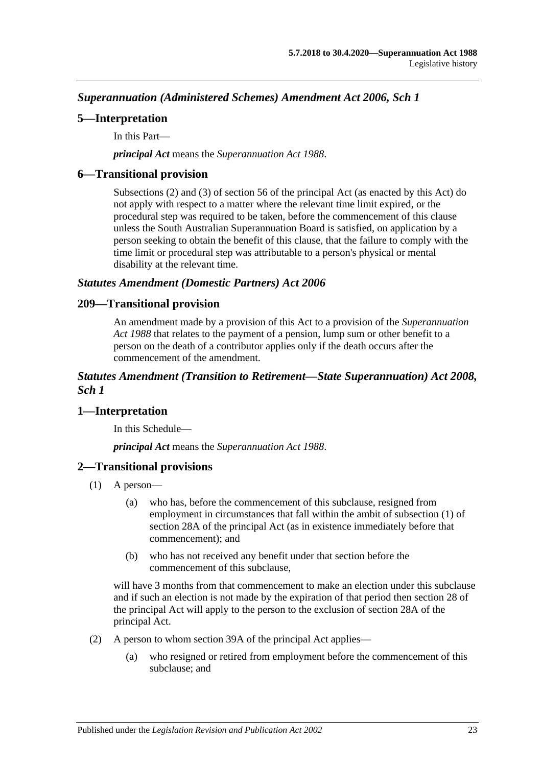### *Superannuation (Administered Schemes) Amendment Act 2006, Sch 1*

## 5—Interpretation

In this Part—

***principal Act*** means the *Superannuation Act 1988*.

## 6—Transitional provision

Subsections (2) and (3) of section 56 of the principal Act (as enacted by this Act) do not apply with respect to a matter where the relevant time limit expired, or the procedural step was required to be taken, before the commencement of this clause unless the South Australian Superannuation Board is satisfied, on application by a person seeking to obtain the benefit of this clause, that the failure to comply with the time limit or procedural step was attributable to a person's physical or mental disability at the relevant time.

### *Statutes Amendment (Domestic Partners) Act 2006*

## 209—Transitional provision

An amendment made by a provision of this Act to a provision of the *Superannuation Act 1988* that relates to the payment of a pension, lump sum or other benefit to a person on the death of a contributor applies only if the death occurs after the commencement of the amendment.

### *Statutes Amendment (Transition to Retirement—State Superannuation) Act 2008, Sch 1*

## 1—Interpretation

In this Schedule—

***principal Act*** means the *Superannuation Act 1988*.

## 2—Transitional provisions

(1) A person—

(a) who has, before the commencement of this subclause, resigned from employment in circumstances that fall within the ambit of subsection (1) of section 28A of the principal Act (as in existence immediately before that commencement); and

(b) who has not received any benefit under that section before the commencement of this subclause,

will have 3 months from that commencement to make an election under this subclause and if such an election is not made by the expiration of that period then section 28 of the principal Act will apply to the person to the exclusion of section 28A of the principal Act.

(2) A person to whom section 39A of the principal Act applies—

(a) who resigned or retired from employment before the commencement of this subclause; and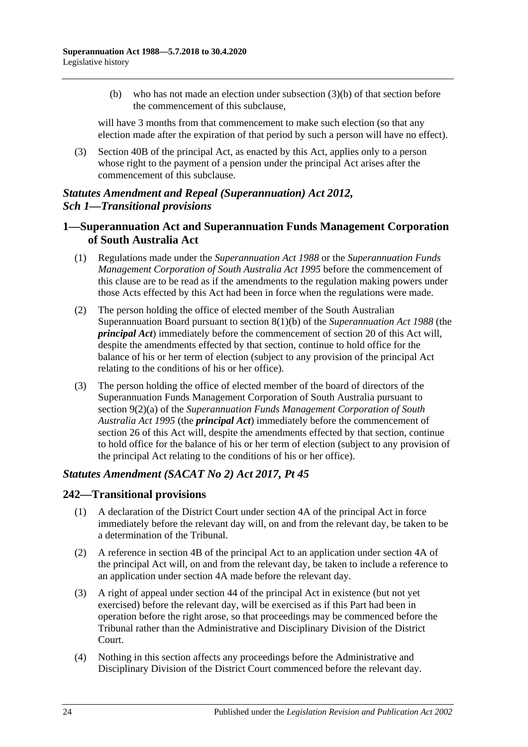(b) who has not made an election under subsection (3)(b) of that section before the commencement of this subclause,

will have 3 months from that commencement to make such election (so that any election made after the expiration of that period by such a person will have no effect).

(3) Section 40B of the principal Act, as enacted by this Act, applies only to a person whose right to the payment of a pension under the principal Act arises after the commencement of this subclause.

### *Statutes Amendment and Repeal (Superannuation) Act 2012, Sch 1—Transitional provisions*

## 1—Superannuation Act and Superannuation Funds Management Corporation of South Australia Act

(1) Regulations made under the *Superannuation Act 1988* or the *Superannuation Funds Management Corporation of South Australia Act 1995* before the commencement of this clause are to be read as if the amendments to the regulation making powers under those Acts effected by this Act had been in force when the regulations were made.

(2) The person holding the office of elected member of the South Australian Superannuation Board pursuant to section 8(1)(b) of the *Superannuation Act 1988* (the ***principal Act***) immediately before the commencement of section 20 of this Act will, despite the amendments effected by that section, continue to hold office for the balance of his or her term of election (subject to any provision of the principal Act relating to the conditions of his or her office).

(3) The person holding the office of elected member of the board of directors of the Superannuation Funds Management Corporation of South Australia pursuant to section 9(2)(a) of the *Superannuation Funds Management Corporation of South Australia Act 1995* (the ***principal Act***) immediately before the commencement of section 26 of this Act will, despite the amendments effected by that section, continue to hold office for the balance of his or her term of election (subject to any provision of the principal Act relating to the conditions of his or her office).

### *Statutes Amendment (SACAT No 2) Act 2017, Pt 45*

## 242—Transitional provisions

(1) A declaration of the District Court under section 4A of the principal Act in force immediately before the relevant day will, on and from the relevant day, be taken to be a determination of the Tribunal.

(2) A reference in section 4B of the principal Act to an application under section 4A of the principal Act will, on and from the relevant day, be taken to include a reference to an application under section 4A made before the relevant day.

(3) A right of appeal under section 44 of the principal Act in existence (but not yet exercised) before the relevant day, will be exercised as if this Part had been in operation before the right arose, so that proceedings may be commenced before the Tribunal rather than the Administrative and Disciplinary Division of the District Court.

(4) Nothing in this section affects any proceedings before the Administrative and Disciplinary Division of the District Court commenced before the relevant day.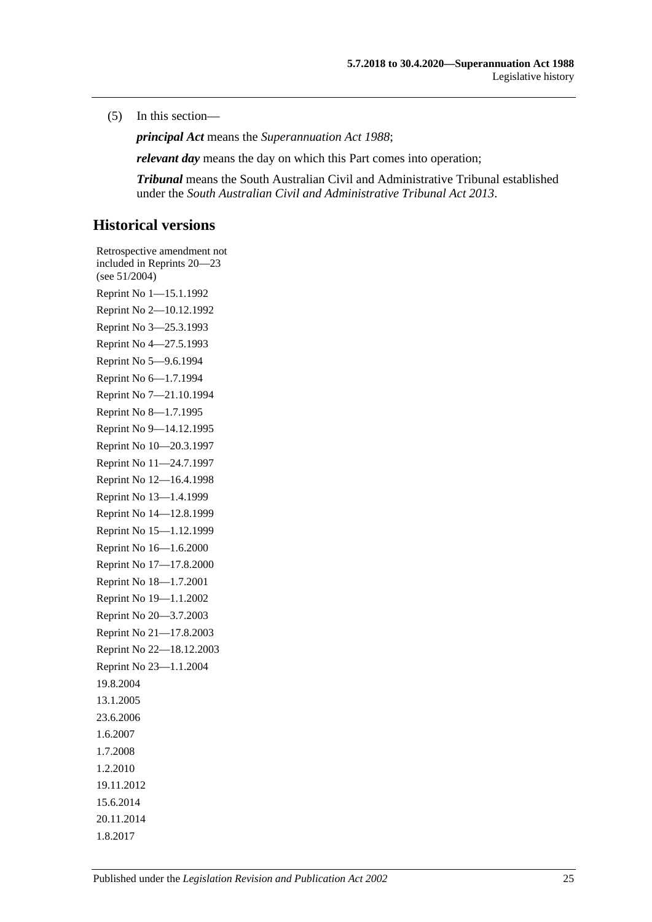(5) In this section—

***principal Act*** means the *Superannuation Act 1988*;

***relevant day*** means the day on which this Part comes into operation;

***Tribunal*** means the South Australian Civil and Administrative Tribunal established under the *South Australian Civil and Administrative Tribunal Act 2013*.

## Historical versions

Retrospective amendment not included in Reprints 20—23 (see 51/2004)

Reprint No 1—15.1.1992

Reprint No 2—10.12.1992

Reprint No 3—25.3.1993

Reprint No 4—27.5.1993

Reprint No 5—9.6.1994

Reprint No 6—1.7.1994

Reprint No 7—21.10.1994

Reprint No 8—1.7.1995

Reprint No 9—14.12.1995

Reprint No 10—20.3.1997

Reprint No 11—24.7.1997

Reprint No 12—16.4.1998

Reprint No 13—1.4.1999

Reprint No 14—12.8.1999

Reprint No 15—1.12.1999

Reprint No 16—1.6.2000

Reprint No 17—17.8.2000

Reprint No 18—1.7.2001

Reprint No 19—1.1.2002

Reprint No 20—3.7.2003

Reprint No 21—17.8.2003

Reprint No 22—18.12.2003

Reprint No 23—1.1.2004

19.8.2004

13.1.2005

23.6.2006

1.6.2007

1.7.2008

1.2.2010

19.11.2012

15.6.2014

20.11.2014

1.8.2017